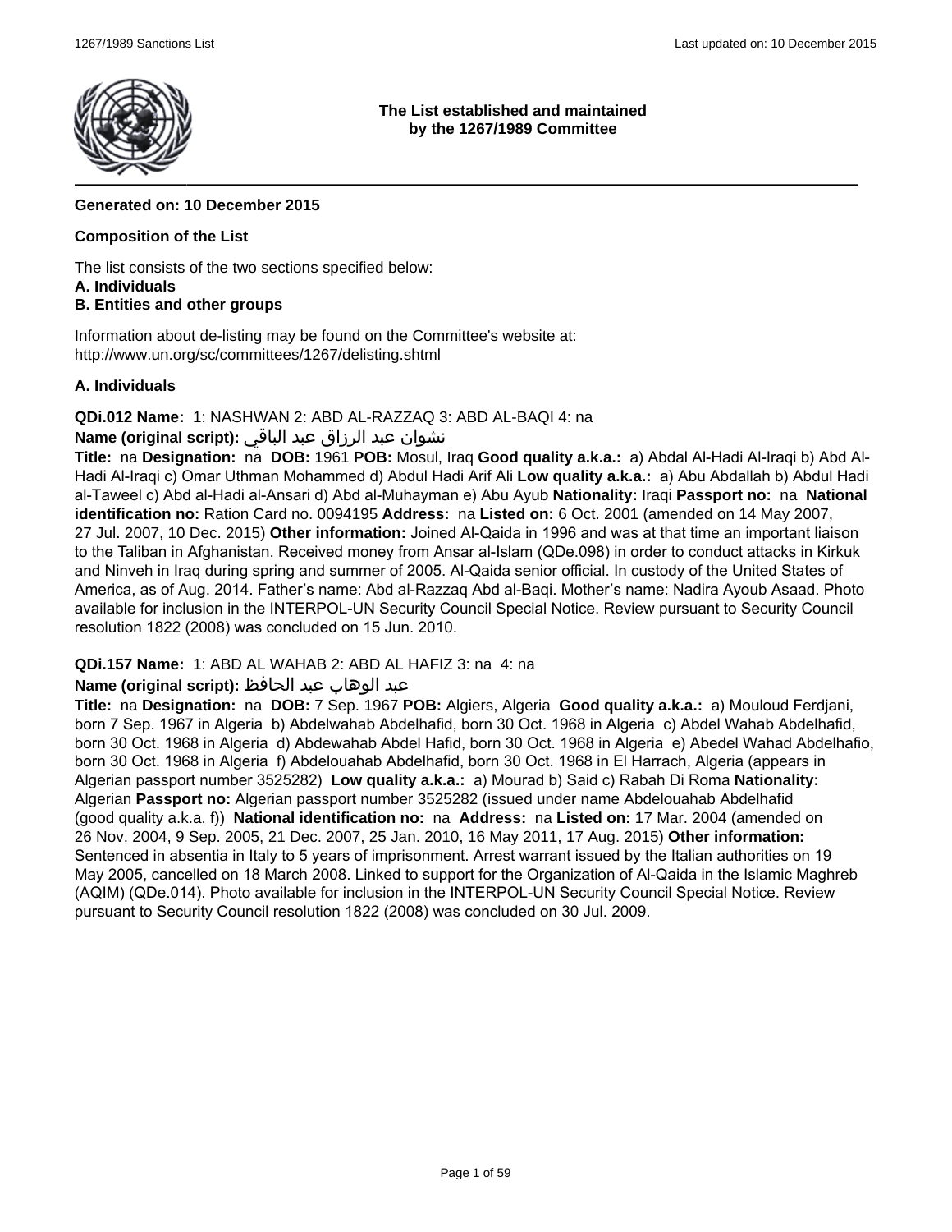**The List established and maintained by the 1267/1989 Committee**

**Generated on: 10 December 2015**

**Composition of the List**

The list consists of the two sections specified below:
**A. Individuals**
**B. Entities and other groups**

Information about de-listing may be found on the Committee's website at:
http://www.un.org/sc/committees/1267/delisting.shtml

## A. Individuals

**QDi.012 Name:** 1: NASHWAN 2: ABD AL-RAZZAQ 3: ABD AL-BAQI 4: na
**Name (original script):** نشوان عبد الرزاق عبد الباقي
**Title:** na **Designation:** na **DOB:** 1961 **POB:** Mosul, Iraq **Good quality a.k.a.:** a) Abdal Al-Hadi Al-Iraqi b) Abd Al-Hadi Al-Iraqi c) Omar Uthman Mohammed d) Abdul Hadi Arif Ali **Low quality a.k.a.:** a) Abu Abdallah b) Abdul Hadi al-Taweel c) Abd al-Hadi al-Ansari d) Abd al-Muhayman e) Abu Ayub **Nationality:** Iraqi **Passport no:** na **National identification no:** Ration Card no. 0094195 **Address:** na **Listed on:** 6 Oct. 2001 (amended on 14 May 2007, 27 Jul. 2007, 10 Dec. 2015) **Other information:** Joined Al-Qaida in 1996 and was at that time an important liaison to the Taliban in Afghanistan. Received money from Ansar al-Islam (QDe.098) in order to conduct attacks in Kirkuk and Ninveh in Iraq during spring and summer of 2005. Al-Qaida senior official. In custody of the United States of America, as of Aug. 2014. Father's name: Abd al-Razzaq Abd al-Baqi. Mother's name: Nadira Ayoub Asaad. Photo available for inclusion in the INTERPOL-UN Security Council Special Notice. Review pursuant to Security Council resolution 1822 (2008) was concluded on 15 Jun. 2010.

**QDi.157 Name:** 1: ABD AL WAHAB 2: ABD AL HAFIZ 3: na 4: na
**Name (original script):** عبد الوهاب عبد الحافظ
**Title:** na **Designation:** na **DOB:** 7 Sep. 1967 **POB:** Algiers, Algeria **Good quality a.k.a.:** a) Mouloud Ferdjani, born 7 Sep. 1967 in Algeria b) Abdelwahab Abdelhafid, born 30 Oct. 1968 in Algeria c) Abdel Wahab Abdelhafid, born 30 Oct. 1968 in Algeria d) Abdewahab Abdel Hafid, born 30 Oct. 1968 in Algeria e) Abedel Wahad Abdelhafio, born 30 Oct. 1968 in Algeria f) Abdelouahab Abdelhafid, born 30 Oct. 1968 in El Harrach, Algeria (appears in Algerian passport number 3525282) **Low quality a.k.a.:** a) Mourad b) Said c) Rabah Di Roma **Nationality:** Algerian **Passport no:** Algerian passport number 3525282 (issued under name Abdelouahab Abdelhafid (good quality a.k.a. f)) **National identification no:** na **Address:** na **Listed on:** 17 Mar. 2004 (amended on 26 Nov. 2004, 9 Sep. 2005, 21 Dec. 2007, 25 Jan. 2010, 16 May 2011, 17 Aug. 2015) **Other information:** Sentenced in absentia in Italy to 5 years of imprisonment. Arrest warrant issued by the Italian authorities on 19 May 2005, cancelled on 18 March 2008. Linked to support for the Organization of Al-Qaida in the Islamic Maghreb (AQIM) (QDe.014). Photo available for inclusion in the INTERPOL-UN Security Council Special Notice. Review pursuant to Security Council resolution 1822 (2008) was concluded on 30 Jul. 2009.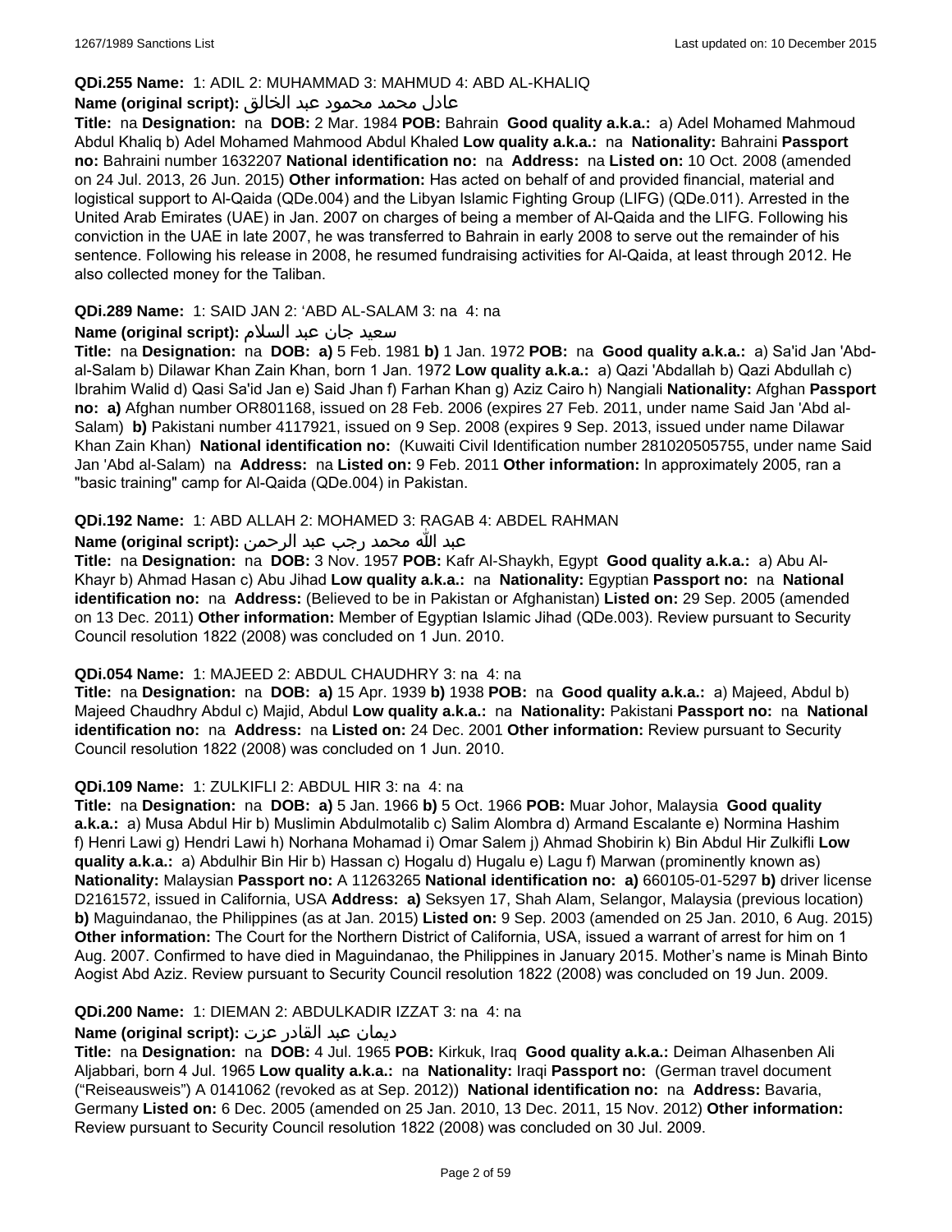**QDi.255 Name:** 1: ADIL 2: MUHAMMAD 3: MAHMUD 4: ABD AL-KHALIQ

**Name (original script):** عادل محمد محمود عبد الخالق

**Title:** na **Designation:** na **DOB:** 2 Mar. 1984 **POB:** Bahrain **Good quality a.k.a.:** a) Adel Mohamed Mahmoud Abdul Khaliq b) Adel Mohamed Mahmood Abdul Khaled **Low quality a.k.a.:** na **Nationality:** Bahraini **Passport no:** Bahraini number 1632207 **National identification no:** na **Address:** na **Listed on:** 10 Oct. 2008 (amended on 24 Jul. 2013, 26 Jun. 2015) **Other information:** Has acted on behalf of and provided financial, material and logistical support to Al-Qaida (QDe.004) and the Libyan Islamic Fighting Group (LIFG) (QDe.011). Arrested in the United Arab Emirates (UAE) in Jan. 2007 on charges of being a member of Al-Qaida and the LIFG. Following his conviction in the UAE in late 2007, he was transferred to Bahrain in early 2008 to serve out the remainder of his sentence. Following his release in 2008, he resumed fundraising activities for Al-Qaida, at least through 2012. He also collected money for the Taliban.

**QDi.289 Name:** 1: SAID JAN 2: 'ABD AL-SALAM 3: na 4: na

**Name (original script):** سعيد جان عبد السلام

**Title:** na **Designation:** na **DOB:** **a)** 5 Feb. 1981 **b)** 1 Jan. 1972 **POB:** na **Good quality a.k.a.:** a) Sa'id Jan 'Abd-al-Salam b) Dilawar Khan Zain Khan, born 1 Jan. 1972 **Low quality a.k.a.:** a) Qazi 'Abdallah b) Qazi Abdullah c) Ibrahim Walid d) Qasi Sa'id Jan e) Said Jhan f) Farhan Khan g) Aziz Cairo h) Nangiali **Nationality:** Afghan **Passport no:** **a)** Afghan number OR801168, issued on 28 Feb. 2006 (expires 27 Feb. 2011, under name Said Jan 'Abd al-Salam) **b)** Pakistani number 4117921, issued on 9 Sep. 2008 (expires 9 Sep. 2013, issued under name Dilawar Khan Zain Khan) **National identification no:** (Kuwaiti Civil Identification number 281020505755, under name Said Jan 'Abd al-Salam) na **Address:** na **Listed on:** 9 Feb. 2011 **Other information:** In approximately 2005, ran a "basic training" camp for Al-Qaida (QDe.004) in Pakistan.

**QDi.192 Name:** 1: ABD ALLAH 2: MOHAMED 3: RAGAB 4: ABDEL RAHMAN

**Name (original script):** عبد الله محمد رجب عبد الرحمن

**Title:** na **Designation:** na **DOB:** 3 Nov. 1957 **POB:** Kafr Al-Shaykh, Egypt **Good quality a.k.a.:** a) Abu Al-Khayr b) Ahmad Hasan c) Abu Jihad **Low quality a.k.a.:** na **Nationality:** Egyptian **Passport no:** na **National identification no:** na **Address:** (Believed to be in Pakistan or Afghanistan) **Listed on:** 29 Sep. 2005 (amended on 13 Dec. 2011) **Other information:** Member of Egyptian Islamic Jihad (QDe.003). Review pursuant to Security Council resolution 1822 (2008) was concluded on 1 Jun. 2010.

**QDi.054 Name:** 1: MAJEED 2: ABDUL CHAUDHRY 3: na 4: na

**Title:** na **Designation:** na **DOB:** **a)** 15 Apr. 1939 **b)** 1938 **POB:** na **Good quality a.k.a.:** a) Majeed, Abdul b) Majeed Chaudhry Abdul c) Majid, Abdul **Low quality a.k.a.:** na **Nationality:** Pakistani **Passport no:** na **National identification no:** na **Address:** na **Listed on:** 24 Dec. 2001 **Other information:** Review pursuant to Security Council resolution 1822 (2008) was concluded on 1 Jun. 2010.

**QDi.109 Name:** 1: ZULKIFLI 2: ABDUL HIR 3: na 4: na

**Title:** na **Designation:** na **DOB:** **a)** 5 Jan. 1966 **b)** 5 Oct. 1966 **POB:** Muar Johor, Malaysia **Good quality a.k.a.:** a) Musa Abdul Hir b) Muslimin Abdulmotalib c) Salim Alombra d) Armand Escalante e) Normina Hashim f) Henri Lawi g) Hendri Lawi h) Norhana Mohamad i) Omar Salem j) Ahmad Shobirin k) Bin Abdul Hir Zulkifli **Low quality a.k.a.:** a) Abdulhir Bin Hir b) Hassan c) Hogalu d) Hugalu e) Lagu f) Marwan (prominently known as) **Nationality:** Malaysian **Passport no:** A 11263265 **National identification no:** **a)** 660105-01-5297 **b)** driver license D2161572, issued in California, USA **Address:** **a)** Seksyen 17, Shah Alam, Selangor, Malaysia (previous location) **b)** Maguindanao, the Philippines (as at Jan. 2015) **Listed on:** 9 Sep. 2003 (amended on 25 Jan. 2010, 6 Aug. 2015) **Other information:** The Court for the Northern District of California, USA, issued a warrant of arrest for him on 1 Aug. 2007. Confirmed to have died in Maguindanao, the Philippines in January 2015. Mother's name is Minah Binto Aogist Abd Aziz. Review pursuant to Security Council resolution 1822 (2008) was concluded on 19 Jun. 2009.

**QDi.200 Name:** 1: DIEMAN 2: ABDULKADIR IZZAT 3: na 4: na

**Name (original script):** ديمان عبد القادر عزت

**Title:** na **Designation:** na **DOB:** 4 Jul. 1965 **POB:** Kirkuk, Iraq **Good quality a.k.a.:** Deiman Alhasenben Ali Aljabbari, born 4 Jul. 1965 **Low quality a.k.a.:** na **Nationality:** Iraqi **Passport no:** (German travel document ("Reiseausweis") A 0141062 (revoked as at Sep. 2012)) **National identification no:** na **Address:** Bavaria, Germany **Listed on:** 6 Dec. 2005 (amended on 25 Jan. 2010, 13 Dec. 2011, 15 Nov. 2012) **Other information:** Review pursuant to Security Council resolution 1822 (2008) was concluded on 30 Jul. 2009.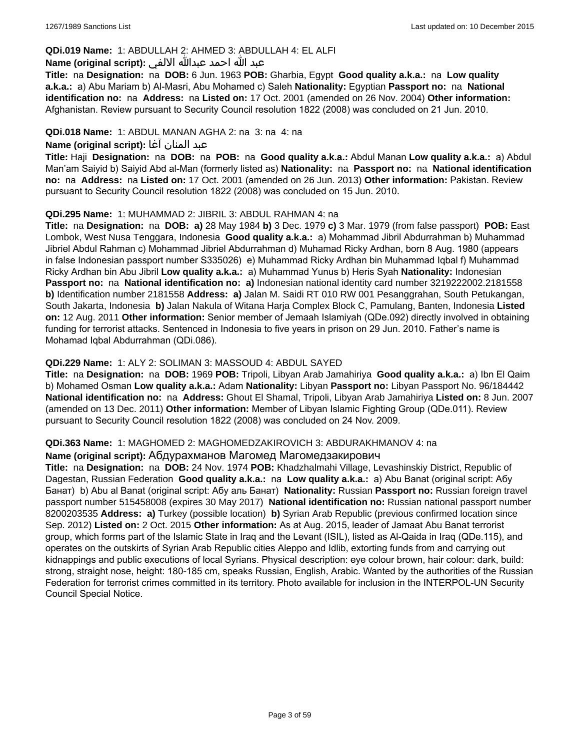**QDi.019 Name:** 1: ABDULLAH 2: AHMED 3: ABDULLAH 4: EL ALFI

**Name (original script):** عبد الله احمد عبدالله الالفي

**Title:** na **Designation:** na **DOB:** 6 Jun. 1963 **POB:** Gharbia, Egypt **Good quality a.k.a.:** na **Low quality a.k.a.:** a) Abu Mariam b) Al-Masri, Abu Mohamed c) Saleh **Nationality:** Egyptian **Passport no:** na **National identification no:** na **Address:** na **Listed on:** 17 Oct. 2001 (amended on 26 Nov. 2004) **Other information:** Afghanistan. Review pursuant to Security Council resolution 1822 (2008) was concluded on 21 Jun. 2010.

**QDi.018 Name:** 1: ABDUL MANAN AGHA 2: na 3: na 4: na

**Name (original script):** عبد المنان آغا

**Title:** Haji **Designation:** na **DOB:** na **POB:** na **Good quality a.k.a.:** Abdul Manan **Low quality a.k.a.:** a) Abdul Man'am Saiyid b) Saiyid Abd al-Man (formerly listed as) **Nationality:** na **Passport no:** na **National identification no:** na **Address:** na **Listed on:** 17 Oct. 2001 (amended on 26 Jun. 2013) **Other information:** Pakistan. Review pursuant to Security Council resolution 1822 (2008) was concluded on 15 Jun. 2010.

**QDi.295 Name:** 1: MUHAMMAD 2: JIBRIL 3: ABDUL RAHMAN 4: na

**Title:** na **Designation:** na **DOB:** **a)** 28 May 1984 **b)** 3 Dec. 1979 **c)** 3 Mar. 1979 (from false passport) **POB:** East Lombok, West Nusa Tenggara, Indonesia **Good quality a.k.a.:** a) Mohammad Jibril Abdurrahman b) Muhammad Jibriel Abdul Rahman c) Mohammad Jibriel Abdurrahman d) Muhamad Ricky Ardhan, born 8 Aug. 1980 (appears in false Indonesian passport number S335026) e) Muhammad Ricky Ardhan bin Muhammad Iqbal f) Muhammad Ricky Ardhan bin Abu Jibril **Low quality a.k.a.:** a) Muhammad Yunus b) Heris Syah **Nationality:** Indonesian **Passport no:** na **National identification no:** **a)** Indonesian national identity card number 3219222002.2181558 **b)** Identification number 2181558 **Address:** **a)** Jalan M. Saidi RT 010 RW 001 Pesanggrahan, South Petukangan, South Jakarta, Indonesia **b)** Jalan Nakula of Witana Harja Complex Block C, Pamulang, Banten, Indonesia **Listed on:** 12 Aug. 2011 **Other information:** Senior member of Jemaah Islamiyah (QDe.092) directly involved in obtaining funding for terrorist attacks. Sentenced in Indonesia to five years in prison on 29 Jun. 2010. Father's name is Mohamad Iqbal Abdurrahman (QDi.086).

**QDi.229 Name:** 1: ALY 2: SOLIMAN 3: MASSOUD 4: ABDUL SAYED

**Title:** na **Designation:** na **DOB:** 1969 **POB:** Tripoli, Libyan Arab Jamahiriya **Good quality a.k.a.:** a) Ibn El Qaim b) Mohamed Osman **Low quality a.k.a.:** Adam **Nationality:** Libyan **Passport no:** Libyan Passport No. 96/184442 **National identification no:** na **Address:** Ghout El Shamal, Tripoli, Libyan Arab Jamahiriya **Listed on:** 8 Jun. 2007 (amended on 13 Dec. 2011) **Other information:** Member of Libyan Islamic Fighting Group (QDe.011). Review pursuant to Security Council resolution 1822 (2008) was concluded on 24 Nov. 2009.

**QDi.363 Name:** 1: MAGHOMED 2: MAGHOMEDZAKIROVICH 3: ABDURAKHMANOV 4: na

**Name (original script):** Абдурахманов Магомед Магомедзакирович

**Title:** na **Designation:** na **DOB:** 24 Nov. 1974 **POB:** Khadzhalmahi Village, Levashinskiy District, Republic of Dagestan, Russian Federation **Good quality a.k.a.:** na **Low quality a.k.a.:** a) Abu Banat (original script: Абу Банат) b) Abu al Banat (original script: Абу аль Банат) **Nationality:** Russian **Passport no:** Russian foreign travel passport number 515458008 (expires 30 May 2017) **National identification no:** Russian national passport number 8200203535 **Address:** **a)** Turkey (possible location) **b)** Syrian Arab Republic (previous confirmed location since Sep. 2012) **Listed on:** 2 Oct. 2015 **Other information:** As at Aug. 2015, leader of Jamaat Abu Banat terrorist group, which forms part of the Islamic State in Iraq and the Levant (ISIL), listed as Al-Qaida in Iraq (QDe.115), and operates on the outskirts of Syrian Arab Republic cities Aleppo and Idlib, extorting funds from and carrying out kidnappings and public executions of local Syrians. Physical description: eye colour brown, hair colour: dark, build: strong, straight nose, height: 180-185 cm, speaks Russian, English, Arabic. Wanted by the authorities of the Russian Federation for terrorist crimes committed in its territory. Photo available for inclusion in the INTERPOL-UN Security Council Special Notice.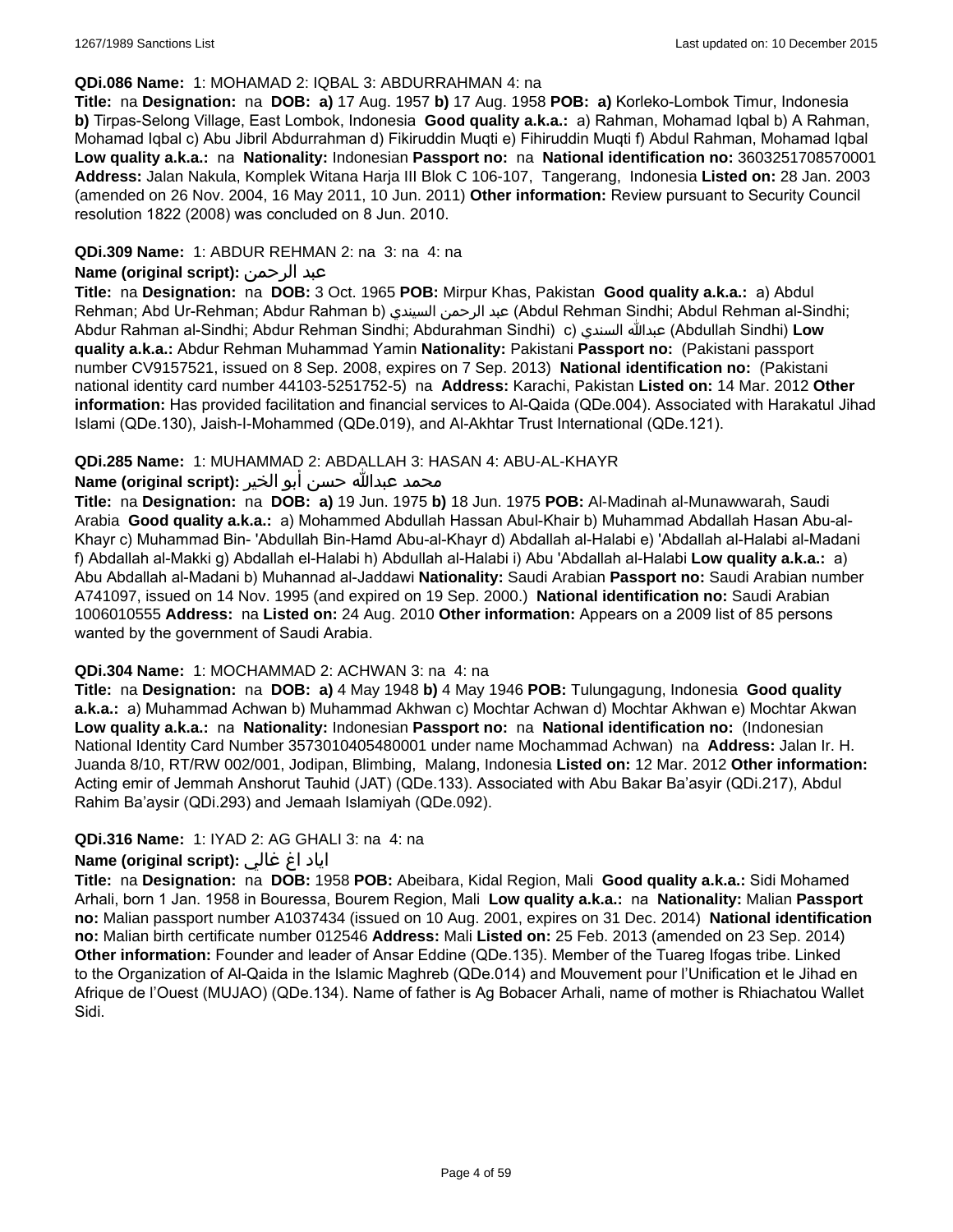**QDi.086 Name:** 1: MOHAMAD 2: IQBAL 3: ABDURRAHMAN 4: na

**Title:** na **Designation:** na **DOB:** **a)** 17 Aug. 1957 **b)** 17 Aug. 1958 **POB:** **a)** Korleko-Lombok Timur, Indonesia **b)** Tirpas-Selong Village, East Lombok, Indonesia **Good quality a.k.a.:** a) Rahman, Mohamad Iqbal b) A Rahman, Mohamad Iqbal c) Abu Jibril Abdurrahman d) Fikiruddin Muqti e) Fihiruddin Muqti f) Abdul Rahman, Mohamad Iqbal **Low quality a.k.a.:** na **Nationality:** Indonesian **Passport no:** na **National identification no:** 3603251708570001 **Address:** Jalan Nakula, Komplek Witana Harja III Blok C 106-107, Tangerang, Indonesia **Listed on:** 28 Jan. 2003 (amended on 26 Nov. 2004, 16 May 2011, 10 Jun. 2011) **Other information:** Review pursuant to Security Council resolution 1822 (2008) was concluded on 8 Jun. 2010.

**QDi.309 Name:** 1: ABDUR REHMAN 2: na 3: na 4: na

**Name (original script):** عبد الرحمن

**Title:** na **Designation:** na **DOB:** 3 Oct. 1965 **POB:** Mirpur Khas, Pakistan **Good quality a.k.a.:** a) Abdul Rehman; Abd Ur-Rehman; Abdur Rahman b) عبد الرحمن السيندي (Abdul Rehman Sindhi; Abdul Rehman al-Sindhi; Abdur Rahman al-Sindhi; Abdur Rehman Sindhi; Abdurahman Sindhi) c) عبدالله السندي (Abdullah Sindhi) **Low quality a.k.a.:** Abdur Rehman Muhammad Yamin **Nationality:** Pakistani **Passport no:** (Pakistani passport number CV9157521, issued on 8 Sep. 2008, expires on 7 Sep. 2013) **National identification no:** (Pakistani national identity card number 44103-5251752-5) na **Address:** Karachi, Pakistan **Listed on:** 14 Mar. 2012 **Other information:** Has provided facilitation and financial services to Al-Qaida (QDe.004). Associated with Harakatul Jihad Islami (QDe.130), Jaish-I-Mohammed (QDe.019), and Al-Akhtar Trust International (QDe.121).

**QDi.285 Name:** 1: MUHAMMAD 2: ABDALLAH 3: HASAN 4: ABU-AL-KHAYR

**Name (original script):** محمد عبدالله حسن أبو الخير

**Title:** na **Designation:** na **DOB:** **a)** 19 Jun. 1975 **b)** 18 Jun. 1975 **POB:** Al-Madinah al-Munawwarah, Saudi Arabia **Good quality a.k.a.:** a) Mohammed Abdullah Hassan Abul-Khair b) Muhammad Abdallah Hasan Abu-al-Khayr c) Muhammad Bin- 'Abdullah Bin-Hamd Abu-al-Khayr d) Abdallah al-Halabi e) 'Abdallah al-Halabi al-Madani f) Abdallah al-Makki g) Abdallah el-Halabi h) Abdullah al-Halabi i) Abu 'Abdallah al-Halabi **Low quality a.k.a.:** a) Abu Abdallah al-Madani b) Muhannad al-Jaddawi **Nationality:** Saudi Arabian **Passport no:** Saudi Arabian number A741097, issued on 14 Nov. 1995 (and expired on 19 Sep. 2000.) **National identification no:** Saudi Arabian 1006010555 **Address:** na **Listed on:** 24 Aug. 2010 **Other information:** Appears on a 2009 list of 85 persons wanted by the government of Saudi Arabia.

**QDi.304 Name:** 1: MOCHAMMAD 2: ACHWAN 3: na 4: na

**Title:** na **Designation:** na **DOB:** **a)** 4 May 1948 **b)** 4 May 1946 **POB:** Tulungagung, Indonesia **Good quality a.k.a.:** a) Muhammad Achwan b) Muhammad Akhwan c) Mochtar Achwan d) Mochtar Akhwan e) Mochtar Akwan **Low quality a.k.a.:** na **Nationality:** Indonesian **Passport no:** na **National identification no:** (Indonesian National Identity Card Number 3573010405480001 under name Mochammad Achwan) na **Address:** Jalan Ir. H. Juanda 8/10, RT/RW 002/001, Jodipan, Blimbing, Malang, Indonesia **Listed on:** 12 Mar. 2012 **Other information:** Acting emir of Jemmah Anshorut Tauhid (JAT) (QDe.133). Associated with Abu Bakar Ba'asyir (QDi.217), Abdul Rahim Ba'aysir (QDi.293) and Jemaah Islamiyah (QDe.092).

**QDi.316 Name:** 1: IYAD 2: AG GHALI 3: na 4: na

**Name (original script):** اياد اغ غالي

**Title:** na **Designation:** na **DOB:** 1958 **POB:** Abeibara, Kidal Region, Mali **Good quality a.k.a.:** Sidi Mohamed Arhali, born 1 Jan. 1958 in Bouressa, Bourem Region, Mali **Low quality a.k.a.:** na **Nationality:** Malian **Passport no:** Malian passport number A1037434 (issued on 10 Aug. 2001, expires on 31 Dec. 2014) **National identification no:** Malian birth certificate number 012546 **Address:** Mali **Listed on:** 25 Feb. 2013 (amended on 23 Sep. 2014) **Other information:** Founder and leader of Ansar Eddine (QDe.135). Member of the Tuareg Ifogas tribe. Linked to the Organization of Al-Qaida in the Islamic Maghreb (QDe.014) and Mouvement pour l'Unification et le Jihad en Afrique de l'Ouest (MUJAO) (QDe.134). Name of father is Ag Bobacer Arhali, name of mother is Rhiachatou Wallet Sidi.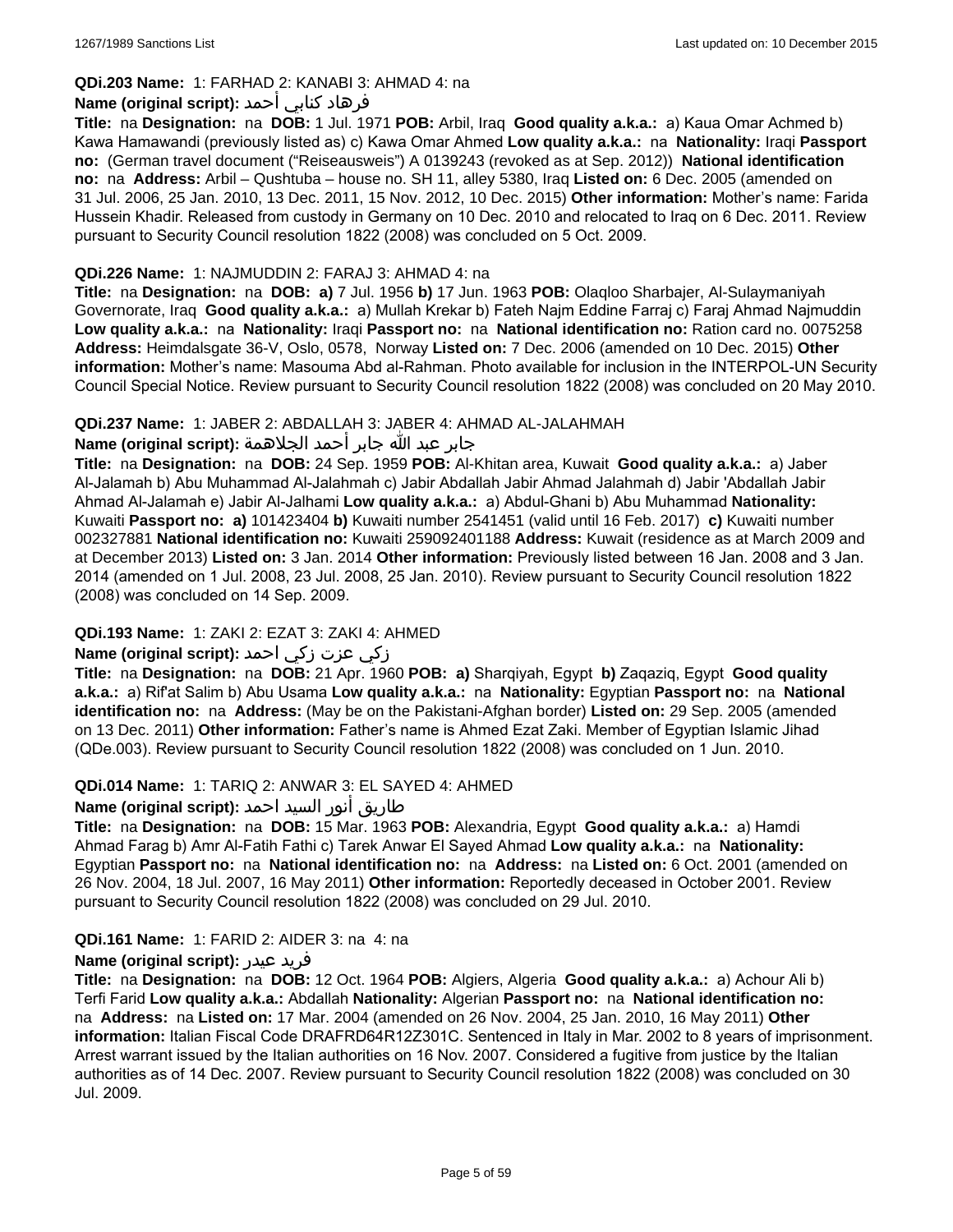**QDi.203 Name:** 1: FARHAD 2: KANABI 3: AHMAD 4: na

**Name (original script):** فرهاد كنابي أحمد

**Title:** na **Designation:** na **DOB:** 1 Jul. 1971 **POB:** Arbil, Iraq **Good quality a.k.a.:** a) Kaua Omar Achmed b) Kawa Hamawandi (previously listed as) c) Kawa Omar Ahmed **Low quality a.k.a.:** na **Nationality:** Iraqi **Passport no:** (German travel document ("Reiseausweis") A 0139243 (revoked as at Sep. 2012)) **National identification no:** na **Address:** Arbil – Qushtuba – house no. SH 11, alley 5380, Iraq **Listed on:** 6 Dec. 2005 (amended on 31 Jul. 2006, 25 Jan. 2010, 13 Dec. 2011, 15 Nov. 2012, 10 Dec. 2015) **Other information:** Mother's name: Farida Hussein Khadir. Released from custody in Germany on 10 Dec. 2010 and relocated to Iraq on 6 Dec. 2011. Review pursuant to Security Council resolution 1822 (2008) was concluded on 5 Oct. 2009.

**QDi.226 Name:** 1: NAJMUDDIN 2: FARAJ 3: AHMAD 4: na

**Title:** na **Designation:** na **DOB:** **a)** 7 Jul. 1956 **b)** 17 Jun. 1963 **POB:** Olaqloo Sharbajer, Al-Sulaymaniyah Governorate, Iraq **Good quality a.k.a.:** a) Mullah Krekar b) Fateh Najm Eddine Farraj c) Faraj Ahmad Najmuddin **Low quality a.k.a.:** na **Nationality:** Iraqi **Passport no:** na **National identification no:** Ration card no. 0075258 **Address:** Heimdalsgate 36-V, Oslo, 0578, Norway **Listed on:** 7 Dec. 2006 (amended on 10 Dec. 2015) **Other information:** Mother's name: Masouma Abd al-Rahman. Photo available for inclusion in the INTERPOL-UN Security Council Special Notice. Review pursuant to Security Council resolution 1822 (2008) was concluded on 20 May 2010.

**QDi.237 Name:** 1: JABER 2: ABDALLAH 3: JABER 4: AHMAD AL-JALAHMAH

**Name (original script):** جابر عبد الله جابر أحمد الجلاهمة

**Title:** na **Designation:** na **DOB:** 24 Sep. 1959 **POB:** Al-Khitan area, Kuwait **Good quality a.k.a.:** a) Jaber Al-Jalamah b) Abu Muhammad Al-Jalahmah c) Jabir Abdallah Jabir Ahmad Jalahmah d) Jabir 'Abdallah Jabir Ahmad Al-Jalamah e) Jabir Al-Jalhami **Low quality a.k.a.:** a) Abdul-Ghani b) Abu Muhammad **Nationality:** Kuwaiti **Passport no:** **a)** 101423404 **b)** Kuwaiti number 2541451 (valid until 16 Feb. 2017) **c)** Kuwaiti number 002327881 **National identification no:** Kuwaiti 259092401188 **Address:** Kuwait (residence as at March 2009 and at December 2013) **Listed on:** 3 Jan. 2014 **Other information:** Previously listed between 16 Jan. 2008 and 3 Jan. 2014 (amended on 1 Jul. 2008, 23 Jul. 2008, 25 Jan. 2010). Review pursuant to Security Council resolution 1822 (2008) was concluded on 14 Sep. 2009.

**QDi.193 Name:** 1: ZAKI 2: EZAT 3: ZAKI 4: AHMED

**Name (original script):** زكي عزت زكي احمد

**Title:** na **Designation:** na **DOB:** 21 Apr. 1960 **POB:** **a)** Sharqiyah, Egypt **b)** Zaqaziq, Egypt **Good quality a.k.a.:** a) Rif'at Salim b) Abu Usama **Low quality a.k.a.:** na **Nationality:** Egyptian **Passport no:** na **National identification no:** na **Address:** (May be on the Pakistani-Afghan border) **Listed on:** 29 Sep. 2005 (amended on 13 Dec. 2011) **Other information:** Father's name is Ahmed Ezat Zaki. Member of Egyptian Islamic Jihad (QDe.003). Review pursuant to Security Council resolution 1822 (2008) was concluded on 1 Jun. 2010.

**QDi.014 Name:** 1: TARIQ 2: ANWAR 3: EL SAYED 4: AHMED

**Name (original script):** طاريق أنور السيد احمد

**Title:** na **Designation:** na **DOB:** 15 Mar. 1963 **POB:** Alexandria, Egypt **Good quality a.k.a.:** a) Hamdi Ahmad Farag b) Amr Al-Fatih Fathi c) Tarek Anwar El Sayed Ahmad **Low quality a.k.a.:** na **Nationality:** Egyptian **Passport no:** na **National identification no:** na **Address:** na **Listed on:** 6 Oct. 2001 (amended on 26 Nov. 2004, 18 Jul. 2007, 16 May 2011) **Other information:** Reportedly deceased in October 2001. Review pursuant to Security Council resolution 1822 (2008) was concluded on 29 Jul. 2010.

**QDi.161 Name:** 1: FARID 2: AIDER 3: na 4: na

**Name (original script):** فريد عيدر

**Title:** na **Designation:** na **DOB:** 12 Oct. 1964 **POB:** Algiers, Algeria **Good quality a.k.a.:** a) Achour Ali b) Terfi Farid **Low quality a.k.a.:** Abdallah **Nationality:** Algerian **Passport no:** na **National identification no:** na **Address:** na **Listed on:** 17 Mar. 2004 (amended on 26 Nov. 2004, 25 Jan. 2010, 16 May 2011) **Other information:** Italian Fiscal Code DRAFRD64R12Z301C. Sentenced in Italy in Mar. 2002 to 8 years of imprisonment. Arrest warrant issued by the Italian authorities on 16 Nov. 2007. Considered a fugitive from justice by the Italian authorities as of 14 Dec. 2007. Review pursuant to Security Council resolution 1822 (2008) was concluded on 30 Jul. 2009.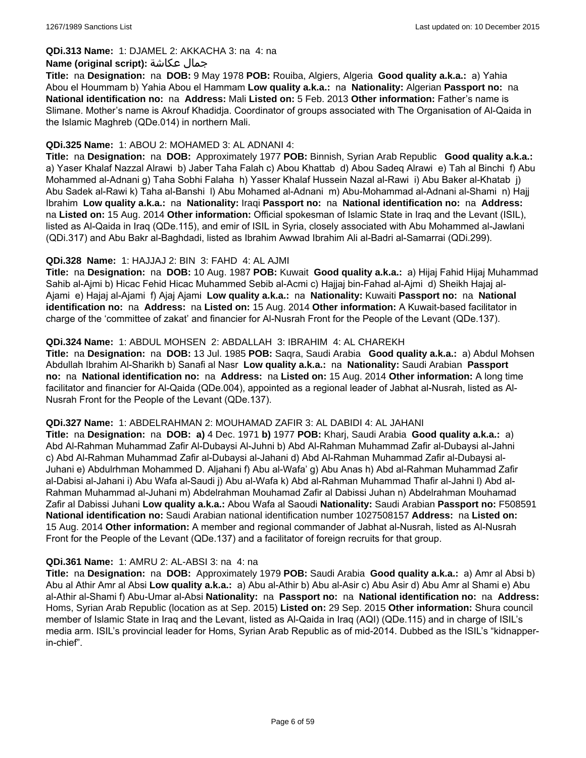**QDi.313 Name:** 1: DJAMEL 2: AKKACHA 3: na 4: na

**Name (original script):** جمال عكاشة

**Title:** na **Designation:** na **DOB:** 9 May 1978 **POB:** Rouiba, Algiers, Algeria **Good quality a.k.a.:** a) Yahia Abou el Hoummam b) Yahia Abou el Hammam **Low quality a.k.a.:** na **Nationality:** Algerian **Passport no:** na **National identification no:** na **Address:** Mali **Listed on:** 5 Feb. 2013 **Other information:** Father's name is Slimane. Mother's name is Akrouf Khadidja. Coordinator of groups associated with The Organisation of Al-Qaida in the Islamic Maghreb (QDe.014) in northern Mali.

**QDi.325 Name:** 1: ABOU 2: MOHAMED 3: AL ADNANI 4:

**Title:** na **Designation:** na **DOB:** Approximately 1977 **POB:** Binnish, Syrian Arab Republic **Good quality a.k.a.:** a) Yaser Khalaf Nazzal Alrawi b) Jaber Taha Falah c) Abou Khattab d) Abou Sadeq Alrawi e) Tah al Binchi f) Abu Mohammed al-Adnani g) Taha Sobhi Falaha h) Yasser Khalaf Hussein Nazal al-Rawi i) Abu Baker al-Khatab j) Abu Sadek al-Rawi k) Taha al-Banshi l) Abu Mohamed al-Adnani m) Abu-Mohammad al-Adnani al-Shami n) Hajj Ibrahim **Low quality a.k.a.:** na **Nationality:** Iraqi **Passport no:** na **National identification no:** na **Address:** na **Listed on:** 15 Aug. 2014 **Other information:** Official spokesman of Islamic State in Iraq and the Levant (ISIL), listed as Al-Qaida in Iraq (QDe.115), and emir of ISIL in Syria, closely associated with Abu Mohammed al-Jawlani (QDi.317) and Abu Bakr al-Baghdadi, listed as Ibrahim Awwad Ibrahim Ali al-Badri al-Samarrai (QDi.299).

**QDi.328 Name:** 1: HAJJAJ 2: BIN 3: FAHD 4: AL AJMI

**Title:** na **Designation:** na **DOB:** 10 Aug. 1987 **POB:** Kuwait **Good quality a.k.a.:** a) Hijaj Fahid Hijaj Muhammad Sahib al-Ajmi b) Hicac Fehid Hicac Muhammed Sebib al-Acmi c) Hajjaj bin-Fahad al-Ajmi d) Sheikh Hajaj al-Ajami e) Hajaj al-Ajami f) Ajaj Ajami **Low quality a.k.a.:** na **Nationality:** Kuwaiti **Passport no:** na **National identification no:** na **Address:** na **Listed on:** 15 Aug. 2014 **Other information:** A Kuwait-based facilitator in charge of the 'committee of zakat' and financier for Al-Nusrah Front for the People of the Levant (QDe.137).

**QDi.324 Name:** 1: ABDUL MOHSEN 2: ABDALLAH 3: IBRAHIM 4: AL CHAREKH

**Title:** na **Designation:** na **DOB:** 13 Jul. 1985 **POB:** Saqra, Saudi Arabia **Good quality a.k.a.:** a) Abdul Mohsen Abdullah Ibrahim Al-Sharikh b) Sanafi al Nasr **Low quality a.k.a.:** na **Nationality:** Saudi Arabian **Passport no:** na **National identification no:** na **Address:** na **Listed on:** 15 Aug. 2014 **Other information:** A long time facilitator and financier for Al-Qaida (QDe.004), appointed as a regional leader of Jabhat al-Nusrah, listed as Al-Nusrah Front for the People of the Levant (QDe.137).

**QDi.327 Name:** 1: ABDELRAHMAN 2: MOUHAMAD ZAFIR 3: AL DABIDI 4: AL JAHANI

**Title:** na **Designation:** na **DOB:** **a)** 4 Dec. 1971 **b)** 1977 **POB:** Kharj, Saudi Arabia **Good quality a.k.a.:** a) Abd Al-Rahman Muhammad Zafir Al-Dubaysi Al-Juhni b) Abd Al-Rahman Muhammad Zafir al-Dubaysi al-Jahni c) Abd Al-Rahman Muhammad Zafir al-Dubaysi al-Jahani d) Abd Al-Rahman Muhammad Zafir al-Dubaysi al-Juhani e) Abdulrhman Mohammed D. Aljahani f) Abu al-Wafa' g) Abu Anas h) Abd al-Rahman Muhammad Zafir al-Dabisi al-Jahani i) Abu Wafa al-Saudi j) Abu al-Wafa k) Abd al-Rahman Muhammad Thafir al-Jahni l) Abd al-Rahman Muhammad al-Juhani m) Abdelrahman Mouhamad Zafir al Dabissi Juhan n) Abdelrahman Mouhamad Zafir al Dabissi Juhani **Low quality a.k.a.:** Abou Wafa al Saoudi **Nationality:** Saudi Arabian **Passport no:** F508591 **National identification no:** Saudi Arabian national identification number 1027508157 **Address:** na **Listed on:** 15 Aug. 2014 **Other information:** A member and regional commander of Jabhat al-Nusrah, listed as Al-Nusrah Front for the People of the Levant (QDe.137) and a facilitator of foreign recruits for that group.

**QDi.361 Name:** 1: AMRU 2: AL-ABSI 3: na 4: na

**Title:** na **Designation:** na **DOB:** Approximately 1979 **POB:** Saudi Arabia **Good quality a.k.a.:** a) Amr al Absi b) Abu al Athir Amr al Absi **Low quality a.k.a.:** a) Abu al-Athir b) Abu al-Asir c) Abu Asir d) Abu Amr al Shami e) Abu al-Athir al-Shami f) Abu-Umar al-Absi **Nationality:** na **Passport no:** na **National identification no:** na **Address:** Homs, Syrian Arab Republic (location as at Sep. 2015) **Listed on:** 29 Sep. 2015 **Other information:** Shura council member of Islamic State in Iraq and the Levant, listed as Al-Qaida in Iraq (AQI) (QDe.115) and in charge of ISIL's media arm. ISIL's provincial leader for Homs, Syrian Arab Republic as of mid-2014. Dubbed as the ISIL's "kidnapper-in-chief".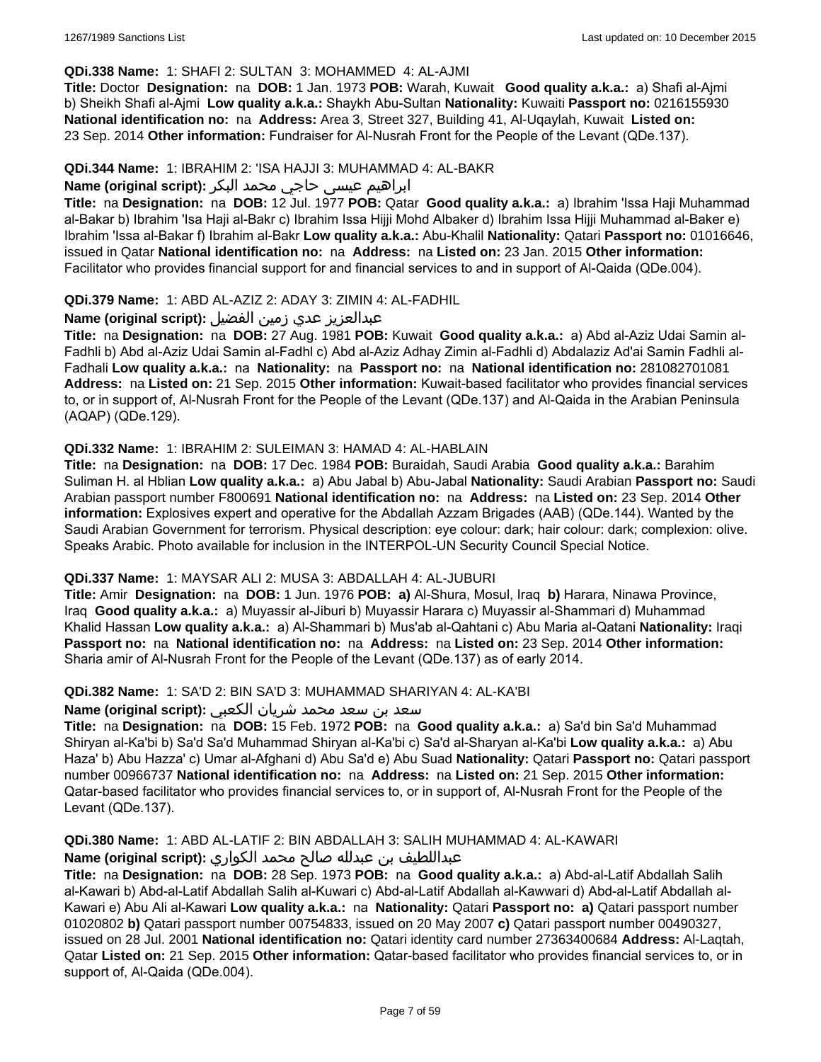**QDi.338 Name:** 1: SHAFI 2: SULTAN 3: MOHAMMED 4: AL-AJMI
**Title:** Doctor **Designation:** na **DOB:** 1 Jan. 1973 **POB:** Warah, Kuwait **Good quality a.k.a.:** a) Shafi al-Ajmi b) Sheikh Shafi al-Ajmi **Low quality a.k.a.:** Shaykh Abu-Sultan **Nationality:** Kuwaiti **Passport no:** 0216155930 **National identification no:** na **Address:** Area 3, Street 327, Building 41, Al-Uqaylah, Kuwait **Listed on:** 23 Sep. 2014 **Other information:** Fundraiser for Al-Nusrah Front for the People of the Levant (QDe.137).

**QDi.344 Name:** 1: IBRAHIM 2: 'ISA HAJJI 3: MUHAMMAD 4: AL-BAKR
**Name (original script):** ابراهيم عيسى حاجي محمد البكر
**Title:** na **Designation:** na **DOB:** 12 Jul. 1977 **POB:** Qatar **Good quality a.k.a.:** a) Ibrahim 'Issa Haji Muhammad al-Bakar b) Ibrahim 'Isa Haji al-Bakr c) Ibrahim Issa Hijji Mohd Albaker d) Ibrahim Issa Hijji Muhammad al-Baker e) Ibrahim 'Issa al-Bakar f) Ibrahim al-Bakr **Low quality a.k.a.:** Abu-Khalil **Nationality:** Qatari **Passport no:** 01016646, issued in Qatar **National identification no:** na **Address:** na **Listed on:** 23 Jan. 2015 **Other information:** Facilitator who provides financial support for and financial services to and in support of Al-Qaida (QDe.004).

**QDi.379 Name:** 1: ABD AL-AZIZ 2: ADAY 3: ZIMIN 4: AL-FADHIL
**Name (original script):** عبدالعزيز عدي زمين الفضيل
**Title:** na **Designation:** na **DOB:** 27 Aug. 1981 **POB:** Kuwait **Good quality a.k.a.:** a) Abd al-Aziz Udai Samin al-Fadhli b) Abd al-Aziz Udai Samin al-Fadhl c) Abd al-Aziz Adhay Zimin al-Fadhli d) Abdalaziz Ad'ai Samin Fadhli al-Fadhali **Low quality a.k.a.:** na **Nationality:** na **Passport no:** na **National identification no:** 281082701081 **Address:** na **Listed on:** 21 Sep. 2015 **Other information:** Kuwait-based facilitator who provides financial services to, or in support of, Al-Nusrah Front for the People of the Levant (QDe.137) and Al-Qaida in the Arabian Peninsula (AQAP) (QDe.129).

**QDi.332 Name:** 1: IBRAHIM 2: SULEIMAN 3: HAMAD 4: AL-HABLAIN
**Title:** na **Designation:** na **DOB:** 17 Dec. 1984 **POB:** Buraidah, Saudi Arabia **Good quality a.k.a.:** Barahim Suliman H. al Hblian **Low quality a.k.a.:** a) Abu Jabal b) Abu-Jabal **Nationality:** Saudi Arabian **Passport no:** Saudi Arabian passport number F800691 **National identification no:** na **Address:** na **Listed on:** 23 Sep. 2014 **Other information:** Explosives expert and operative for the Abdallah Azzam Brigades (AAB) (QDe.144). Wanted by the Saudi Arabian Government for terrorism. Physical description: eye colour: dark; hair colour: dark; complexion: olive. Speaks Arabic. Photo available for inclusion in the INTERPOL-UN Security Council Special Notice.

**QDi.337 Name:** 1: MAYSAR ALI 2: MUSA 3: ABDALLAH 4: AL-JUBURI
**Title:** Amir **Designation:** na **DOB:** 1 Jun. 1976 **POB:** **a)** Al-Shura, Mosul, Iraq **b)** Harara, Ninawa Province, Iraq **Good quality a.k.a.:** a) Muyassir al-Jiburi b) Muyassir Harara c) Muyassir al-Shammari d) Muhammad Khalid Hassan **Low quality a.k.a.:** a) Al-Shammari b) Mus'ab al-Qahtani c) Abu Maria al-Qatani **Nationality:** Iraqi **Passport no:** na **National identification no:** na **Address:** na **Listed on:** 23 Sep. 2014 **Other information:** Sharia amir of Al-Nusrah Front for the People of the Levant (QDe.137) as of early 2014.

**QDi.382 Name:** 1: SA'D 2: BIN SA'D 3: MUHAMMAD SHARIYAN 4: AL-KA'BI
**Name (original script):** سعد بن سعد محمد شريان الكعبي
**Title:** na **Designation:** na **DOB:** 15 Feb. 1972 **POB:** na **Good quality a.k.a.:** a) Sa'd bin Sa'd Muhammad Shiryan al-Ka'bi b) Sa'd Sa'd Muhammad Shiryan al-Ka'bi c) Sa'd al-Sharyan al-Ka'bi **Low quality a.k.a.:** a) Abu Haza' b) Abu Hazza' c) Umar al-Afghani d) Abu Sa'd e) Abu Suad **Nationality:** Qatari **Passport no:** Qatari passport number 00966737 **National identification no:** na **Address:** na **Listed on:** 21 Sep. 2015 **Other information:** Qatar-based facilitator who provides financial services to, or in support of, Al-Nusrah Front for the People of the Levant (QDe.137).

**QDi.380 Name:** 1: ABD AL-LATIF 2: BIN ABDALLAH 3: SALIH MUHAMMAD 4: AL-KAWARI
**Name (original script):** عبداللطيف بن عبدالله صالح محمد الكواري
**Title:** na **Designation:** na **DOB:** 28 Sep. 1973 **POB:** na **Good quality a.k.a.:** a) Abd-al-Latif Abdallah Salih al-Kawari b) Abd-al-Latif Abdallah Salih al-Kuwari c) Abd-al-Latif Abdallah al-Kawwari d) Abd-al-Latif Abdallah al-Kawari e) Abu Ali al-Kawari **Low quality a.k.a.:** na **Nationality:** Qatari **Passport no:** **a)** Qatari passport number 01020802 **b)** Qatari passport number 00754833, issued on 20 May 2007 **c)** Qatari passport number 00490327, issued on 28 Jul. 2001 **National identification no:** Qatari identity card number 27363400684 **Address:** Al-Laqtah, Qatar **Listed on:** 21 Sep. 2015 **Other information:** Qatar-based facilitator who provides financial services to, or in support of, Al-Qaida (QDe.004).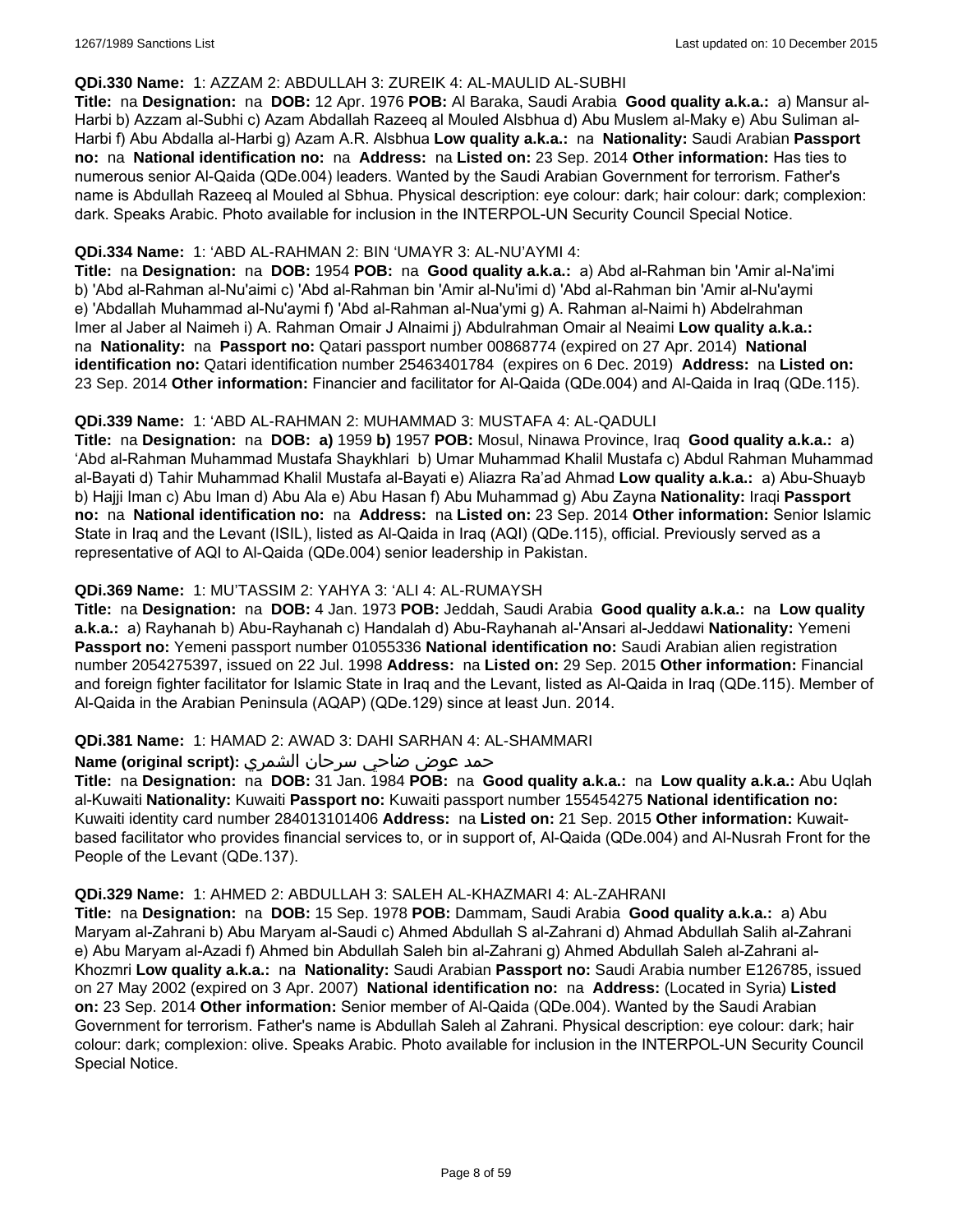**QDi.330 Name:** 1: AZZAM 2: ABDULLAH 3: ZUREIK 4: AL-MAULID AL-SUBHI

**Title:** na **Designation:** na **DOB:** 12 Apr. 1976 **POB:** Al Baraka, Saudi Arabia **Good quality a.k.a.:** a) Mansur al-Harbi b) Azzam al-Subhi c) Azam Abdallah Razeeq al Mouled Alsbhua d) Abu Muslem al-Maky e) Abu Suliman al-Harbi f) Abu Abdalla al-Harbi g) Azam A.R. Alsbhua **Low quality a.k.a.:** na **Nationality:** Saudi Arabian **Passport no:** na **National identification no:** na **Address:** na **Listed on:** 23 Sep. 2014 **Other information:** Has ties to numerous senior Al-Qaida (QDe.004) leaders. Wanted by the Saudi Arabian Government for terrorism. Father's name is Abdullah Razeeq al Mouled al Sbhua. Physical description: eye colour: dark; hair colour: dark; complexion: dark. Speaks Arabic. Photo available for inclusion in the INTERPOL-UN Security Council Special Notice.

**QDi.334 Name:** 1: 'ABD AL-RAHMAN 2: BIN 'UMAYR 3: AL-NU'AYMI 4:

**Title:** na **Designation:** na **DOB:** 1954 **POB:** na **Good quality a.k.a.:** a) Abd al-Rahman bin 'Amir al-Na'imi b) 'Abd al-Rahman al-Nu'aimi c) 'Abd al-Rahman bin 'Amir al-Nu'imi d) 'Abd al-Rahman bin 'Amir al-Nu'aymi e) 'Abdallah Muhammad al-Nu'aymi f) 'Abd al-Rahman al-Nua'ymi g) A. Rahman al-Naimi h) Abdelrahman Imer al Jaber al Naimeh i) A. Rahman Omair J Alnaimi j) Abdulrahman Omair al Neaimi **Low quality a.k.a.:** na **Nationality:** na **Passport no:** Qatari passport number 00868774 (expired on 27 Apr. 2014) **National identification no:** Qatari identification number 25463401784 (expires on 6 Dec. 2019) **Address:** na **Listed on:** 23 Sep. 2014 **Other information:** Financier and facilitator for Al-Qaida (QDe.004) and Al-Qaida in Iraq (QDe.115).

**QDi.339 Name:** 1: 'ABD AL-RAHMAN 2: MUHAMMAD 3: MUSTAFA 4: AL-QADULI

**Title:** na **Designation:** na **DOB:** **a)** 1959 **b)** 1957 **POB:** Mosul, Ninawa Province, Iraq **Good quality a.k.a.:** a) 'Abd al-Rahman Muhammad Mustafa Shaykhlari b) Umar Muhammad Khalil Mustafa c) Abdul Rahman Muhammad al-Bayati d) Tahir Muhammad Khalil Mustafa al-Bayati e) Aliazra Ra'ad Ahmad **Low quality a.k.a.:** a) Abu-Shuayb b) Hajji Iman c) Abu Iman d) Abu Ala e) Abu Hasan f) Abu Muhammad g) Abu Zayna **Nationality:** Iraqi **Passport no:** na **National identification no:** na **Address:** na **Listed on:** 23 Sep. 2014 **Other information:** Senior Islamic State in Iraq and the Levant (ISIL), listed as Al-Qaida in Iraq (AQI) (QDe.115), official. Previously served as a representative of AQI to Al-Qaida (QDe.004) senior leadership in Pakistan.

**QDi.369 Name:** 1: MU'TASSIM 2: YAHYA 3: 'ALI 4: AL-RUMAYSH

**Title:** na **Designation:** na **DOB:** 4 Jan. 1973 **POB:** Jeddah, Saudi Arabia **Good quality a.k.a.:** na **Low quality a.k.a.:** a) Rayhanah b) Abu-Rayhanah c) Handalah d) Abu-Rayhanah al-'Ansari al-Jeddawi **Nationality:** Yemeni **Passport no:** Yemeni passport number 01055336 **National identification no:** Saudi Arabian alien registration number 2054275397, issued on 22 Jul. 1998 **Address:** na **Listed on:** 29 Sep. 2015 **Other information:** Financial and foreign fighter facilitator for Islamic State in Iraq and the Levant, listed as Al-Qaida in Iraq (QDe.115). Member of Al-Qaida in the Arabian Peninsula (AQAP) (QDe.129) since at least Jun. 2014.

**QDi.381 Name:** 1: HAMAD 2: AWAD 3: DAHI SARHAN 4: AL-SHAMMARI

**Name (original script):** حمد عوض ضاحي سرحان الشمري

**Title:** na **Designation:** na **DOB:** 31 Jan. 1984 **POB:** na **Good quality a.k.a.:** na **Low quality a.k.a.:** Abu Uqlah al-Kuwaiti **Nationality:** Kuwaiti **Passport no:** Kuwaiti passport number 155454275 **National identification no:** Kuwaiti identity card number 284013101406 **Address:** na **Listed on:** 21 Sep. 2015 **Other information:** Kuwait-based facilitator who provides financial services to, or in support of, Al-Qaida (QDe.004) and Al-Nusrah Front for the People of the Levant (QDe.137).

**QDi.329 Name:** 1: AHMED 2: ABDULLAH 3: SALEH AL-KHAZMARI 4: AL-ZAHRANI

**Title:** na **Designation:** na **DOB:** 15 Sep. 1978 **POB:** Dammam, Saudi Arabia **Good quality a.k.a.:** a) Abu Maryam al-Zahrani b) Abu Maryam al-Saudi c) Ahmed Abdullah S al-Zahrani d) Ahmad Abdullah Salih al-Zahrani e) Abu Maryam al-Azadi f) Ahmed bin Abdullah Saleh bin al-Zahrani g) Ahmed Abdullah Saleh al-Zahrani al-Khozmri **Low quality a.k.a.:** na **Nationality:** Saudi Arabian **Passport no:** Saudi Arabia number E126785, issued on 27 May 2002 (expired on 3 Apr. 2007) **National identification no:** na **Address:** (Located in Syria) **Listed on:** 23 Sep. 2014 **Other information:** Senior member of Al-Qaida (QDe.004). Wanted by the Saudi Arabian Government for terrorism. Father's name is Abdullah Saleh al Zahrani. Physical description: eye colour: dark; hair colour: dark; complexion: olive. Speaks Arabic. Photo available for inclusion in the INTERPOL-UN Security Council Special Notice.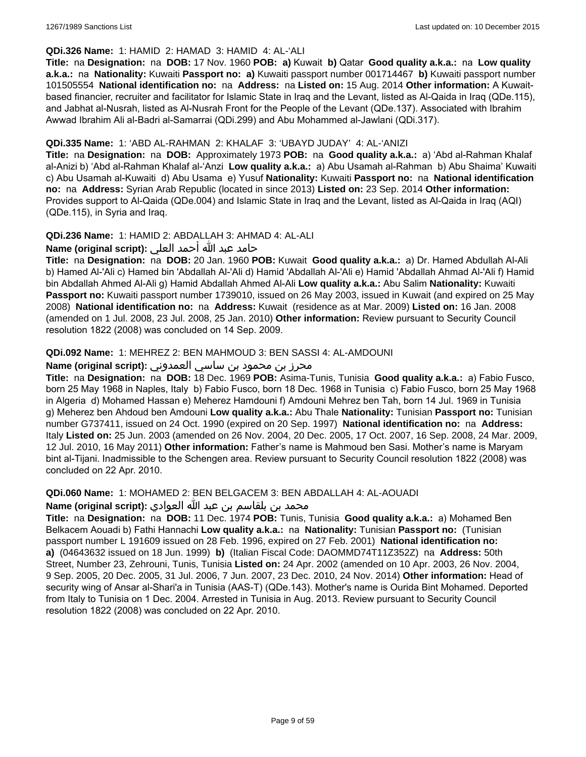**QDi.326 Name:** 1: HAMID 2: HAMAD 3: HAMID 4: AL-'ALI

**Title:** na **Designation:** na **DOB:** 17 Nov. 1960 **POB:** **a)** Kuwait **b)** Qatar **Good quality a.k.a.:** na **Low quality a.k.a.:** na **Nationality:** Kuwaiti **Passport no:** **a)** Kuwaiti passport number 001714467 **b)** Kuwaiti passport number 101505554 **National identification no:** na **Address:** na **Listed on:** 15 Aug. 2014 **Other information:** A Kuwait-based financier, recruiter and facilitator for Islamic State in Iraq and the Levant, listed as Al-Qaida in Iraq (QDe.115), and Jabhat al-Nusrah, listed as Al-Nusrah Front for the People of the Levant (QDe.137). Associated with Ibrahim Awwad Ibrahim Ali al-Badri al-Samarrai (QDi.299) and Abu Mohammed al-Jawlani (QDi.317).

**QDi.335 Name:** 1: 'ABD AL-RAHMAN 2: KHALAF 3: 'UBAYD JUDAY' 4: AL-'ANIZI

**Title:** na **Designation:** na **DOB:** Approximately 1973 **POB:** na **Good quality a.k.a.:** a) 'Abd al-Rahman Khalaf al-Anizi b) 'Abd al-Rahman Khalaf al-'Anzi **Low quality a.k.a.:** a) Abu Usamah al-Rahman b) Abu Shaima' Kuwaiti c) Abu Usamah al-Kuwaiti d) Abu Usama e) Yusuf **Nationality:** Kuwaiti **Passport no:** na **National identification no:** na **Address:** Syrian Arab Republic (located in since 2013) **Listed on:** 23 Sep. 2014 **Other information:** Provides support to Al-Qaida (QDe.004) and Islamic State in Iraq and the Levant, listed as Al-Qaida in Iraq (AQI) (QDe.115), in Syria and Iraq.

**QDi.236 Name:** 1: HAMID 2: ABDALLAH 3: AHMAD 4: AL-ALI

**Name (original script):** حامد عبد الله أحمد العلي

**Title:** na **Designation:** na **DOB:** 20 Jan. 1960 **POB:** Kuwait **Good quality a.k.a.:** a) Dr. Hamed Abdullah Al-Ali b) Hamed Al-'Ali c) Hamed bin 'Abdallah Al-'Ali d) Hamid 'Abdallah Al-'Ali e) Hamid 'Abdallah Ahmad Al-'Ali f) Hamid bin Abdallah Ahmed Al-Ali g) Hamid Abdallah Ahmed Al-Ali **Low quality a.k.a.:** Abu Salim **Nationality:** Kuwaiti **Passport no:** Kuwaiti passport number 1739010, issued on 26 May 2003, issued in Kuwait (and expired on 25 May 2008) **National identification no:** na **Address:** Kuwait (residence as at Mar. 2009) **Listed on:** 16 Jan. 2008 (amended on 1 Jul. 2008, 23 Jul. 2008, 25 Jan. 2010) **Other information:** Review pursuant to Security Council resolution 1822 (2008) was concluded on 14 Sep. 2009.

**QDi.092 Name:** 1: MEHREZ 2: BEN MAHMOUD 3: BEN SASSI 4: AL-AMDOUNI

**Name (original script):** محرز بن محمود بن ساسي العمدوني

**Title:** na **Designation:** na **DOB:** 18 Dec. 1969 **POB:** Asima-Tunis, Tunisia **Good quality a.k.a.:** a) Fabio Fusco, born 25 May 1968 in Naples, Italy b) Fabio Fusco, born 18 Dec. 1968 in Tunisia c) Fabio Fusco, born 25 May 1968 in Algeria d) Mohamed Hassan e) Meherez Hamdouni f) Amdouni Mehrez ben Tah, born 14 Jul. 1969 in Tunisia g) Meherez ben Ahdoud ben Amdouni **Low quality a.k.a.:** Abu Thale **Nationality:** Tunisian **Passport no:** Tunisian number G737411, issued on 24 Oct. 1990 (expired on 20 Sep. 1997) **National identification no:** na **Address:** Italy **Listed on:** 25 Jun. 2003 (amended on 26 Nov. 2004, 20 Dec. 2005, 17 Oct. 2007, 16 Sep. 2008, 24 Mar. 2009, 12 Jul. 2010, 16 May 2011) **Other information:** Father's name is Mahmoud ben Sasi. Mother's name is Maryam bint al-Tijani. Inadmissible to the Schengen area. Review pursuant to Security Council resolution 1822 (2008) was concluded on 22 Apr. 2010.

**QDi.060 Name:** 1: MOHAMED 2: BEN BELGACEM 3: BEN ABDALLAH 4: AL-AOUADI

**Name (original script):** محمد بن بلقاسم بن عبد الله العوادي

**Title:** na **Designation:** na **DOB:** 11 Dec. 1974 **POB:** Tunis, Tunisia **Good quality a.k.a.:** a) Mohamed Ben Belkacem Aouadi b) Fathi Hannachi **Low quality a.k.a.:** na **Nationality:** Tunisian **Passport no:** (Tunisian passport number L 191609 issued on 28 Feb. 1996, expired on 27 Feb. 2001) **National identification no:** **a)** (04643632 issued on 18 Jun. 1999) **b)** (Italian Fiscal Code: DAOMMD74T11Z352Z) na **Address:** 50th Street, Number 23, Zehrouni, Tunis, Tunisia **Listed on:** 24 Apr. 2002 (amended on 10 Apr. 2003, 26 Nov. 2004, 9 Sep. 2005, 20 Dec. 2005, 31 Jul. 2006, 7 Jun. 2007, 23 Dec. 2010, 24 Nov. 2014) **Other information:** Head of security wing of Ansar al-Shari'a in Tunisia (AAS-T) (QDe.143). Mother's name is Ourida Bint Mohamed. Deported from Italy to Tunisia on 1 Dec. 2004. Arrested in Tunisia in Aug. 2013. Review pursuant to Security Council resolution 1822 (2008) was concluded on 22 Apr. 2010.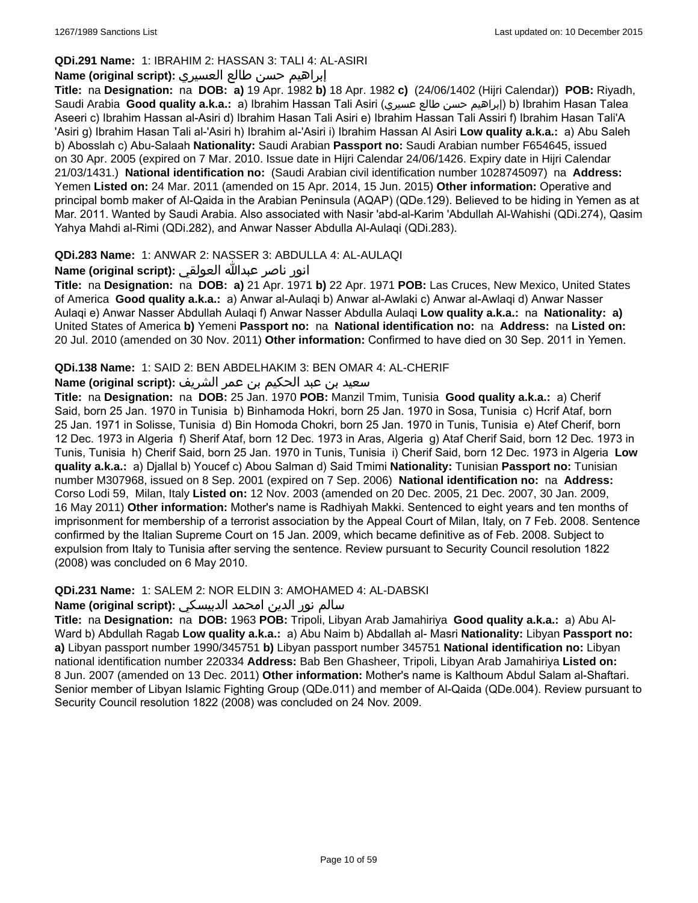**QDi.291 Name:** 1: IBRAHIM 2: HASSAN 3: TALI 4: AL-ASIRI

**Name (original script):** إبراهيم حسن طالع العسيري

**Title:** na **Designation:** na **DOB:** **a)** 19 Apr. 1982 **b)** 18 Apr. 1982 **c)** (24/06/1402 (Hijri Calendar)) **POB:** Riyadh, Saudi Arabia **Good quality a.k.a.:** a) Ibrahim Hassan Tali Asiri (إبراهيم حسن طالع عسيري) b) Ibrahim Hasan Talea Aseeri c) Ibrahim Hassan al-Asiri d) Ibrahim Hasan Tali Asiri e) Ibrahim Hassan Tali Assiri f) Ibrahim Hasan Tali'A 'Asiri g) Ibrahim Hasan Tali al-'Asiri h) Ibrahim al-'Asiri i) Ibrahim Hassan Al Asiri **Low quality a.k.a.:** a) Abu Saleh b) Abosslah c) Abu-Salaah **Nationality:** Saudi Arabian **Passport no:** Saudi Arabian number F654645, issued on 30 Apr. 2005 (expired on 7 Mar. 2010. Issue date in Hijri Calendar 24/06/1426. Expiry date in Hijri Calendar 21/03/1431.) **National identification no:** (Saudi Arabian civil identification number 1028745097) na **Address:** Yemen **Listed on:** 24 Mar. 2011 (amended on 15 Apr. 2014, 15 Jun. 2015) **Other information:** Operative and principal bomb maker of Al-Qaida in the Arabian Peninsula (AQAP) (QDe.129). Believed to be hiding in Yemen as at Mar. 2011. Wanted by Saudi Arabia. Also associated with Nasir 'abd-al-Karim 'Abdullah Al-Wahishi (QDi.274), Qasim Yahya Mahdi al-Rimi (QDi.282), and Anwar Nasser Abdulla Al-Aulaqi (QDi.283).

**QDi.283 Name:** 1: ANWAR 2: NASSER 3: ABDULLA 4: AL-AULAQI

**Name (original script):** انور ناصر عبدالله العولقي

**Title:** na **Designation:** na **DOB:** **a)** 21 Apr. 1971 **b)** 22 Apr. 1971 **POB:** Las Cruces, New Mexico, United States of America **Good quality a.k.a.:** a) Anwar al-Aulaqi b) Anwar al-Awlaki c) Anwar al-Awlaqi d) Anwar Nasser Aulaqi e) Anwar Nasser Abdullah Aulaqi f) Anwar Nasser Abdulla Aulaqi **Low quality a.k.a.:** na **Nationality:** **a)** United States of America **b)** Yemeni **Passport no:** na **National identification no:** na **Address:** na **Listed on:** 20 Jul. 2010 (amended on 30 Nov. 2011) **Other information:** Confirmed to have died on 30 Sep. 2011 in Yemen.

**QDi.138 Name:** 1: SAID 2: BEN ABDELHAKIM 3: BEN OMAR 4: AL-CHERIF

**Name (original script):** سعيد بن عبد الحكيم بن عمر الشريف

**Title:** na **Designation:** na **DOB:** 25 Jan. 1970 **POB:** Manzil Tmim, Tunisia **Good quality a.k.a.:** a) Cherif Said, born 25 Jan. 1970 in Tunisia b) Binhamoda Hokri, born 25 Jan. 1970 in Sosa, Tunisia c) Hcrif Ataf, born 25 Jan. 1971 in Solisse, Tunisia d) Bin Homoda Chokri, born 25 Jan. 1970 in Tunis, Tunisia e) Atef Cherif, born 12 Dec. 1973 in Algeria f) Sherif Ataf, born 12 Dec. 1973 in Aras, Algeria g) Ataf Cherif Said, born 12 Dec. 1973 in Tunis, Tunisia h) Cherif Said, born 25 Jan. 1970 in Tunis, Tunisia i) Cherif Said, born 12 Dec. 1973 in Algeria **Low quality a.k.a.:** a) Djallal b) Youcef c) Abou Salman d) Said Tmimi **Nationality:** Tunisian **Passport no:** Tunisian number M307968, issued on 8 Sep. 2001 (expired on 7 Sep. 2006) **National identification no:** na **Address:** Corso Lodi 59, Milan, Italy **Listed on:** 12 Nov. 2003 (amended on 20 Dec. 2005, 21 Dec. 2007, 30 Jan. 2009, 16 May 2011) **Other information:** Mother's name is Radhiyah Makki. Sentenced to eight years and ten months of imprisonment for membership of a terrorist association by the Appeal Court of Milan, Italy, on 7 Feb. 2008. Sentence confirmed by the Italian Supreme Court on 15 Jan. 2009, which became definitive as of Feb. 2008. Subject to expulsion from Italy to Tunisia after serving the sentence. Review pursuant to Security Council resolution 1822 (2008) was concluded on 6 May 2010.

**QDi.231 Name:** 1: SALEM 2: NOR ELDIN 3: AMOHAMED 4: AL-DABSKI

**Name (original script):** سالم نور الدين امحمد الدبيسكي

**Title:** na **Designation:** na **DOB:** 1963 **POB:** Tripoli, Libyan Arab Jamahiriya **Good quality a.k.a.:** a) Abu Al-Ward b) Abdullah Ragab **Low quality a.k.a.:** a) Abu Naim b) Abdallah al- Masri **Nationality:** Libyan **Passport no:** **a)** Libyan passport number 1990/345751 **b)** Libyan passport number 345751 **National identification no:** Libyan national identification number 220334 **Address:** Bab Ben Ghasheer, Tripoli, Libyan Arab Jamahiriya **Listed on:** 8 Jun. 2007 (amended on 13 Dec. 2011) **Other information:** Mother's name is Kalthoum Abdul Salam al-Shaftari. Senior member of Libyan Islamic Fighting Group (QDe.011) and member of Al-Qaida (QDe.004). Review pursuant to Security Council resolution 1822 (2008) was concluded on 24 Nov. 2009.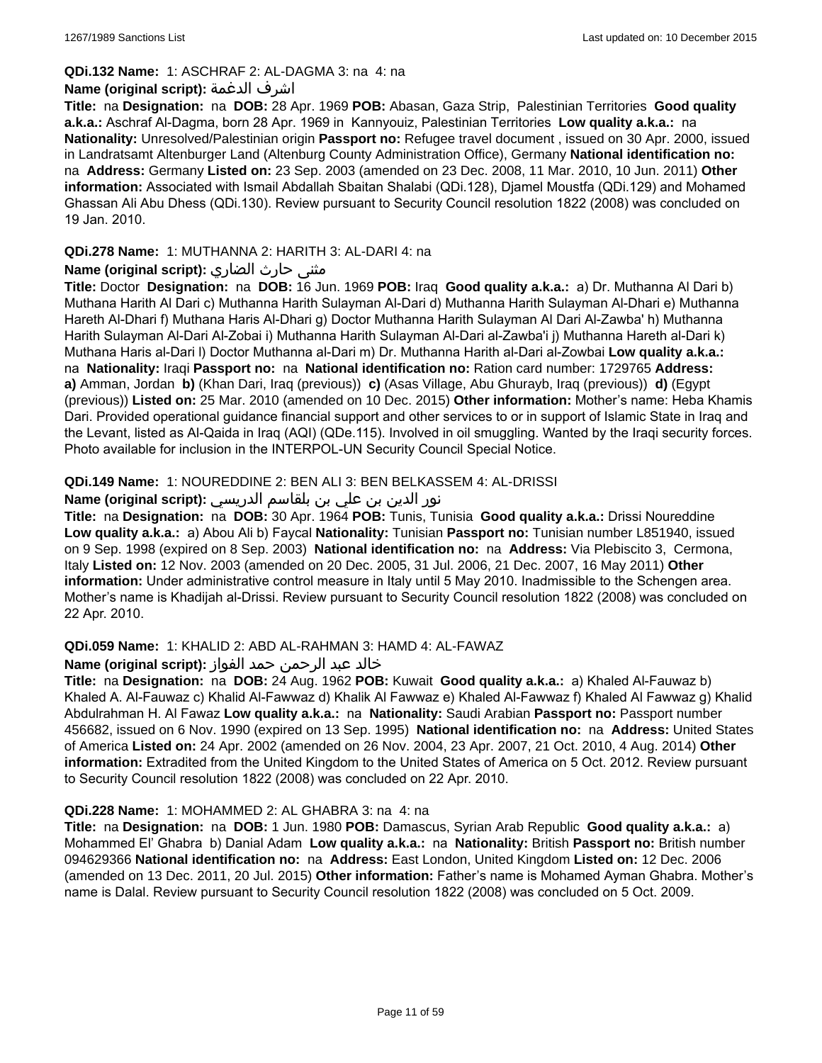**QDi.132 Name:** 1: ASCHRAF 2: AL-DAGMA 3: na 4: na

**Name (original script):** اشرف الدغمة

**Title:** na **Designation:** na **DOB:** 28 Apr. 1969 **POB:** Abasan, Gaza Strip, Palestinian Territories **Good quality a.k.a.:** Aschraf Al-Dagma, born 28 Apr. 1969 in Kannyouiz, Palestinian Territories **Low quality a.k.a.:** na **Nationality:** Unresolved/Palestinian origin **Passport no:** Refugee travel document , issued on 30 Apr. 2000, issued in Landratsamt Altenburger Land (Altenburg County Administration Office), Germany **National identification no:** na **Address:** Germany **Listed on:** 23 Sep. 2003 (amended on 23 Dec. 2008, 11 Mar. 2010, 10 Jun. 2011) **Other information:** Associated with Ismail Abdallah Sbaitan Shalabi (QDi.128), Djamel Moustfa (QDi.129) and Mohamed Ghassan Ali Abu Dhess (QDi.130). Review pursuant to Security Council resolution 1822 (2008) was concluded on 19 Jan. 2010.

**QDi.278 Name:** 1: MUTHANNA 2: HARITH 3: AL-DARI 4: na

**Name (original script):** مثنى حارث الضاري

**Title:** Doctor **Designation:** na **DOB:** 16 Jun. 1969 **POB:** Iraq **Good quality a.k.a.:** a) Dr. Muthanna Al Dari b) Muthana Harith Al Dari c) Muthanna Harith Sulayman Al-Dari d) Muthanna Harith Sulayman Al-Dhari e) Muthanna Hareth Al-Dhari f) Muthana Haris Al-Dhari g) Doctor Muthanna Harith Sulayman Al Dari Al-Zawba' h) Muthanna Harith Sulayman Al-Dari Al-Zobai i) Muthanna Harith Sulayman Al-Dari al-Zawba'i j) Muthanna Hareth al-Dari k) Muthana Haris al-Dari l) Doctor Muthanna al-Dari m) Dr. Muthanna Harith al-Dari al-Zowbai **Low quality a.k.a.:** na **Nationality:** Iraqi **Passport no:** na **National identification no:** Ration card number: 1729765 **Address:** **a)** Amman, Jordan **b)** (Khan Dari, Iraq (previous)) **c)** (Asas Village, Abu Ghurayb, Iraq (previous)) **d)** (Egypt (previous)) **Listed on:** 25 Mar. 2010 (amended on 10 Dec. 2015) **Other information:** Mother's name: Heba Khamis Dari. Provided operational guidance financial support and other services to or in support of Islamic State in Iraq and the Levant, listed as Al-Qaida in Iraq (AQI) (QDe.115). Involved in oil smuggling. Wanted by the Iraqi security forces. Photo available for inclusion in the INTERPOL-UN Security Council Special Notice.

**QDi.149 Name:** 1: NOUREDDINE 2: BEN ALI 3: BEN BELKASSEM 4: AL-DRISSI

**Name (original script):** نور الدين بن علي بن بلقاسم الدريسي

**Title:** na **Designation:** na **DOB:** 30 Apr. 1964 **POB:** Tunis, Tunisia **Good quality a.k.a.:** Drissi Noureddine **Low quality a.k.a.:** a) Abou Ali b) Faycal **Nationality:** Tunisian **Passport no:** Tunisian number L851940, issued on 9 Sep. 1998 (expired on 8 Sep. 2003) **National identification no:** na **Address:** Via Plebiscito 3, Cermona, Italy **Listed on:** 12 Nov. 2003 (amended on 20 Dec. 2005, 31 Jul. 2006, 21 Dec. 2007, 16 May 2011) **Other information:** Under administrative control measure in Italy until 5 May 2010. Inadmissible to the Schengen area. Mother's name is Khadijah al-Drissi. Review pursuant to Security Council resolution 1822 (2008) was concluded on 22 Apr. 2010.

**QDi.059 Name:** 1: KHALID 2: ABD AL-RAHMAN 3: HAMD 4: AL-FAWAZ

**Name (original script):** خالد عبد الرحمن حمد الفواز

**Title:** na **Designation:** na **DOB:** 24 Aug. 1962 **POB:** Kuwait **Good quality a.k.a.:** a) Khaled Al-Fauwaz b) Khaled A. Al-Fauwaz c) Khalid Al-Fawwaz d) Khalik Al Fawwaz e) Khaled Al-Fawwaz f) Khaled Al Fawwaz g) Khalid Abdulrahman H. Al Fawaz **Low quality a.k.a.:** na **Nationality:** Saudi Arabian **Passport no:** Passport number 456682, issued on 6 Nov. 1990 (expired on 13 Sep. 1995) **National identification no:** na **Address:** United States of America **Listed on:** 24 Apr. 2002 (amended on 26 Nov. 2004, 23 Apr. 2007, 21 Oct. 2010, 4 Aug. 2014) **Other information:** Extradited from the United Kingdom to the United States of America on 5 Oct. 2012. Review pursuant to Security Council resolution 1822 (2008) was concluded on 22 Apr. 2010.

**QDi.228 Name:** 1: MOHAMMED 2: AL GHABRA 3: na 4: na

**Title:** na **Designation:** na **DOB:** 1 Jun. 1980 **POB:** Damascus, Syrian Arab Republic **Good quality a.k.a.:** a) Mohammed El' Ghabra b) Danial Adam **Low quality a.k.a.:** na **Nationality:** British **Passport no:** British number 094629366 **National identification no:** na **Address:** East London, United Kingdom **Listed on:** 12 Dec. 2006 (amended on 13 Dec. 2011, 20 Jul. 2015) **Other information:** Father's name is Mohamed Ayman Ghabra. Mother's name is Dalal. Review pursuant to Security Council resolution 1822 (2008) was concluded on 5 Oct. 2009.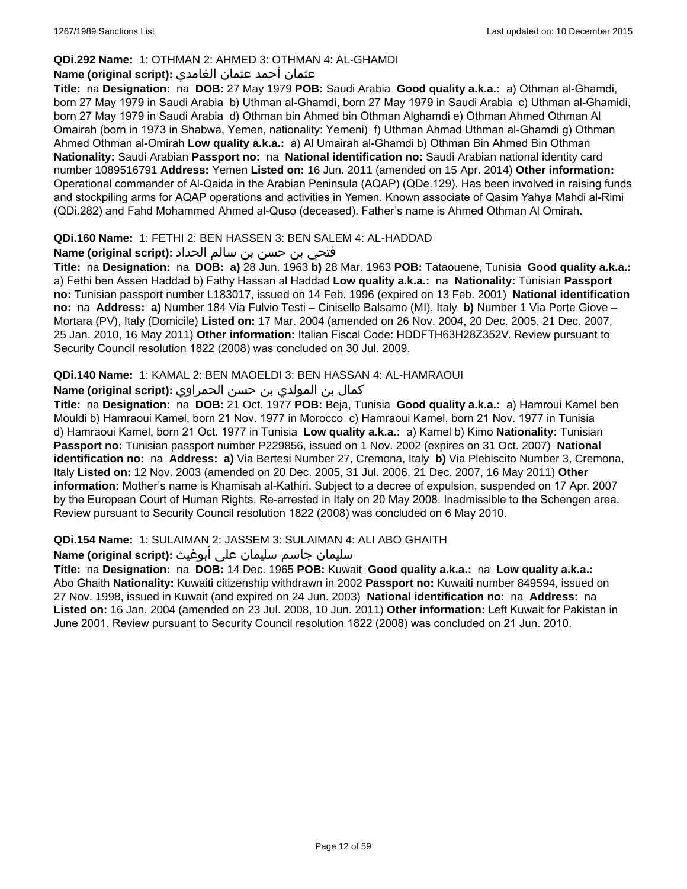**QDi.292 Name:** 1: OTHMAN 2: AHMED 3: OTHMAN 4: AL-GHAMDI

**Name (original script):** عثمان أحمد عثمان الغامدي

**Title:** na **Designation:** na **DOB:** 27 May 1979 **POB:** Saudi Arabia **Good quality a.k.a.:** a) Othman al-Ghamdi, born 27 May 1979 in Saudi Arabia b) Uthman al-Ghamdi, born 27 May 1979 in Saudi Arabia c) Uthman al-Ghamidi, born 27 May 1979 in Saudi Arabia d) Othman bin Ahmed bin Othman Alghamdi e) Othman Ahmed Othman Al Omairah (born in 1973 in Shabwa, Yemen, nationality: Yemeni) f) Uthman Ahmad Uthman al-Ghamdi g) Othman Ahmed Othman al-Omirah **Low quality a.k.a.:** a) Al Umairah al-Ghamdi b) Othman Bin Ahmed Bin Othman **Nationality:** Saudi Arabian **Passport no:** na **National identification no:** Saudi Arabian national identity card number 1089516791 **Address:** Yemen **Listed on:** 16 Jun. 2011 (amended on 15 Apr. 2014) **Other information:** Operational commander of Al-Qaida in the Arabian Peninsula (AQAP) (QDe.129). Has been involved in raising funds and stockpiling arms for AQAP operations and activities in Yemen. Known associate of Qasim Yahya Mahdi al-Rimi (QDi.282) and Fahd Mohammed Ahmed al-Quso (deceased). Father's name is Ahmed Othman Al Omirah.

**QDi.160 Name:** 1: FETHI 2: BEN HASSEN 3: BEN SALEM 4: AL-HADDAD

**Name (original script):** فتحي بن حسن بن سالم الحداد

**Title:** na **Designation:** na **DOB:** **a)** 28 Jun. 1963 **b)** 28 Mar. 1963 **POB:** Tataouene, Tunisia **Good quality a.k.a.:** a) Fethi ben Assen Haddad b) Fathy Hassan al Haddad **Low quality a.k.a.:** na **Nationality:** Tunisian **Passport no:** Tunisian passport number L183017, issued on 14 Feb. 1996 (expired on 13 Feb. 2001) **National identification no:** na **Address:** **a)** Number 184 Via Fulvio Testi – Cinisello Balsamo (MI), Italy **b)** Number 1 Via Porte Giove – Mortara (PV), Italy (Domicile) **Listed on:** 17 Mar. 2004 (amended on 26 Nov. 2004, 20 Dec. 2005, 21 Dec. 2007, 25 Jan. 2010, 16 May 2011) **Other information:** Italian Fiscal Code: HDDFTH63H28Z352V. Review pursuant to Security Council resolution 1822 (2008) was concluded on 30 Jul. 2009.

**QDi.140 Name:** 1: KAMAL 2: BEN MAOELDI 3: BEN HASSAN 4: AL-HAMRAOUI

**Name (original script):** كمال بن المولدي بن حسن الحمراوي

**Title:** na **Designation:** na **DOB:** 21 Oct. 1977 **POB:** Beja, Tunisia **Good quality a.k.a.:** a) Hamroui Kamel ben Mouldi b) Hamraoui Kamel, born 21 Nov. 1977 in Morocco c) Hamraoui Kamel, born 21 Nov. 1977 in Tunisia d) Hamraoui Kamel, born 21 Oct. 1977 in Tunisia **Low quality a.k.a.:** a) Kamel b) Kimo **Nationality:** Tunisian **Passport no:** Tunisian passport number P229856, issued on 1 Nov. 2002 (expires on 31 Oct. 2007) **National identification no:** na **Address:** **a)** Via Bertesi Number 27, Cremona, Italy **b)** Via Plebiscito Number 3, Cremona, Italy **Listed on:** 12 Nov. 2003 (amended on 20 Dec. 2005, 31 Jul. 2006, 21 Dec. 2007, 16 May 2011) **Other information:** Mother's name is Khamisah al-Kathiri. Subject to a decree of expulsion, suspended on 17 Apr. 2007 by the European Court of Human Rights. Re-arrested in Italy on 20 May 2008. Inadmissible to the Schengen area. Review pursuant to Security Council resolution 1822 (2008) was concluded on 6 May 2010.

**QDi.154 Name:** 1: SULAIMAN 2: JASSEM 3: SULAIMAN 4: ALI ABO GHAITH

**Name (original script):** سليمان جاسم سليمان علي أبوغيث

**Title:** na **Designation:** na **DOB:** 14 Dec. 1965 **POB:** Kuwait **Good quality a.k.a.:** na **Low quality a.k.a.:** Abo Ghaith **Nationality:** Kuwaiti citizenship withdrawn in 2002 **Passport no:** Kuwaiti number 849594, issued on 27 Nov. 1998, issued in Kuwait (and expired on 24 Jun. 2003) **National identification no:** na **Address:** na **Listed on:** 16 Jan. 2004 (amended on 23 Jul. 2008, 10 Jun. 2011) **Other information:** Left Kuwait for Pakistan in June 2001. Review pursuant to Security Council resolution 1822 (2008) was concluded on 21 Jun. 2010.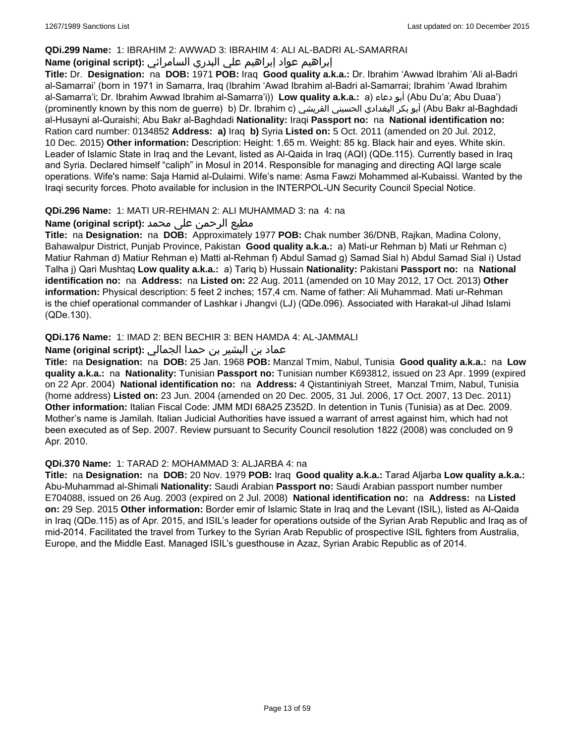**QDi.299 Name:** 1: IBRAHIM 2: AWWAD 3: IBRAHIM 4: ALI AL-BADRI AL-SAMARRAI

**Name (original script):** إبراهيم عواد إبراهيم علي البدري السامرائي

**Title:** Dr. **Designation:** na **DOB:** 1971 **POB:** Iraq **Good quality a.k.a.:** Dr. Ibrahim 'Awwad Ibrahim 'Ali al-Badri al-Samarrai' (born in 1971 in Samarra, Iraq (Ibrahim 'Awad Ibrahim al-Badri al-Samarrai; Ibrahim 'Awad Ibrahim al-Samarra'i; Dr. Ibrahim Awwad Ibrahim al-Samarra'i)) **Low quality a.k.a.:** a) أبو دعاء (Abu Du'a; Abu Duaa') (prominently known by this nom de guerre) b) Dr. Ibrahim c) أبو بكر البغدادي الحسيني القريشي (Abu Bakr al-Baghdadi al-Husayni al-Quraishi; Abu Bakr al-Baghdadi **Nationality:** Iraqi **Passport no:** na **National identification no:** Ration card number: 0134852 **Address:** **a)** Iraq **b)** Syria **Listed on:** 5 Oct. 2011 (amended on 20 Jul. 2012, 10 Dec. 2015) **Other information:** Description: Height: 1.65 m. Weight: 85 kg. Black hair and eyes. White skin. Leader of Islamic State in Iraq and the Levant, listed as Al-Qaida in Iraq (AQI) (QDe.115). Currently based in Iraq and Syria. Declared himself "caliph" in Mosul in 2014. Responsible for managing and directing AQI large scale operations. Wife's name: Saja Hamid al-Dulaimi. Wife's name: Asma Fawzi Mohammed al-Kubaissi. Wanted by the Iraqi security forces. Photo available for inclusion in the INTERPOL-UN Security Council Special Notice.

**QDi.296 Name:** 1: MATI UR-REHMAN 2: ALI MUHAMMAD 3: na 4: na

**Name (original script):** مطيع الرحمن علی محمد

**Title:** na **Designation:** na **DOB:** Approximately 1977 **POB:** Chak number 36/DNB, Rajkan, Madina Colony, Bahawalpur District, Punjab Province, Pakistan **Good quality a.k.a.:** a) Mati-ur Rehman b) Mati ur Rehman c) Matiur Rahman d) Matiur Rehman e) Matti al-Rehman f) Abdul Samad g) Samad Sial h) Abdul Samad Sial i) Ustad Talha j) Qari Mushtaq **Low quality a.k.a.:** a) Tariq b) Hussain **Nationality:** Pakistani **Passport no:** na **National identification no:** na **Address:** na **Listed on:** 22 Aug. 2011 (amended on 10 May 2012, 17 Oct. 2013) **Other information:** Physical description: 5 feet 2 inches; 157,4 cm. Name of father: Ali Muhammad. Mati ur-Rehman is the chief operational commander of Lashkar i Jhangvi (LJ) (QDe.096). Associated with Harakat-ul Jihad Islami (QDe.130).

**QDi.176 Name:** 1: IMAD 2: BEN BECHIR 3: BEN HAMDA 4: AL-JAMMALI

**Name (original script):** عماد بن البشير بن حمدا الجمالي

**Title:** na **Designation:** na **DOB:** 25 Jan. 1968 **POB:** Manzal Tmim, Nabul, Tunisia **Good quality a.k.a.:** na **Low quality a.k.a.:** na **Nationality:** Tunisian **Passport no:** Tunisian number K693812, issued on 23 Apr. 1999 (expired on 22 Apr. 2004) **National identification no:** na **Address:** 4 Qistantiniyah Street, Manzal Tmim, Nabul, Tunisia (home address) **Listed on:** 23 Jun. 2004 (amended on 20 Dec. 2005, 31 Jul. 2006, 17 Oct. 2007, 13 Dec. 2011) **Other information:** Italian Fiscal Code: JMM MDI 68A25 Z352D. In detention in Tunis (Tunisia) as at Dec. 2009. Mother's name is Jamilah. Italian Judicial Authorities have issued a warrant of arrest against him, which had not been executed as of Sep. 2007. Review pursuant to Security Council resolution 1822 (2008) was concluded on 9 Apr. 2010.

**QDi.370 Name:** 1: TARAD 2: MOHAMMAD 3: ALJARBA 4: na

**Title:** na **Designation:** na **DOB:** 20 Nov. 1979 **POB:** Iraq **Good quality a.k.a.:** Tarad Aljarba **Low quality a.k.a.:** Abu-Muhammad al-Shimali **Nationality:** Saudi Arabian **Passport no:** Saudi Arabian passport number number E704088, issued on 26 Aug. 2003 (expired on 2 Jul. 2008) **National identification no:** na **Address:** na **Listed on:** 29 Sep. 2015 **Other information:** Border emir of Islamic State in Iraq and the Levant (ISIL), listed as Al-Qaida in Iraq (QDe.115) as of Apr. 2015, and ISIL's leader for operations outside of the Syrian Arab Republic and Iraq as of mid-2014. Facilitated the travel from Turkey to the Syrian Arab Republic of prospective ISIL fighters from Australia, Europe, and the Middle East. Managed ISIL's guesthouse in Azaz, Syrian Arabic Republic as of 2014.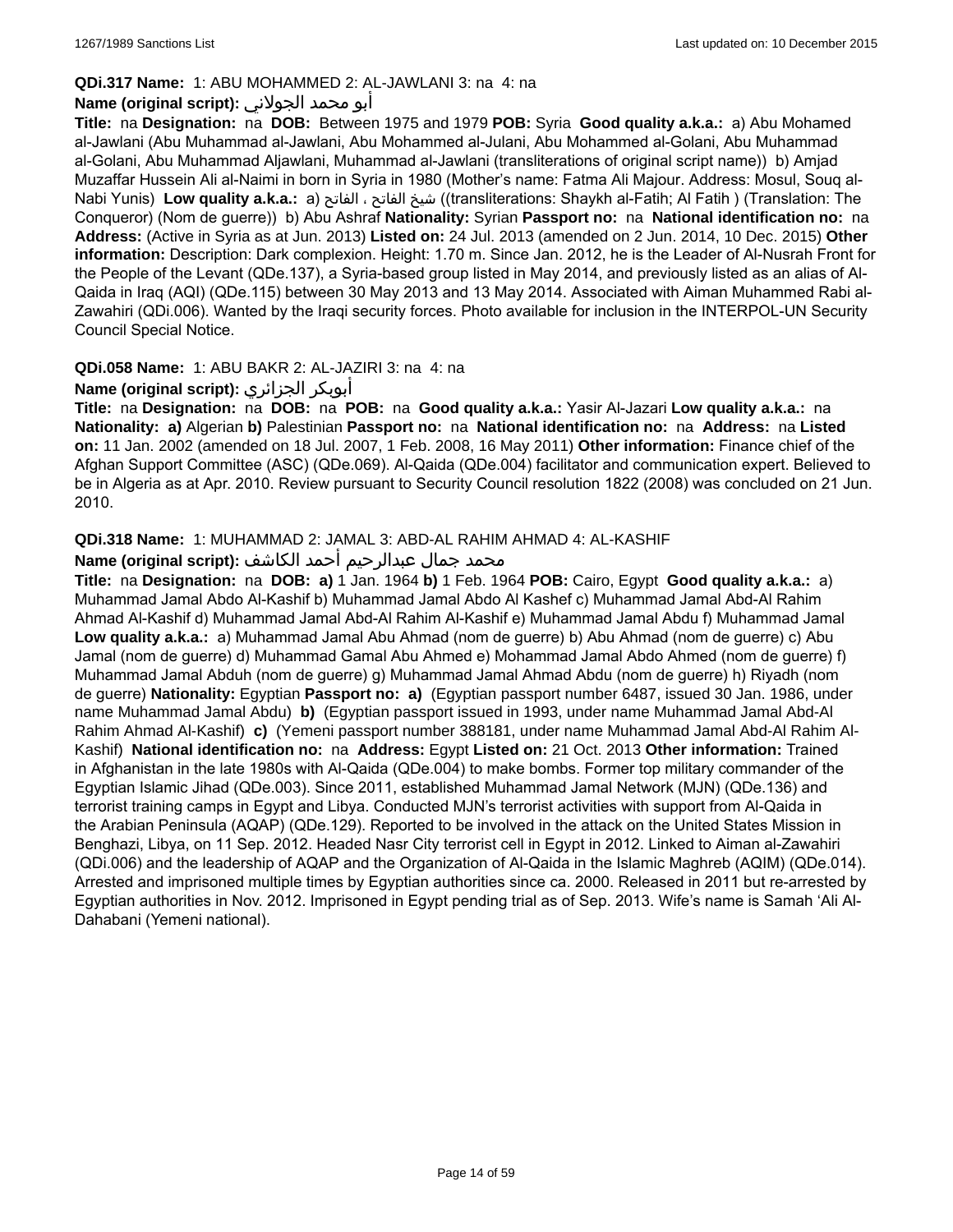**QDi.317 Name:** 1: ABU MOHAMMED 2: AL-JAWLANI 3: na 4: na

**Name (original script):** أبو محمد الجولاني

**Title:** na **Designation:** na **DOB:** Between 1975 and 1979 **POB:** Syria **Good quality a.k.a.:** a) Abu Mohamed al-Jawlani (Abu Muhammad al-Jawlani, Abu Mohammed al-Julani, Abu Mohammed al-Golani, Abu Muhammad al-Golani, Abu Muhammad Aljawlani, Muhammad al-Jawlani (transliterations of original script name)) b) Amjad Muzaffar Hussein Ali al-Naimi in born in Syria in 1980 (Mother's name: Fatma Ali Majour. Address: Mosul, Souq al-Nabi Yunis) **Low quality a.k.a.:** a) شيخ الفاتح ، الفاتح ((transliterations: Shaykh al-Fatih; Al Fatih ) (Translation: The Conqueror) (Nom de guerre)) b) Abu Ashraf **Nationality:** Syrian **Passport no:** na **National identification no:** na **Address:** (Active in Syria as at Jun. 2013) **Listed on:** 24 Jul. 2013 (amended on 2 Jun. 2014, 10 Dec. 2015) **Other information:** Description: Dark complexion. Height: 1.70 m. Since Jan. 2012, he is the Leader of Al-Nusrah Front for the People of the Levant (QDe.137), a Syria-based group listed in May 2014, and previously listed as an alias of Al-Qaida in Iraq (AQI) (QDe.115) between 30 May 2013 and 13 May 2014. Associated with Aiman Muhammed Rabi al-Zawahiri (QDi.006). Wanted by the Iraqi security forces. Photo available for inclusion in the INTERPOL-UN Security Council Special Notice.

**QDi.058 Name:** 1: ABU BAKR 2: AL-JAZIRI 3: na 4: na

**Name (original script):** أبوبكر الجزائري

**Title:** na **Designation:** na **DOB:** na **POB:** na **Good quality a.k.a.:** Yasir Al-Jazari **Low quality a.k.a.:** na **Nationality:** **a)** Algerian **b)** Palestinian **Passport no:** na **National identification no:** na **Address:** na **Listed on:** 11 Jan. 2002 (amended on 18 Jul. 2007, 1 Feb. 2008, 16 May 2011) **Other information:** Finance chief of the Afghan Support Committee (ASC) (QDe.069). Al-Qaida (QDe.004) facilitator and communication expert. Believed to be in Algeria as at Apr. 2010. Review pursuant to Security Council resolution 1822 (2008) was concluded on 21 Jun. 2010.

**QDi.318 Name:** 1: MUHAMMAD 2: JAMAL 3: ABD-AL RAHIM AHMAD 4: AL-KASHIF

**Name (original script):** محمد جمال عبدالرحيم أحمد الكاشف

**Title:** na **Designation:** na **DOB:** **a)** 1 Jan. 1964 **b)** 1 Feb. 1964 **POB:** Cairo, Egypt **Good quality a.k.a.:** a) Muhammad Jamal Abdo Al-Kashif b) Muhammad Jamal Abdo Al Kashef c) Muhammad Jamal Abd-Al Rahim Ahmad Al-Kashif d) Muhammad Jamal Abd-Al Rahim Al-Kashif e) Muhammad Jamal Abdu f) Muhammad Jamal **Low quality a.k.a.:** a) Muhammad Jamal Abu Ahmad (nom de guerre) b) Abu Ahmad (nom de guerre) c) Abu Jamal (nom de guerre) d) Muhammad Gamal Abu Ahmed e) Mohammad Jamal Abdo Ahmed (nom de guerre) f) Muhammad Jamal Abduh (nom de guerre) g) Muhammad Jamal Ahmad Abdu (nom de guerre) h) Riyadh (nom de guerre) **Nationality:** Egyptian **Passport no:** **a)** (Egyptian passport number 6487, issued 30 Jan. 1986, under name Muhammad Jamal Abdu) **b)** (Egyptian passport issued in 1993, under name Muhammad Jamal Abd-Al Rahim Ahmad Al-Kashif) **c)** (Yemeni passport number 388181, under name Muhammad Jamal Abd-Al Rahim Al-Kashif) **National identification no:** na **Address:** Egypt **Listed on:** 21 Oct. 2013 **Other information:** Trained in Afghanistan in the late 1980s with Al-Qaida (QDe.004) to make bombs. Former top military commander of the Egyptian Islamic Jihad (QDe.003). Since 2011, established Muhammad Jamal Network (MJN) (QDe.136) and terrorist training camps in Egypt and Libya. Conducted MJN's terrorist activities with support from Al-Qaida in the Arabian Peninsula (AQAP) (QDe.129). Reported to be involved in the attack on the United States Mission in Benghazi, Libya, on 11 Sep. 2012. Headed Nasr City terrorist cell in Egypt in 2012. Linked to Aiman al-Zawahiri (QDi.006) and the leadership of AQAP and the Organization of Al-Qaida in the Islamic Maghreb (AQIM) (QDe.014). Arrested and imprisoned multiple times by Egyptian authorities since ca. 2000. Released in 2011 but re-arrested by Egyptian authorities in Nov. 2012. Imprisoned in Egypt pending trial as of Sep. 2013. Wife's name is Samah 'Ali Al-Dahabani (Yemeni national).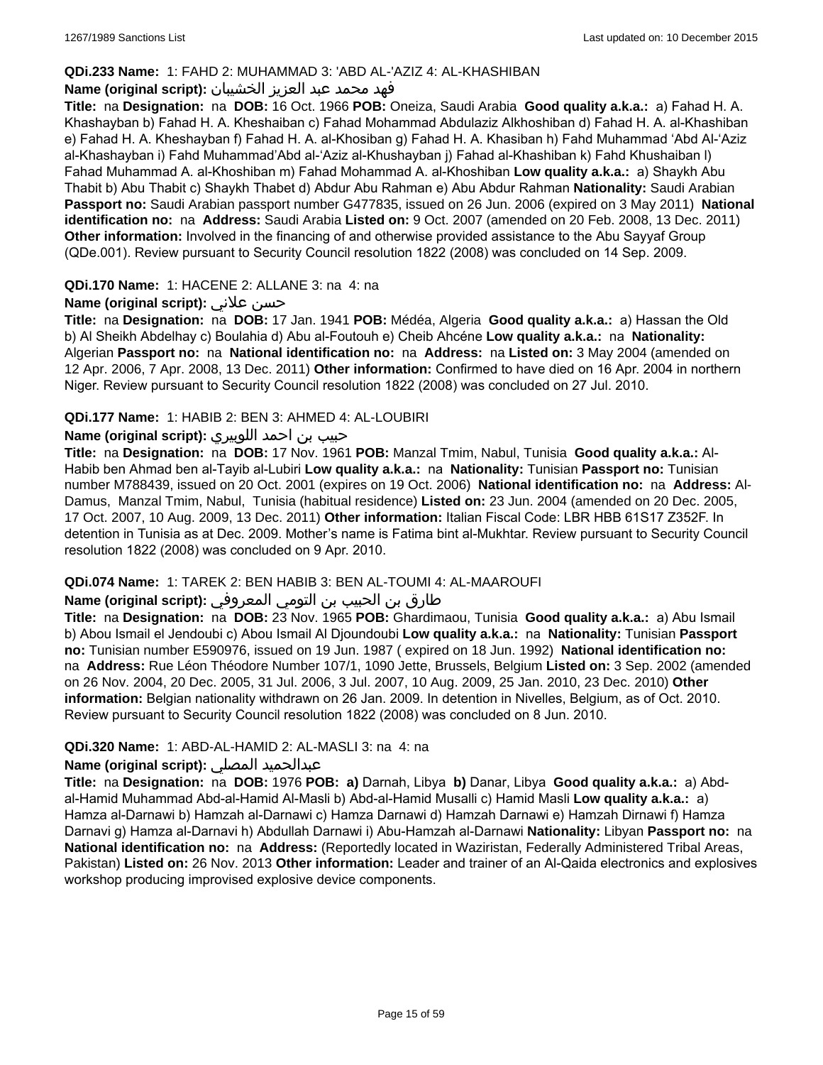**QDi.233 Name:** 1: FAHD 2: MUHAMMAD 3: 'ABD AL-'AZIZ 4: AL-KHASHIBAN

**Name (original script):** فهد محمد عبد العزيز الخشيبان

**Title:** na **Designation:** na **DOB:** 16 Oct. 1966 **POB:** Oneiza, Saudi Arabia **Good quality a.k.a.:** a) Fahad H. A. Khashayban b) Fahad H. A. Kheshaiban c) Fahad Mohammad Abdulaziz Alkhoshiban d) Fahad H. A. al-Khashiban e) Fahad H. A. Kheshayban f) Fahad H. A. al-Khosiban g) Fahad H. A. Khasiban h) Fahd Muhammad 'Abd Al-'Aziz al-Khashayban i) Fahd Muhammad'Abd al-'Aziz al-Khushayban j) Fahad al-Khashiban k) Fahd Khushaiban l) Fahad Muhammad A. al-Khoshiban m) Fahad Mohammad A. al-Khoshiban **Low quality a.k.a.:** a) Shaykh Abu Thabit b) Abu Thabit c) Shaykh Thabet d) Abdur Abu Rahman e) Abu Abdur Rahman **Nationality:** Saudi Arabian **Passport no:** Saudi Arabian passport number G477835, issued on 26 Jun. 2006 (expired on 3 May 2011) **National identification no:** na **Address:** Saudi Arabia **Listed on:** 9 Oct. 2007 (amended on 20 Feb. 2008, 13 Dec. 2011) **Other information:** Involved in the financing of and otherwise provided assistance to the Abu Sayyaf Group (QDe.001). Review pursuant to Security Council resolution 1822 (2008) was concluded on 14 Sep. 2009.

**QDi.170 Name:** 1: HACENE 2: ALLANE 3: na 4: na

**Name (original script):** حسن علاني

**Title:** na **Designation:** na **DOB:** 17 Jan. 1941 **POB:** Médéa, Algeria **Good quality a.k.a.:** a) Hassan the Old b) Al Sheikh Abdelhay c) Boulahia d) Abu al-Foutouh e) Cheib Ahcéne **Low quality a.k.a.:** na **Nationality:** Algerian **Passport no:** na **National identification no:** na **Address:** na **Listed on:** 3 May 2004 (amended on 12 Apr. 2006, 7 Apr. 2008, 13 Dec. 2011) **Other information:** Confirmed to have died on 16 Apr. 2004 in northern Niger. Review pursuant to Security Council resolution 1822 (2008) was concluded on 27 Jul. 2010.

**QDi.177 Name:** 1: HABIB 2: BEN 3: AHMED 4: AL-LOUBIRI

**Name (original script):** حبيب بن احمد اللوبيري

**Title:** na **Designation:** na **DOB:** 17 Nov. 1961 **POB:** Manzal Tmim, Nabul, Tunisia **Good quality a.k.a.:** Al-Habib ben Ahmad ben al-Tayib al-Lubiri **Low quality a.k.a.:** na **Nationality:** Tunisian **Passport no:** Tunisian number M788439, issued on 20 Oct. 2001 (expires on 19 Oct. 2006) **National identification no:** na **Address:** Al-Damus, Manzal Tmim, Nabul, Tunisia (habitual residence) **Listed on:** 23 Jun. 2004 (amended on 20 Dec. 2005, 17 Oct. 2007, 10 Aug. 2009, 13 Dec. 2011) **Other information:** Italian Fiscal Code: LBR HBB 61S17 Z352F. In detention in Tunisia as at Dec. 2009. Mother's name is Fatima bint al-Mukhtar. Review pursuant to Security Council resolution 1822 (2008) was concluded on 9 Apr. 2010.

**QDi.074 Name:** 1: TAREK 2: BEN HABIB 3: BEN AL-TOUMI 4: AL-MAAROUFI

**Name (original script):** طارق بن الحبيب بن التومي المعروفي

**Title:** na **Designation:** na **DOB:** 23 Nov. 1965 **POB:** Ghardimaou, Tunisia **Good quality a.k.a.:** a) Abu Ismail b) Abou Ismail el Jendoubi c) Abou Ismail Al Djoundoubi **Low quality a.k.a.:** na **Nationality:** Tunisian **Passport no:** Tunisian number E590976, issued on 19 Jun. 1987 ( expired on 18 Jun. 1992) **National identification no:** na **Address:** Rue Léon Théodore Number 107/1, 1090 Jette, Brussels, Belgium **Listed on:** 3 Sep. 2002 (amended on 26 Nov. 2004, 20 Dec. 2005, 31 Jul. 2006, 3 Jul. 2007, 10 Aug. 2009, 25 Jan. 2010, 23 Dec. 2010) **Other information:** Belgian nationality withdrawn on 26 Jan. 2009. In detention in Nivelles, Belgium, as of Oct. 2010. Review pursuant to Security Council resolution 1822 (2008) was concluded on 8 Jun. 2010.

**QDi.320 Name:** 1: ABD-AL-HAMID 2: AL-MASLI 3: na 4: na

**Name (original script):** عبدالحميد المصلي

**Title:** na **Designation:** na **DOB:** 1976 **POB:** **a)** Darnah, Libya **b)** Danar, Libya **Good quality a.k.a.:** a) Abd-al-Hamid Muhammad Abd-al-Hamid Al-Masli b) Abd-al-Hamid Musalli c) Hamid Masli **Low quality a.k.a.:** a) Hamza al-Darnawi b) Hamzah al-Darnawi c) Hamza Darnawi d) Hamzah Darnawi e) Hamzah Dirnawi f) Hamza Darnavi g) Hamza al-Darnavi h) Abdullah Darnawi i) Abu-Hamzah al-Darnawi **Nationality:** Libyan **Passport no:** na **National identification no:** na **Address:** (Reportedly located in Waziristan, Federally Administered Tribal Areas, Pakistan) **Listed on:** 26 Nov. 2013 **Other information:** Leader and trainer of an Al-Qaida electronics and explosives workshop producing improvised explosive device components.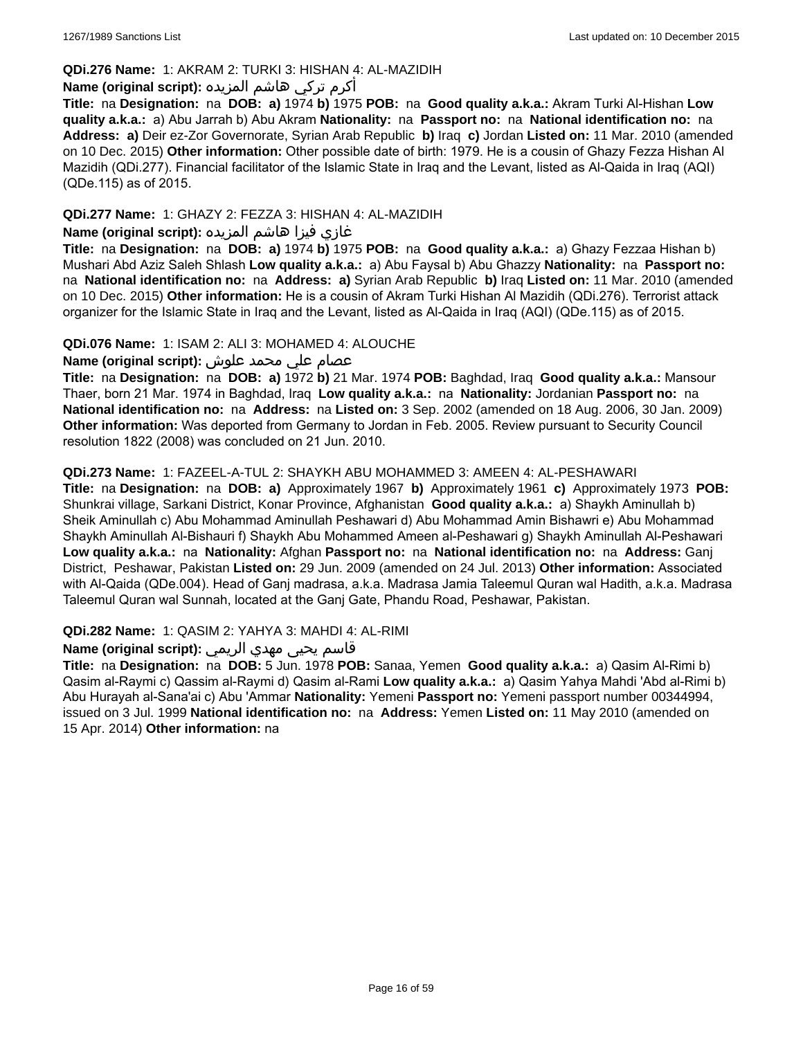**QDi.276 Name:** 1: AKRAM 2: TURKI 3: HISHAN 4: AL-MAZIDIH

**Name (original script):** أكرم تركي هاشم المزيده

**Title:** na **Designation:** na **DOB:** **a)** 1974 **b)** 1975 **POB:** na **Good quality a.k.a.:** Akram Turki Al-Hishan **Low quality a.k.a.:** a) Abu Jarrah b) Abu Akram **Nationality:** na **Passport no:** na **National identification no:** na **Address:** **a)** Deir ez-Zor Governorate, Syrian Arab Republic **b)** Iraq **c)** Jordan **Listed on:** 11 Mar. 2010 (amended on 10 Dec. 2015) **Other information:** Other possible date of birth: 1979. He is a cousin of Ghazy Fezza Hishan Al Mazidih (QDi.277). Financial facilitator of the Islamic State in Iraq and the Levant, listed as Al-Qaida in Iraq (AQI) (QDe.115) as of 2015.

**QDi.277 Name:** 1: GHAZY 2: FEZZA 3: HISHAN 4: AL-MAZIDIH

**Name (original script):** غازي فيزا هاشم المزيده

**Title:** na **Designation:** na **DOB:** **a)** 1974 **b)** 1975 **POB:** na **Good quality a.k.a.:** a) Ghazy Fezzaa Hishan b) Mushari Abd Aziz Saleh Shlash **Low quality a.k.a.:** a) Abu Faysal b) Abu Ghazzy **Nationality:** na **Passport no:** na **National identification no:** na **Address:** **a)** Syrian Arab Republic **b)** Iraq **Listed on:** 11 Mar. 2010 (amended on 10 Dec. 2015) **Other information:** He is a cousin of Akram Turki Hishan Al Mazidih (QDi.276). Terrorist attack organizer for the Islamic State in Iraq and the Levant, listed as Al-Qaida in Iraq (AQI) (QDe.115) as of 2015.

**QDi.076 Name:** 1: ISAM 2: ALI 3: MOHAMED 4: ALOUCHE

**Name (original script):** عصام علي محمد علوش

**Title:** na **Designation:** na **DOB:** **a)** 1972 **b)** 21 Mar. 1974 **POB:** Baghdad, Iraq **Good quality a.k.a.:** Mansour Thaer, born 21 Mar. 1974 in Baghdad, Iraq **Low quality a.k.a.:** na **Nationality:** Jordanian **Passport no:** na **National identification no:** na **Address:** na **Listed on:** 3 Sep. 2002 (amended on 18 Aug. 2006, 30 Jan. 2009) **Other information:** Was deported from Germany to Jordan in Feb. 2005. Review pursuant to Security Council resolution 1822 (2008) was concluded on 21 Jun. 2010.

**QDi.273 Name:** 1: FAZEEL-A-TUL 2: SHAYKH ABU MOHAMMED 3: AMEEN 4: AL-PESHAWARI

**Title:** na **Designation:** na **DOB:** **a)** Approximately 1967 **b)** Approximately 1961 **c)** Approximately 1973 **POB:** Shunkrai village, Sarkani District, Konar Province, Afghanistan **Good quality a.k.a.:** a) Shaykh Aminullah b) Sheik Aminullah c) Abu Mohammad Aminullah Peshawari d) Abu Mohammad Amin Bishawri e) Abu Mohammad Shaykh Aminullah Al-Bishauri f) Shaykh Abu Mohammed Ameen al-Peshawari g) Shaykh Aminullah Al-Peshawari **Low quality a.k.a.:** na **Nationality:** Afghan **Passport no:** na **National identification no:** na **Address:** Ganj District, Peshawar, Pakistan **Listed on:** 29 Jun. 2009 (amended on 24 Jul. 2013) **Other information:** Associated with Al-Qaida (QDe.004). Head of Ganj madrasa, a.k.a. Madrasa Jamia Taleemul Quran wal Hadith, a.k.a. Madrasa Taleemul Quran wal Sunnah, located at the Ganj Gate, Phandu Road, Peshawar, Pakistan.

**QDi.282 Name:** 1: QASIM 2: YAHYA 3: MAHDI 4: AL-RIMI

**Name (original script):** قاسم يحيى مهدي الريمي

**Title:** na **Designation:** na **DOB:** 5 Jun. 1978 **POB:** Sanaa, Yemen **Good quality a.k.a.:** a) Qasim Al-Rimi b) Qasim al-Raymi c) Qassim al-Raymi d) Qasim al-Rami **Low quality a.k.a.:** a) Qasim Yahya Mahdi 'Abd al-Rimi b) Abu Hurayah al-Sana'ai c) Abu 'Ammar **Nationality:** Yemeni **Passport no:** Yemeni passport number 00344994, issued on 3 Jul. 1999 **National identification no:** na **Address:** Yemen **Listed on:** 11 May 2010 (amended on 15 Apr. 2014) **Other information:** na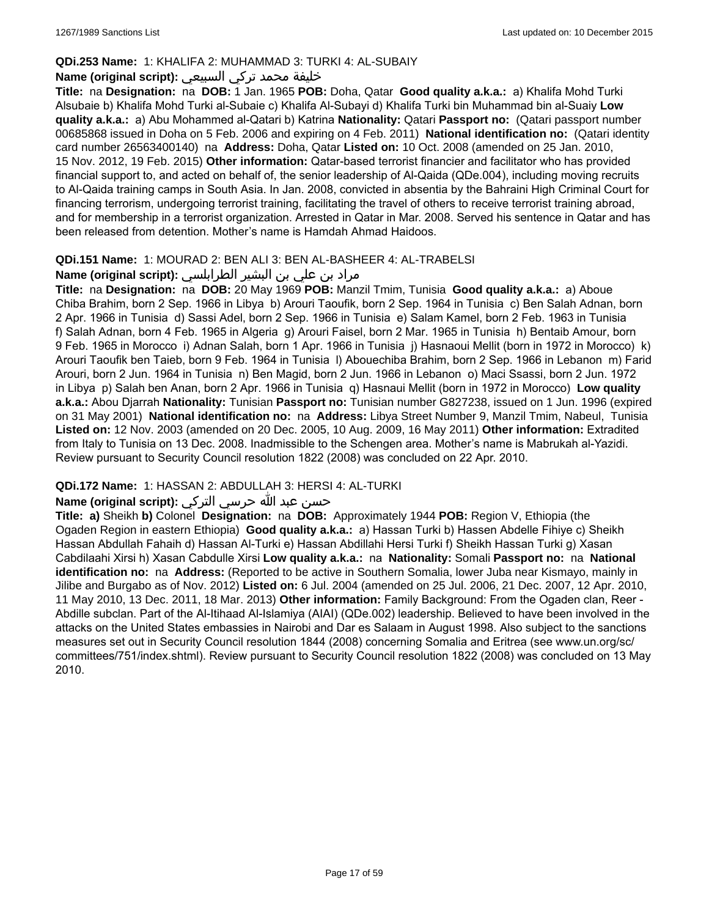**QDi.253 Name:** 1: KHALIFA 2: MUHAMMAD 3: TURKI 4: AL-SUBAIY

**Name (original script):** خليفة محمد تركي السبيعي

**Title:** na **Designation:** na **DOB:** 1 Jan. 1965 **POB:** Doha, Qatar **Good quality a.k.a.:** a) Khalifa Mohd Turki Alsubaie b) Khalifa Mohd Turki al-Subaie c) Khalifa Al-Subayi d) Khalifa Turki bin Muhammad bin al-Suaiy **Low quality a.k.a.:** a) Abu Mohammed al-Qatari b) Katrina **Nationality:** Qatari **Passport no:** (Qatari passport number 00685868 issued in Doha on 5 Feb. 2006 and expiring on 4 Feb. 2011) **National identification no:** (Qatari identity card number 26563400140) na **Address:** Doha, Qatar **Listed on:** 10 Oct. 2008 (amended on 25 Jan. 2010, 15 Nov. 2012, 19 Feb. 2015) **Other information:** Qatar-based terrorist financier and facilitator who has provided financial support to, and acted on behalf of, the senior leadership of Al-Qaida (QDe.004), including moving recruits to Al-Qaida training camps in South Asia. In Jan. 2008, convicted in absentia by the Bahraini High Criminal Court for financing terrorism, undergoing terrorist training, facilitating the travel of others to receive terrorist training abroad, and for membership in a terrorist organization. Arrested in Qatar in Mar. 2008. Served his sentence in Qatar and has been released from detention. Mother's name is Hamdah Ahmad Haidoos.

**QDi.151 Name:** 1: MOURAD 2: BEN ALI 3: BEN AL-BASHEER 4: AL-TRABELSI

**Name (original script):** مراد بن علي بن البشير الطرابلسي

**Title:** na **Designation:** na **DOB:** 20 May 1969 **POB:** Manzil Tmim, Tunisia **Good quality a.k.a.:** a) Aboue Chiba Brahim, born 2 Sep. 1966 in Libya b) Arouri Taoufik, born 2 Sep. 1964 in Tunisia c) Ben Salah Adnan, born 2 Apr. 1966 in Tunisia d) Sassi Adel, born 2 Sep. 1966 in Tunisia e) Salam Kamel, born 2 Feb. 1963 in Tunisia f) Salah Adnan, born 4 Feb. 1965 in Algeria g) Arouri Faisel, born 2 Mar. 1965 in Tunisia h) Bentaib Amour, born 9 Feb. 1965 in Morocco i) Adnan Salah, born 1 Apr. 1966 in Tunisia j) Hasnaoui Mellit (born in 1972 in Morocco) k) Arouri Taoufik ben Taieb, born 9 Feb. 1964 in Tunisia l) Abouechiba Brahim, born 2 Sep. 1966 in Lebanon m) Farid Arouri, born 2 Jun. 1964 in Tunisia n) Ben Magid, born 2 Jun. 1966 in Lebanon o) Maci Ssassi, born 2 Jun. 1972 in Libya p) Salah ben Anan, born 2 Apr. 1966 in Tunisia q) Hasnaui Mellit (born in 1972 in Morocco) **Low quality a.k.a.:** Abou Djarrah **Nationality:** Tunisian **Passport no:** Tunisian number G827238, issued on 1 Jun. 1996 (expired on 31 May 2001) **National identification no:** na **Address:** Libya Street Number 9, Manzil Tmim, Nabeul, Tunisia **Listed on:** 12 Nov. 2003 (amended on 20 Dec. 2005, 10 Aug. 2009, 16 May 2011) **Other information:** Extradited from Italy to Tunisia on 13 Dec. 2008. Inadmissible to the Schengen area. Mother's name is Mabrukah al-Yazidi. Review pursuant to Security Council resolution 1822 (2008) was concluded on 22 Apr. 2010.

**QDi.172 Name:** 1: HASSAN 2: ABDULLAH 3: HERSI 4: AL-TURKI

**Name (original script):** حسن عبد الله حرسي التركي

**Title:** **a)** Sheikh **b)** Colonel **Designation:** na **DOB:** Approximately 1944 **POB:** Region V, Ethiopia (the Ogaden Region in eastern Ethiopia) **Good quality a.k.a.:** a) Hassan Turki b) Hassen Abdelle Fihiye c) Sheikh Hassan Abdullah Fahaih d) Hassan Al-Turki e) Hassan Abdillahi Hersi Turki f) Sheikh Hassan Turki g) Xasan Cabdilaahi Xirsi h) Xasan Cabdulle Xirsi **Low quality a.k.a.:** na **Nationality:** Somali **Passport no:** na **National identification no:** na **Address:** (Reported to be active in Southern Somalia, lower Juba near Kismayo, mainly in Jilibe and Burgabo as of Nov. 2012) **Listed on:** 6 Jul. 2004 (amended on 25 Jul. 2006, 21 Dec. 2007, 12 Apr. 2010, 11 May 2010, 13 Dec. 2011, 18 Mar. 2013) **Other information:** Family Background: From the Ogaden clan, Reer - Abdille subclan. Part of the Al-Itihaad Al-Islamiya (AIAI) (QDe.002) leadership. Believed to have been involved in the attacks on the United States embassies in Nairobi and Dar es Salaam in August 1998. Also subject to the sanctions measures set out in Security Council resolution 1844 (2008) concerning Somalia and Eritrea (see www.un.org/sc/committees/751/index.shtml). Review pursuant to Security Council resolution 1822 (2008) was concluded on 13 May 2010.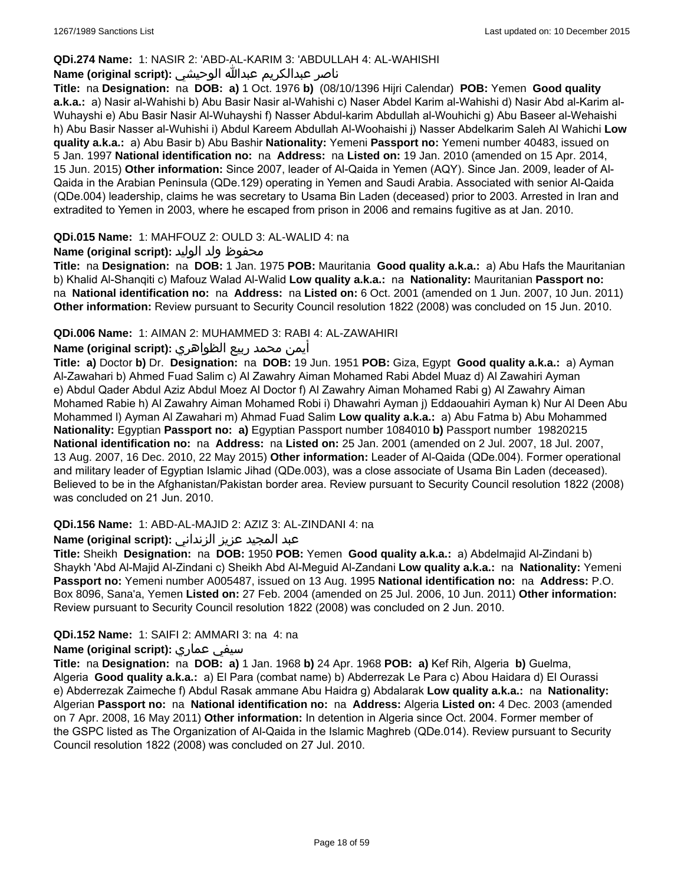**QDi.274 Name:** 1: NASIR 2: 'ABD-AL-KARIM 3: 'ABDULLAH 4: AL-WAHISHI

**Name (original script):** ناصر عبدالكريم عبدالله الوحيشي

**Title:** na **Designation:** na **DOB:** **a)** 1 Oct. 1976 **b)** (08/10/1396 Hijri Calendar) **POB:** Yemen **Good quality a.k.a.:** a) Nasir al-Wahishi b) Abu Basir Nasir al-Wahishi c) Naser Abdel Karim al-Wahishi d) Nasir Abd al-Karim al-Wuhayshi e) Abu Basir Nasir Al-Wuhayshi f) Nasser Abdul-karim Abdullah al-Wouhichi g) Abu Baseer al-Wehaishi h) Abu Basir Nasser al-Wuhishi i) Abdul Kareem Abdullah Al-Woohaishi j) Nasser Abdelkarim Saleh Al Wahichi **Low quality a.k.a.:** a) Abu Basir b) Abu Bashir **Nationality:** Yemeni **Passport no:** Yemeni number 40483, issued on 5 Jan. 1997 **National identification no:** na **Address:** na **Listed on:** 19 Jan. 2010 (amended on 15 Apr. 2014, 15 Jun. 2015) **Other information:** Since 2007, leader of Al-Qaida in Yemen (AQY). Since Jan. 2009, leader of Al-Qaida in the Arabian Peninsula (QDe.129) operating in Yemen and Saudi Arabia. Associated with senior Al-Qaida (QDe.004) leadership, claims he was secretary to Usama Bin Laden (deceased) prior to 2003. Arrested in Iran and extradited to Yemen in 2003, where he escaped from prison in 2006 and remains fugitive as at Jan. 2010.

**QDi.015 Name:** 1: MAHFOUZ 2: OULD 3: AL-WALID 4: na

**Name (original script):** محفوظ ولد الوليد

**Title:** na **Designation:** na **DOB:** 1 Jan. 1975 **POB:** Mauritania **Good quality a.k.a.:** a) Abu Hafs the Mauritanian b) Khalid Al-Shanqiti c) Mafouz Walad Al-Walid **Low quality a.k.a.:** na **Nationality:** Mauritanian **Passport no:** na **National identification no:** na **Address:** na **Listed on:** 6 Oct. 2001 (amended on 1 Jun. 2007, 10 Jun. 2011) **Other information:** Review pursuant to Security Council resolution 1822 (2008) was concluded on 15 Jun. 2010.

**QDi.006 Name:** 1: AIMAN 2: MUHAMMED 3: RABI 4: AL-ZAWAHIRI

**Name (original script):** أيمن محمد ربيع الظواهري

**Title:** **a)** Doctor **b)** Dr. **Designation:** na **DOB:** 19 Jun. 1951 **POB:** Giza, Egypt **Good quality a.k.a.:** a) Ayman Al-Zawahari b) Ahmed Fuad Salim c) Al Zawahry Aiman Mohamed Rabi Abdel Muaz d) Al Zawahiri Ayman e) Abdul Qader Abdul Aziz Abdul Moez Al Doctor f) Al Zawahry Aiman Mohamed Rabi g) Al Zawahry Aiman Mohamed Rabie h) Al Zawahry Aiman Mohamed Robi i) Dhawahri Ayman j) Eddaouahiri Ayman k) Nur Al Deen Abu Mohammed l) Ayman Al Zawahari m) Ahmad Fuad Salim **Low quality a.k.a.:** a) Abu Fatma b) Abu Mohammed **Nationality:** Egyptian **Passport no:** **a)** Egyptian Passport number 1084010 **b)** Passport number 19820215 **National identification no:** na **Address:** na **Listed on:** 25 Jan. 2001 (amended on 2 Jul. 2007, 18 Jul. 2007, 13 Aug. 2007, 16 Dec. 2010, 22 May 2015) **Other information:** Leader of Al-Qaida (QDe.004). Former operational and military leader of Egyptian Islamic Jihad (QDe.003), was a close associate of Usama Bin Laden (deceased). Believed to be in the Afghanistan/Pakistan border area. Review pursuant to Security Council resolution 1822 (2008) was concluded on 21 Jun. 2010.

**QDi.156 Name:** 1: ABD-AL-MAJID 2: AZIZ 3: AL-ZINDANI 4: na

**Name (original script):** عبد المجيد عزيز الزنداني

**Title:** Sheikh **Designation:** na **DOB:** 1950 **POB:** Yemen **Good quality a.k.a.:** a) Abdelmajid Al-Zindani b) Shaykh 'Abd Al-Majid Al-Zindani c) Sheikh Abd Al-Meguid Al-Zandani **Low quality a.k.a.:** na **Nationality:** Yemeni **Passport no:** Yemeni number A005487, issued on 13 Aug. 1995 **National identification no:** na **Address:** P.O. Box 8096, Sana'a, Yemen **Listed on:** 27 Feb. 2004 (amended on 25 Jul. 2006, 10 Jun. 2011) **Other information:** Review pursuant to Security Council resolution 1822 (2008) was concluded on 2 Jun. 2010.

**QDi.152 Name:** 1: SAIFI 2: AMMARI 3: na 4: na

**Name (original script):** سيفي عماري

**Title:** na **Designation:** na **DOB:** **a)** 1 Jan. 1968 **b)** 24 Apr. 1968 **POB:** **a)** Kef Rih, Algeria **b)** Guelma, Algeria **Good quality a.k.a.:** a) El Para (combat name) b) Abderrezak Le Para c) Abou Haidara d) El Ourassi e) Abderrezak Zaimeche f) Abdul Rasak ammane Abu Haidra g) Abdalarak **Low quality a.k.a.:** na **Nationality:** Algerian **Passport no:** na **National identification no:** na **Address:** Algeria **Listed on:** 4 Dec. 2003 (amended on 7 Apr. 2008, 16 May 2011) **Other information:** In detention in Algeria since Oct. 2004. Former member of the GSPC listed as The Organization of Al-Qaida in the Islamic Maghreb (QDe.014). Review pursuant to Security Council resolution 1822 (2008) was concluded on 27 Jul. 2010.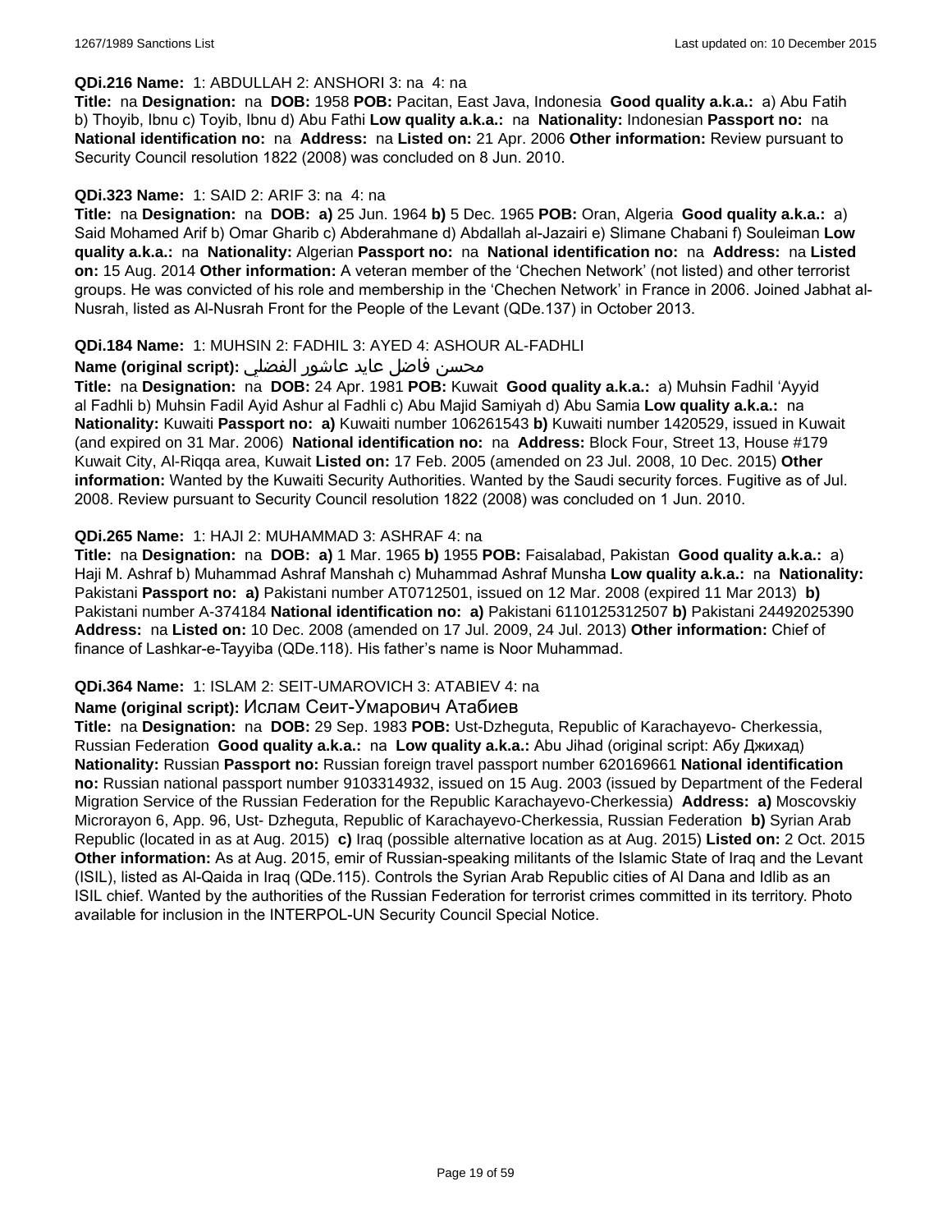**QDi.216 Name:** 1: ABDULLAH 2: ANSHORI 3: na 4: na

**Title:** na **Designation:** na **DOB:** 1958 **POB:** Pacitan, East Java, Indonesia **Good quality a.k.a.:** a) Abu Fatih b) Thoyib, Ibnu c) Toyib, Ibnu d) Abu Fathi **Low quality a.k.a.:** na **Nationality:** Indonesian **Passport no:** na **National identification no:** na **Address:** na **Listed on:** 21 Apr. 2006 **Other information:** Review pursuant to Security Council resolution 1822 (2008) was concluded on 8 Jun. 2010.

**QDi.323 Name:** 1: SAID 2: ARIF 3: na 4: na

**Title:** na **Designation:** na **DOB:** **a)** 25 Jun. 1964 **b)** 5 Dec. 1965 **POB:** Oran, Algeria **Good quality a.k.a.:** a) Said Mohamed Arif b) Omar Gharib c) Abderahmane d) Abdallah al-Jazairi e) Slimane Chabani f) Souleiman **Low quality a.k.a.:** na **Nationality:** Algerian **Passport no:** na **National identification no:** na **Address:** na **Listed on:** 15 Aug. 2014 **Other information:** A veteran member of the 'Chechen Network' (not listed) and other terrorist groups. He was convicted of his role and membership in the 'Chechen Network' in France in 2006. Joined Jabhat al-Nusrah, listed as Al-Nusrah Front for the People of the Levant (QDe.137) in October 2013.

**QDi.184 Name:** 1: MUHSIN 2: FADHIL 3: AYED 4: ASHOUR AL-FADHLI

**Name (original script):** محسن فاضل عايد عاشور الفضلي

**Title:** na **Designation:** na **DOB:** 24 Apr. 1981 **POB:** Kuwait **Good quality a.k.a.:** a) Muhsin Fadhil 'Ayyid al Fadhli b) Muhsin Fadil Ayid Ashur al Fadhli c) Abu Majid Samiyah d) Abu Samia **Low quality a.k.a.:** na **Nationality:** Kuwaiti **Passport no:** **a)** Kuwaiti number 106261543 **b)** Kuwaiti number 1420529, issued in Kuwait (and expired on 31 Mar. 2006) **National identification no:** na **Address:** Block Four, Street 13, House #179 Kuwait City, Al-Riqqa area, Kuwait **Listed on:** 17 Feb. 2005 (amended on 23 Jul. 2008, 10 Dec. 2015) **Other information:** Wanted by the Kuwaiti Security Authorities. Wanted by the Saudi security forces. Fugitive as of Jul. 2008. Review pursuant to Security Council resolution 1822 (2008) was concluded on 1 Jun. 2010.

**QDi.265 Name:** 1: HAJI 2: MUHAMMAD 3: ASHRAF 4: na

**Title:** na **Designation:** na **DOB:** **a)** 1 Mar. 1965 **b)** 1955 **POB:** Faisalabad, Pakistan **Good quality a.k.a.:** a) Haji M. Ashraf b) Muhammad Ashraf Manshah c) Muhammad Ashraf Munsha **Low quality a.k.a.:** na **Nationality:** Pakistani **Passport no:** **a)** Pakistani number AT0712501, issued on 12 Mar. 2008 (expired 11 Mar 2013) **b)** Pakistani number A-374184 **National identification no:** **a)** Pakistani 6110125312507 **b)** Pakistani 24492025390 **Address:** na **Listed on:** 10 Dec. 2008 (amended on 17 Jul. 2009, 24 Jul. 2013) **Other information:** Chief of finance of Lashkar-e-Tayyiba (QDe.118). His father's name is Noor Muhammad.

**QDi.364 Name:** 1: ISLAM 2: SEIT-UMAROVICH 3: ATABIEV 4: na

**Name (original script):** Ислам Сеит-Умарович Атабиев

**Title:** na **Designation:** na **DOB:** 29 Sep. 1983 **POB:** Ust-Dzheguta, Republic of Karachayevo- Cherkessia, Russian Federation **Good quality a.k.a.:** na **Low quality a.k.a.:** Abu Jihad (original script: Абу Джихад) **Nationality:** Russian **Passport no:** Russian foreign travel passport number 620169661 **National identification no:** Russian national passport number 9103314932, issued on 15 Aug. 2003 (issued by Department of the Federal Migration Service of the Russian Federation for the Republic Karachayevo-Cherkessia) **Address:** **a)** Moscovskiy Microrayon 6, App. 96, Ust- Dzheguta, Republic of Karachayevo-Cherkessia, Russian Federation **b)** Syrian Arab Republic (located in as at Aug. 2015) **c)** Iraq (possible alternative location as at Aug. 2015) **Listed on:** 2 Oct. 2015 **Other information:** As at Aug. 2015, emir of Russian-speaking militants of the Islamic State of Iraq and the Levant (ISIL), listed as Al-Qaida in Iraq (QDe.115). Controls the Syrian Arab Republic cities of Al Dana and Idlib as an ISIL chief. Wanted by the authorities of the Russian Federation for terrorist crimes committed in its territory. Photo available for inclusion in the INTERPOL-UN Security Council Special Notice.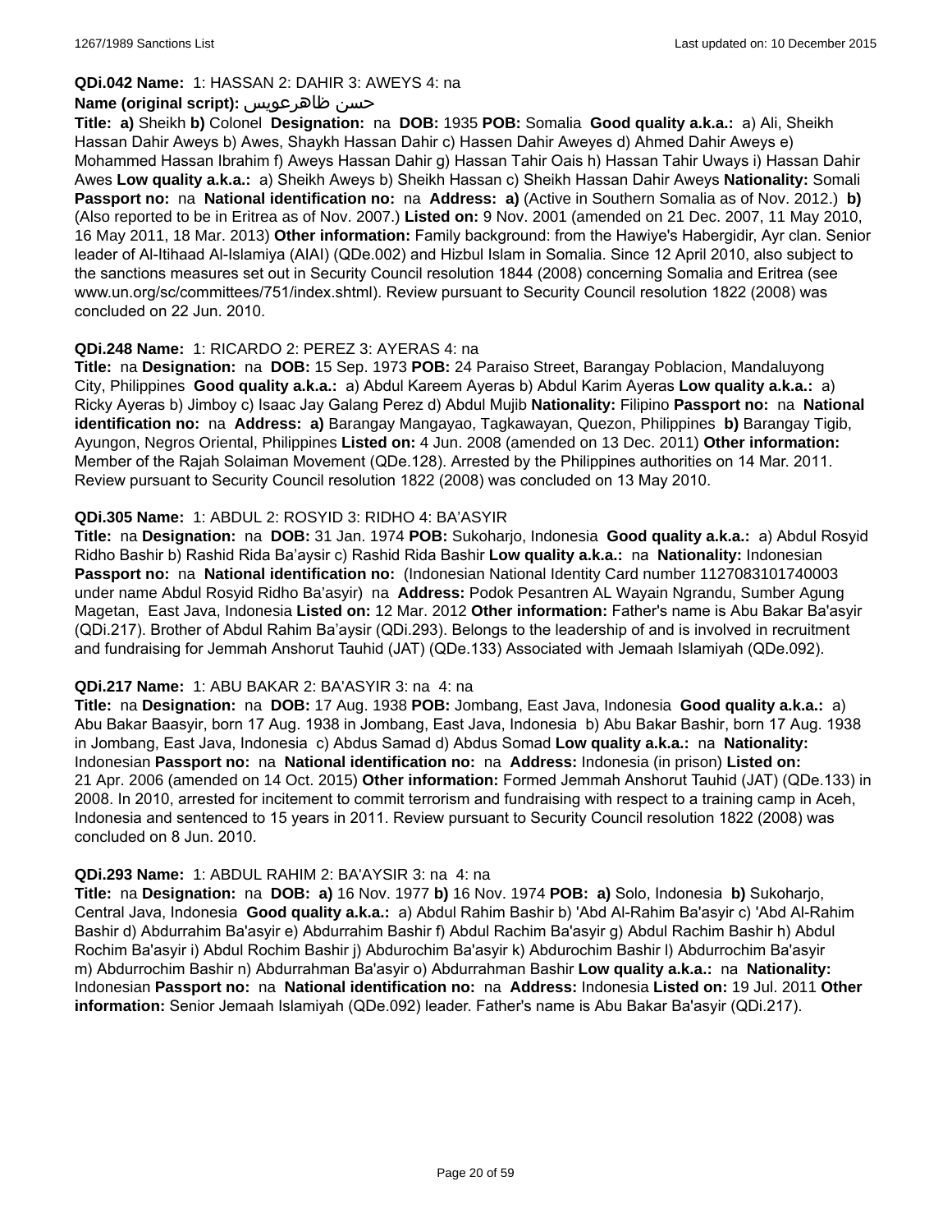**QDi.042 Name:** 1: HASSAN 2: DAHIR 3: AWEYS 4: na

**Name (original script):** حسن ظاهرعويس

**Title:** **a)** Sheikh **b)** Colonel **Designation:** na **DOB:** 1935 **POB:** Somalia **Good quality a.k.a.:** a) Ali, Sheikh Hassan Dahir Aweys b) Awes, Shaykh Hassan Dahir c) Hassen Dahir Aweyes d) Ahmed Dahir Aweys e) Mohammed Hassan Ibrahim f) Aweys Hassan Dahir g) Hassan Tahir Oais h) Hassan Tahir Uways i) Hassan Dahir Awes **Low quality a.k.a.:** a) Sheikh Aweys b) Sheikh Hassan c) Sheikh Hassan Dahir Aweys **Nationality:** Somali **Passport no:** na **National identification no:** na **Address:** **a)** (Active in Southern Somalia as of Nov. 2012.) **b)** (Also reported to be in Eritrea as of Nov. 2007.) **Listed on:** 9 Nov. 2001 (amended on 21 Dec. 2007, 11 May 2010, 16 May 2011, 18 Mar. 2013) **Other information:** Family background: from the Hawiye's Habergidir, Ayr clan. Senior leader of Al-Itihaad Al-Islamiya (AIAI) (QDe.002) and Hizbul Islam in Somalia. Since 12 April 2010, also subject to the sanctions measures set out in Security Council resolution 1844 (2008) concerning Somalia and Eritrea (see www.un.org/sc/committees/751/index.shtml). Review pursuant to Security Council resolution 1822 (2008) was concluded on 22 Jun. 2010.

**QDi.248 Name:** 1: RICARDO 2: PEREZ 3: AYERAS 4: na

**Title:** na **Designation:** na **DOB:** 15 Sep. 1973 **POB:** 24 Paraiso Street, Barangay Poblacion, Mandaluyong City, Philippines **Good quality a.k.a.:** a) Abdul Kareem Ayeras b) Abdul Karim Ayeras **Low quality a.k.a.:** a) Ricky Ayeras b) Jimboy c) Isaac Jay Galang Perez d) Abdul Mujib **Nationality:** Filipino **Passport no:** na **National identification no:** na **Address:** **a)** Barangay Mangayao, Tagkawayan, Quezon, Philippines **b)** Barangay Tigib, Ayungon, Negros Oriental, Philippines **Listed on:** 4 Jun. 2008 (amended on 13 Dec. 2011) **Other information:** Member of the Rajah Solaiman Movement (QDe.128). Arrested by the Philippines authorities on 14 Mar. 2011. Review pursuant to Security Council resolution 1822 (2008) was concluded on 13 May 2010.

**QDi.305 Name:** 1: ABDUL 2: ROSYID 3: RIDHO 4: BA'ASYIR

**Title:** na **Designation:** na **DOB:** 31 Jan. 1974 **POB:** Sukoharjo, Indonesia **Good quality a.k.a.:** a) Abdul Rosyid Ridho Bashir b) Rashid Rida Ba'aysir c) Rashid Rida Bashir **Low quality a.k.a.:** na **Nationality:** Indonesian **Passport no:** na **National identification no:** (Indonesian National Identity Card number 1127083101740003 under name Abdul Rosyid Ridho Ba'asyir) na **Address:** Podok Pesantren AL Wayain Ngrandu, Sumber Agung Magetan, East Java, Indonesia **Listed on:** 12 Mar. 2012 **Other information:** Father's name is Abu Bakar Ba'asyir (QDi.217). Brother of Abdul Rahim Ba'aysir (QDi.293). Belongs to the leadership of and is involved in recruitment and fundraising for Jemmah Anshorut Tauhid (JAT) (QDe.133) Associated with Jemaah Islamiyah (QDe.092).

**QDi.217 Name:** 1: ABU BAKAR 2: BA'ASYIR 3: na 4: na

**Title:** na **Designation:** na **DOB:** 17 Aug. 1938 **POB:** Jombang, East Java, Indonesia **Good quality a.k.a.:** a) Abu Bakar Baasyir, born 17 Aug. 1938 in Jombang, East Java, Indonesia b) Abu Bakar Bashir, born 17 Aug. 1938 in Jombang, East Java, Indonesia c) Abdus Samad d) Abdus Somad **Low quality a.k.a.:** na **Nationality:** Indonesian **Passport no:** na **National identification no:** na **Address:** Indonesia (in prison) **Listed on:** 21 Apr. 2006 (amended on 14 Oct. 2015) **Other information:** Formed Jemmah Anshorut Tauhid (JAT) (QDe.133) in 2008. In 2010, arrested for incitement to commit terrorism and fundraising with respect to a training camp in Aceh, Indonesia and sentenced to 15 years in 2011. Review pursuant to Security Council resolution 1822 (2008) was concluded on 8 Jun. 2010.

**QDi.293 Name:** 1: ABDUL RAHIM 2: BA'AYSIR 3: na 4: na

**Title:** na **Designation:** na **DOB:** **a)** 16 Nov. 1977 **b)** 16 Nov. 1974 **POB:** **a)** Solo, Indonesia **b)** Sukoharjo, Central Java, Indonesia **Good quality a.k.a.:** a) Abdul Rahim Bashir b) 'Abd Al-Rahim Ba'asyir c) 'Abd Al-Rahim Bashir d) Abdurrahim Ba'asyir e) Abdurrahim Bashir f) Abdul Rachim Ba'asyir g) Abdul Rachim Bashir h) Abdul Rochim Ba'asyir i) Abdul Rochim Bashir j) Abdurochim Ba'asyir k) Abdurochim Bashir l) Abdurrochim Ba'asyir m) Abdurrochim Bashir n) Abdurrahman Ba'asyir o) Abdurrahman Bashir **Low quality a.k.a.:** na **Nationality:** Indonesian **Passport no:** na **National identification no:** na **Address:** Indonesia **Listed on:** 19 Jul. 2011 **Other information:** Senior Jemaah Islamiyah (QDe.092) leader. Father's name is Abu Bakar Ba'asyir (QDi.217).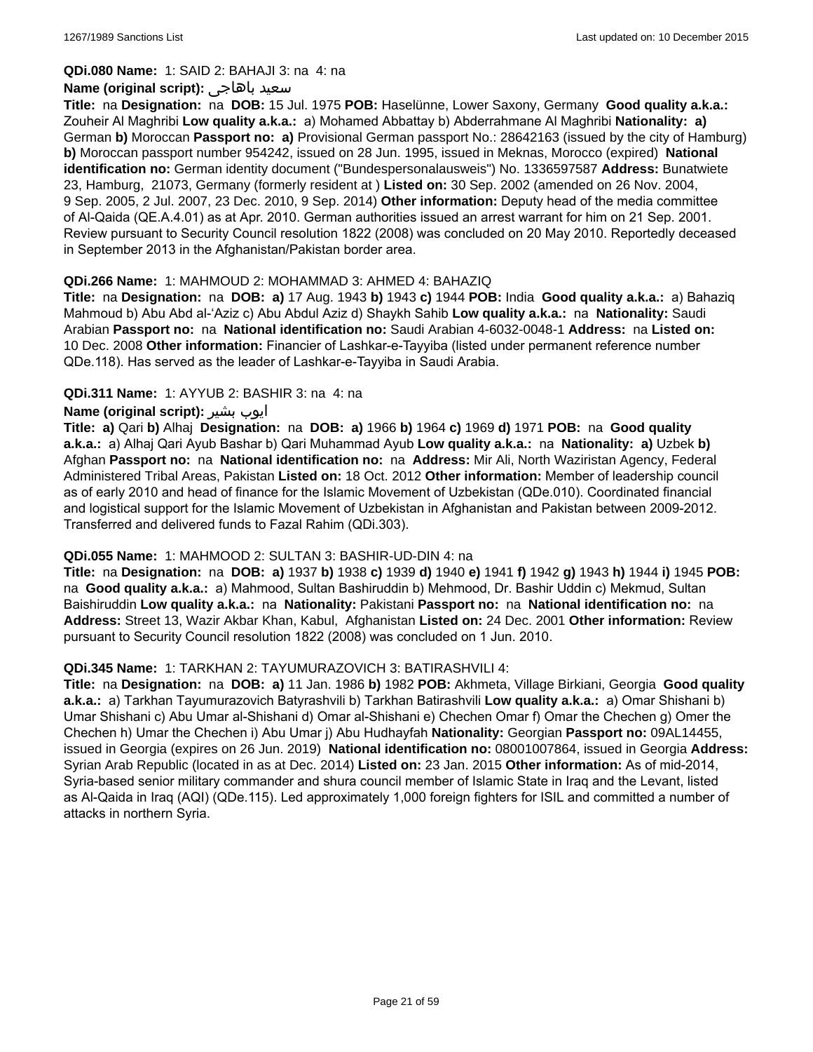**QDi.080 Name:** 1: SAID 2: BAHAJI 3: na 4: na

**Name (original script):** سعيد باهاجى

**Title:** na **Designation:** na **DOB:** 15 Jul. 1975 **POB:** Haselünne, Lower Saxony, Germany **Good quality a.k.a.:** Zouheir Al Maghribi **Low quality a.k.a.:** a) Mohamed Abbattay b) Abderrahmane Al Maghribi **Nationality:** **a)** German **b)** Moroccan **Passport no:** **a)** Provisional German passport No.: 28642163 (issued by the city of Hamburg) **b)** Moroccan passport number 954242, issued on 28 Jun. 1995, issued in Meknas, Morocco (expired) **National identification no:** German identity document ("Bundespersonalausweis") No. 1336597587 **Address:** Bunatwiete 23, Hamburg, 21073, Germany (formerly resident at ) **Listed on:** 30 Sep. 2002 (amended on 26 Nov. 2004, 9 Sep. 2005, 2 Jul. 2007, 23 Dec. 2010, 9 Sep. 2014) **Other information:** Deputy head of the media committee of Al-Qaida (QE.A.4.01) as at Apr. 2010. German authorities issued an arrest warrant for him on 21 Sep. 2001. Review pursuant to Security Council resolution 1822 (2008) was concluded on 20 May 2010. Reportedly deceased in September 2013 in the Afghanistan/Pakistan border area.

**QDi.266 Name:** 1: MAHMOUD 2: MOHAMMAD 3: AHMED 4: BAHAZIQ

**Title:** na **Designation:** na **DOB:** **a)** 17 Aug. 1943 **b)** 1943 **c)** 1944 **POB:** India **Good quality a.k.a.:** a) Bahaziq Mahmoud b) Abu Abd al-'Aziz c) Abu Abdul Aziz d) Shaykh Sahib **Low quality a.k.a.:** na **Nationality:** Saudi Arabian **Passport no:** na **National identification no:** Saudi Arabian 4-6032-0048-1 **Address:** na **Listed on:** 10 Dec. 2008 **Other information:** Financier of Lashkar-e-Tayyiba (listed under permanent reference number QDe.118). Has served as the leader of Lashkar-e-Tayyiba in Saudi Arabia.

**QDi.311 Name:** 1: AYYUB 2: BASHIR 3: na 4: na

**Name (original script):** ايوب بشير

**Title:** **a)** Qari **b)** Alhaj **Designation:** na **DOB:** **a)** 1966 **b)** 1964 **c)** 1969 **d)** 1971 **POB:** na **Good quality a.k.a.:** a) Alhaj Qari Ayub Bashar b) Qari Muhammad Ayub **Low quality a.k.a.:** na **Nationality:** **a)** Uzbek **b)** Afghan **Passport no:** na **National identification no:** na **Address:** Mir Ali, North Waziristan Agency, Federal Administered Tribal Areas, Pakistan **Listed on:** 18 Oct. 2012 **Other information:** Member of leadership council as of early 2010 and head of finance for the Islamic Movement of Uzbekistan (QDe.010). Coordinated financial and logistical support for the Islamic Movement of Uzbekistan in Afghanistan and Pakistan between 2009-2012. Transferred and delivered funds to Fazal Rahim (QDi.303).

**QDi.055 Name:** 1: MAHMOOD 2: SULTAN 3: BASHIR-UD-DIN 4: na

**Title:** na **Designation:** na **DOB:** **a)** 1937 **b)** 1938 **c)** 1939 **d)** 1940 **e)** 1941 **f)** 1942 **g)** 1943 **h)** 1944 **i)** 1945 **POB:** na **Good quality a.k.a.:** a) Mahmood, Sultan Bashiruddin b) Mehmood, Dr. Bashir Uddin c) Mekmud, Sultan Baishiruddin **Low quality a.k.a.:** na **Nationality:** Pakistani **Passport no:** na **National identification no:** na **Address:** Street 13, Wazir Akbar Khan, Kabul, Afghanistan **Listed on:** 24 Dec. 2001 **Other information:** Review pursuant to Security Council resolution 1822 (2008) was concluded on 1 Jun. 2010.

**QDi.345 Name:** 1: TARKHAN 2: TAYUMURAZOVICH 3: BATIRASHVILI 4:

**Title:** na **Designation:** na **DOB:** **a)** 11 Jan. 1986 **b)** 1982 **POB:** Akhmeta, Village Birkiani, Georgia **Good quality a.k.a.:** a) Tarkhan Tayumurazovich Batyrashvili b) Tarkhan Batirashvili **Low quality a.k.a.:** a) Omar Shishani b) Umar Shishani c) Abu Umar al-Shishani d) Omar al-Shishani e) Chechen Omar f) Omar the Chechen g) Omer the Chechen h) Umar the Chechen i) Abu Umar j) Abu Hudhayfah **Nationality:** Georgian **Passport no:** 09AL14455, issued in Georgia (expires on 26 Jun. 2019) **National identification no:** 08001007864, issued in Georgia **Address:** Syrian Arab Republic (located in as at Dec. 2014) **Listed on:** 23 Jan. 2015 **Other information:** As of mid-2014, Syria-based senior military commander and shura council member of Islamic State in Iraq and the Levant, listed as Al-Qaida in Iraq (AQI) (QDe.115). Led approximately 1,000 foreign fighters for ISIL and committed a number of attacks in northern Syria.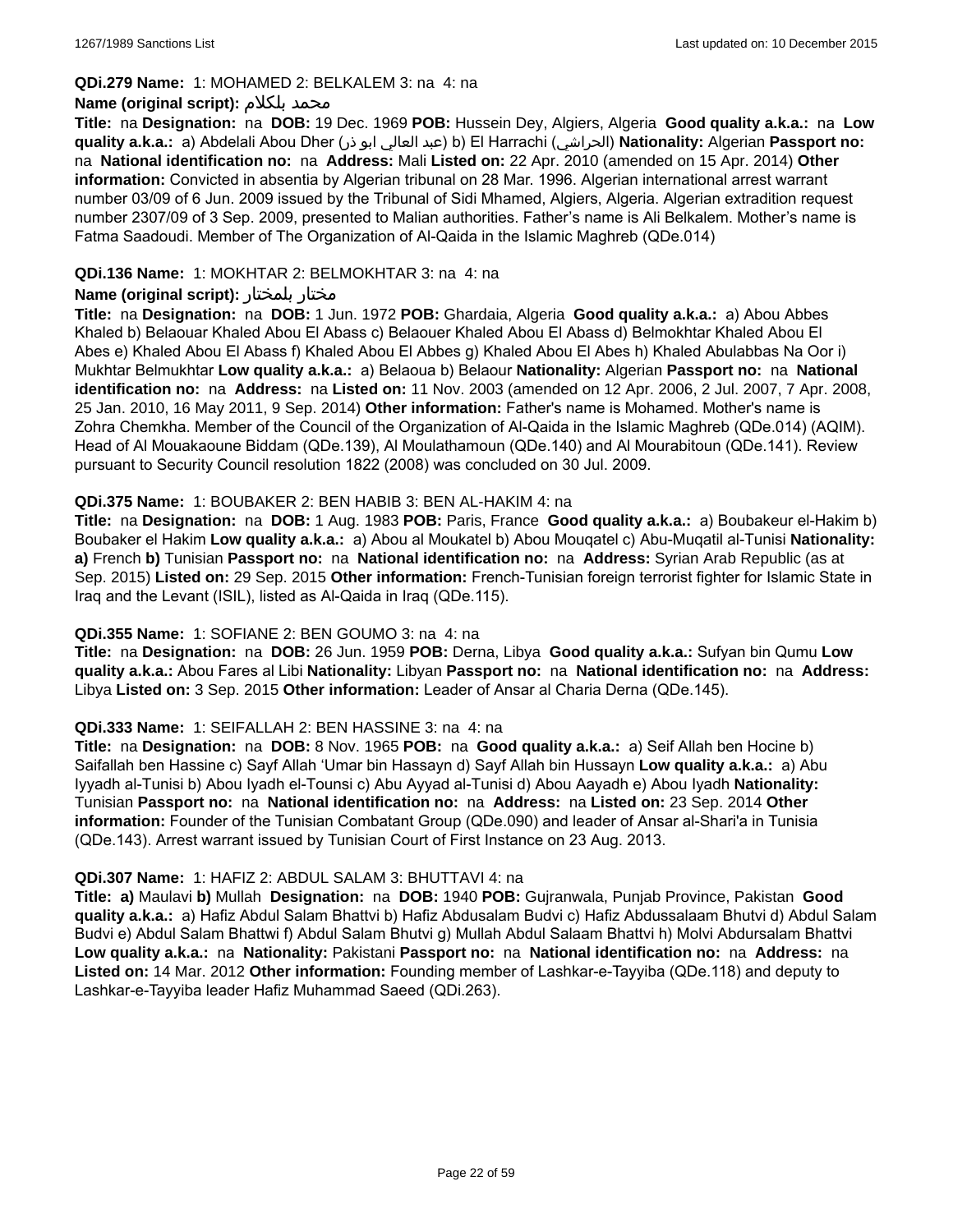**QDi.279 Name:** 1: MOHAMED 2: BELKALEM 3: na 4: na

**Name (original script):** محمد بلكلام

**Title:** na **Designation:** na **DOB:** 19 Dec. 1969 **POB:** Hussein Dey, Algiers, Algeria **Good quality a.k.a.:** na **Low quality a.k.a.:** a) Abdelali Abou Dher (عبد العالي ابو ذر) b) El Harrachi (الحراشي) **Nationality:** Algerian **Passport no:** na **National identification no:** na **Address:** Mali **Listed on:** 22 Apr. 2010 (amended on 15 Apr. 2014) **Other information:** Convicted in absentia by Algerian tribunal on 28 Mar. 1996. Algerian international arrest warrant number 03/09 of 6 Jun. 2009 issued by the Tribunal of Sidi Mhamed, Algiers, Algeria. Algerian extradition request number 2307/09 of 3 Sep. 2009, presented to Malian authorities. Father's name is Ali Belkalem. Mother's name is Fatma Saadoudi. Member of The Organization of Al-Qaida in the Islamic Maghreb (QDe.014)

**QDi.136 Name:** 1: MOKHTAR 2: BELMOKHTAR 3: na 4: na

**Name (original script):** مختار بلمختار

**Title:** na **Designation:** na **DOB:** 1 Jun. 1972 **POB:** Ghardaia, Algeria **Good quality a.k.a.:** a) Abou Abbes Khaled b) Belaouar Khaled Abou El Abass c) Belaouer Khaled Abou El Abass d) Belmokhtar Khaled Abou El Abes e) Khaled Abou El Abass f) Khaled Abou El Abbes g) Khaled Abou El Abes h) Khaled Abulabbas Na Oor i) Mukhtar Belmukhtar **Low quality a.k.a.:** a) Belaoua b) Belaour **Nationality:** Algerian **Passport no:** na **National identification no:** na **Address:** na **Listed on:** 11 Nov. 2003 (amended on 12 Apr. 2006, 2 Jul. 2007, 7 Apr. 2008, 25 Jan. 2010, 16 May 2011, 9 Sep. 2014) **Other information:** Father's name is Mohamed. Mother's name is Zohra Chemkha. Member of the Council of the Organization of Al-Qaida in the Islamic Maghreb (QDe.014) (AQIM). Head of Al Mouakaoune Biddam (QDe.139), Al Moulathamoun (QDe.140) and Al Mourabitoun (QDe.141). Review pursuant to Security Council resolution 1822 (2008) was concluded on 30 Jul. 2009.

**QDi.375 Name:** 1: BOUBAKER 2: BEN HABIB 3: BEN AL-HAKIM 4: na

**Title:** na **Designation:** na **DOB:** 1 Aug. 1983 **POB:** Paris, France **Good quality a.k.a.:** a) Boubakeur el-Hakim b) Boubaker el Hakim **Low quality a.k.a.:** a) Abou al Moukatel b) Abou Mouqatel c) Abu-Muqatil al-Tunisi **Nationality:** **a)** French **b)** Tunisian **Passport no:** na **National identification no:** na **Address:** Syrian Arab Republic (as at Sep. 2015) **Listed on:** 29 Sep. 2015 **Other information:** French-Tunisian foreign terrorist fighter for Islamic State in Iraq and the Levant (ISIL), listed as Al-Qaida in Iraq (QDe.115).

**QDi.355 Name:** 1: SOFIANE 2: BEN GOUMO 3: na 4: na

**Title:** na **Designation:** na **DOB:** 26 Jun. 1959 **POB:** Derna, Libya **Good quality a.k.a.:** Sufyan bin Qumu **Low quality a.k.a.:** Abou Fares al Libi **Nationality:** Libyan **Passport no:** na **National identification no:** na **Address:** Libya **Listed on:** 3 Sep. 2015 **Other information:** Leader of Ansar al Charia Derna (QDe.145).

**QDi.333 Name:** 1: SEIFALLAH 2: BEN HASSINE 3: na 4: na

**Title:** na **Designation:** na **DOB:** 8 Nov. 1965 **POB:** na **Good quality a.k.a.:** a) Seif Allah ben Hocine b) Saifallah ben Hassine c) Sayf Allah 'Umar bin Hassayn d) Sayf Allah bin Hussayn **Low quality a.k.a.:** a) Abu Iyyadh al-Tunisi b) Abou Iyadh el-Tounsi c) Abu Ayyad al-Tunisi d) Abou Aayadh e) Abou Iyadh **Nationality:** Tunisian **Passport no:** na **National identification no:** na **Address:** na **Listed on:** 23 Sep. 2014 **Other information:** Founder of the Tunisian Combatant Group (QDe.090) and leader of Ansar al-Shari'a in Tunisia (QDe.143). Arrest warrant issued by Tunisian Court of First Instance on 23 Aug. 2013.

**QDi.307 Name:** 1: HAFIZ 2: ABDUL SALAM 3: BHUTTAVI 4: na

**Title:** **a)** Maulavi **b)** Mullah **Designation:** na **DOB:** 1940 **POB:** Gujranwala, Punjab Province, Pakistan **Good quality a.k.a.:** a) Hafiz Abdul Salam Bhattvi b) Hafiz Abdusalam Budvi c) Hafiz Abdussalaam Bhutvi d) Abdul Salam Budvi e) Abdul Salam Bhattwi f) Abdul Salam Bhutvi g) Mullah Abdul Salaam Bhattvi h) Molvi Abdursalam Bhattvi **Low quality a.k.a.:** na **Nationality:** Pakistani **Passport no:** na **National identification no:** na **Address:** na **Listed on:** 14 Mar. 2012 **Other information:** Founding member of Lashkar-e-Tayyiba (QDe.118) and deputy to Lashkar-e-Tayyiba leader Hafiz Muhammad Saeed (QDi.263).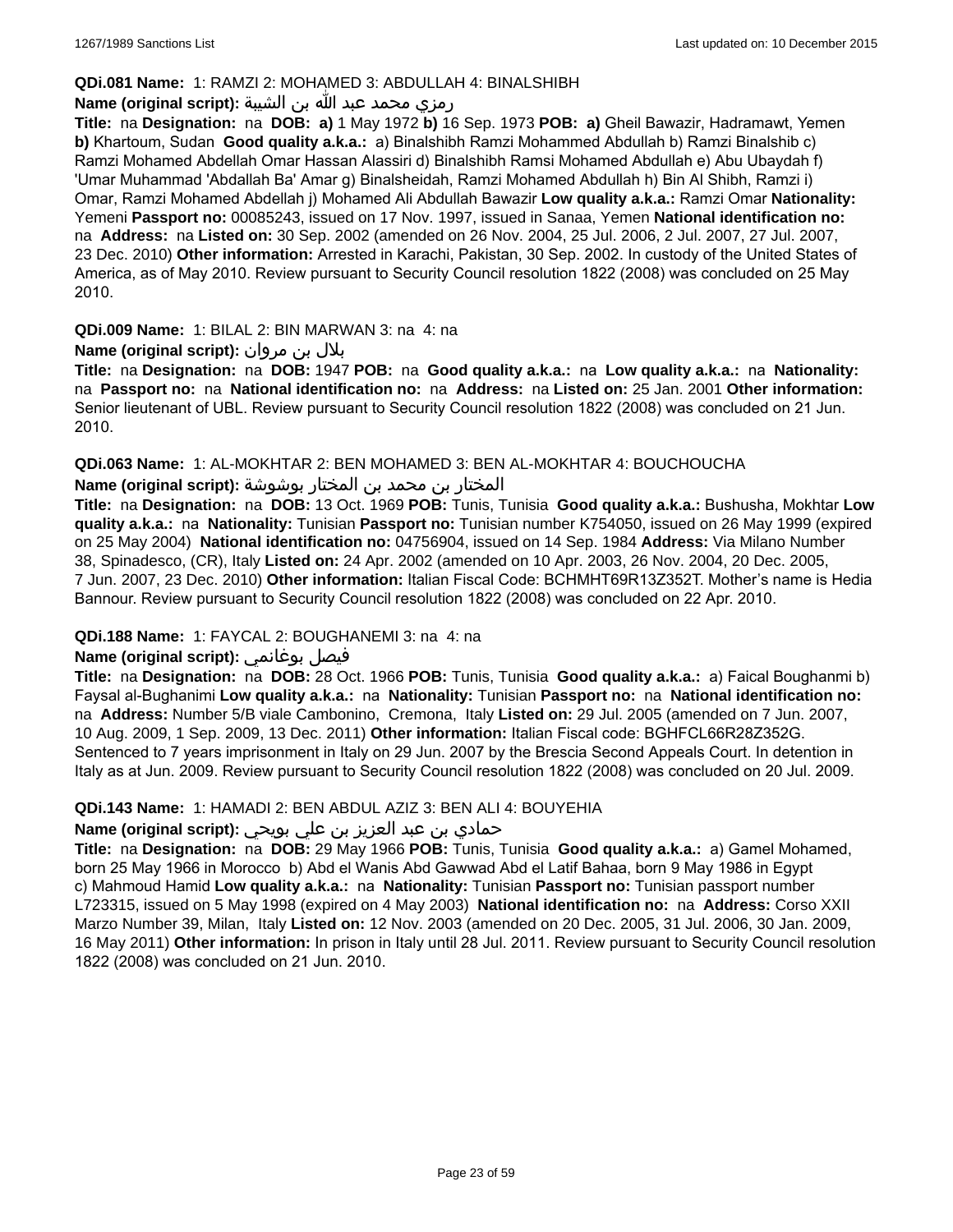**QDi.081 Name:** 1: RAMZI 2: MOHAMED 3: ABDULLAH 4: BINALSHIBH

**Name (original script):** رمزي محمد عبد الله بن الشيبة

**Title:** na **Designation:** na **DOB:** **a)** 1 May 1972 **b)** 16 Sep. 1973 **POB:** **a)** Gheil Bawazir, Hadramawt, Yemen **b)** Khartoum, Sudan **Good quality a.k.a.:** a) Binalshibh Ramzi Mohammed Abdullah b) Ramzi Binalshib c) Ramzi Mohamed Abdellah Omar Hassan Alassiri d) Binalshibh Ramsi Mohamed Abdullah e) Abu Ubaydah f) 'Umar Muhammad 'Abdallah Ba' Amar g) Binalsheidah, Ramzi Mohamed Abdullah h) Bin Al Shibh, Ramzi i) Omar, Ramzi Mohamed Abdellah j) Mohamed Ali Abdullah Bawazir **Low quality a.k.a.:** Ramzi Omar **Nationality:** Yemeni **Passport no:** 00085243, issued on 17 Nov. 1997, issued in Sanaa, Yemen **National identification no:** na **Address:** na **Listed on:** 30 Sep. 2002 (amended on 26 Nov. 2004, 25 Jul. 2006, 2 Jul. 2007, 27 Jul. 2007, 23 Dec. 2010) **Other information:** Arrested in Karachi, Pakistan, 30 Sep. 2002. In custody of the United States of America, as of May 2010. Review pursuant to Security Council resolution 1822 (2008) was concluded on 25 May 2010.

**QDi.009 Name:** 1: BILAL 2: BIN MARWAN 3: na 4: na

**Name (original script):** بلال بن مروان

**Title:** na **Designation:** na **DOB:** 1947 **POB:** na **Good quality a.k.a.:** na **Low quality a.k.a.:** na **Nationality:** na **Passport no:** na **National identification no:** na **Address:** na **Listed on:** 25 Jan. 2001 **Other information:** Senior lieutenant of UBL. Review pursuant to Security Council resolution 1822 (2008) was concluded on 21 Jun. 2010.

**QDi.063 Name:** 1: AL-MOKHTAR 2: BEN MOHAMED 3: BEN AL-MOKHTAR 4: BOUCHOUCHA

**Name (original script):** المختار بن محمد بن المختار بوشوشة

**Title:** na **Designation:** na **DOB:** 13 Oct. 1969 **POB:** Tunis, Tunisia **Good quality a.k.a.:** Bushusha, Mokhtar **Low quality a.k.a.:** na **Nationality:** Tunisian **Passport no:** Tunisian number K754050, issued on 26 May 1999 (expired on 25 May 2004) **National identification no:** 04756904, issued on 14 Sep. 1984 **Address:** Via Milano Number 38, Spinadesco, (CR), Italy **Listed on:** 24 Apr. 2002 (amended on 10 Apr. 2003, 26 Nov. 2004, 20 Dec. 2005, 7 Jun. 2007, 23 Dec. 2010) **Other information:** Italian Fiscal Code: BCHMHT69R13Z352T. Mother's name is Hedia Bannour. Review pursuant to Security Council resolution 1822 (2008) was concluded on 22 Apr. 2010.

**QDi.188 Name:** 1: FAYCAL 2: BOUGHANEMI 3: na 4: na

**Name (original script):** فيصل بوغانمي

**Title:** na **Designation:** na **DOB:** 28 Oct. 1966 **POB:** Tunis, Tunisia **Good quality a.k.a.:** a) Faical Boughanmi b) Faysal al-Bughanimi **Low quality a.k.a.:** na **Nationality:** Tunisian **Passport no:** na **National identification no:** na **Address:** Number 5/B viale Cambonino, Cremona, Italy **Listed on:** 29 Jul. 2005 (amended on 7 Jun. 2007, 10 Aug. 2009, 1 Sep. 2009, 13 Dec. 2011) **Other information:** Italian Fiscal code: BGHFCL66R28Z352G. Sentenced to 7 years imprisonment in Italy on 29 Jun. 2007 by the Brescia Second Appeals Court. In detention in Italy as at Jun. 2009. Review pursuant to Security Council resolution 1822 (2008) was concluded on 20 Jul. 2009.

**QDi.143 Name:** 1: HAMADI 2: BEN ABDUL AZIZ 3: BEN ALI 4: BOUYEHIA

**Name (original script):** حمادي بن عبد العزيز بن علي بويحي

**Title:** na **Designation:** na **DOB:** 29 May 1966 **POB:** Tunis, Tunisia **Good quality a.k.a.:** a) Gamel Mohamed, born 25 May 1966 in Morocco b) Abd el Wanis Abd Gawwad Abd el Latif Bahaa, born 9 May 1986 in Egypt c) Mahmoud Hamid **Low quality a.k.a.:** na **Nationality:** Tunisian **Passport no:** Tunisian passport number L723315, issued on 5 May 1998 (expired on 4 May 2003) **National identification no:** na **Address:** Corso XXII Marzo Number 39, Milan, Italy **Listed on:** 12 Nov. 2003 (amended on 20 Dec. 2005, 31 Jul. 2006, 30 Jan. 2009, 16 May 2011) **Other information:** In prison in Italy until 28 Jul. 2011. Review pursuant to Security Council resolution 1822 (2008) was concluded on 21 Jun. 2010.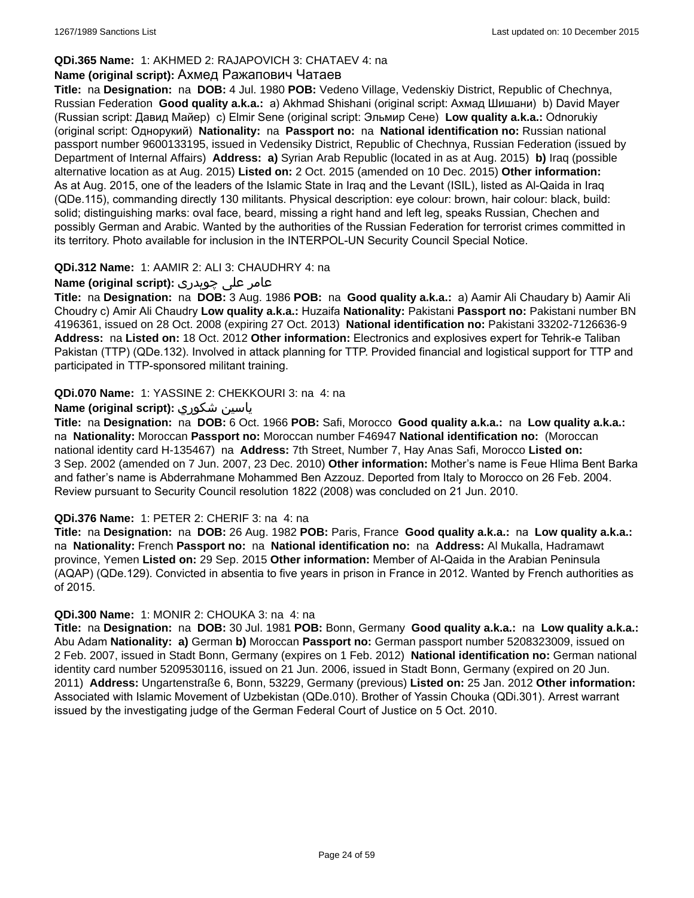**QDi.365 Name:** 1: AKHMED 2: RAJAPOVICH 3: CHATAEV 4: na

**Name (original script):** Ахмед Ражапович Чатаев

**Title:** na **Designation:** na **DOB:** 4 Jul. 1980 **POB:** Vedeno Village, Vedenskiy District, Republic of Chechnya, Russian Federation **Good quality a.k.a.:** a) Akhmad Shishani (original script: Ахмад Шишани) b) David Mayer (Russian script: Давид Майер) c) Elmir Sene (original script: Эльмир Сене) **Low quality a.k.a.:** Odnorukiy (original script: Однорукий) **Nationality:** na **Passport no:** na **National identification no:** Russian national passport number 9600133195, issued in Vedensiky District, Republic of Chechnya, Russian Federation (issued by Department of Internal Affairs) **Address:** **a)** Syrian Arab Republic (located in as at Aug. 2015) **b)** Iraq (possible alternative location as at Aug. 2015) **Listed on:** 2 Oct. 2015 (amended on 10 Dec. 2015) **Other information:** As at Aug. 2015, one of the leaders of the Islamic State in Iraq and the Levant (ISIL), listed as Al-Qaida in Iraq (QDe.115), commanding directly 130 militants. Physical description: eye colour: brown, hair colour: black, build: solid; distinguishing marks: oval face, beard, missing a right hand and left leg, speaks Russian, Chechen and possibly German and Arabic. Wanted by the authorities of the Russian Federation for terrorist crimes committed in its territory. Photo available for inclusion in the INTERPOL-UN Security Council Special Notice.

**QDi.312 Name:** 1: AAMIR 2: ALI 3: CHAUDHRY 4: na

**Name (original script):** عامر علی چوہدری

**Title:** na **Designation:** na **DOB:** 3 Aug. 1986 **POB:** na **Good quality a.k.a.:** a) Aamir Ali Chaudary b) Aamir Ali Choudry c) Amir Ali Chaudry **Low quality a.k.a.:** Huzaifa **Nationality:** Pakistani **Passport no:** Pakistani number BN 4196361, issued on 28 Oct. 2008 (expiring 27 Oct. 2013) **National identification no:** Pakistani 33202-7126636-9 **Address:** na **Listed on:** 18 Oct. 2012 **Other information:** Electronics and explosives expert for Tehrik-e Taliban Pakistan (TTP) (QDe.132). Involved in attack planning for TTP. Provided financial and logistical support for TTP and participated in TTP-sponsored militant training.

**QDi.070 Name:** 1: YASSINE 2: CHEKKOURI 3: na 4: na

**Name (original script):** ياسين شكوري

**Title:** na **Designation:** na **DOB:** 6 Oct. 1966 **POB:** Safi, Morocco **Good quality a.k.a.:** na **Low quality a.k.a.:** na **Nationality:** Moroccan **Passport no:** Moroccan number F46947 **National identification no:** (Moroccan national identity card H-135467) na **Address:** 7th Street, Number 7, Hay Anas Safi, Morocco **Listed on:** 3 Sep. 2002 (amended on 7 Jun. 2007, 23 Dec. 2010) **Other information:** Mother's name is Feue Hlima Bent Barka and father's name is Abderrahmane Mohammed Ben Azzouz. Deported from Italy to Morocco on 26 Feb. 2004. Review pursuant to Security Council resolution 1822 (2008) was concluded on 21 Jun. 2010.

**QDi.376 Name:** 1: PETER 2: CHERIF 3: na 4: na

**Title:** na **Designation:** na **DOB:** 26 Aug. 1982 **POB:** Paris, France **Good quality a.k.a.:** na **Low quality a.k.a.:** na **Nationality:** French **Passport no:** na **National identification no:** na **Address:** Al Mukalla, Hadramawt province, Yemen **Listed on:** 29 Sep. 2015 **Other information:** Member of Al-Qaida in the Arabian Peninsula (AQAP) (QDe.129). Convicted in absentia to five years in prison in France in 2012. Wanted by French authorities as of 2015.

**QDi.300 Name:** 1: MONIR 2: CHOUKA 3: na 4: na

**Title:** na **Designation:** na **DOB:** 30 Jul. 1981 **POB:** Bonn, Germany **Good quality a.k.a.:** na **Low quality a.k.a.:** Abu Adam **Nationality:** **a)** German **b)** Moroccan **Passport no:** German passport number 5208323009, issued on 2 Feb. 2007, issued in Stadt Bonn, Germany (expires on 1 Feb. 2012) **National identification no:** German national identity card number 5209530116, issued on 21 Jun. 2006, issued in Stadt Bonn, Germany (expired on 20 Jun. 2011) **Address:** Ungartenstraße 6, Bonn, 53229, Germany (previous) **Listed on:** 25 Jan. 2012 **Other information:** Associated with Islamic Movement of Uzbekistan (QDe.010). Brother of Yassin Chouka (QDi.301). Arrest warrant issued by the investigating judge of the German Federal Court of Justice on 5 Oct. 2010.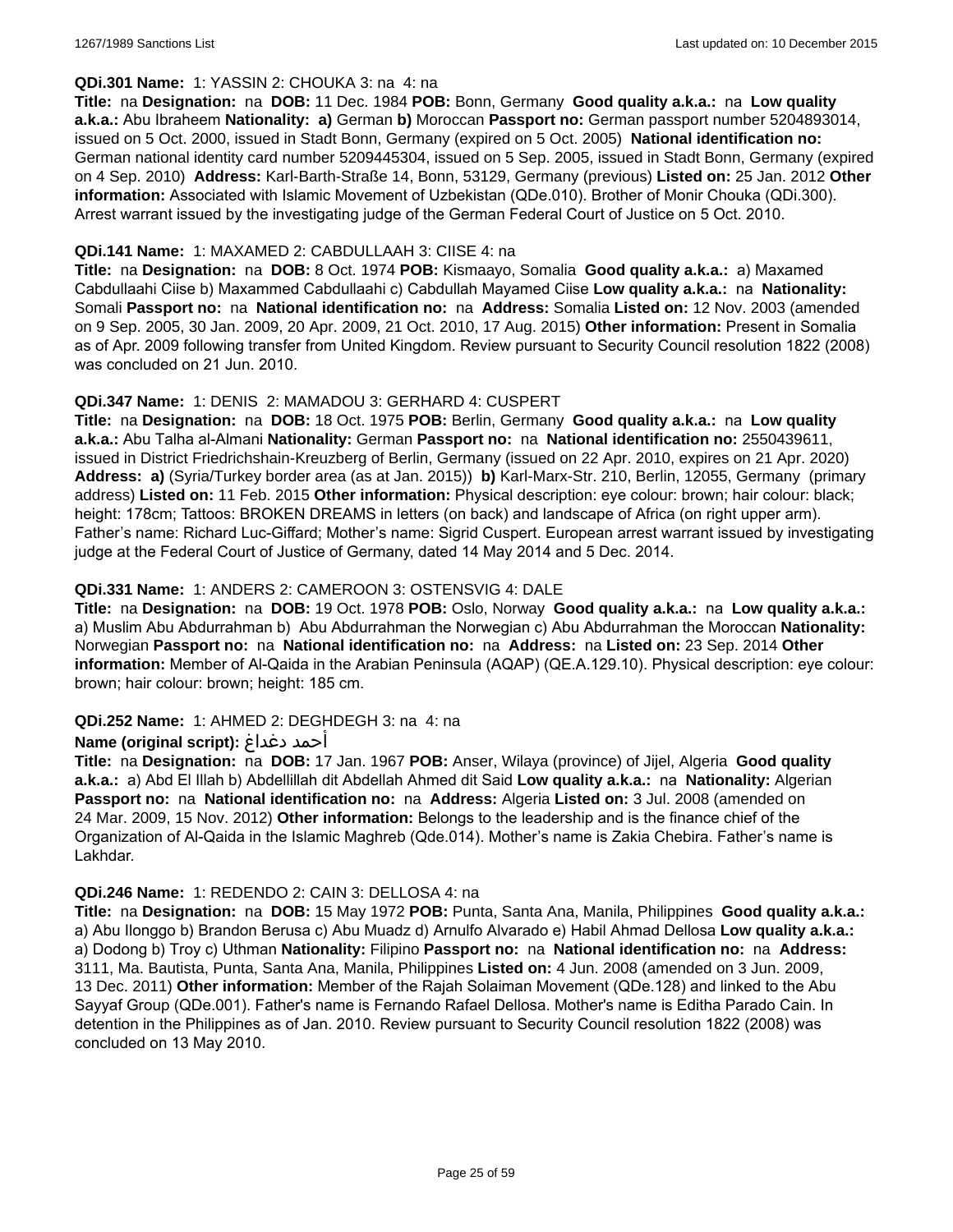**QDi.301 Name:** 1: YASSIN 2: CHOUKA 3: na 4: na

**Title:** na **Designation:** na **DOB:** 11 Dec. 1984 **POB:** Bonn, Germany **Good quality a.k.a.:** na **Low quality a.k.a.:** Abu Ibraheem **Nationality:** **a)** German **b)** Moroccan **Passport no:** German passport number 5204893014, issued on 5 Oct. 2000, issued in Stadt Bonn, Germany (expired on 5 Oct. 2005) **National identification no:** German national identity card number 5209445304, issued on 5 Sep. 2005, issued in Stadt Bonn, Germany (expired on 4 Sep. 2010) **Address:** Karl-Barth-Straße 14, Bonn, 53129, Germany (previous) **Listed on:** 25 Jan. 2012 **Other information:** Associated with Islamic Movement of Uzbekistan (QDe.010). Brother of Monir Chouka (QDi.300). Arrest warrant issued by the investigating judge of the German Federal Court of Justice on 5 Oct. 2010.

**QDi.141 Name:** 1: MAXAMED 2: CABDULLAAH 3: CIISE 4: na

**Title:** na **Designation:** na **DOB:** 8 Oct. 1974 **POB:** Kismaayo, Somalia **Good quality a.k.a.:** a) Maxamed Cabdullaahi Ciise b) Maxammed Cabdullaahi c) Cabdullah Mayamed Ciise **Low quality a.k.a.:** na **Nationality:** Somali **Passport no:** na **National identification no:** na **Address:** Somalia **Listed on:** 12 Nov. 2003 (amended on 9 Sep. 2005, 30 Jan. 2009, 20 Apr. 2009, 21 Oct. 2010, 17 Aug. 2015) **Other information:** Present in Somalia as of Apr. 2009 following transfer from United Kingdom. Review pursuant to Security Council resolution 1822 (2008) was concluded on 21 Jun. 2010.

**QDi.347 Name:** 1: DENIS 2: MAMADOU 3: GERHARD 4: CUSPERT

**Title:** na **Designation:** na **DOB:** 18 Oct. 1975 **POB:** Berlin, Germany **Good quality a.k.a.:** na **Low quality a.k.a.:** Abu Talha al-Almani **Nationality:** German **Passport no:** na **National identification no:** 2550439611, issued in District Friedrichshain-Kreuzberg of Berlin, Germany (issued on 22 Apr. 2010, expires on 21 Apr. 2020) **Address:** **a)** (Syria/Turkey border area (as at Jan. 2015)) **b)** Karl-Marx-Str. 210, Berlin, 12055, Germany (primary address) **Listed on:** 11 Feb. 2015 **Other information:** Physical description: eye colour: brown; hair colour: black; height: 178cm; Tattoos: BROKEN DREAMS in letters (on back) and landscape of Africa (on right upper arm). Father's name: Richard Luc-Giffard; Mother's name: Sigrid Cuspert. European arrest warrant issued by investigating judge at the Federal Court of Justice of Germany, dated 14 May 2014 and 5 Dec. 2014.

**QDi.331 Name:** 1: ANDERS 2: CAMEROON 3: OSTENSVIG 4: DALE

**Title:** na **Designation:** na **DOB:** 19 Oct. 1978 **POB:** Oslo, Norway **Good quality a.k.a.:** na **Low quality a.k.a.:** a) Muslim Abu Abdurrahman b) Abu Abdurrahman the Norwegian c) Abu Abdurrahman the Moroccan **Nationality:** Norwegian **Passport no:** na **National identification no:** na **Address:** na **Listed on:** 23 Sep. 2014 **Other information:** Member of Al-Qaida in the Arabian Peninsula (AQAP) (QE.A.129.10). Physical description: eye colour: brown; hair colour: brown; height: 185 cm.

**QDi.252 Name:** 1: AHMED 2: DEGHDEGH 3: na 4: na

**Name (original script):** أحمد دغداغ

**Title:** na **Designation:** na **DOB:** 17 Jan. 1967 **POB:** Anser, Wilaya (province) of Jijel, Algeria **Good quality a.k.a.:** a) Abd El Illah b) Abdellillah dit Abdellah Ahmed dit Said **Low quality a.k.a.:** na **Nationality:** Algerian **Passport no:** na **National identification no:** na **Address:** Algeria **Listed on:** 3 Jul. 2008 (amended on 24 Mar. 2009, 15 Nov. 2012) **Other information:** Belongs to the leadership and is the finance chief of the Organization of Al-Qaida in the Islamic Maghreb (Qde.014). Mother's name is Zakia Chebira. Father's name is Lakhdar.

**QDi.246 Name:** 1: REDENDO 2: CAIN 3: DELLOSA 4: na

**Title:** na **Designation:** na **DOB:** 15 May 1972 **POB:** Punta, Santa Ana, Manila, Philippines **Good quality a.k.a.:** a) Abu Ilonggo b) Brandon Berusa c) Abu Muadz d) Arnulfo Alvarado e) Habil Ahmad Dellosa **Low quality a.k.a.:** a) Dodong b) Troy c) Uthman **Nationality:** Filipino **Passport no:** na **National identification no:** na **Address:** 3111, Ma. Bautista, Punta, Santa Ana, Manila, Philippines **Listed on:** 4 Jun. 2008 (amended on 3 Jun. 2009, 13 Dec. 2011) **Other information:** Member of the Rajah Solaiman Movement (QDe.128) and linked to the Abu Sayyaf Group (QDe.001). Father's name is Fernando Rafael Dellosa. Mother's name is Editha Parado Cain. In detention in the Philippines as of Jan. 2010. Review pursuant to Security Council resolution 1822 (2008) was concluded on 13 May 2010.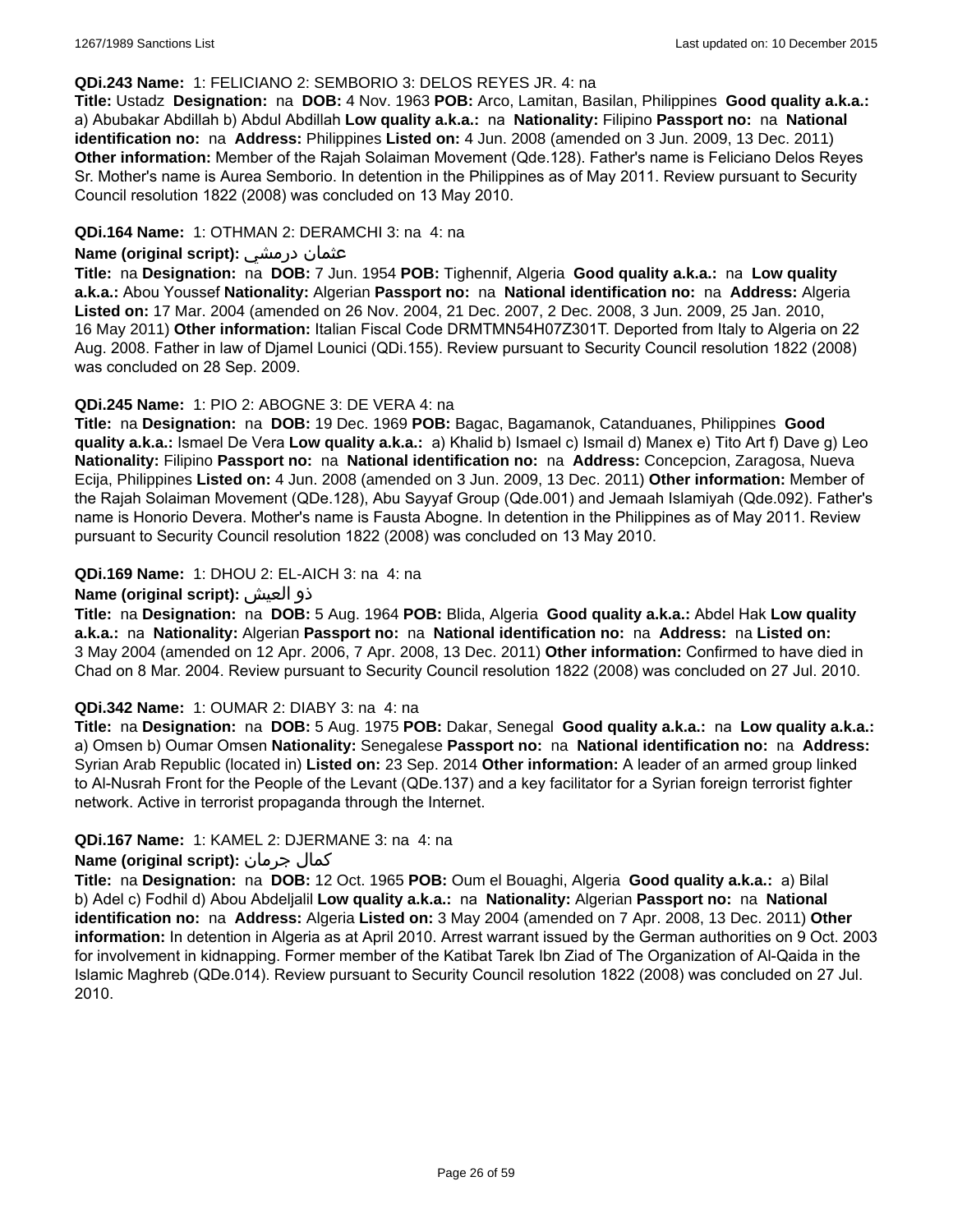**QDi.243 Name:** 1: FELICIANO 2: SEMBORIO 3: DELOS REYES JR. 4: na

**Title:** Ustadz **Designation:** na **DOB:** 4 Nov. 1963 **POB:** Arco, Lamitan, Basilan, Philippines **Good quality a.k.a.:** a) Abubakar Abdillah b) Abdul Abdillah **Low quality a.k.a.:** na **Nationality:** Filipino **Passport no:** na **National identification no:** na **Address:** Philippines **Listed on:** 4 Jun. 2008 (amended on 3 Jun. 2009, 13 Dec. 2011) **Other information:** Member of the Rajah Solaiman Movement (Qde.128). Father's name is Feliciano Delos Reyes Sr. Mother's name is Aurea Semborio. In detention in the Philippines as of May 2011. Review pursuant to Security Council resolution 1822 (2008) was concluded on 13 May 2010.

**QDi.164 Name:** 1: OTHMAN 2: DERAMCHI 3: na 4: na

**Name (original script):** عثمان درمشي

**Title:** na **Designation:** na **DOB:** 7 Jun. 1954 **POB:** Tighennif, Algeria **Good quality a.k.a.:** na **Low quality a.k.a.:** Abou Youssef **Nationality:** Algerian **Passport no:** na **National identification no:** na **Address:** Algeria **Listed on:** 17 Mar. 2004 (amended on 26 Nov. 2004, 21 Dec. 2007, 2 Dec. 2008, 3 Jun. 2009, 25 Jan. 2010, 16 May 2011) **Other information:** Italian Fiscal Code DRMTMN54H07Z301T. Deported from Italy to Algeria on 22 Aug. 2008. Father in law of Djamel Lounici (QDi.155). Review pursuant to Security Council resolution 1822 (2008) was concluded on 28 Sep. 2009.

**QDi.245 Name:** 1: PIO 2: ABOGNE 3: DE VERA 4: na

**Title:** na **Designation:** na **DOB:** 19 Dec. 1969 **POB:** Bagac, Bagamanok, Catanduanes, Philippines **Good quality a.k.a.:** Ismael De Vera **Low quality a.k.a.:** a) Khalid b) Ismael c) Ismail d) Manex e) Tito Art f) Dave g) Leo **Nationality:** Filipino **Passport no:** na **National identification no:** na **Address:** Concepcion, Zaragosa, Nueva Ecija, Philippines **Listed on:** 4 Jun. 2008 (amended on 3 Jun. 2009, 13 Dec. 2011) **Other information:** Member of the Rajah Solaiman Movement (QDe.128), Abu Sayyaf Group (Qde.001) and Jemaah Islamiyah (Qde.092). Father's name is Honorio Devera. Mother's name is Fausta Abogne. In detention in the Philippines as of May 2011. Review pursuant to Security Council resolution 1822 (2008) was concluded on 13 May 2010.

**QDi.169 Name:** 1: DHOU 2: EL-AICH 3: na 4: na

**Name (original script):** ذو العيش

**Title:** na **Designation:** na **DOB:** 5 Aug. 1964 **POB:** Blida, Algeria **Good quality a.k.a.:** Abdel Hak **Low quality a.k.a.:** na **Nationality:** Algerian **Passport no:** na **National identification no:** na **Address:** na **Listed on:** 3 May 2004 (amended on 12 Apr. 2006, 7 Apr. 2008, 13 Dec. 2011) **Other information:** Confirmed to have died in Chad on 8 Mar. 2004. Review pursuant to Security Council resolution 1822 (2008) was concluded on 27 Jul. 2010.

**QDi.342 Name:** 1: OUMAR 2: DIABY 3: na 4: na

**Title:** na **Designation:** na **DOB:** 5 Aug. 1975 **POB:** Dakar, Senegal **Good quality a.k.a.:** na **Low quality a.k.a.:** a) Omsen b) Oumar Omsen **Nationality:** Senegalese **Passport no:** na **National identification no:** na **Address:** Syrian Arab Republic (located in) **Listed on:** 23 Sep. 2014 **Other information:** A leader of an armed group linked to Al-Nusrah Front for the People of the Levant (QDe.137) and a key facilitator for a Syrian foreign terrorist fighter network. Active in terrorist propaganda through the Internet.

**QDi.167 Name:** 1: KAMEL 2: DJERMANE 3: na 4: na

**Name (original script):** كمال جرمان

**Title:** na **Designation:** na **DOB:** 12 Oct. 1965 **POB:** Oum el Bouaghi, Algeria **Good quality a.k.a.:** a) Bilal b) Adel c) Fodhil d) Abou Abdeljalil **Low quality a.k.a.:** na **Nationality:** Algerian **Passport no:** na **National identification no:** na **Address:** Algeria **Listed on:** 3 May 2004 (amended on 7 Apr. 2008, 13 Dec. 2011) **Other information:** In detention in Algeria as at April 2010. Arrest warrant issued by the German authorities on 9 Oct. 2003 for involvement in kidnapping. Former member of the Katibat Tarek Ibn Ziad of The Organization of Al-Qaida in the Islamic Maghreb (QDe.014). Review pursuant to Security Council resolution 1822 (2008) was concluded on 27 Jul. 2010.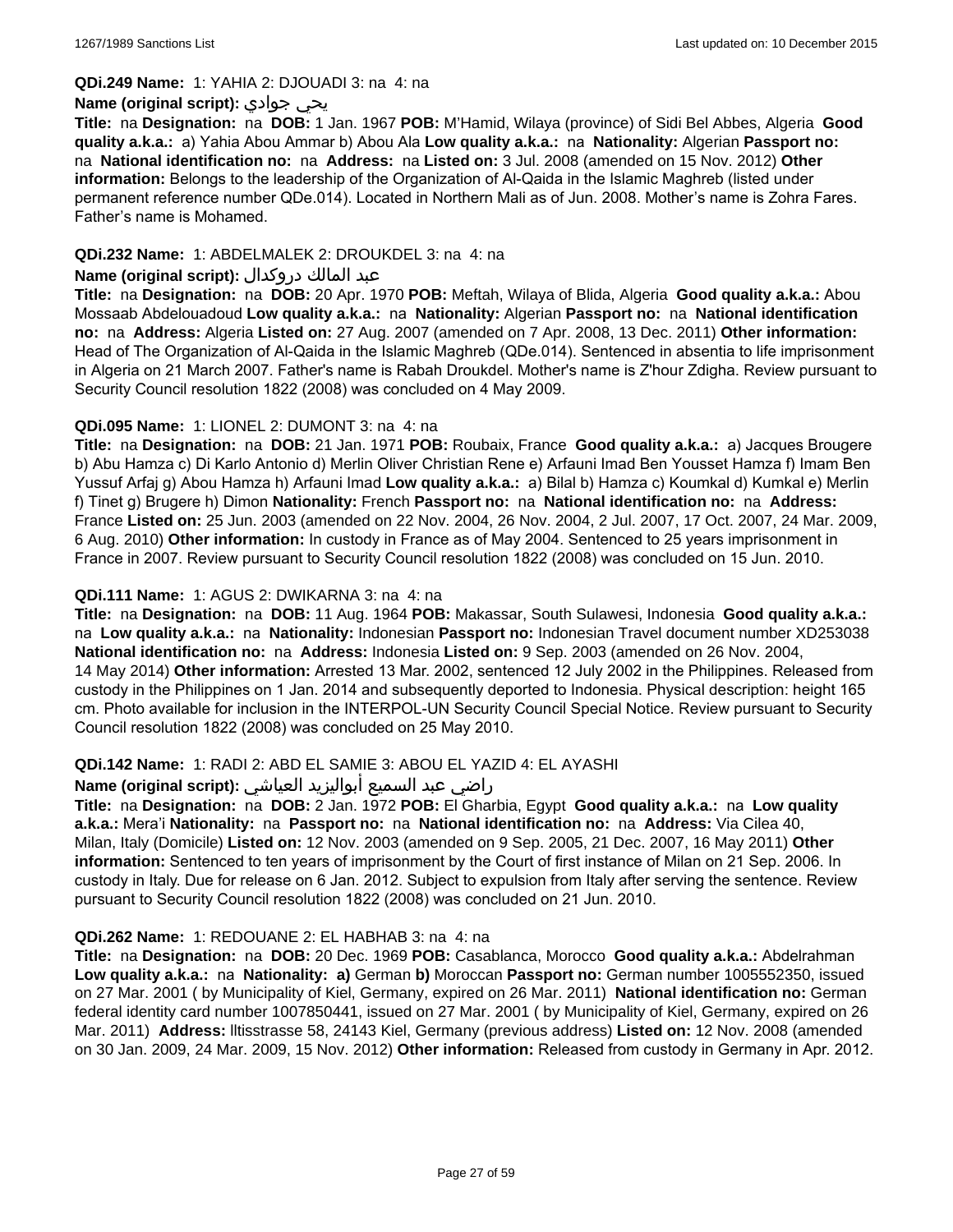**QDi.249 Name:** 1: YAHIA 2: DJOUADI 3: na 4: na

**Name (original script):** يحي جوادي

**Title:** na **Designation:** na **DOB:** 1 Jan. 1967 **POB:** M'Hamid, Wilaya (province) of Sidi Bel Abbes, Algeria **Good quality a.k.a.:** a) Yahia Abou Ammar b) Abou Ala **Low quality a.k.a.:** na **Nationality:** Algerian **Passport no:** na **National identification no:** na **Address:** na **Listed on:** 3 Jul. 2008 (amended on 15 Nov. 2012) **Other information:** Belongs to the leadership of the Organization of Al-Qaida in the Islamic Maghreb (listed under permanent reference number QDe.014). Located in Northern Mali as of Jun. 2008. Mother's name is Zohra Fares. Father's name is Mohamed.

**QDi.232 Name:** 1: ABDELMALEK 2: DROUKDEL 3: na 4: na

**Name (original script):** عبد المالك دروكدال

**Title:** na **Designation:** na **DOB:** 20 Apr. 1970 **POB:** Meftah, Wilaya of Blida, Algeria **Good quality a.k.a.:** Abou Mossaab Abdelouadoud **Low quality a.k.a.:** na **Nationality:** Algerian **Passport no:** na **National identification no:** na **Address:** Algeria **Listed on:** 27 Aug. 2007 (amended on 7 Apr. 2008, 13 Dec. 2011) **Other information:** Head of The Organization of Al-Qaida in the Islamic Maghreb (QDe.014). Sentenced in absentia to life imprisonment in Algeria on 21 March 2007. Father's name is Rabah Droukdel. Mother's name is Z'hour Zdigha. Review pursuant to Security Council resolution 1822 (2008) was concluded on 4 May 2009.

**QDi.095 Name:** 1: LIONEL 2: DUMONT 3: na 4: na

**Title:** na **Designation:** na **DOB:** 21 Jan. 1971 **POB:** Roubaix, France **Good quality a.k.a.:** a) Jacques Brougere b) Abu Hamza c) Di Karlo Antonio d) Merlin Oliver Christian Rene e) Arfauni Imad Ben Yousset Hamza f) Imam Ben Yussuf Arfaj g) Abou Hamza h) Arfauni Imad **Low quality a.k.a.:** a) Bilal b) Hamza c) Koumkal d) Kumkal e) Merlin f) Tinet g) Brugere h) Dimon **Nationality:** French **Passport no:** na **National identification no:** na **Address:** France **Listed on:** 25 Jun. 2003 (amended on 22 Nov. 2004, 26 Nov. 2004, 2 Jul. 2007, 17 Oct. 2007, 24 Mar. 2009, 6 Aug. 2010) **Other information:** In custody in France as of May 2004. Sentenced to 25 years imprisonment in France in 2007. Review pursuant to Security Council resolution 1822 (2008) was concluded on 15 Jun. 2010.

**QDi.111 Name:** 1: AGUS 2: DWIKARNA 3: na 4: na

**Title:** na **Designation:** na **DOB:** 11 Aug. 1964 **POB:** Makassar, South Sulawesi, Indonesia **Good quality a.k.a.:** na **Low quality a.k.a.:** na **Nationality:** Indonesian **Passport no:** Indonesian Travel document number XD253038 **National identification no:** na **Address:** Indonesia **Listed on:** 9 Sep. 2003 (amended on 26 Nov. 2004, 14 May 2014) **Other information:** Arrested 13 Mar. 2002, sentenced 12 July 2002 in the Philippines. Released from custody in the Philippines on 1 Jan. 2014 and subsequently deported to Indonesia. Physical description: height 165 cm. Photo available for inclusion in the INTERPOL-UN Security Council Special Notice. Review pursuant to Security Council resolution 1822 (2008) was concluded on 25 May 2010.

**QDi.142 Name:** 1: RADI 2: ABD EL SAMIE 3: ABOU EL YAZID 4: EL AYASHI

**Name (original script):** راضي عبد السميع أبواليزيد العياشي

**Title:** na **Designation:** na **DOB:** 2 Jan. 1972 **POB:** El Gharbia, Egypt **Good quality a.k.a.:** na **Low quality a.k.a.:** Mera'i **Nationality:** na **Passport no:** na **National identification no:** na **Address:** Via Cilea 40, Milan, Italy (Domicile) **Listed on:** 12 Nov. 2003 (amended on 9 Sep. 2005, 21 Dec. 2007, 16 May 2011) **Other information:** Sentenced to ten years of imprisonment by the Court of first instance of Milan on 21 Sep. 2006. In custody in Italy. Due for release on 6 Jan. 2012. Subject to expulsion from Italy after serving the sentence. Review pursuant to Security Council resolution 1822 (2008) was concluded on 21 Jun. 2010.

**QDi.262 Name:** 1: REDOUANE 2: EL HABHAB 3: na 4: na

**Title:** na **Designation:** na **DOB:** 20 Dec. 1969 **POB:** Casablanca, Morocco **Good quality a.k.a.:** Abdelrahman **Low quality a.k.a.:** na **Nationality:** **a)** German **b)** Moroccan **Passport no:** German number 1005552350, issued on 27 Mar. 2001 ( by Municipality of Kiel, Germany, expired on 26 Mar. 2011) **National identification no:** German federal identity card number 1007850441, issued on 27 Mar. 2001 ( by Municipality of Kiel, Germany, expired on 26 Mar. 2011) **Address:** lltisstrasse 58, 24143 Kiel, Germany (previous address) **Listed on:** 12 Nov. 2008 (amended on 30 Jan. 2009, 24 Mar. 2009, 15 Nov. 2012) **Other information:** Released from custody in Germany in Apr. 2012.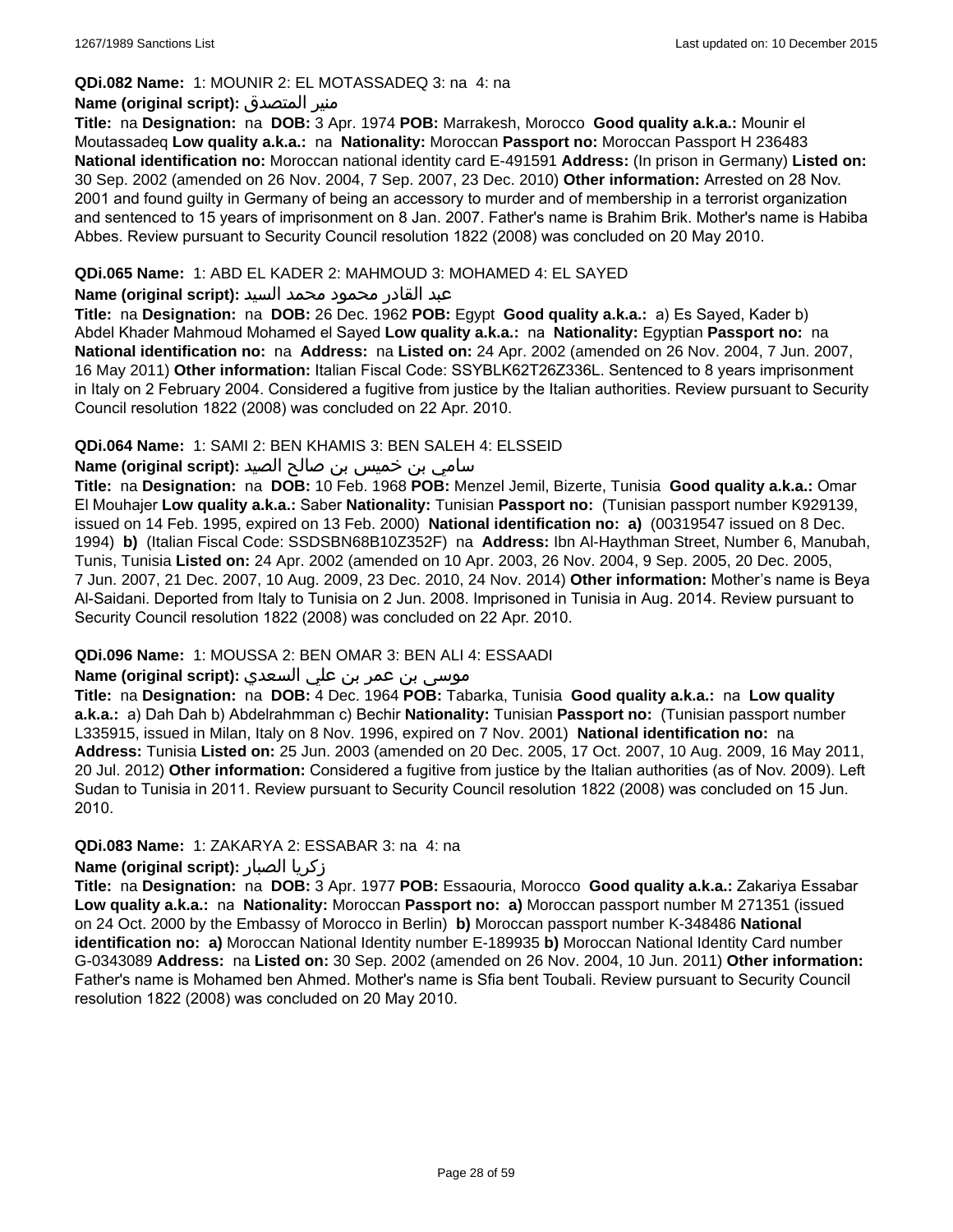**QDi.082 Name:** 1: MOUNIR 2: EL MOTASSADEQ 3: na 4: na

**Name (original script):** منير المتصدق

**Title:** na **Designation:** na **DOB:** 3 Apr. 1974 **POB:** Marrakesh, Morocco **Good quality a.k.a.:** Mounir el Moutassadeq **Low quality a.k.a.:** na **Nationality:** Moroccan **Passport no:** Moroccan Passport H 236483 **National identification no:** Moroccan national identity card E-491591 **Address:** (In prison in Germany) **Listed on:** 30 Sep. 2002 (amended on 26 Nov. 2004, 7 Sep. 2007, 23 Dec. 2010) **Other information:** Arrested on 28 Nov. 2001 and found guilty in Germany of being an accessory to murder and of membership in a terrorist organization and sentenced to 15 years of imprisonment on 8 Jan. 2007. Father's name is Brahim Brik. Mother's name is Habiba Abbes. Review pursuant to Security Council resolution 1822 (2008) was concluded on 20 May 2010.

**QDi.065 Name:** 1: ABD EL KADER 2: MAHMOUD 3: MOHAMED 4: EL SAYED

**Name (original script):** عبد القادر محمود محمد السيد

**Title:** na **Designation:** na **DOB:** 26 Dec. 1962 **POB:** Egypt **Good quality a.k.a.:** a) Es Sayed, Kader b) Abdel Khader Mahmoud Mohamed el Sayed **Low quality a.k.a.:** na **Nationality:** Egyptian **Passport no:** na **National identification no:** na **Address:** na **Listed on:** 24 Apr. 2002 (amended on 26 Nov. 2004, 7 Jun. 2007, 16 May 2011) **Other information:** Italian Fiscal Code: SSYBLK62T26Z336L. Sentenced to 8 years imprisonment in Italy on 2 February 2004. Considered a fugitive from justice by the Italian authorities. Review pursuant to Security Council resolution 1822 (2008) was concluded on 22 Apr. 2010.

**QDi.064 Name:** 1: SAMI 2: BEN KHAMIS 3: BEN SALEH 4: ELSSEID

**Name (original script):** سامي بن خميس بن صالح الصيد

**Title:** na **Designation:** na **DOB:** 10 Feb. 1968 **POB:** Menzel Jemil, Bizerte, Tunisia **Good quality a.k.a.:** Omar El Mouhajer **Low quality a.k.a.:** Saber **Nationality:** Tunisian **Passport no:** (Tunisian passport number K929139, issued on 14 Feb. 1995, expired on 13 Feb. 2000) **National identification no: a)** (00319547 issued on 8 Dec. 1994) **b)** (Italian Fiscal Code: SSDSBN68B10Z352F) na **Address:** Ibn Al-Haythman Street, Number 6, Manubah, Tunis, Tunisia **Listed on:** 24 Apr. 2002 (amended on 10 Apr. 2003, 26 Nov. 2004, 9 Sep. 2005, 20 Dec. 2005, 7 Jun. 2007, 21 Dec. 2007, 10 Aug. 2009, 23 Dec. 2010, 24 Nov. 2014) **Other information:** Mother's name is Beya Al-Saidani. Deported from Italy to Tunisia on 2 Jun. 2008. Imprisoned in Tunisia in Aug. 2014. Review pursuant to Security Council resolution 1822 (2008) was concluded on 22 Apr. 2010.

**QDi.096 Name:** 1: MOUSSA 2: BEN OMAR 3: BEN ALI 4: ESSAADI

**Name (original script):** موسى بن عمر بن علي السعدي

**Title:** na **Designation:** na **DOB:** 4 Dec. 1964 **POB:** Tabarka, Tunisia **Good quality a.k.a.:** na **Low quality a.k.a.:** a) Dah Dah b) Abdelrahmman c) Bechir **Nationality:** Tunisian **Passport no:** (Tunisian passport number L335915, issued in Milan, Italy on 8 Nov. 1996, expired on 7 Nov. 2001) **National identification no:** na **Address:** Tunisia **Listed on:** 25 Jun. 2003 (amended on 20 Dec. 2005, 17 Oct. 2007, 10 Aug. 2009, 16 May 2011, 20 Jul. 2012) **Other information:** Considered a fugitive from justice by the Italian authorities (as of Nov. 2009). Left Sudan to Tunisia in 2011. Review pursuant to Security Council resolution 1822 (2008) was concluded on 15 Jun. 2010.

**QDi.083 Name:** 1: ZAKARYA 2: ESSABAR 3: na 4: na

**Name (original script):** زكريا الصبار

**Title:** na **Designation:** na **DOB:** 3 Apr. 1977 **POB:** Essaouria, Morocco **Good quality a.k.a.:** Zakariya Essabar **Low quality a.k.a.:** na **Nationality:** Moroccan **Passport no: a)** Moroccan passport number M 271351 (issued on 24 Oct. 2000 by the Embassy of Morocco in Berlin) **b)** Moroccan passport number K-348486 **National identification no: a)** Moroccan National Identity number E-189935 **b)** Moroccan National Identity Card number G-0343089 **Address:** na **Listed on:** 30 Sep. 2002 (amended on 26 Nov. 2004, 10 Jun. 2011) **Other information:** Father's name is Mohamed ben Ahmed. Mother's name is Sfia bent Toubali. Review pursuant to Security Council resolution 1822 (2008) was concluded on 20 May 2010.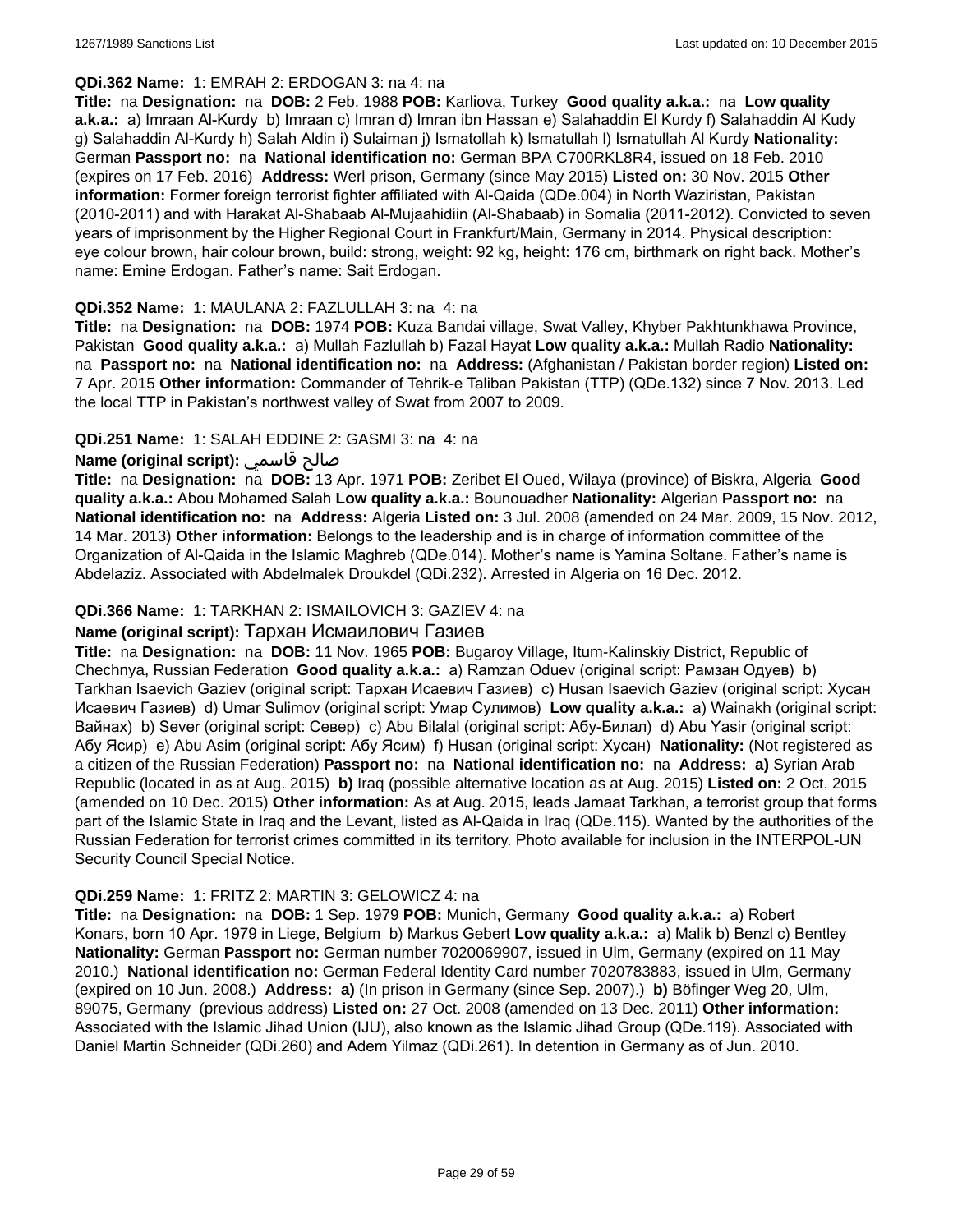**QDi.362 Name:** 1: EMRAH 2: ERDOGAN 3: na 4: na

**Title:** na **Designation:** na **DOB:** 2 Feb. 1988 **POB:** Karliova, Turkey **Good quality a.k.a.:** na **Low quality a.k.a.:** a) Imraan Al-Kurdy b) Imraan c) Imran d) Imran ibn Hassan e) Salahaddin El Kurdy f) Salahaddin Al Kudy g) Salahaddin Al-Kurdy h) Salah Aldin i) Sulaiman j) Ismatollah k) Ismatullah l) Ismatullah Al Kurdy **Nationality:** German **Passport no:** na **National identification no:** German BPA C700RKL8R4, issued on 18 Feb. 2010 (expires on 17 Feb. 2016) **Address:** Werl prison, Germany (since May 2015) **Listed on:** 30 Nov. 2015 **Other information:** Former foreign terrorist fighter affiliated with Al-Qaida (QDe.004) in North Waziristan, Pakistan (2010-2011) and with Harakat Al-Shabaab Al-Mujaahidiin (Al-Shabaab) in Somalia (2011-2012). Convicted to seven years of imprisonment by the Higher Regional Court in Frankfurt/Main, Germany in 2014. Physical description: eye colour brown, hair colour brown, build: strong, weight: 92 kg, height: 176 cm, birthmark on right back. Mother's name: Emine Erdogan. Father's name: Sait Erdogan.

**QDi.352 Name:** 1: MAULANA 2: FAZLULLAH 3: na 4: na

**Title:** na **Designation:** na **DOB:** 1974 **POB:** Kuza Bandai village, Swat Valley, Khyber Pakhtunkhawa Province, Pakistan **Good quality a.k.a.:** a) Mullah Fazlullah b) Fazal Hayat **Low quality a.k.a.:** Mullah Radio **Nationality:** na **Passport no:** na **National identification no:** na **Address:** (Afghanistan / Pakistan border region) **Listed on:** 7 Apr. 2015 **Other information:** Commander of Tehrik-e Taliban Pakistan (TTP) (QDe.132) since 7 Nov. 2013. Led the local TTP in Pakistan's northwest valley of Swat from 2007 to 2009.

**QDi.251 Name:** 1: SALAH EDDINE 2: GASMI 3: na 4: na

**Name (original script):** صالح قاسمي

**Title:** na **Designation:** na **DOB:** 13 Apr. 1971 **POB:** Zeribet El Oued, Wilaya (province) of Biskra, Algeria **Good quality a.k.a.:** Abou Mohamed Salah **Low quality a.k.a.:** Bounouadher **Nationality:** Algerian **Passport no:** na **National identification no:** na **Address:** Algeria **Listed on:** 3 Jul. 2008 (amended on 24 Mar. 2009, 15 Nov. 2012, 14 Mar. 2013) **Other information:** Belongs to the leadership and is in charge of information committee of the Organization of Al-Qaida in the Islamic Maghreb (QDe.014). Mother's name is Yamina Soltane. Father's name is Abdelaziz. Associated with Abdelmalek Droukdel (QDi.232). Arrested in Algeria on 16 Dec. 2012.

**QDi.366 Name:** 1: TARKHAN 2: ISMAILOVICH 3: GAZIEV 4: na

**Name (original script):** Тархан Исмаилович Газиев

**Title:** na **Designation:** na **DOB:** 11 Nov. 1965 **POB:** Bugaroy Village, Itum-Kalinskiy District, Republic of Chechnya, Russian Federation **Good quality a.k.a.:** a) Ramzan Oduev (original script: Рамзан Одуев) b) Tarkhan Isaevich Gaziev (original script: Тархан Исаевич Газиев) c) Husan Isaevich Gaziev (original script: Хусан Исаевич Газиев) d) Umar Sulimov (original script: Умар Сулимов) **Low quality a.k.a.:** a) Wainakh (original script: Вайнах) b) Sever (original script: Север) c) Abu Bilalal (original script: Абу-Билал) d) Abu Yasir (original script: Абу Ясир) e) Abu Asim (original script: Абу Ясим) f) Husan (original script: Хусан) **Nationality:** (Not registered as a citizen of the Russian Federation) **Passport no:** na **National identification no:** na **Address:** **a)** Syrian Arab Republic (located in as at Aug. 2015) **b)** Iraq (possible alternative location as at Aug. 2015) **Listed on:** 2 Oct. 2015 (amended on 10 Dec. 2015) **Other information:** As at Aug. 2015, leads Jamaat Tarkhan, a terrorist group that forms part of the Islamic State in Iraq and the Levant, listed as Al-Qaida in Iraq (QDe.115). Wanted by the authorities of the Russian Federation for terrorist crimes committed in its territory. Photo available for inclusion in the INTERPOL-UN Security Council Special Notice.

**QDi.259 Name:** 1: FRITZ 2: MARTIN 3: GELOWICZ 4: na

**Title:** na **Designation:** na **DOB:** 1 Sep. 1979 **POB:** Munich, Germany **Good quality a.k.a.:** a) Robert Konars, born 10 Apr. 1979 in Liege, Belgium b) Markus Gebert **Low quality a.k.a.:** a) Malik b) Benzl c) Bentley **Nationality:** German **Passport no:** German number 7020069907, issued in Ulm, Germany (expired on 11 May 2010.) **National identification no:** German Federal Identity Card number 7020783883, issued in Ulm, Germany (expired on 10 Jun. 2008.) **Address:** **a)** (In prison in Germany (since Sep. 2007).) **b)** Böfinger Weg 20, Ulm, 89075, Germany (previous address) **Listed on:** 27 Oct. 2008 (amended on 13 Dec. 2011) **Other information:** Associated with the Islamic Jihad Union (IJU), also known as the Islamic Jihad Group (QDe.119). Associated with Daniel Martin Schneider (QDi.260) and Adem Yilmaz (QDi.261). In detention in Germany as of Jun. 2010.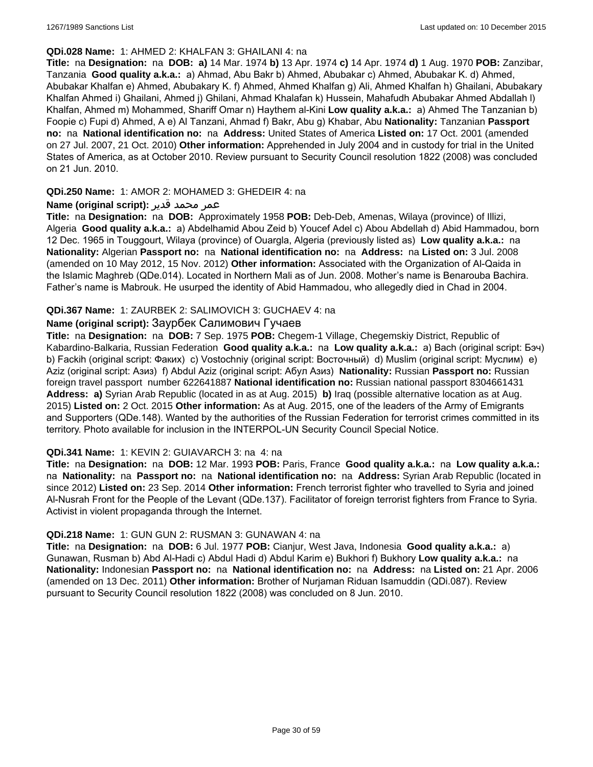**QDi.028 Name:** 1: AHMED 2: KHALFAN 3: GHAILANI 4: na

**Title:** na **Designation:** na **DOB:** **a)** 14 Mar. 1974 **b)** 13 Apr. 1974 **c)** 14 Apr. 1974 **d)** 1 Aug. 1970 **POB:** Zanzibar, Tanzania **Good quality a.k.a.:** a) Ahmad, Abu Bakr b) Ahmed, Abubakar c) Ahmed, Abubakar K. d) Ahmed, Abubakar Khalfan e) Ahmed, Abubakary K. f) Ahmed, Ahmed Khalfan g) Ali, Ahmed Khalfan h) Ghailani, Abubakary Khalfan Ahmed i) Ghailani, Ahmed j) Ghilani, Ahmad Khalafan k) Hussein, Mahafudh Abubakar Ahmed Abdallah l) Khalfan, Ahmed m) Mohammed, Shariff Omar n) Haythem al-Kini **Low quality a.k.a.:** a) Ahmed The Tanzanian b) Foopie c) Fupi d) Ahmed, A e) Al Tanzani, Ahmad f) Bakr, Abu g) Khabar, Abu **Nationality:** Tanzanian **Passport no:** na **National identification no:** na **Address:** United States of America **Listed on:** 17 Oct. 2001 (amended on 27 Jul. 2007, 21 Oct. 2010) **Other information:** Apprehended in July 2004 and in custody for trial in the United States of America, as at October 2010. Review pursuant to Security Council resolution 1822 (2008) was concluded on 21 Jun. 2010.

**QDi.250 Name:** 1: AMOR 2: MOHAMED 3: GHEDEIR 4: na

**Name (original script):** عمر محمد قدير

**Title:** na **Designation:** na **DOB:** Approximately 1958 **POB:** Deb-Deb, Amenas, Wilaya (province) of Illizi, Algeria **Good quality a.k.a.:** a) Abdelhamid Abou Zeid b) Youcef Adel c) Abou Abdellah d) Abid Hammadou, born 12 Dec. 1965 in Touggourt, Wilaya (province) of Ouargla, Algeria (previously listed as) **Low quality a.k.a.:** na **Nationality:** Algerian **Passport no:** na **National identification no:** na **Address:** na **Listed on:** 3 Jul. 2008 (amended on 10 May 2012, 15 Nov. 2012) **Other information:** Associated with the Organization of Al-Qaida in the Islamic Maghreb (QDe.014). Located in Northern Mali as of Jun. 2008. Mother's name is Benarouba Bachira. Father's name is Mabrouk. He usurped the identity of Abid Hammadou, who allegedly died in Chad in 2004.

**QDi.367 Name:** 1: ZAURBEK 2: SALIMOVICH 3: GUCHAEV 4: na

**Name (original script):** Заурбек Салимович Гучаев

**Title:** na **Designation:** na **DOB:** 7 Sep. 1975 **POB:** Chegem-1 Village, Chegemskiy District, Republic of Kabardino-Balkaria, Russian Federation **Good quality a.k.a.:** na **Low quality a.k.a.:** a) Bach (original script: Бэч) b) Fackih (original script: Факих) c) Vostochniy (original script: Восточный) d) Muslim (original script: Муслим) e) Aziz (original script: Азиз) f) Abdul Aziz (original script: Абул Азиз) **Nationality:** Russian **Passport no:** Russian foreign travel passport number 622641887 **National identification no:** Russian national passport 8304661431 **Address:** **a)** Syrian Arab Republic (located in as at Aug. 2015) **b)** Iraq (possible alternative location as at Aug. 2015) **Listed on:** 2 Oct. 2015 **Other information:** As at Aug. 2015, one of the leaders of the Army of Emigrants and Supporters (QDe.148). Wanted by the authorities of the Russian Federation for terrorist crimes committed in its territory. Photo available for inclusion in the INTERPOL-UN Security Council Special Notice.

**QDi.341 Name:** 1: KEVIN 2: GUIAVARCH 3: na 4: na

**Title:** na **Designation:** na **DOB:** 12 Mar. 1993 **POB:** Paris, France **Good quality a.k.a.:** na **Low quality a.k.a.:** na **Nationality:** na **Passport no:** na **National identification no:** na **Address:** Syrian Arab Republic (located in since 2012) **Listed on:** 23 Sep. 2014 **Other information:** French terrorist fighter who travelled to Syria and joined Al-Nusrah Front for the People of the Levant (QDe.137). Facilitator of foreign terrorist fighters from France to Syria. Activist in violent propaganda through the Internet.

**QDi.218 Name:** 1: GUN GUN 2: RUSMAN 3: GUNAWAN 4: na

**Title:** na **Designation:** na **DOB:** 6 Jul. 1977 **POB:** Cianjur, West Java, Indonesia **Good quality a.k.a.:** a) Gunawan, Rusman b) Abd Al-Hadi c) Abdul Hadi d) Abdul Karim e) Bukhori f) Bukhory **Low quality a.k.a.:** na **Nationality:** Indonesian **Passport no:** na **National identification no:** na **Address:** na **Listed on:** 21 Apr. 2006 (amended on 13 Dec. 2011) **Other information:** Brother of Nurjaman Riduan Isamuddin (QDi.087). Review pursuant to Security Council resolution 1822 (2008) was concluded on 8 Jun. 2010.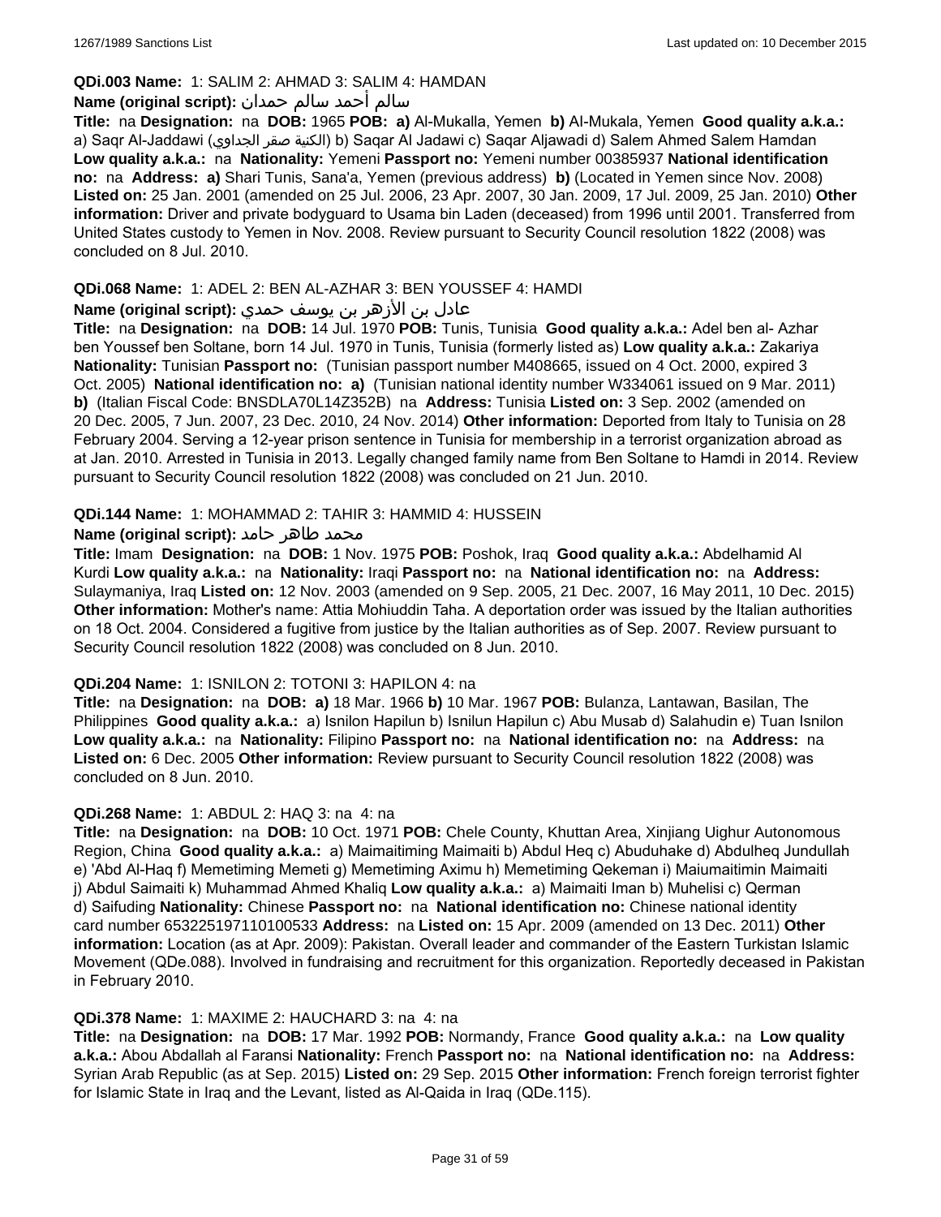**QDi.003 Name:** 1: SALIM 2: AHMAD 3: SALIM 4: HAMDAN

**Name (original script):** سالم أحمد سالم حمدان

**Title:** na **Designation:** na **DOB:** 1965 **POB:** **a)** Al-Mukalla, Yemen **b)** Al-Mukala, Yemen **Good quality a.k.a.:** a) Saqr Al-Jaddawi (الكنية صقر الجداوي) b) Saqar Al Jadawi c) Saqar Aljawadi d) Salem Ahmed Salem Hamdan **Low quality a.k.a.:** na **Nationality:** Yemeni **Passport no:** Yemeni number 00385937 **National identification no:** na **Address:** **a)** Shari Tunis, Sana'a, Yemen (previous address) **b)** (Located in Yemen since Nov. 2008) **Listed on:** 25 Jan. 2001 (amended on 25 Jul. 2006, 23 Apr. 2007, 30 Jan. 2009, 17 Jul. 2009, 25 Jan. 2010) **Other information:** Driver and private bodyguard to Usama bin Laden (deceased) from 1996 until 2001. Transferred from United States custody to Yemen in Nov. 2008. Review pursuant to Security Council resolution 1822 (2008) was concluded on 8 Jul. 2010.

**QDi.068 Name:** 1: ADEL 2: BEN AL-AZHAR 3: BEN YOUSSEF 4: HAMDI

**Name (original script):** عادل بن الأزهر بن يوسف حمدي

**Title:** na **Designation:** na **DOB:** 14 Jul. 1970 **POB:** Tunis, Tunisia **Good quality a.k.a.:** Adel ben al- Azhar ben Youssef ben Soltane, born 14 Jul. 1970 in Tunis, Tunisia (formerly listed as) **Low quality a.k.a.:** Zakariya **Nationality:** Tunisian **Passport no:** (Tunisian passport number M408665, issued on 4 Oct. 2000, expired 3 Oct. 2005) **National identification no:** **a)** (Tunisian national identity number W334061 issued on 9 Mar. 2011) **b)** (Italian Fiscal Code: BNSDLA70L14Z352B) na **Address:** Tunisia **Listed on:** 3 Sep. 2002 (amended on 20 Dec. 2005, 7 Jun. 2007, 23 Dec. 2010, 24 Nov. 2014) **Other information:** Deported from Italy to Tunisia on 28 February 2004. Serving a 12-year prison sentence in Tunisia for membership in a terrorist organization abroad as at Jan. 2010. Arrested in Tunisia in 2013. Legally changed family name from Ben Soltane to Hamdi in 2014. Review pursuant to Security Council resolution 1822 (2008) was concluded on 21 Jun. 2010.

**QDi.144 Name:** 1: MOHAMMAD 2: TAHIR 3: HAMMID 4: HUSSEIN

**Name (original script):** محمد طاهر حامد

**Title:** Imam **Designation:** na **DOB:** 1 Nov. 1975 **POB:** Poshok, Iraq **Good quality a.k.a.:** Abdelhamid Al Kurdi **Low quality a.k.a.:** na **Nationality:** Iraqi **Passport no:** na **National identification no:** na **Address:** Sulaymaniya, Iraq **Listed on:** 12 Nov. 2003 (amended on 9 Sep. 2005, 21 Dec. 2007, 16 May 2011, 10 Dec. 2015) **Other information:** Mother's name: Attia Mohiuddin Taha. A deportation order was issued by the Italian authorities on 18 Oct. 2004. Considered a fugitive from justice by the Italian authorities as of Sep. 2007. Review pursuant to Security Council resolution 1822 (2008) was concluded on 8 Jun. 2010.

**QDi.204 Name:** 1: ISNILON 2: TOTONI 3: HAPILON 4: na

**Title:** na **Designation:** na **DOB:** **a)** 18 Mar. 1966 **b)** 10 Mar. 1967 **POB:** Bulanza, Lantawan, Basilan, The Philippines **Good quality a.k.a.:** a) Isnilon Hapilun b) Isnilun Hapilun c) Abu Musab d) Salahudin e) Tuan Isnilon **Low quality a.k.a.:** na **Nationality:** Filipino **Passport no:** na **National identification no:** na **Address:** na **Listed on:** 6 Dec. 2005 **Other information:** Review pursuant to Security Council resolution 1822 (2008) was concluded on 8 Jun. 2010.

**QDi.268 Name:** 1: ABDUL 2: HAQ 3: na 4: na

**Title:** na **Designation:** na **DOB:** 10 Oct. 1971 **POB:** Chele County, Khuttan Area, Xinjiang Uighur Autonomous Region, China **Good quality a.k.a.:** a) Maimaitiming Maimaiti b) Abdul Heq c) Abuduhake d) Abdulheq Jundullah e) 'Abd Al-Haq f) Memetiming Memeti g) Memetiming Aximu h) Memetiming Qekeman i) Maiumaitimin Maimaiti j) Abdul Saimaiti k) Muhammad Ahmed Khaliq **Low quality a.k.a.:** a) Maimaiti Iman b) Muhelisi c) Qerman d) Saifuding **Nationality:** Chinese **Passport no:** na **National identification no:** Chinese national identity card number 653225197110100533 **Address:** na **Listed on:** 15 Apr. 2009 (amended on 13 Dec. 2011) **Other information:** Location (as at Apr. 2009): Pakistan. Overall leader and commander of the Eastern Turkistan Islamic Movement (QDe.088). Involved in fundraising and recruitment for this organization. Reportedly deceased in Pakistan in February 2010.

**QDi.378 Name:** 1: MAXIME 2: HAUCHARD 3: na 4: na

**Title:** na **Designation:** na **DOB:** 17 Mar. 1992 **POB:** Normandy, France **Good quality a.k.a.:** na **Low quality a.k.a.:** Abou Abdallah al Faransi **Nationality:** French **Passport no:** na **National identification no:** na **Address:** Syrian Arab Republic (as at Sep. 2015) **Listed on:** 29 Sep. 2015 **Other information:** French foreign terrorist fighter for Islamic State in Iraq and the Levant, listed as Al-Qaida in Iraq (QDe.115).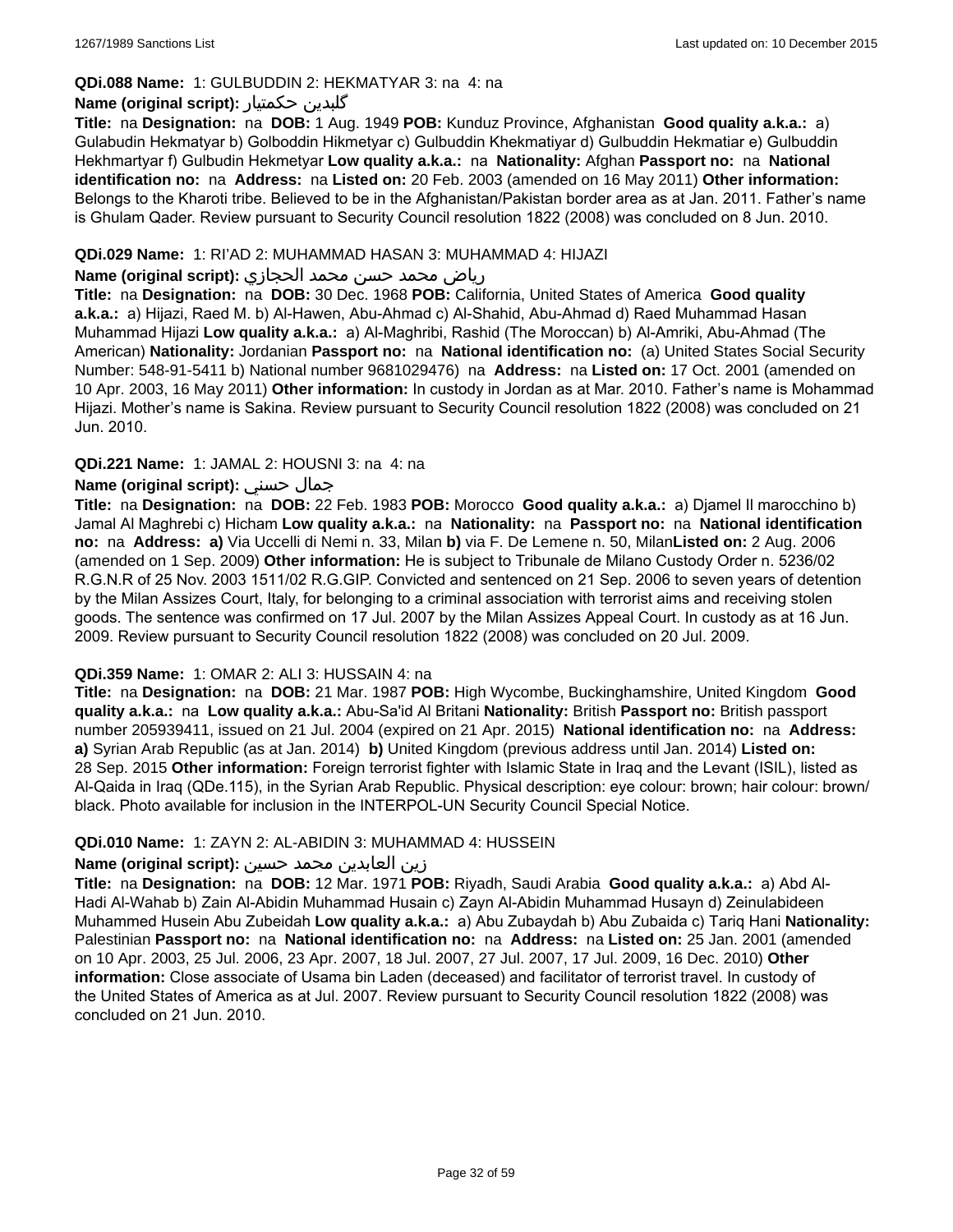**QDi.088 Name:** 1: GULBUDDIN 2: HEKMATYAR 3: na 4: na

**Name (original script):** گلبدین حکمتیار

**Title:** na **Designation:** na **DOB:** 1 Aug. 1949 **POB:** Kunduz Province, Afghanistan **Good quality a.k.a.:** a) Gulabudin Hekmatyar b) Golboddin Hikmetyar c) Gulbuddin Khekmatiyar d) Gulbuddin Hekmatiar e) Gulbuddin Hekhmartyar f) Gulbudin Hekmetyar **Low quality a.k.a.:** na **Nationality:** Afghan **Passport no:** na **National identification no:** na **Address:** na **Listed on:** 20 Feb. 2003 (amended on 16 May 2011) **Other information:** Belongs to the Kharoti tribe. Believed to be in the Afghanistan/Pakistan border area as at Jan. 2011. Father's name is Ghulam Qader. Review pursuant to Security Council resolution 1822 (2008) was concluded on 8 Jun. 2010.

**QDi.029 Name:** 1: RI'AD 2: MUHAMMAD HASAN 3: MUHAMMAD 4: HIJAZI

**Name (original script):** رياض محمد حسن محمد الحجازي

**Title:** na **Designation:** na **DOB:** 30 Dec. 1968 **POB:** California, United States of America **Good quality a.k.a.:** a) Hijazi, Raed M. b) Al-Hawen, Abu-Ahmad c) Al-Shahid, Abu-Ahmad d) Raed Muhammad Hasan Muhammad Hijazi **Low quality a.k.a.:** a) Al-Maghribi, Rashid (The Moroccan) b) Al-Amriki, Abu-Ahmad (The American) **Nationality:** Jordanian **Passport no:** na **National identification no:** (a) United States Social Security Number: 548-91-5411 b) National number 9681029476) na **Address:** na **Listed on:** 17 Oct. 2001 (amended on 10 Apr. 2003, 16 May 2011) **Other information:** In custody in Jordan as at Mar. 2010. Father's name is Mohammad Hijazi. Mother's name is Sakina. Review pursuant to Security Council resolution 1822 (2008) was concluded on 21 Jun. 2010.

**QDi.221 Name:** 1: JAMAL 2: HOUSNI 3: na 4: na

**Name (original script):** جمال حسني

**Title:** na **Designation:** na **DOB:** 22 Feb. 1983 **POB:** Morocco **Good quality a.k.a.:** a) Djamel Il marocchino b) Jamal Al Maghrebi c) Hicham **Low quality a.k.a.:** na **Nationality:** na **Passport no:** na **National identification no:** na **Address:** **a)** Via Uccelli di Nemi n. 33, Milan **b)** via F. De Lemene n. 50, Milan**Listed on:** 2 Aug. 2006 (amended on 1 Sep. 2009) **Other information:** He is subject to Tribunale de Milano Custody Order n. 5236/02 R.G.N.R of 25 Nov. 2003 1511/02 R.G.GIP. Convicted and sentenced on 21 Sep. 2006 to seven years of detention by the Milan Assizes Court, Italy, for belonging to a criminal association with terrorist aims and receiving stolen goods. The sentence was confirmed on 17 Jul. 2007 by the Milan Assizes Appeal Court. In custody as at 16 Jun. 2009. Review pursuant to Security Council resolution 1822 (2008) was concluded on 20 Jul. 2009.

**QDi.359 Name:** 1: OMAR 2: ALI 3: HUSSAIN 4: na

**Title:** na **Designation:** na **DOB:** 21 Mar. 1987 **POB:** High Wycombe, Buckinghamshire, United Kingdom **Good quality a.k.a.:** na **Low quality a.k.a.:** Abu-Sa'id Al Britani **Nationality:** British **Passport no:** British passport number 205939411, issued on 21 Jul. 2004 (expired on 21 Apr. 2015) **National identification no:** na **Address:** **a)** Syrian Arab Republic (as at Jan. 2014) **b)** United Kingdom (previous address until Jan. 2014) **Listed on:** 28 Sep. 2015 **Other information:** Foreign terrorist fighter with Islamic State in Iraq and the Levant (ISIL), listed as Al-Qaida in Iraq (QDe.115), in the Syrian Arab Republic. Physical description: eye colour: brown; hair colour: brown/ black. Photo available for inclusion in the INTERPOL-UN Security Council Special Notice.

**QDi.010 Name:** 1: ZAYN 2: AL-ABIDIN 3: MUHAMMAD 4: HUSSEIN

**Name (original script):** زين العابدين محمد حسين

**Title:** na **Designation:** na **DOB:** 12 Mar. 1971 **POB:** Riyadh, Saudi Arabia **Good quality a.k.a.:** a) Abd Al-Hadi Al-Wahab b) Zain Al-Abidin Muhammad Husain c) Zayn Al-Abidin Muhammad Husayn d) Zeinulabideen Muhammed Husein Abu Zubeidah **Low quality a.k.a.:** a) Abu Zubaydah b) Abu Zubaida c) Tariq Hani **Nationality:** Palestinian **Passport no:** na **National identification no:** na **Address:** na **Listed on:** 25 Jan. 2001 (amended on 10 Apr. 2003, 25 Jul. 2006, 23 Apr. 2007, 18 Jul. 2007, 27 Jul. 2007, 17 Jul. 2009, 16 Dec. 2010) **Other information:** Close associate of Usama bin Laden (deceased) and facilitator of terrorist travel. In custody of the United States of America as at Jul. 2007. Review pursuant to Security Council resolution 1822 (2008) was concluded on 21 Jun. 2010.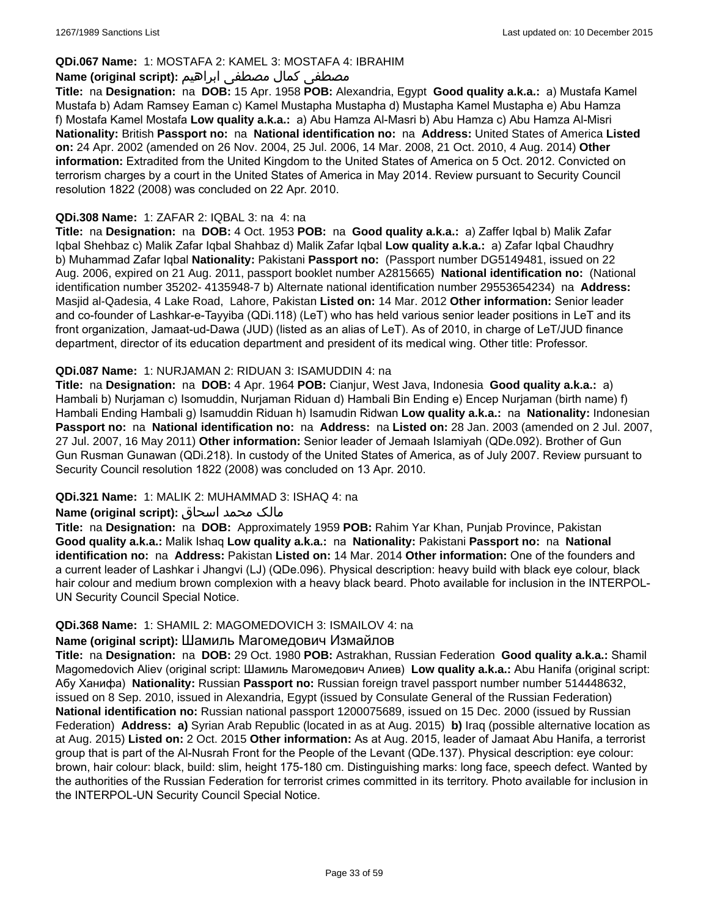**QDi.067 Name:** 1: MOSTAFA 2: KAMEL 3: MOSTAFA 4: IBRAHIM

**Name (original script):** مصطفى كمال مصطفى ابراهيم

**Title:** na **Designation:** na **DOB:** 15 Apr. 1958 **POB:** Alexandria, Egypt **Good quality a.k.a.:** a) Mustafa Kamel Mustafa b) Adam Ramsey Eaman c) Kamel Mustapha Mustapha d) Mustapha Kamel Mustapha e) Abu Hamza f) Mostafa Kamel Mostafa **Low quality a.k.a.:** a) Abu Hamza Al-Masri b) Abu Hamza c) Abu Hamza Al-Misri **Nationality:** British **Passport no:** na **National identification no:** na **Address:** United States of America **Listed on:** 24 Apr. 2002 (amended on 26 Nov. 2004, 25 Jul. 2006, 14 Mar. 2008, 21 Oct. 2010, 4 Aug. 2014) **Other information:** Extradited from the United Kingdom to the United States of America on 5 Oct. 2012. Convicted on terrorism charges by a court in the United States of America in May 2014. Review pursuant to Security Council resolution 1822 (2008) was concluded on 22 Apr. 2010.

**QDi.308 Name:** 1: ZAFAR 2: IQBAL 3: na 4: na

**Title:** na **Designation:** na **DOB:** 4 Oct. 1953 **POB:** na **Good quality a.k.a.:** a) Zaffer Iqbal b) Malik Zafar Iqbal Shehbaz c) Malik Zafar Iqbal Shahbaz d) Malik Zafar Iqbal **Low quality a.k.a.:** a) Zafar Iqbal Chaudhry b) Muhammad Zafar Iqbal **Nationality:** Pakistani **Passport no:** (Passport number DG5149481, issued on 22 Aug. 2006, expired on 21 Aug. 2011, passport booklet number A2815665) **National identification no:** (National identification number 35202- 4135948-7 b) Alternate national identification number 29553654234) na **Address:** Masjid al-Qadesia, 4 Lake Road, Lahore, Pakistan **Listed on:** 14 Mar. 2012 **Other information:** Senior leader and co-founder of Lashkar-e-Tayyiba (QDi.118) (LeT) who has held various senior leader positions in LeT and its front organization, Jamaat-ud-Dawa (JUD) (listed as an alias of LeT). As of 2010, in charge of LeT/JUD finance department, director of its education department and president of its medical wing. Other title: Professor.

**QDi.087 Name:** 1: NURJAMAN 2: RIDUAN 3: ISAMUDDIN 4: na

**Title:** na **Designation:** na **DOB:** 4 Apr. 1964 **POB:** Cianjur, West Java, Indonesia **Good quality a.k.a.:** a) Hambali b) Nurjaman c) Isomuddin, Nurjaman Riduan d) Hambali Bin Ending e) Encep Nurjaman (birth name) f) Hambali Ending Hambali g) Isamuddin Riduan h) Isamudin Ridwan **Low quality a.k.a.:** na **Nationality:** Indonesian **Passport no:** na **National identification no:** na **Address:** na **Listed on:** 28 Jan. 2003 (amended on 2 Jul. 2007, 27 Jul. 2007, 16 May 2011) **Other information:** Senior leader of Jemaah Islamiyah (QDe.092). Brother of Gun Gun Rusman Gunawan (QDi.218). In custody of the United States of America, as of July 2007. Review pursuant to Security Council resolution 1822 (2008) was concluded on 13 Apr. 2010.

**QDi.321 Name:** 1: MALIK 2: MUHAMMAD 3: ISHAQ 4: na

**Name (original script):** مالک محمد اسحاق

**Title:** na **Designation:** na **DOB:** Approximately 1959 **POB:** Rahim Yar Khan, Punjab Province, Pakistan **Good quality a.k.a.:** Malik Ishaq **Low quality a.k.a.:** na **Nationality:** Pakistani **Passport no:** na **National identification no:** na **Address:** Pakistan **Listed on:** 14 Mar. 2014 **Other information:** One of the founders and a current leader of Lashkar i Jhangvi (LJ) (QDe.096). Physical description: heavy build with black eye colour, black hair colour and medium brown complexion with a heavy black beard. Photo available for inclusion in the INTERPOL-UN Security Council Special Notice.

**QDi.368 Name:** 1: SHAMIL 2: MAGOMEDOVICH 3: ISMAILOV 4: na

**Name (original script):** Шамиль Магомедович Измайлов

**Title:** na **Designation:** na **DOB:** 29 Oct. 1980 **POB:** Astrakhan, Russian Federation **Good quality a.k.a.:** Shamil Magomedovich Aliev (original script: Шамиль Магомедович Алиев) **Low quality a.k.a.:** Abu Hanifa (original script: Абу Ханифа) **Nationality:** Russian **Passport no:** Russian foreign travel passport number number 514448632, issued on 8 Sep. 2010, issued in Alexandria, Egypt (issued by Consulate General of the Russian Federation) **National identification no:** Russian national passport 1200075689, issued on 15 Dec. 2000 (issued by Russian Federation) **Address:** **a)** Syrian Arab Republic (located in as at Aug. 2015) **b)** Iraq (possible alternative location as at Aug. 2015) **Listed on:** 2 Oct. 2015 **Other information:** As at Aug. 2015, leader of Jamaat Abu Hanifa, a terrorist group that is part of the Al-Nusrah Front for the People of the Levant (QDe.137). Physical description: eye colour: brown, hair colour: black, build: slim, height 175-180 cm. Distinguishing marks: long face, speech defect. Wanted by the authorities of the Russian Federation for terrorist crimes committed in its territory. Photo available for inclusion in the INTERPOL-UN Security Council Special Notice.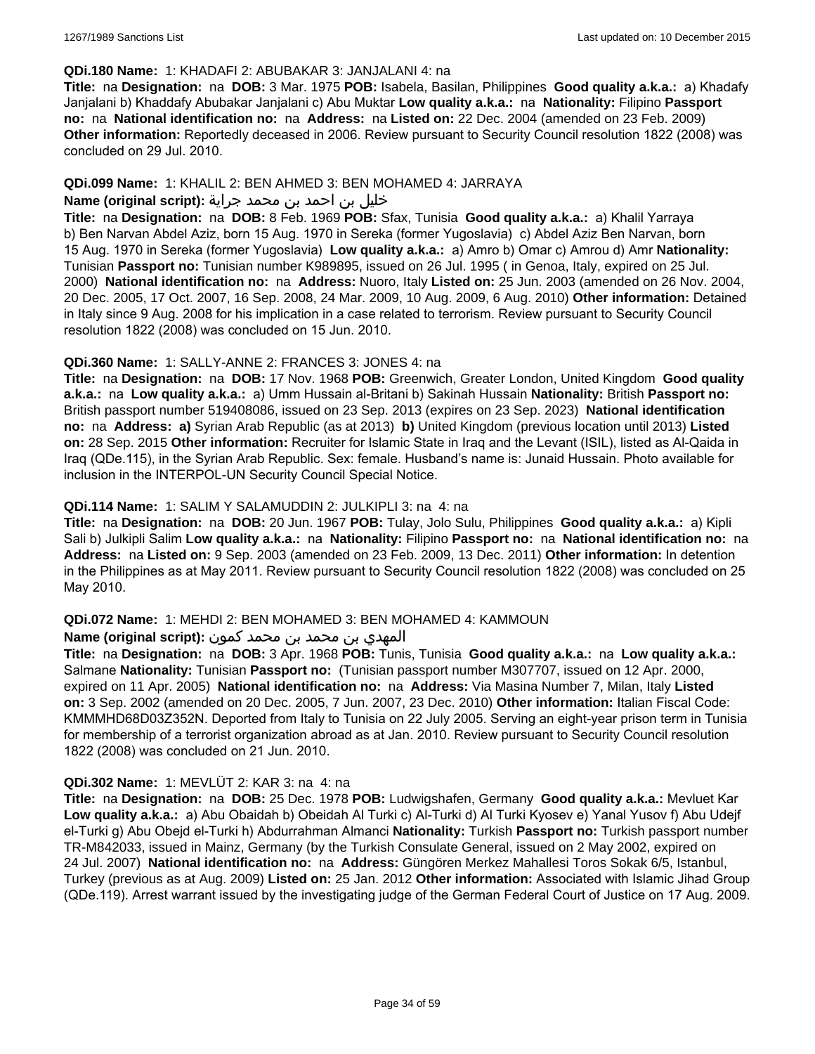**QDi.180 Name:** 1: KHADAFI 2: ABUBAKAR 3: JANJALANI 4: na

**Title:** na **Designation:** na **DOB:** 3 Mar. 1975 **POB:** Isabela, Basilan, Philippines **Good quality a.k.a.:** a) Khadafy Janjalani b) Khaddafy Abubakar Janjalani c) Abu Muktar **Low quality a.k.a.:** na **Nationality:** Filipino **Passport no:** na **National identification no:** na **Address:** na **Listed on:** 22 Dec. 2004 (amended on 23 Feb. 2009) **Other information:** Reportedly deceased in 2006. Review pursuant to Security Council resolution 1822 (2008) was concluded on 29 Jul. 2010.

**QDi.099 Name:** 1: KHALIL 2: BEN AHMED 3: BEN MOHAMED 4: JARRAYA

**Name (original script):** خليل بن احمد بن محمد جراية

**Title:** na **Designation:** na **DOB:** 8 Feb. 1969 **POB:** Sfax, Tunisia **Good quality a.k.a.:** a) Khalil Yarraya b) Ben Narvan Abdel Aziz, born 15 Aug. 1970 in Sereka (former Yugoslavia) c) Abdel Aziz Ben Narvan, born 15 Aug. 1970 in Sereka (former Yugoslavia) **Low quality a.k.a.:** a) Amro b) Omar c) Amrou d) Amr **Nationality:** Tunisian **Passport no:** Tunisian number K989895, issued on 26 Jul. 1995 ( in Genoa, Italy, expired on 25 Jul. 2000) **National identification no:** na **Address:** Nuoro, Italy **Listed on:** 25 Jun. 2003 (amended on 26 Nov. 2004, 20 Dec. 2005, 17 Oct. 2007, 16 Sep. 2008, 24 Mar. 2009, 10 Aug. 2009, 6 Aug. 2010) **Other information:** Detained in Italy since 9 Aug. 2008 for his implication in a case related to terrorism. Review pursuant to Security Council resolution 1822 (2008) was concluded on 15 Jun. 2010.

**QDi.360 Name:** 1: SALLY-ANNE 2: FRANCES 3: JONES 4: na

**Title:** na **Designation:** na **DOB:** 17 Nov. 1968 **POB:** Greenwich, Greater London, United Kingdom **Good quality a.k.a.:** na **Low quality a.k.a.:** a) Umm Hussain al-Britani b) Sakinah Hussain **Nationality:** British **Passport no:** British passport number 519408086, issued on 23 Sep. 2013 (expires on 23 Sep. 2023) **National identification no:** na **Address:** **a)** Syrian Arab Republic (as at 2013) **b)** United Kingdom (previous location until 2013) **Listed on:** 28 Sep. 2015 **Other information:** Recruiter for Islamic State in Iraq and the Levant (ISIL), listed as Al-Qaida in Iraq (QDe.115), in the Syrian Arab Republic. Sex: female. Husband's name is: Junaid Hussain. Photo available for inclusion in the INTERPOL-UN Security Council Special Notice.

**QDi.114 Name:** 1: SALIM Y SALAMUDDIN 2: JULKIPLI 3: na 4: na

**Title:** na **Designation:** na **DOB:** 20 Jun. 1967 **POB:** Tulay, Jolo Sulu, Philippines **Good quality a.k.a.:** a) Kipli Sali b) Julkipli Salim **Low quality a.k.a.:** na **Nationality:** Filipino **Passport no:** na **National identification no:** na **Address:** na **Listed on:** 9 Sep. 2003 (amended on 23 Feb. 2009, 13 Dec. 2011) **Other information:** In detention in the Philippines as at May 2011. Review pursuant to Security Council resolution 1822 (2008) was concluded on 25 May 2010.

**QDi.072 Name:** 1: MEHDI 2: BEN MOHAMED 3: BEN MOHAMED 4: KAMMOUN

**Name (original script):** المهدي بن محمد بن محمد كمون

**Title:** na **Designation:** na **DOB:** 3 Apr. 1968 **POB:** Tunis, Tunisia **Good quality a.k.a.:** na **Low quality a.k.a.:** Salmane **Nationality:** Tunisian **Passport no:** (Tunisian passport number M307707, issued on 12 Apr. 2000, expired on 11 Apr. 2005) **National identification no:** na **Address:** Via Masina Number 7, Milan, Italy **Listed on:** 3 Sep. 2002 (amended on 20 Dec. 2005, 7 Jun. 2007, 23 Dec. 2010) **Other information:** Italian Fiscal Code: KMMMHD68D03Z352N. Deported from Italy to Tunisia on 22 July 2005. Serving an eight-year prison term in Tunisia for membership of a terrorist organization abroad as at Jan. 2010. Review pursuant to Security Council resolution 1822 (2008) was concluded on 21 Jun. 2010.

**QDi.302 Name:** 1: MEVLÜT 2: KAR 3: na 4: na

**Title:** na **Designation:** na **DOB:** 25 Dec. 1978 **POB:** Ludwigshafen, Germany **Good quality a.k.a.:** Mevluet Kar **Low quality a.k.a.:** a) Abu Obaidah b) Obeidah Al Turki c) Al-Turki d) Al Turki Kyosev e) Yanal Yusov f) Abu Udejf el-Turki g) Abu Obejd el-Turki h) Abdurrahman Almanci **Nationality:** Turkish **Passport no:** Turkish passport number TR-M842033, issued in Mainz, Germany (by the Turkish Consulate General, issued on 2 May 2002, expired on 24 Jul. 2007) **National identification no:** na **Address:** Güngören Merkez Mahallesi Toros Sokak 6/5, Istanbul, Turkey (previous as at Aug. 2009) **Listed on:** 25 Jan. 2012 **Other information:** Associated with Islamic Jihad Group (QDe.119). Arrest warrant issued by the investigating judge of the German Federal Court of Justice on 17 Aug. 2009.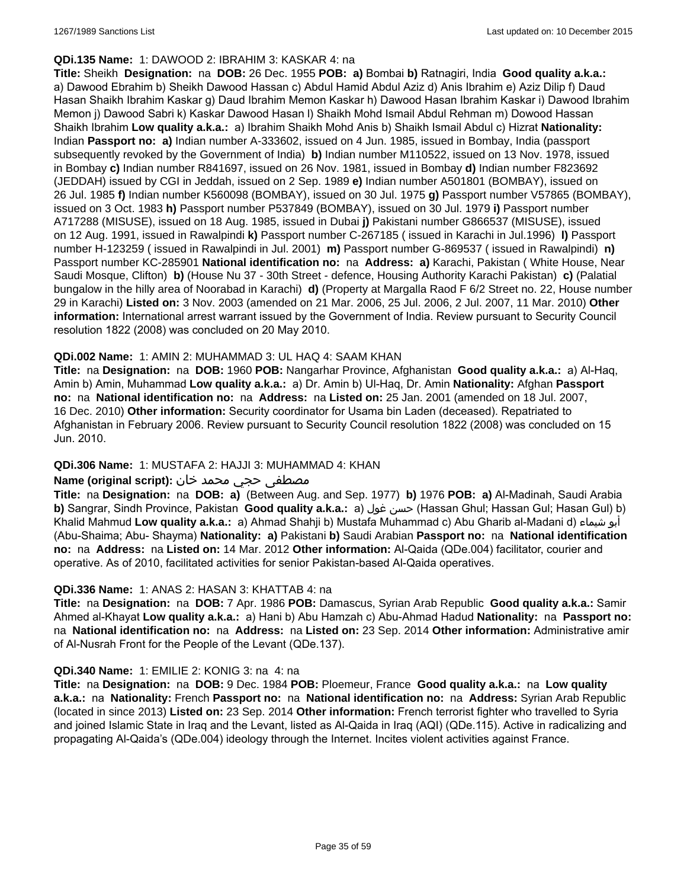**QDi.135 Name:** 1: DAWOOD 2: IBRAHIM 3: KASKAR 4: na

**Title:** Sheikh **Designation:** na **DOB:** 26 Dec. 1955 **POB:** **a)** Bombai **b)** Ratnagiri, India **Good quality a.k.a.:** a) Dawood Ebrahim b) Sheikh Dawood Hassan c) Abdul Hamid Abdul Aziz d) Anis Ibrahim e) Aziz Dilip f) Daud Hasan Shaikh Ibrahim Kaskar g) Daud Ibrahim Memon Kaskar h) Dawood Hasan Ibrahim Kaskar i) Dawood Ibrahim Memon j) Dawood Sabri k) Kaskar Dawood Hasan l) Shaikh Mohd Ismail Abdul Rehman m) Dowood Hassan Shaikh Ibrahim **Low quality a.k.a.:** a) Ibrahim Shaikh Mohd Anis b) Shaikh Ismail Abdul c) Hizrat **Nationality:** Indian **Passport no:** **a)** Indian number A-333602, issued on 4 Jun. 1985, issued in Bombay, India (passport subsequently revoked by the Government of India) **b)** Indian number M110522, issued on 13 Nov. 1978, issued in Bombay **c)** Indian number R841697, issued on 26 Nov. 1981, issued in Bombay **d)** Indian number F823692 (JEDDAH) issued by CGI in Jeddah, issued on 2 Sep. 1989 **e)** Indian number A501801 (BOMBAY), issued on 26 Jul. 1985 **f)** Indian number K560098 (BOMBAY), issued on 30 Jul. 1975 **g)** Passport number V57865 (BOMBAY), issued on 3 Oct. 1983 **h)** Passport number P537849 (BOMBAY), issued on 30 Jul. 1979 **i)** Passport number A717288 (MISUSE), issued on 18 Aug. 1985, issued in Dubai **j)** Pakistani number G866537 (MISUSE), issued on 12 Aug. 1991, issued in Rawalpindi **k)** Passport number C-267185 ( issued in Karachi in Jul.1996) **l)** Passport number H-123259 ( issued in Rawalpindi in Jul. 2001) **m)** Passport number G-869537 ( issued in Rawalpindi) **n)** Passport number KC-285901 **National identification no:** na **Address:** **a)** Karachi, Pakistan ( White House, Near Saudi Mosque, Clifton) **b)** (House Nu 37 - 30th Street - defence, Housing Authority Karachi Pakistan) **c)** (Palatial bungalow in the hilly area of Noorabad in Karachi) **d)** (Property at Margalla Raod F 6/2 Street no. 22, House number 29 in Karachi) **Listed on:** 3 Nov. 2003 (amended on 21 Mar. 2006, 25 Jul. 2006, 2 Jul. 2007, 11 Mar. 2010) **Other information:** International arrest warrant issued by the Government of India. Review pursuant to Security Council resolution 1822 (2008) was concluded on 20 May 2010.

**QDi.002 Name:** 1: AMIN 2: MUHAMMAD 3: UL HAQ 4: SAAM KHAN

**Title:** na **Designation:** na **DOB:** 1960 **POB:** Nangarhar Province, Afghanistan **Good quality a.k.a.:** a) Al-Haq, Amin b) Amin, Muhammad **Low quality a.k.a.:** a) Dr. Amin b) Ul-Haq, Dr. Amin **Nationality:** Afghan **Passport no:** na **National identification no:** na **Address:** na **Listed on:** 25 Jan. 2001 (amended on 18 Jul. 2007, 16 Dec. 2010) **Other information:** Security coordinator for Usama bin Laden (deceased). Repatriated to Afghanistan in February 2006. Review pursuant to Security Council resolution 1822 (2008) was concluded on 15 Jun. 2010.

**QDi.306 Name:** 1: MUSTAFA 2: HAJJI 3: MUHAMMAD 4: KHAN

**Name (original script):** مصطفى حجي محمد خان

**Title:** na **Designation:** na **DOB:** **a)** (Between Aug. and Sep. 1977) **b)** 1976 **POB:** **a)** Al-Madinah, Saudi Arabia **b)** Sangrar, Sindh Province, Pakistan **Good quality a.k.a.:** a) حسن غول (Hassan Ghul; Hassan Gul; Hasan Gul) b) Khalid Mahmud **Low quality a.k.a.:** a) Ahmad Shahji b) Mustafa Muhammad c) Abu Gharib al-Madani d) أبو شيماء (Abu-Shaima; Abu- Shayma) **Nationality:** **a)** Pakistani **b)** Saudi Arabian **Passport no:** na **National identification no:** na **Address:** na **Listed on:** 14 Mar. 2012 **Other information:** Al-Qaida (QDe.004) facilitator, courier and operative. As of 2010, facilitated activities for senior Pakistan-based Al-Qaida operatives.

**QDi.336 Name:** 1: ANAS 2: HASAN 3: KHATTAB 4: na

**Title:** na **Designation:** na **DOB:** 7 Apr. 1986 **POB:** Damascus, Syrian Arab Republic **Good quality a.k.a.:** Samir Ahmed al-Khayat **Low quality a.k.a.:** a) Hani b) Abu Hamzah c) Abu-Ahmad Hadud **Nationality:** na **Passport no:** na **National identification no:** na **Address:** na **Listed on:** 23 Sep. 2014 **Other information:** Administrative amir of Al-Nusrah Front for the People of the Levant (QDe.137).

**QDi.340 Name:** 1: EMILIE 2: KONIG 3: na 4: na

**Title:** na **Designation:** na **DOB:** 9 Dec. 1984 **POB:** Ploemeur, France **Good quality a.k.a.:** na **Low quality a.k.a.:** na **Nationality:** French **Passport no:** na **National identification no:** na **Address:** Syrian Arab Republic (located in since 2013) **Listed on:** 23 Sep. 2014 **Other information:** French terrorist fighter who travelled to Syria and joined Islamic State in Iraq and the Levant, listed as Al-Qaida in Iraq (AQI) (QDe.115). Active in radicalizing and propagating Al-Qaida's (QDe.004) ideology through the Internet. Incites violent activities against France.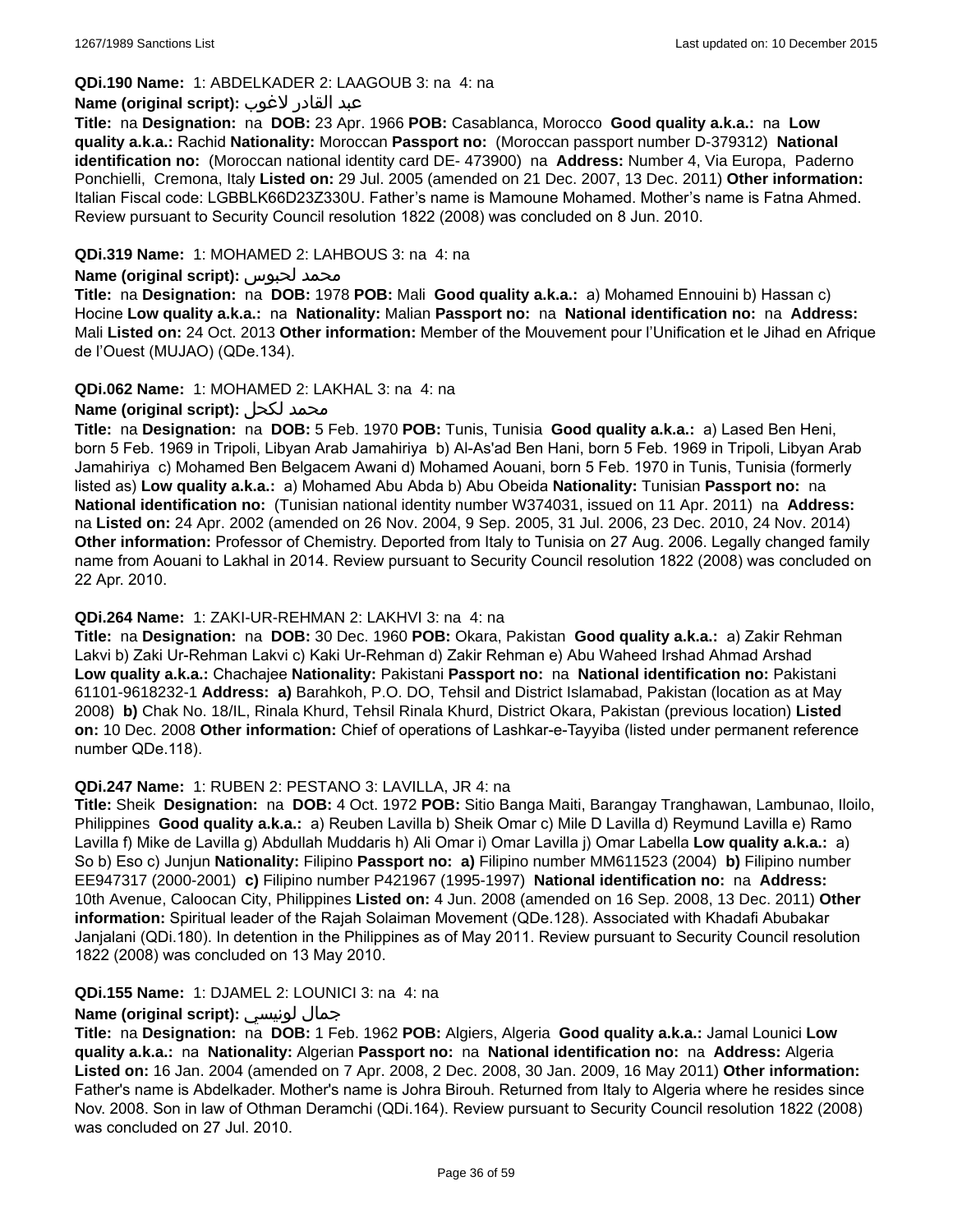**QDi.190 Name:** 1: ABDELKADER 2: LAAGOUB 3: na 4: na

**Name (original script):** عبد القادر لاغوب

**Title:** na **Designation:** na **DOB:** 23 Apr. 1966 **POB:** Casablanca, Morocco **Good quality a.k.a.:** na **Low quality a.k.a.:** Rachid **Nationality:** Moroccan **Passport no:** (Moroccan passport number D-379312) **National identification no:** (Moroccan national identity card DE- 473900) na **Address:** Number 4, Via Europa, Paderno Ponchielli, Cremona, Italy **Listed on:** 29 Jul. 2005 (amended on 21 Dec. 2007, 13 Dec. 2011) **Other information:** Italian Fiscal code: LGBBLK66D23Z330U. Father's name is Mamoune Mohamed. Mother's name is Fatna Ahmed. Review pursuant to Security Council resolution 1822 (2008) was concluded on 8 Jun. 2010.

**QDi.319 Name:** 1: MOHAMED 2: LAHBOUS 3: na 4: na

**Name (original script):** محمد لحبوس

**Title:** na **Designation:** na **DOB:** 1978 **POB:** Mali **Good quality a.k.a.:** a) Mohamed Ennouini b) Hassan c) Hocine **Low quality a.k.a.:** na **Nationality:** Malian **Passport no:** na **National identification no:** na **Address:** Mali **Listed on:** 24 Oct. 2013 **Other information:** Member of the Mouvement pour l'Unification et le Jihad en Afrique de l'Ouest (MUJAO) (QDe.134).

**QDi.062 Name:** 1: MOHAMED 2: LAKHAL 3: na 4: na

**Name (original script):** محمد لكحل

**Title:** na **Designation:** na **DOB:** 5 Feb. 1970 **POB:** Tunis, Tunisia **Good quality a.k.a.:** a) Lased Ben Heni, born 5 Feb. 1969 in Tripoli, Libyan Arab Jamahiriya b) Al-As'ad Ben Hani, born 5 Feb. 1969 in Tripoli, Libyan Arab Jamahiriya c) Mohamed Ben Belgacem Awani d) Mohamed Aouani, born 5 Feb. 1970 in Tunis, Tunisia (formerly listed as) **Low quality a.k.a.:** a) Mohamed Abu Abda b) Abu Obeida **Nationality:** Tunisian **Passport no:** na **National identification no:** (Tunisian national identity number W374031, issued on 11 Apr. 2011) na **Address:** na **Listed on:** 24 Apr. 2002 (amended on 26 Nov. 2004, 9 Sep. 2005, 31 Jul. 2006, 23 Dec. 2010, 24 Nov. 2014) **Other information:** Professor of Chemistry. Deported from Italy to Tunisia on 27 Aug. 2006. Legally changed family name from Aouani to Lakhal in 2014. Review pursuant to Security Council resolution 1822 (2008) was concluded on 22 Apr. 2010.

**QDi.264 Name:** 1: ZAKI-UR-REHMAN 2: LAKHVI 3: na 4: na

**Title:** na **Designation:** na **DOB:** 30 Dec. 1960 **POB:** Okara, Pakistan **Good quality a.k.a.:** a) Zakir Rehman Lakvi b) Zaki Ur-Rehman Lakvi c) Kaki Ur-Rehman d) Zakir Rehman e) Abu Waheed Irshad Ahmad Arshad **Low quality a.k.a.:** Chachajee **Nationality:** Pakistani **Passport no:** na **National identification no:** Pakistani 61101-9618232-1 **Address:** **a)** Barahkoh, P.O. DO, Tehsil and District Islamabad, Pakistan (location as at May 2008) **b)** Chak No. 18/IL, Rinala Khurd, Tehsil Rinala Khurd, District Okara, Pakistan (previous location) **Listed on:** 10 Dec. 2008 **Other information:** Chief of operations of Lashkar-e-Tayyiba (listed under permanent reference number QDe.118).

**QDi.247 Name:** 1: RUBEN 2: PESTANO 3: LAVILLA, JR 4: na

**Title:** Sheik **Designation:** na **DOB:** 4 Oct. 1972 **POB:** Sitio Banga Maiti, Barangay Tranghawan, Lambunao, Iloilo, Philippines **Good quality a.k.a.:** a) Reuben Lavilla b) Sheik Omar c) Mile D Lavilla d) Reymund Lavilla e) Ramo Lavilla f) Mike de Lavilla g) Abdullah Muddaris h) Ali Omar i) Omar Lavilla j) Omar Labella **Low quality a.k.a.:** a) So b) Eso c) Junjun **Nationality:** Filipino **Passport no:** **a)** Filipino number MM611523 (2004) **b)** Filipino number EE947317 (2000-2001) **c)** Filipino number P421967 (1995-1997) **National identification no:** na **Address:** 10th Avenue, Caloocan City, Philippines **Listed on:** 4 Jun. 2008 (amended on 16 Sep. 2008, 13 Dec. 2011) **Other information:** Spiritual leader of the Rajah Solaiman Movement (QDe.128). Associated with Khadafi Abubakar Janjalani (QDi.180). In detention in the Philippines as of May 2011. Review pursuant to Security Council resolution 1822 (2008) was concluded on 13 May 2010.

**QDi.155 Name:** 1: DJAMEL 2: LOUNICI 3: na 4: na

**Name (original script):** جمال لونيسي

**Title:** na **Designation:** na **DOB:** 1 Feb. 1962 **POB:** Algiers, Algeria **Good quality a.k.a.:** Jamal Lounici **Low quality a.k.a.:** na **Nationality:** Algerian **Passport no:** na **National identification no:** na **Address:** Algeria **Listed on:** 16 Jan. 2004 (amended on 7 Apr. 2008, 2 Dec. 2008, 30 Jan. 2009, 16 May 2011) **Other information:** Father's name is Abdelkader. Mother's name is Johra Birouh. Returned from Italy to Algeria where he resides since Nov. 2008. Son in law of Othman Deramchi (QDi.164). Review pursuant to Security Council resolution 1822 (2008) was concluded on 27 Jul. 2010.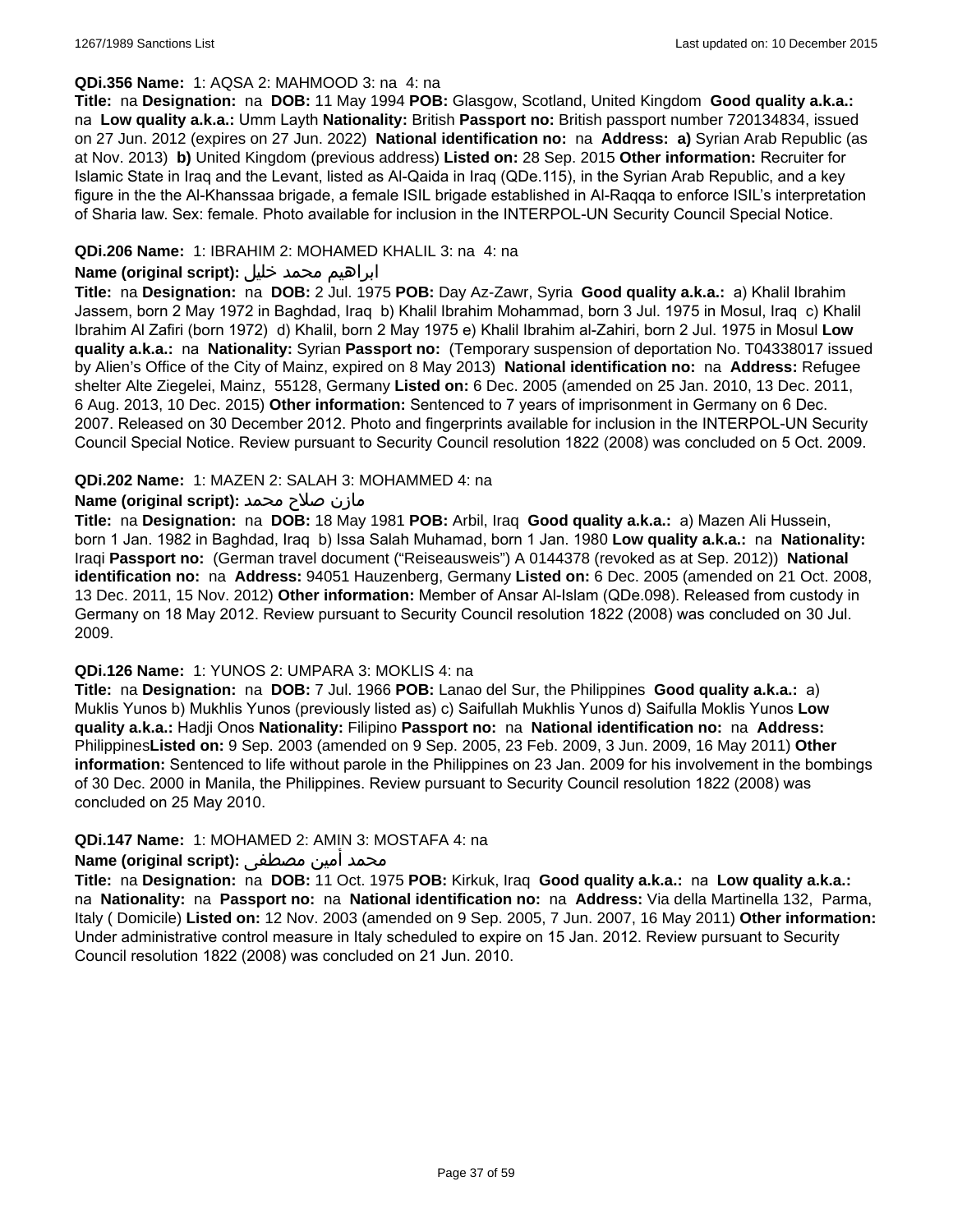**QDi.356 Name:** 1: AQSA 2: MAHMOOD 3: na 4: na

**Title:** na **Designation:** na **DOB:** 11 May 1994 **POB:** Glasgow, Scotland, United Kingdom **Good quality a.k.a.:** na **Low quality a.k.a.:** Umm Layth **Nationality:** British **Passport no:** British passport number 720134834, issued on 27 Jun. 2012 (expires on 27 Jun. 2022) **National identification no:** na **Address:** **a)** Syrian Arab Republic (as at Nov. 2013) **b)** United Kingdom (previous address) **Listed on:** 28 Sep. 2015 **Other information:** Recruiter for Islamic State in Iraq and the Levant, listed as Al-Qaida in Iraq (QDe.115), in the Syrian Arab Republic, and a key figure in the the Al-Khanssaa brigade, a female ISIL brigade established in Al-Raqqa to enforce ISIL's interpretation of Sharia law. Sex: female. Photo available for inclusion in the INTERPOL-UN Security Council Special Notice.

**QDi.206 Name:** 1: IBRAHIM 2: MOHAMED KHALIL 3: na 4: na

**Name (original script):** ابراهيم محمد خليل

**Title:** na **Designation:** na **DOB:** 2 Jul. 1975 **POB:** Day Az-Zawr, Syria **Good quality a.k.a.:** a) Khalil Ibrahim Jassem, born 2 May 1972 in Baghdad, Iraq b) Khalil Ibrahim Mohammad, born 3 Jul. 1975 in Mosul, Iraq c) Khalil Ibrahim Al Zafiri (born 1972) d) Khalil, born 2 May 1975 e) Khalil Ibrahim al-Zahiri, born 2 Jul. 1975 in Mosul **Low quality a.k.a.:** na **Nationality:** Syrian **Passport no:** (Temporary suspension of deportation No. T04338017 issued by Alien's Office of the City of Mainz, expired on 8 May 2013) **National identification no:** na **Address:** Refugee shelter Alte Ziegelei, Mainz, 55128, Germany **Listed on:** 6 Dec. 2005 (amended on 25 Jan. 2010, 13 Dec. 2011, 6 Aug. 2013, 10 Dec. 2015) **Other information:** Sentenced to 7 years of imprisonment in Germany on 6 Dec. 2007. Released on 30 December 2012. Photo and fingerprints available for inclusion in the INTERPOL-UN Security Council Special Notice. Review pursuant to Security Council resolution 1822 (2008) was concluded on 5 Oct. 2009.

**QDi.202 Name:** 1: MAZEN 2: SALAH 3: MOHAMMED 4: na

**Name (original script):** مازن صلاح محمد

**Title:** na **Designation:** na **DOB:** 18 May 1981 **POB:** Arbil, Iraq **Good quality a.k.a.:** a) Mazen Ali Hussein, born 1 Jan. 1982 in Baghdad, Iraq b) Issa Salah Muhamad, born 1 Jan. 1980 **Low quality a.k.a.:** na **Nationality:** Iraqi **Passport no:** (German travel document ("Reiseausweis") A 0144378 (revoked as at Sep. 2012)) **National identification no:** na **Address:** 94051 Hauzenberg, Germany **Listed on:** 6 Dec. 2005 (amended on 21 Oct. 2008, 13 Dec. 2011, 15 Nov. 2012) **Other information:** Member of Ansar Al-Islam (QDe.098). Released from custody in Germany on 18 May 2012. Review pursuant to Security Council resolution 1822 (2008) was concluded on 30 Jul. 2009.

**QDi.126 Name:** 1: YUNOS 2: UMPARA 3: MOKLIS 4: na

**Title:** na **Designation:** na **DOB:** 7 Jul. 1966 **POB:** Lanao del Sur, the Philippines **Good quality a.k.a.:** a) Muklis Yunos b) Mukhlis Yunos (previously listed as) c) Saifullah Mukhlis Yunos d) Saifulla Moklis Yunos **Low quality a.k.a.:** Hadji Onos **Nationality:** Filipino **Passport no:** na **National identification no:** na **Address:** Philippines**Listed on:** 9 Sep. 2003 (amended on 9 Sep. 2005, 23 Feb. 2009, 3 Jun. 2009, 16 May 2011) **Other information:** Sentenced to life without parole in the Philippines on 23 Jan. 2009 for his involvement in the bombings of 30 Dec. 2000 in Manila, the Philippines. Review pursuant to Security Council resolution 1822 (2008) was concluded on 25 May 2010.

**QDi.147 Name:** 1: MOHAMED 2: AMIN 3: MOSTAFA 4: na

**Name (original script):** محمد أمين مصطفى

**Title:** na **Designation:** na **DOB:** 11 Oct. 1975 **POB:** Kirkuk, Iraq **Good quality a.k.a.:** na **Low quality a.k.a.:** na **Nationality:** na **Passport no:** na **National identification no:** na **Address:** Via della Martinella 132, Parma, Italy ( Domicile) **Listed on:** 12 Nov. 2003 (amended on 9 Sep. 2005, 7 Jun. 2007, 16 May 2011) **Other information:** Under administrative control measure in Italy scheduled to expire on 15 Jan. 2012. Review pursuant to Security Council resolution 1822 (2008) was concluded on 21 Jun. 2010.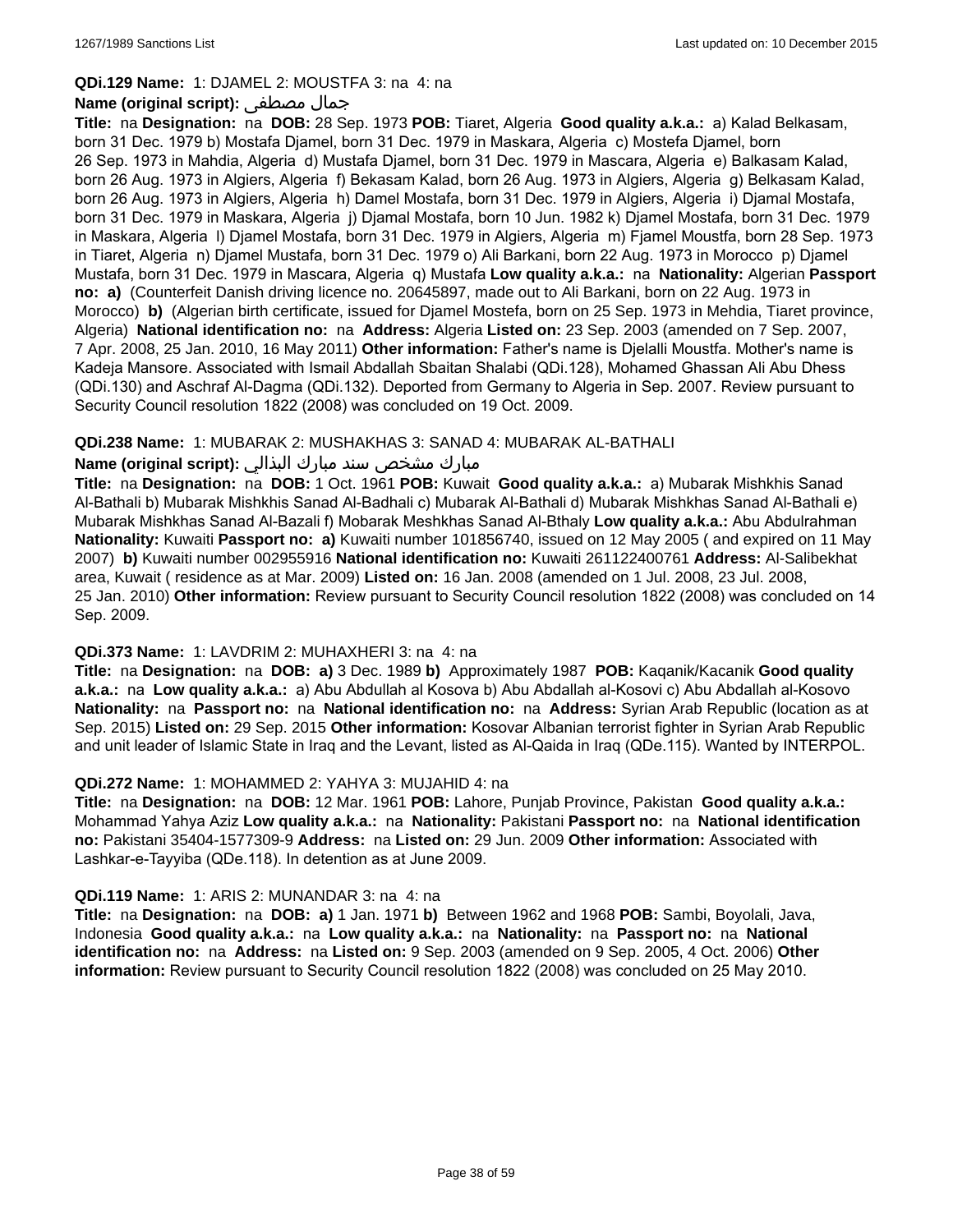**QDi.129 Name:** 1: DJAMEL 2: MOUSTFA 3: na 4: na

**Name (original script):** جمال مصطفى

**Title:** na **Designation:** na **DOB:** 28 Sep. 1973 **POB:** Tiaret, Algeria **Good quality a.k.a.:** a) Kalad Belkasam, born 31 Dec. 1979 b) Mostafa Djamel, born 31 Dec. 1979 in Maskara, Algeria c) Mostefa Djamel, born 26 Sep. 1973 in Mahdia, Algeria d) Mustafa Djamel, born 31 Dec. 1979 in Mascara, Algeria e) Balkasam Kalad, born 26 Aug. 1973 in Algiers, Algeria f) Bekasam Kalad, born 26 Aug. 1973 in Algiers, Algeria g) Belkasam Kalad, born 26 Aug. 1973 in Algiers, Algeria h) Damel Mostafa, born 31 Dec. 1979 in Algiers, Algeria i) Djamal Mostafa, born 31 Dec. 1979 in Maskara, Algeria j) Djamal Mostafa, born 10 Jun. 1982 k) Djamel Mostafa, born 31 Dec. 1979 in Maskara, Algeria l) Djamel Mostafa, born 31 Dec. 1979 in Algiers, Algeria m) Fjamel Moustfa, born 28 Sep. 1973 in Tiaret, Algeria n) Djamel Mustafa, born 31 Dec. 1979 o) Ali Barkani, born 22 Aug. 1973 in Morocco p) Djamel Mustafa, born 31 Dec. 1979 in Mascara, Algeria q) Mustafa **Low quality a.k.a.:** na **Nationality:** Algerian **Passport no:** **a)** (Counterfeit Danish driving licence no. 20645897, made out to Ali Barkani, born on 22 Aug. 1973 in Morocco) **b)** (Algerian birth certificate, issued for Djamel Mostefa, born on 25 Sep. 1973 in Mehdia, Tiaret province, Algeria) **National identification no:** na **Address:** Algeria **Listed on:** 23 Sep. 2003 (amended on 7 Sep. 2007, 7 Apr. 2008, 25 Jan. 2010, 16 May 2011) **Other information:** Father's name is Djelalli Moustfa. Mother's name is Kadeja Mansore. Associated with Ismail Abdallah Sbaitan Shalabi (QDi.128), Mohamed Ghassan Ali Abu Dhess (QDi.130) and Aschraf Al-Dagma (QDi.132). Deported from Germany to Algeria in Sep. 2007. Review pursuant to Security Council resolution 1822 (2008) was concluded on 19 Oct. 2009.

**QDi.238 Name:** 1: MUBARAK 2: MUSHAKHAS 3: SANAD 4: MUBARAK AL-BATHALI

**Name (original script):** مبارك مشخص سند مبارك البذالي

**Title:** na **Designation:** na **DOB:** 1 Oct. 1961 **POB:** Kuwait **Good quality a.k.a.:** a) Mubarak Mishkhis Sanad Al-Bathali b) Mubarak Mishkhis Sanad Al-Badhali c) Mubarak Al-Bathali d) Mubarak Mishkhas Sanad Al-Bathali e) Mubarak Mishkhas Sanad Al-Bazali f) Mobarak Meshkhas Sanad Al-Bthaly **Low quality a.k.a.:** Abu Abdulrahman **Nationality:** Kuwaiti **Passport no:** **a)** Kuwaiti number 101856740, issued on 12 May 2005 ( and expired on 11 May 2007) **b)** Kuwaiti number 002955916 **National identification no:** Kuwaiti 261122400761 **Address:** Al-Salibekhat area, Kuwait ( residence as at Mar. 2009) **Listed on:** 16 Jan. 2008 (amended on 1 Jul. 2008, 23 Jul. 2008, 25 Jan. 2010) **Other information:** Review pursuant to Security Council resolution 1822 (2008) was concluded on 14 Sep. 2009.

**QDi.373 Name:** 1: LAVDRIM 2: MUHAXHERI 3: na 4: na

**Title:** na **Designation:** na **DOB:** **a)** 3 Dec. 1989 **b)** Approximately 1987 **POB:** Kaqanik/Kacanik **Good quality a.k.a.:** na **Low quality a.k.a.:** a) Abu Abdullah al Kosova b) Abu Abdallah al-Kosovi c) Abu Abdallah al-Kosovo **Nationality:** na **Passport no:** na **National identification no:** na **Address:** Syrian Arab Republic (location as at Sep. 2015) **Listed on:** 29 Sep. 2015 **Other information:** Kosovar Albanian terrorist fighter in Syrian Arab Republic and unit leader of Islamic State in Iraq and the Levant, listed as Al-Qaida in Iraq (QDe.115). Wanted by INTERPOL.

**QDi.272 Name:** 1: MOHAMMED 2: YAHYA 3: MUJAHID 4: na

**Title:** na **Designation:** na **DOB:** 12 Mar. 1961 **POB:** Lahore, Punjab Province, Pakistan **Good quality a.k.a.:** Mohammad Yahya Aziz **Low quality a.k.a.:** na **Nationality:** Pakistani **Passport no:** na **National identification no:** Pakistani 35404-1577309-9 **Address:** na **Listed on:** 29 Jun. 2009 **Other information:** Associated with Lashkar-e-Tayyiba (QDe.118). In detention as at June 2009.

**QDi.119 Name:** 1: ARIS 2: MUNANDAR 3: na 4: na

**Title:** na **Designation:** na **DOB:** **a)** 1 Jan. 1971 **b)** Between 1962 and 1968 **POB:** Sambi, Boyolali, Java, Indonesia **Good quality a.k.a.:** na **Low quality a.k.a.:** na **Nationality:** na **Passport no:** na **National identification no:** na **Address:** na **Listed on:** 9 Sep. 2003 (amended on 9 Sep. 2005, 4 Oct. 2006) **Other information:** Review pursuant to Security Council resolution 1822 (2008) was concluded on 25 May 2010.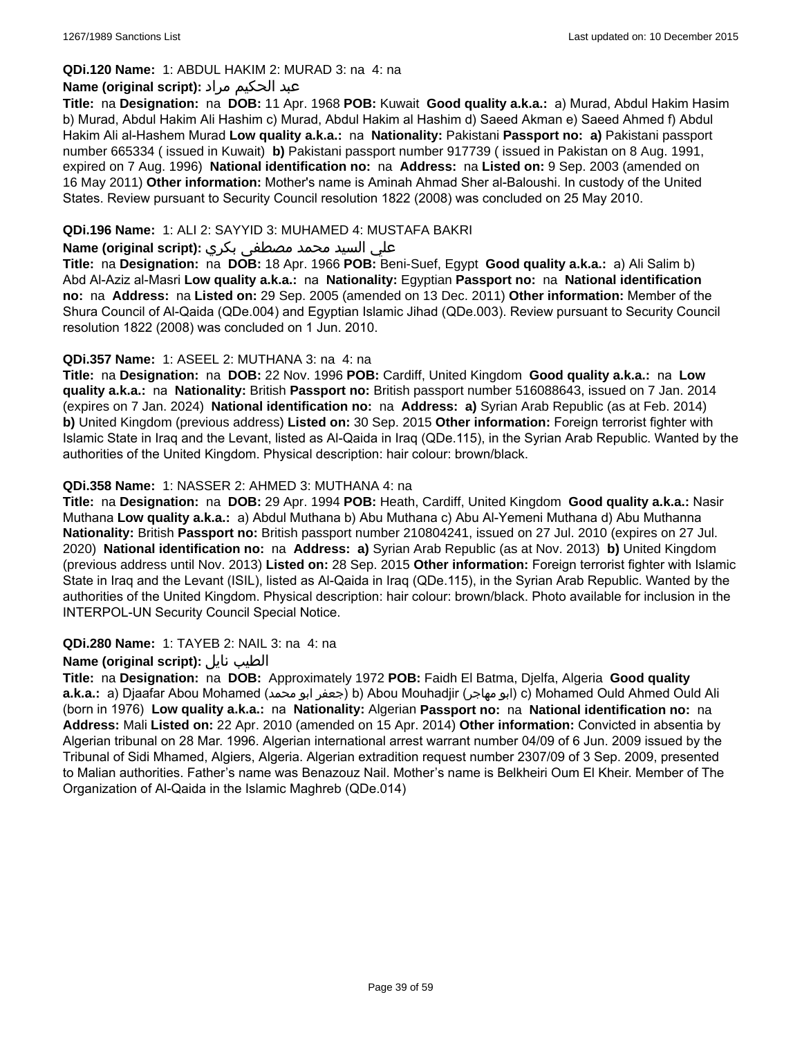**QDi.120 Name:** 1: ABDUL HAKIM 2: MURAD 3: na 4: na

**Name (original script):** عبد الحكيم مراد

**Title:** na **Designation:** na **DOB:** 11 Apr. 1968 **POB:** Kuwait **Good quality a.k.a.:** a) Murad, Abdul Hakim Hasim b) Murad, Abdul Hakim Ali Hashim c) Murad, Abdul Hakim al Hashim d) Saeed Akman e) Saeed Ahmed f) Abdul Hakim Ali al-Hashem Murad **Low quality a.k.a.:** na **Nationality:** Pakistani **Passport no:** **a)** Pakistani passport number 665334 ( issued in Kuwait) **b)** Pakistani passport number 917739 ( issued in Pakistan on 8 Aug. 1991, expired on 7 Aug. 1996) **National identification no:** na **Address:** na **Listed on:** 9 Sep. 2003 (amended on 16 May 2011) **Other information:** Mother's name is Aminah Ahmad Sher al-Baloushi. In custody of the United States. Review pursuant to Security Council resolution 1822 (2008) was concluded on 25 May 2010.

**QDi.196 Name:** 1: ALI 2: SAYYID 3: MUHAMED 4: MUSTAFA BAKRI

**Name (original script):** علي السيد محمد مصطفى بكري

**Title:** na **Designation:** na **DOB:** 18 Apr. 1966 **POB:** Beni-Suef, Egypt **Good quality a.k.a.:** a) Ali Salim b) Abd Al-Aziz al-Masri **Low quality a.k.a.:** na **Nationality:** Egyptian **Passport no:** na **National identification no:** na **Address:** na **Listed on:** 29 Sep. 2005 (amended on 13 Dec. 2011) **Other information:** Member of the Shura Council of Al-Qaida (QDe.004) and Egyptian Islamic Jihad (QDe.003). Review pursuant to Security Council resolution 1822 (2008) was concluded on 1 Jun. 2010.

**QDi.357 Name:** 1: ASEEL 2: MUTHANA 3: na 4: na

**Title:** na **Designation:** na **DOB:** 22 Nov. 1996 **POB:** Cardiff, United Kingdom **Good quality a.k.a.:** na **Low quality a.k.a.:** na **Nationality:** British **Passport no:** British passport number 516088643, issued on 7 Jan. 2014 (expires on 7 Jan. 2024) **National identification no:** na **Address:** **a)** Syrian Arab Republic (as at Feb. 2014) **b)** United Kingdom (previous address) **Listed on:** 30 Sep. 2015 **Other information:** Foreign terrorist fighter with Islamic State in Iraq and the Levant, listed as Al-Qaida in Iraq (QDe.115), in the Syrian Arab Republic. Wanted by the authorities of the United Kingdom. Physical description: hair colour: brown/black.

**QDi.358 Name:** 1: NASSER 2: AHMED 3: MUTHANA 4: na

**Title:** na **Designation:** na **DOB:** 29 Apr. 1994 **POB:** Heath, Cardiff, United Kingdom **Good quality a.k.a.:** Nasir Muthana **Low quality a.k.a.:** a) Abdul Muthana b) Abu Muthana c) Abu Al-Yemeni Muthana d) Abu Muthanna **Nationality:** British **Passport no:** British passport number 210804241, issued on 27 Jul. 2010 (expires on 27 Jul. 2020) **National identification no:** na **Address:** **a)** Syrian Arab Republic (as at Nov. 2013) **b)** United Kingdom (previous address until Nov. 2013) **Listed on:** 28 Sep. 2015 **Other information:** Foreign terrorist fighter with Islamic State in Iraq and the Levant (ISIL), listed as Al-Qaida in Iraq (QDe.115), in the Syrian Arab Republic. Wanted by the authorities of the United Kingdom. Physical description: hair colour: brown/black. Photo available for inclusion in the INTERPOL-UN Security Council Special Notice.

**QDi.280 Name:** 1: TAYEB 2: NAIL 3: na 4: na

**Name (original script):** الطيب نايل

**Title:** na **Designation:** na **DOB:** Approximately 1972 **POB:** Faidh El Batma, Djelfa, Algeria **Good quality a.k.a.:** a) Djaafar Abou Mohamed (جعفر ابو محمد) b) Abou Mouhadjir (ابو مهاجر) c) Mohamed Ould Ahmed Ould Ali (born in 1976) **Low quality a.k.a.:** na **Nationality:** Algerian **Passport no:** na **National identification no:** na **Address:** Mali **Listed on:** 22 Apr. 2010 (amended on 15 Apr. 2014) **Other information:** Convicted in absentia by Algerian tribunal on 28 Mar. 1996. Algerian international arrest warrant number 04/09 of 6 Jun. 2009 issued by the Tribunal of Sidi Mhamed, Algiers, Algeria. Algerian extradition request number 2307/09 of 3 Sep. 2009, presented to Malian authorities. Father's name was Benazouz Nail. Mother's name is Belkheiri Oum El Kheir. Member of The Organization of Al-Qaida in the Islamic Maghreb (QDe.014)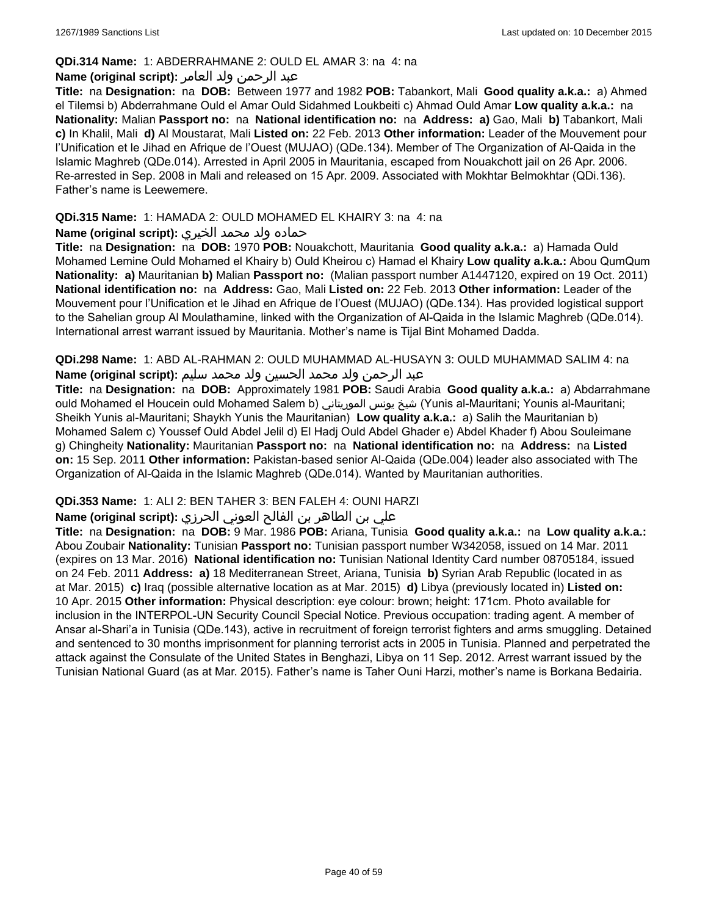**QDi.314 Name:** 1: ABDERRAHMANE 2: OULD EL AMAR 3: na 4: na

**Name (original script):** عبد الرحمن ولد العامر

**Title:** na **Designation:** na **DOB:** Between 1977 and 1982 **POB:** Tabankort, Mali **Good quality a.k.a.:** a) Ahmed el Tilemsi b) Abderrahmane Ould el Amar Ould Sidahmed Loukbeiti c) Ahmad Ould Amar **Low quality a.k.a.:** na **Nationality:** Malian **Passport no:** na **National identification no:** na **Address:** **a)** Gao, Mali **b)** Tabankort, Mali **c)** In Khalil, Mali **d)** Al Moustarat, Mali **Listed on:** 22 Feb. 2013 **Other information:** Leader of the Mouvement pour l'Unification et le Jihad en Afrique de l'Ouest (MUJAO) (QDe.134). Member of The Organization of Al-Qaida in the Islamic Maghreb (QDe.014). Arrested in April 2005 in Mauritania, escaped from Nouakchott jail on 26 Apr. 2006. Re-arrested in Sep. 2008 in Mali and released on 15 Apr. 2009. Associated with Mokhtar Belmokhtar (QDi.136). Father's name is Leewemere.

**QDi.315 Name:** 1: HAMADA 2: OULD MOHAMED EL KHAIRY 3: na 4: na

**Name (original script):** حماده ولد محمد الخيري

**Title:** na **Designation:** na **DOB:** 1970 **POB:** Nouakchott, Mauritania **Good quality a.k.a.:** a) Hamada Ould Mohamed Lemine Ould Mohamed el Khairy b) Ould Kheirou c) Hamad el Khairy **Low quality a.k.a.:** Abou QumQum **Nationality:** **a)** Mauritanian **b)** Malian **Passport no:** (Malian passport number A1447120, expired on 19 Oct. 2011) **National identification no:** na **Address:** Gao, Mali **Listed on:** 22 Feb. 2013 **Other information:** Leader of the Mouvement pour l'Unification et le Jihad en Afrique de l'Ouest (MUJAO) (QDe.134). Has provided logistical support to the Sahelian group Al Moulathamine, linked with the Organization of Al-Qaida in the Islamic Maghreb (QDe.014). International arrest warrant issued by Mauritania. Mother's name is Tijal Bint Mohamed Dadda.

**QDi.298 Name:** 1: ABD AL-RAHMAN 2: OULD MUHAMMAD AL-HUSAYN 3: OULD MUHAMMAD SALIM 4: na

**Name (original script):** عبد الرحمن ولد محمد الحسين ولد محمد سليم

**Title:** na **Designation:** na **DOB:** Approximately 1981 **POB:** Saudi Arabia **Good quality a.k.a.:** a) Abdarrahmane ould Mohamed el Houcein ould Mohamed Salem b) شيخ يونس الموريتاني (Yunis al-Mauritani; Younis al-Mauritani; Sheikh Yunis al-Mauritani; Shaykh Yunis the Mauritanian) **Low quality a.k.a.:** a) Salih the Mauritanian b) Mohamed Salem c) Youssef Ould Abdel Jelil d) El Hadj Ould Abdel Ghader e) Abdel Khader f) Abou Souleimane g) Chingheity **Nationality:** Mauritanian **Passport no:** na **National identification no:** na **Address:** na **Listed on:** 15 Sep. 2011 **Other information:** Pakistan-based senior Al-Qaida (QDe.004) leader also associated with The Organization of Al-Qaida in the Islamic Maghreb (QDe.014). Wanted by Mauritanian authorities.

**QDi.353 Name:** 1: ALI 2: BEN TAHER 3: BEN FALEH 4: OUNI HARZI

**Name (original script):** علي بن الطاهر بن الفالح العوني الحرزي

**Title:** na **Designation:** na **DOB:** 9 Mar. 1986 **POB:** Ariana, Tunisia **Good quality a.k.a.:** na **Low quality a.k.a.:** Abou Zoubair **Nationality:** Tunisian **Passport no:** Tunisian passport number W342058, issued on 14 Mar. 2011 (expires on 13 Mar. 2016) **National identification no:** Tunisian National Identity Card number 08705184, issued on 24 Feb. 2011 **Address:** **a)** 18 Mediterranean Street, Ariana, Tunisia **b)** Syrian Arab Republic (located in as at Mar. 2015) **c)** Iraq (possible alternative location as at Mar. 2015) **d)** Libya (previously located in) **Listed on:** 10 Apr. 2015 **Other information:** Physical description: eye colour: brown; height: 171cm. Photo available for inclusion in the INTERPOL-UN Security Council Special Notice. Previous occupation: trading agent. A member of Ansar al-Shari'a in Tunisia (QDe.143), active in recruitment of foreign terrorist fighters and arms smuggling. Detained and sentenced to 30 months imprisonment for planning terrorist acts in 2005 in Tunisia. Planned and perpetrated the attack against the Consulate of the United States in Benghazi, Libya on 11 Sep. 2012. Arrest warrant issued by the Tunisian National Guard (as at Mar. 2015). Father's name is Taher Ouni Harzi, mother's name is Borkana Bedairia.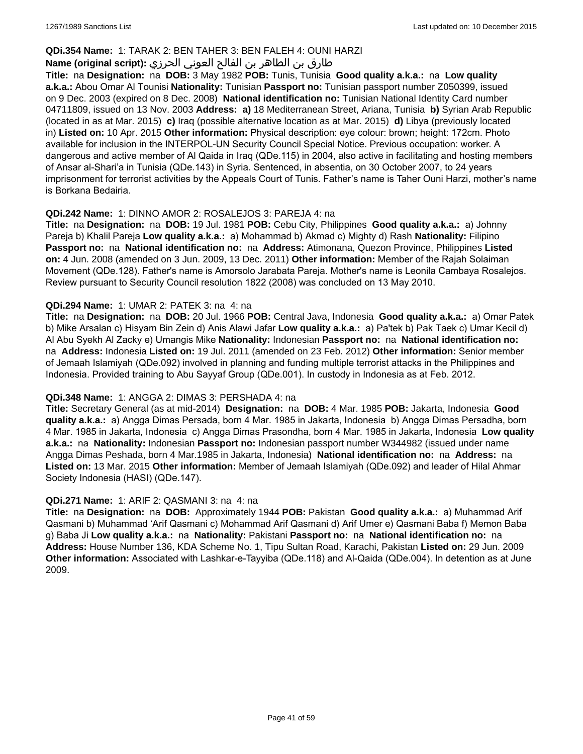**QDi.354 Name:** 1: TARAK 2: BEN TAHER 3: BEN FALEH 4: OUNI HARZI

**Name (original script):** طارق بن الطاهر بن الفالح العوني الحرزي

**Title:** na **Designation:** na **DOB:** 3 May 1982 **POB:** Tunis, Tunisia **Good quality a.k.a.:** na **Low quality a.k.a.:** Abou Omar Al Tounisi **Nationality:** Tunisian **Passport no:** Tunisian passport number Z050399, issued on 9 Dec. 2003 (expired on 8 Dec. 2008) **National identification no:** Tunisian National Identity Card number 04711809, issued on 13 Nov. 2003 **Address:** **a)** 18 Mediterranean Street, Ariana, Tunisia **b)** Syrian Arab Republic (located in as at Mar. 2015) **c)** Iraq (possible alternative location as at Mar. 2015) **d)** Libya (previously located in) **Listed on:** 10 Apr. 2015 **Other information:** Physical description: eye colour: brown; height: 172cm. Photo available for inclusion in the INTERPOL-UN Security Council Special Notice. Previous occupation: worker. A dangerous and active member of Al Qaida in Iraq (QDe.115) in 2004, also active in facilitating and hosting members of Ansar al-Shari'a in Tunisia (QDe.143) in Syria. Sentenced, in absentia, on 30 October 2007, to 24 years imprisonment for terrorist activities by the Appeals Court of Tunis. Father's name is Taher Ouni Harzi, mother's name is Borkana Bedairia.

**QDi.242 Name:** 1: DINNO AMOR 2: ROSALEJOS 3: PAREJA 4: na

**Title:** na **Designation:** na **DOB:** 19 Jul. 1981 **POB:** Cebu City, Philippines **Good quality a.k.a.:** a) Johnny Pareja b) Khalil Pareja **Low quality a.k.a.:** a) Mohammad b) Akmad c) Mighty d) Rash **Nationality:** Filipino **Passport no:** na **National identification no:** na **Address:** Atimonana, Quezon Province, Philippines **Listed on:** 4 Jun. 2008 (amended on 3 Jun. 2009, 13 Dec. 2011) **Other information:** Member of the Rajah Solaiman Movement (QDe.128). Father's name is Amorsolo Jarabata Pareja. Mother's name is Leonila Cambaya Rosalejos. Review pursuant to Security Council resolution 1822 (2008) was concluded on 13 May 2010.

**QDi.294 Name:** 1: UMAR 2: PATEK 3: na 4: na

**Title:** na **Designation:** na **DOB:** 20 Jul. 1966 **POB:** Central Java, Indonesia **Good quality a.k.a.:** a) Omar Patek b) Mike Arsalan c) Hisyam Bin Zein d) Anis Alawi Jafar **Low quality a.k.a.:** a) Pa'tek b) Pak Taek c) Umar Kecil d) Al Abu Syekh Al Zacky e) Umangis Mike **Nationality:** Indonesian **Passport no:** na **National identification no:** na **Address:** Indonesia **Listed on:** 19 Jul. 2011 (amended on 23 Feb. 2012) **Other information:** Senior member of Jemaah Islamiyah (QDe.092) involved in planning and funding multiple terrorist attacks in the Philippines and Indonesia. Provided training to Abu Sayyaf Group (QDe.001). In custody in Indonesia as at Feb. 2012.

**QDi.348 Name:** 1: ANGGA 2: DIMAS 3: PERSHADA 4: na

**Title:** Secretary General (as at mid-2014) **Designation:** na **DOB:** 4 Mar. 1985 **POB:** Jakarta, Indonesia **Good quality a.k.a.:** a) Angga Dimas Persada, born 4 Mar. 1985 in Jakarta, Indonesia b) Angga Dimas Persadha, born 4 Mar. 1985 in Jakarta, Indonesia c) Angga Dimas Prasondha, born 4 Mar. 1985 in Jakarta, Indonesia **Low quality a.k.a.:** na **Nationality:** Indonesian **Passport no:** Indonesian passport number W344982 (issued under name Angga Dimas Peshada, born 4 Mar.1985 in Jakarta, Indonesia) **National identification no:** na **Address:** na **Listed on:** 13 Mar. 2015 **Other information:** Member of Jemaah Islamiyah (QDe.092) and leader of Hilal Ahmar Society Indonesia (HASI) (QDe.147).

**QDi.271 Name:** 1: ARIF 2: QASMANI 3: na 4: na

**Title:** na **Designation:** na **DOB:** Approximately 1944 **POB:** Pakistan **Good quality a.k.a.:** a) Muhammad Arif Qasmani b) Muhammad 'Arif Qasmani c) Mohammad Arif Qasmani d) Arif Umer e) Qasmani Baba f) Memon Baba g) Baba Ji **Low quality a.k.a.:** na **Nationality:** Pakistani **Passport no:** na **National identification no:** na **Address:** House Number 136, KDA Scheme No. 1, Tipu Sultan Road, Karachi, Pakistan **Listed on:** 29 Jun. 2009 **Other information:** Associated with Lashkar-e-Tayyiba (QDe.118) and Al-Qaida (QDe.004). In detention as at June 2009.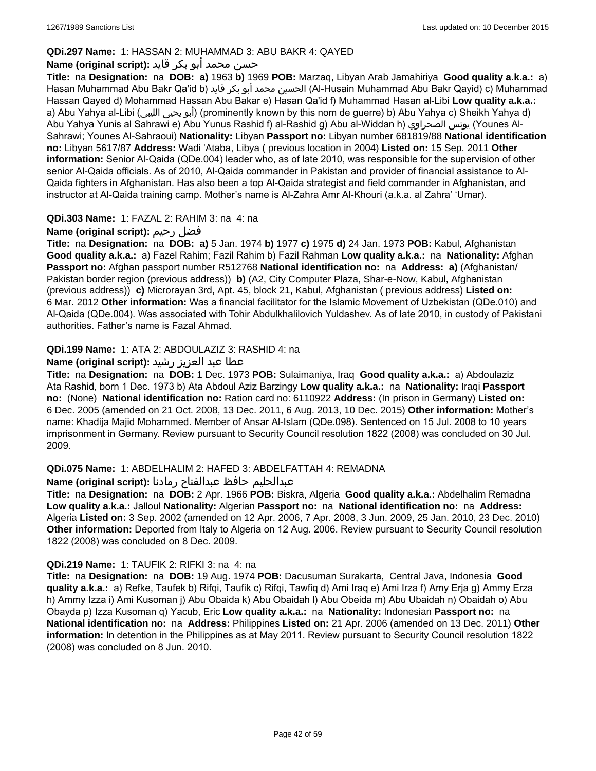**QDi.297 Name:** 1: HASSAN 2: MUHAMMAD 3: ABU BAKR 4: QAYED

**Name (original script):** حسن محمد أبو بكر قايد

**Title:** na **Designation:** na **DOB:** **a)** 1963 **b)** 1969 **POB:** Marzaq, Libyan Arab Jamahiriya **Good quality a.k.a.:** a) Hasan Muhammad Abu Bakr Qa'id b) الحسين محمد أبو بكر قايد (Al-Husain Muhammad Abu Bakr Qayid) c) Muhammad Hassan Qayed d) Mohammad Hassan Abu Bakar e) Hasan Qa'id f) Muhammad Hasan al-Libi **Low quality a.k.a.:** a) Abu Yahya al-Libi (أبو يحيى الليبي) (prominently known by this nom de guerre) b) Abu Yahya c) Sheikh Yahya d) Abu Yahya Yunis al Sahrawi e) Abu Yunus Rashid f) al-Rashid g) Abu al-Widdan h) يونس الصحراوي (Younes Al-Sahrawi; Younes Al-Sahraoui) **Nationality:** Libyan **Passport no:** Libyan number 681819/88 **National identification no:** Libyan 5617/87 **Address:** Wadi 'Ataba, Libya ( previous location in 2004) **Listed on:** 15 Sep. 2011 **Other information:** Senior Al-Qaida (QDe.004) leader who, as of late 2010, was responsible for the supervision of other senior Al-Qaida officials. As of 2010, Al-Qaida commander in Pakistan and provider of financial assistance to Al-Qaida fighters in Afghanistan. Has also been a top Al-Qaida strategist and field commander in Afghanistan, and instructor at Al-Qaida training camp. Mother's name is Al-Zahra Amr Al-Khouri (a.k.a. al Zahra' 'Umar).

**QDi.303 Name:** 1: FAZAL 2: RAHIM 3: na 4: na

**Name (original script):** فضل رحيم

**Title:** na **Designation:** na **DOB:** **a)** 5 Jan. 1974 **b)** 1977 **c)** 1975 **d)** 24 Jan. 1973 **POB:** Kabul, Afghanistan **Good quality a.k.a.:** a) Fazel Rahim; Fazil Rahim b) Fazil Rahman **Low quality a.k.a.:** na **Nationality:** Afghan **Passport no:** Afghan passport number R512768 **National identification no:** na **Address:** **a)** (Afghanistan/ Pakistan border region (previous address)) **b)** (A2, City Computer Plaza, Shar-e-Now, Kabul, Afghanistan (previous address)) **c)** Microrayan 3rd, Apt. 45, block 21, Kabul, Afghanistan ( previous address) **Listed on:** 6 Mar. 2012 **Other information:** Was a financial facilitator for the Islamic Movement of Uzbekistan (QDe.010) and Al-Qaida (QDe.004). Was associated with Tohir Abdulkhalilovich Yuldashev. As of late 2010, in custody of Pakistani authorities. Father's name is Fazal Ahmad.

**QDi.199 Name:** 1: ATA 2: ABDOULAZIZ 3: RASHID 4: na

**Name (original script):** عطا عبد العزيز رشيد

**Title:** na **Designation:** na **DOB:** 1 Dec. 1973 **POB:** Sulaimaniya, Iraq **Good quality a.k.a.:** a) Abdoulaziz Ata Rashid, born 1 Dec. 1973 b) Ata Abdoul Aziz Barzingy **Low quality a.k.a.:** na **Nationality:** Iraqi **Passport no:** (None) **National identification no:** Ration card no: 6110922 **Address:** (In prison in Germany) **Listed on:** 6 Dec. 2005 (amended on 21 Oct. 2008, 13 Dec. 2011, 6 Aug. 2013, 10 Dec. 2015) **Other information:** Mother's name: Khadija Majid Mohammed. Member of Ansar Al-Islam (QDe.098). Sentenced on 15 Jul. 2008 to 10 years imprisonment in Germany. Review pursuant to Security Council resolution 1822 (2008) was concluded on 30 Jul. 2009.

**QDi.075 Name:** 1: ABDELHALIM 2: HAFED 3: ABDELFATTAH 4: REMADNA

**Name (original script):** عبدالحليم حافظ عبدالفتاح رمادنا

**Title:** na **Designation:** na **DOB:** 2 Apr. 1966 **POB:** Biskra, Algeria **Good quality a.k.a.:** Abdelhalim Remadna **Low quality a.k.a.:** Jalloul **Nationality:** Algerian **Passport no:** na **National identification no:** na **Address:** Algeria **Listed on:** 3 Sep. 2002 (amended on 12 Apr. 2006, 7 Apr. 2008, 3 Jun. 2009, 25 Jan. 2010, 23 Dec. 2010) **Other information:** Deported from Italy to Algeria on 12 Aug. 2006. Review pursuant to Security Council resolution 1822 (2008) was concluded on 8 Dec. 2009.

**QDi.219 Name:** 1: TAUFIK 2: RIFKI 3: na 4: na

**Title:** na **Designation:** na **DOB:** 19 Aug. 1974 **POB:** Dacusuman Surakarta, Central Java, Indonesia **Good quality a.k.a.:** a) Refke, Taufek b) Rifqi, Taufik c) Rifqi, Tawfiq d) Ami Iraq e) Ami Irza f) Amy Erja g) Ammy Erza h) Ammy Izza i) Ami Kusoman j) Abu Obaida k) Abu Obaidah l) Abu Obeida m) Abu Ubaidah n) Obaidah o) Abu Obayda p) Izza Kusoman q) Yacub, Eric **Low quality a.k.a.:** na **Nationality:** Indonesian **Passport no:** na **National identification no:** na **Address:** Philippines **Listed on:** 21 Apr. 2006 (amended on 13 Dec. 2011) **Other information:** In detention in the Philippines as at May 2011. Review pursuant to Security Council resolution 1822 (2008) was concluded on 8 Jun. 2010.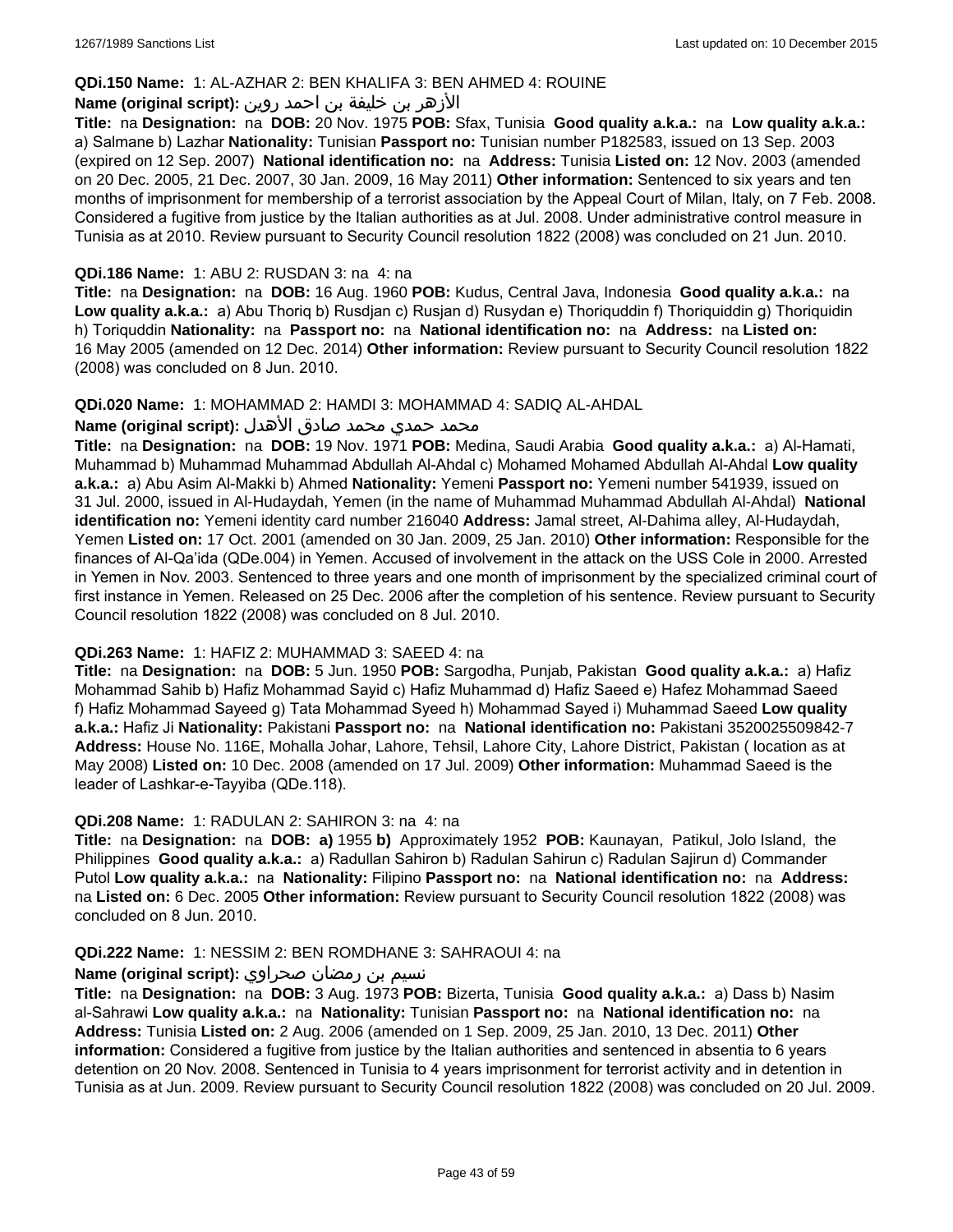**QDi.150 Name:** 1: AL-AZHAR 2: BEN KHALIFA 3: BEN AHMED 4: ROUINE

**Name (original script):** الأزهر بن خليفة بن احمد روين

**Title:** na **Designation:** na **DOB:** 20 Nov. 1975 **POB:** Sfax, Tunisia **Good quality a.k.a.:** na **Low quality a.k.a.:** a) Salmane b) Lazhar **Nationality:** Tunisian **Passport no:** Tunisian number P182583, issued on 13 Sep. 2003 (expired on 12 Sep. 2007) **National identification no:** na **Address:** Tunisia **Listed on:** 12 Nov. 2003 (amended on 20 Dec. 2005, 21 Dec. 2007, 30 Jan. 2009, 16 May 2011) **Other information:** Sentenced to six years and ten months of imprisonment for membership of a terrorist association by the Appeal Court of Milan, Italy, on 7 Feb. 2008. Considered a fugitive from justice by the Italian authorities as at Jul. 2008. Under administrative control measure in Tunisia as at 2010. Review pursuant to Security Council resolution 1822 (2008) was concluded on 21 Jun. 2010.

**QDi.186 Name:** 1: ABU 2: RUSDAN 3: na 4: na

**Title:** na **Designation:** na **DOB:** 16 Aug. 1960 **POB:** Kudus, Central Java, Indonesia **Good quality a.k.a.:** na **Low quality a.k.a.:** a) Abu Thoriq b) Rusdjan c) Rusjan d) Rusydan e) Thoriquddin f) Thoriquiddin g) Thoriquidin h) Toriquddin **Nationality:** na **Passport no:** na **National identification no:** na **Address:** na **Listed on:** 16 May 2005 (amended on 12 Dec. 2014) **Other information:** Review pursuant to Security Council resolution 1822 (2008) was concluded on 8 Jun. 2010.

**QDi.020 Name:** 1: MOHAMMAD 2: HAMDI 3: MOHAMMAD 4: SADIQ AL-AHDAL

**Name (original script):** محمد حمدي محمد صادق الأهدل

**Title:** na **Designation:** na **DOB:** 19 Nov. 1971 **POB:** Medina, Saudi Arabia **Good quality a.k.a.:** a) Al-Hamati, Muhammad b) Muhammad Muhammad Abdullah Al-Ahdal c) Mohamed Mohamed Abdullah Al-Ahdal **Low quality a.k.a.:** a) Abu Asim Al-Makki b) Ahmed **Nationality:** Yemeni **Passport no:** Yemeni number 541939, issued on 31 Jul. 2000, issued in Al-Hudaydah, Yemen (in the name of Muhammad Muhammad Abdullah Al-Ahdal) **National identification no:** Yemeni identity card number 216040 **Address:** Jamal street, Al-Dahima alley, Al-Hudaydah, Yemen **Listed on:** 17 Oct. 2001 (amended on 30 Jan. 2009, 25 Jan. 2010) **Other information:** Responsible for the finances of Al-Qa'ida (QDe.004) in Yemen. Accused of involvement in the attack on the USS Cole in 2000. Arrested in Yemen in Nov. 2003. Sentenced to three years and one month of imprisonment by the specialized criminal court of first instance in Yemen. Released on 25 Dec. 2006 after the completion of his sentence. Review pursuant to Security Council resolution 1822 (2008) was concluded on 8 Jul. 2010.

**QDi.263 Name:** 1: HAFIZ 2: MUHAMMAD 3: SAEED 4: na

**Title:** na **Designation:** na **DOB:** 5 Jun. 1950 **POB:** Sargodha, Punjab, Pakistan **Good quality a.k.a.:** a) Hafiz Mohammad Sahib b) Hafiz Mohammad Sayid c) Hafiz Muhammad d) Hafiz Saeed e) Hafez Mohammad Saeed f) Hafiz Mohammad Sayeed g) Tata Mohammad Syeed h) Mohammad Sayed i) Muhammad Saeed **Low quality a.k.a.:** Hafiz Ji **Nationality:** Pakistani **Passport no:** na **National identification no:** Pakistani 3520025509842-7 **Address:** House No. 116E, Mohalla Johar, Lahore, Tehsil, Lahore City, Lahore District, Pakistan ( location as at May 2008) **Listed on:** 10 Dec. 2008 (amended on 17 Jul. 2009) **Other information:** Muhammad Saeed is the leader of Lashkar-e-Tayyiba (QDe.118).

**QDi.208 Name:** 1: RADULAN 2: SAHIRON 3: na 4: na

**Title:** na **Designation:** na **DOB:** **a)** 1955 **b)** Approximately 1952 **POB:** Kaunayan, Patikul, Jolo Island, the Philippines **Good quality a.k.a.:** a) Radullan Sahiron b) Radulan Sahirun c) Radulan Sajirun d) Commander Putol **Low quality a.k.a.:** na **Nationality:** Filipino **Passport no:** na **National identification no:** na **Address:** na **Listed on:** 6 Dec. 2005 **Other information:** Review pursuant to Security Council resolution 1822 (2008) was concluded on 8 Jun. 2010.

**QDi.222 Name:** 1: NESSIM 2: BEN ROMDHANE 3: SAHRAOUI 4: na

**Name (original script):** نسيم بن رمضان صحراوي

**Title:** na **Designation:** na **DOB:** 3 Aug. 1973 **POB:** Bizerta, Tunisia **Good quality a.k.a.:** a) Dass b) Nasim al-Sahrawi **Low quality a.k.a.:** na **Nationality:** Tunisian **Passport no:** na **National identification no:** na **Address:** Tunisia **Listed on:** 2 Aug. 2006 (amended on 1 Sep. 2009, 25 Jan. 2010, 13 Dec. 2011) **Other information:** Considered a fugitive from justice by the Italian authorities and sentenced in absentia to 6 years detention on 20 Nov. 2008. Sentenced in Tunisia to 4 years imprisonment for terrorist activity and in detention in Tunisia as at Jun. 2009. Review pursuant to Security Council resolution 1822 (2008) was concluded on 20 Jul. 2009.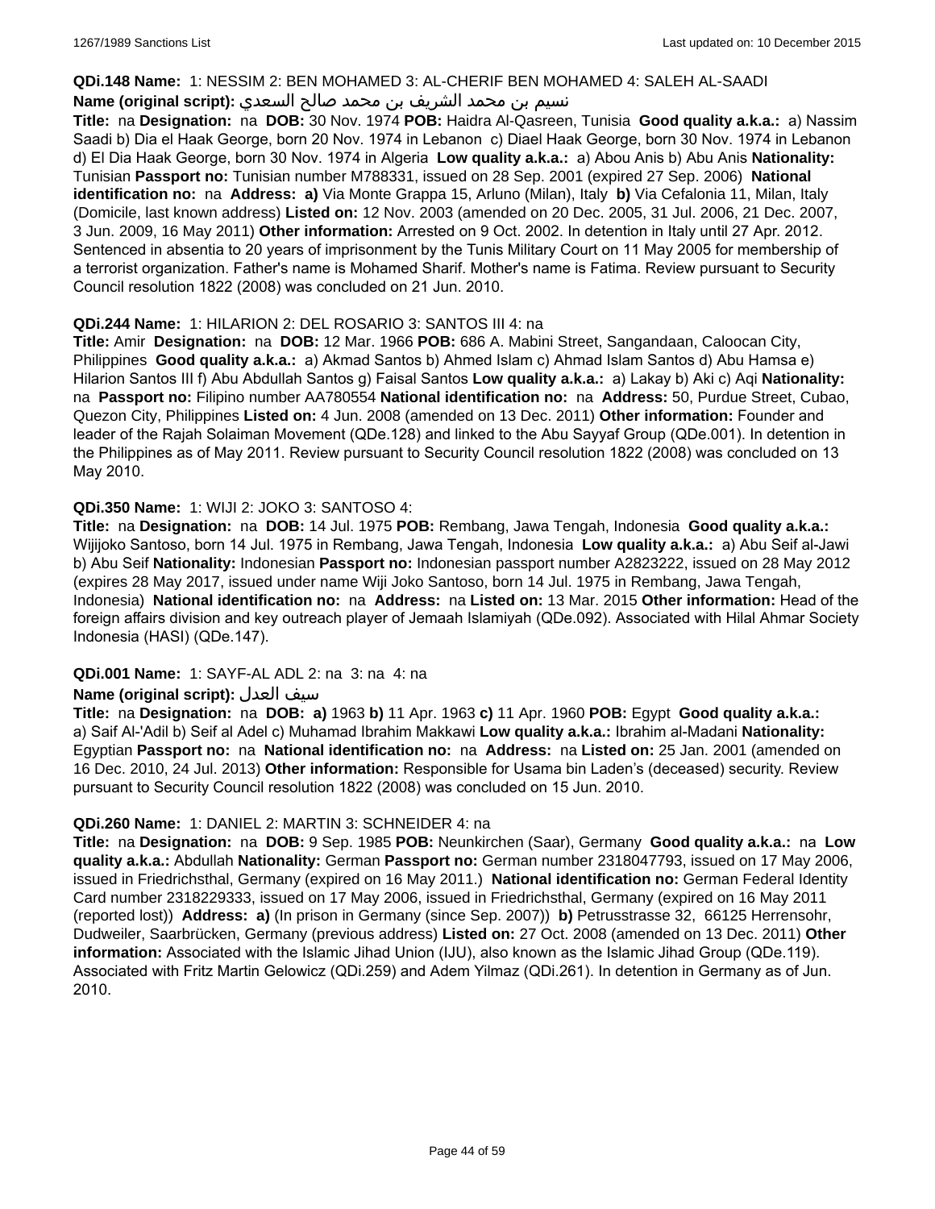**QDi.148 Name:** 1: NESSIM 2: BEN MOHAMED 3: AL-CHERIF BEN MOHAMED 4: SALEH AL-SAADI

**Name (original script):** نسيم بن محمد الشريف بن محمد صالح السعدي

**Title:** na **Designation:** na **DOB:** 30 Nov. 1974 **POB:** Haidra Al-Qasreen, Tunisia **Good quality a.k.a.:** a) Nassim Saadi b) Dia el Haak George, born 20 Nov. 1974 in Lebanon c) Diael Haak George, born 30 Nov. 1974 in Lebanon d) El Dia Haak George, born 30 Nov. 1974 in Algeria **Low quality a.k.a.:** a) Abou Anis b) Abu Anis **Nationality:** Tunisian **Passport no:** Tunisian number M788331, issued on 28 Sep. 2001 (expired 27 Sep. 2006) **National identification no:** na **Address:** **a)** Via Monte Grappa 15, Arluno (Milan), Italy **b)** Via Cefalonia 11, Milan, Italy (Domicile, last known address) **Listed on:** 12 Nov. 2003 (amended on 20 Dec. 2005, 31 Jul. 2006, 21 Dec. 2007, 3 Jun. 2009, 16 May 2011) **Other information:** Arrested on 9 Oct. 2002. In detention in Italy until 27 Apr. 2012. Sentenced in absentia to 20 years of imprisonment by the Tunis Military Court on 11 May 2005 for membership of a terrorist organization. Father's name is Mohamed Sharif. Mother's name is Fatima. Review pursuant to Security Council resolution 1822 (2008) was concluded on 21 Jun. 2010.

**QDi.244 Name:** 1: HILARION 2: DEL ROSARIO 3: SANTOS III 4: na

**Title:** Amir **Designation:** na **DOB:** 12 Mar. 1966 **POB:** 686 A. Mabini Street, Sangandaan, Caloocan City, Philippines **Good quality a.k.a.:** a) Akmad Santos b) Ahmed Islam c) Ahmad Islam Santos d) Abu Hamsa e) Hilarion Santos III f) Abu Abdullah Santos g) Faisal Santos **Low quality a.k.a.:** a) Lakay b) Aki c) Aqi **Nationality:** na **Passport no:** Filipino number AA780554 **National identification no:** na **Address:** 50, Purdue Street, Cubao, Quezon City, Philippines **Listed on:** 4 Jun. 2008 (amended on 13 Dec. 2011) **Other information:** Founder and leader of the Rajah Solaiman Movement (QDe.128) and linked to the Abu Sayyaf Group (QDe.001). In detention in the Philippines as of May 2011. Review pursuant to Security Council resolution 1822 (2008) was concluded on 13 May 2010.

**QDi.350 Name:** 1: WIJI 2: JOKO 3: SANTOSO 4:

**Title:** na **Designation:** na **DOB:** 14 Jul. 1975 **POB:** Rembang, Jawa Tengah, Indonesia **Good quality a.k.a.:** Wijijoko Santoso, born 14 Jul. 1975 in Rembang, Jawa Tengah, Indonesia **Low quality a.k.a.:** a) Abu Seif al-Jawi b) Abu Seif **Nationality:** Indonesian **Passport no:** Indonesian passport number A2823222, issued on 28 May 2012 (expires 28 May 2017, issued under name Wiji Joko Santoso, born 14 Jul. 1975 in Rembang, Jawa Tengah, Indonesia) **National identification no:** na **Address:** na **Listed on:** 13 Mar. 2015 **Other information:** Head of the foreign affairs division and key outreach player of Jemaah Islamiyah (QDe.092). Associated with Hilal Ahmar Society Indonesia (HASI) (QDe.147).

**QDi.001 Name:** 1: SAYF-AL ADL 2: na 3: na 4: na

**Name (original script):** سيف العدل

**Title:** na **Designation:** na **DOB:** **a)** 1963 **b)** 11 Apr. 1963 **c)** 11 Apr. 1960 **POB:** Egypt **Good quality a.k.a.:** a) Saif Al-'Adil b) Seif al Adel c) Muhamad Ibrahim Makkawi **Low quality a.k.a.:** Ibrahim al-Madani **Nationality:** Egyptian **Passport no:** na **National identification no:** na **Address:** na **Listed on:** 25 Jan. 2001 (amended on 16 Dec. 2010, 24 Jul. 2013) **Other information:** Responsible for Usama bin Laden's (deceased) security. Review pursuant to Security Council resolution 1822 (2008) was concluded on 15 Jun. 2010.

**QDi.260 Name:** 1: DANIEL 2: MARTIN 3: SCHNEIDER 4: na

**Title:** na **Designation:** na **DOB:** 9 Sep. 1985 **POB:** Neunkirchen (Saar), Germany **Good quality a.k.a.:** na **Low quality a.k.a.:** Abdullah **Nationality:** German **Passport no:** German number 2318047793, issued on 17 May 2006, issued in Friedrichsthal, Germany (expired on 16 May 2011.) **National identification no:** German Federal Identity Card number 2318229333, issued on 17 May 2006, issued in Friedrichsthal, Germany (expired on 16 May 2011 (reported lost)) **Address:** **a)** (In prison in Germany (since Sep. 2007)) **b)** Petrusstrasse 32, 66125 Herrensohr, Dudweiler, Saarbrücken, Germany (previous address) **Listed on:** 27 Oct. 2008 (amended on 13 Dec. 2011) **Other information:** Associated with the Islamic Jihad Union (IJU), also known as the Islamic Jihad Group (QDe.119). Associated with Fritz Martin Gelowicz (QDi.259) and Adem Yilmaz (QDi.261). In detention in Germany as of Jun. 2010.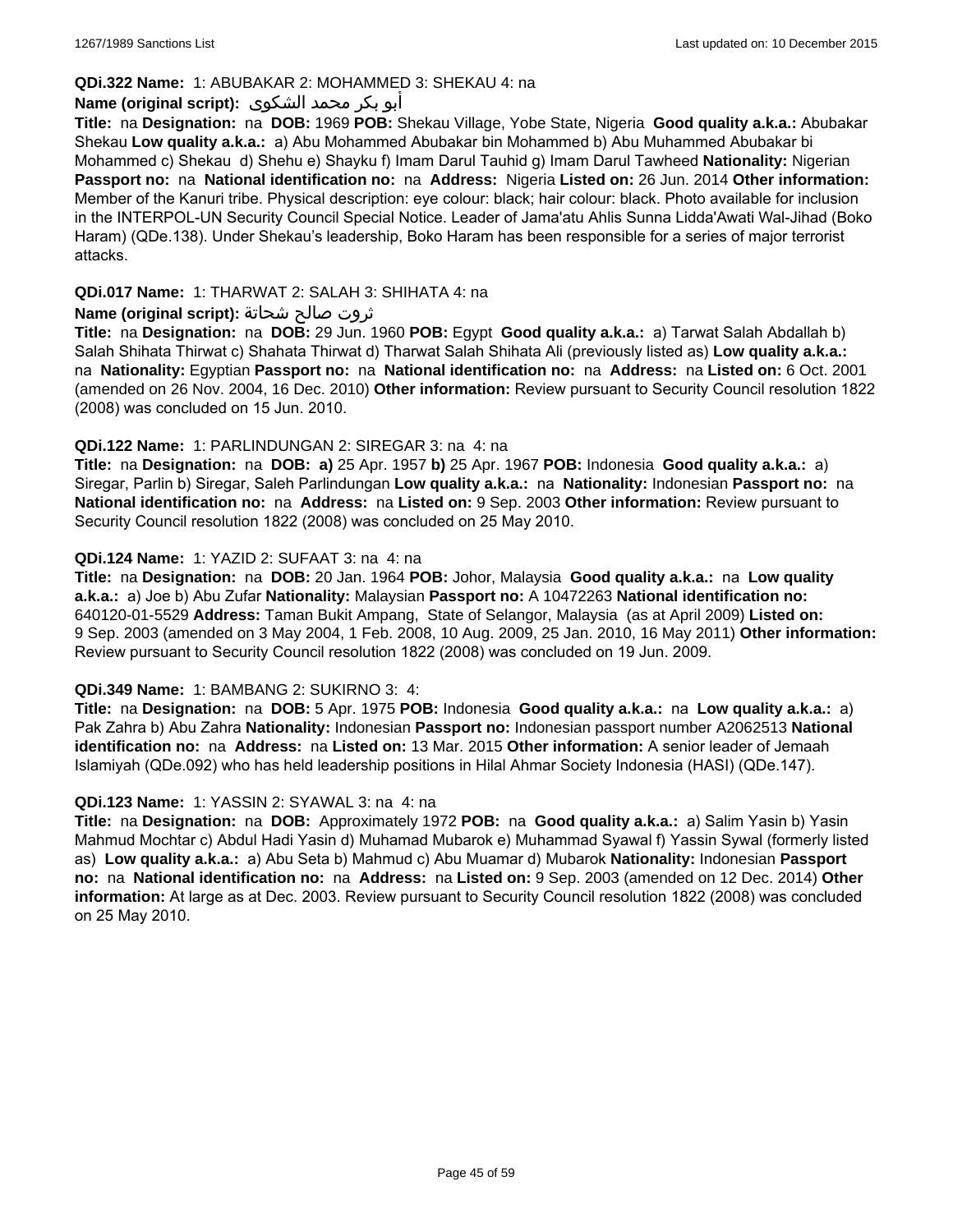**QDi.322 Name:** 1: ABUBAKAR 2: MOHAMMED 3: SHEKAU 4: na

**Name (original script):** أبو بكر محمد الشكوى

**Title:** na **Designation:** na **DOB:** 1969 **POB:** Shekau Village, Yobe State, Nigeria **Good quality a.k.a.:** Abubakar Shekau **Low quality a.k.a.:** a) Abu Mohammed Abubakar bin Mohammed b) Abu Muhammed Abubakar bi Mohammed c) Shekau d) Shehu e) Shayku f) Imam Darul Tauhid g) Imam Darul Tawheed **Nationality:** Nigerian **Passport no:** na **National identification no:** na **Address:** Nigeria **Listed on:** 26 Jun. 2014 **Other information:** Member of the Kanuri tribe. Physical description: eye colour: black; hair colour: black. Photo available for inclusion in the INTERPOL-UN Security Council Special Notice. Leader of Jama'atu Ahlis Sunna Lidda'Awati Wal-Jihad (Boko Haram) (QDe.138). Under Shekau's leadership, Boko Haram has been responsible for a series of major terrorist attacks.

**QDi.017 Name:** 1: THARWAT 2: SALAH 3: SHIHATA 4: na

**Name (original script):** ثروت صالح شحاتة

**Title:** na **Designation:** na **DOB:** 29 Jun. 1960 **POB:** Egypt **Good quality a.k.a.:** a) Tarwat Salah Abdallah b) Salah Shihata Thirwat c) Shahata Thirwat d) Tharwat Salah Shihata Ali (previously listed as) **Low quality a.k.a.:** na **Nationality:** Egyptian **Passport no:** na **National identification no:** na **Address:** na **Listed on:** 6 Oct. 2001 (amended on 26 Nov. 2004, 16 Dec. 2010) **Other information:** Review pursuant to Security Council resolution 1822 (2008) was concluded on 15 Jun. 2010.

**QDi.122 Name:** 1: PARLINDUNGAN 2: SIREGAR 3: na 4: na

**Title:** na **Designation:** na **DOB:** **a)** 25 Apr. 1957 **b)** 25 Apr. 1967 **POB:** Indonesia **Good quality a.k.a.:** a) Siregar, Parlin b) Siregar, Saleh Parlindungan **Low quality a.k.a.:** na **Nationality:** Indonesian **Passport no:** na **National identification no:** na **Address:** na **Listed on:** 9 Sep. 2003 **Other information:** Review pursuant to Security Council resolution 1822 (2008) was concluded on 25 May 2010.

**QDi.124 Name:** 1: YAZID 2: SUFAAT 3: na 4: na

**Title:** na **Designation:** na **DOB:** 20 Jan. 1964 **POB:** Johor, Malaysia **Good quality a.k.a.:** na **Low quality a.k.a.:** a) Joe b) Abu Zufar **Nationality:** Malaysian **Passport no:** A 10472263 **National identification no:** 640120-01-5529 **Address:** Taman Bukit Ampang, State of Selangor, Malaysia (as at April 2009) **Listed on:** 9 Sep. 2003 (amended on 3 May 2004, 1 Feb. 2008, 10 Aug. 2009, 25 Jan. 2010, 16 May 2011) **Other information:** Review pursuant to Security Council resolution 1822 (2008) was concluded on 19 Jun. 2009.

**QDi.349 Name:** 1: BAMBANG 2: SUKIRNO 3: 4:

**Title:** na **Designation:** na **DOB:** 5 Apr. 1975 **POB:** Indonesia **Good quality a.k.a.:** na **Low quality a.k.a.:** a) Pak Zahra b) Abu Zahra **Nationality:** Indonesian **Passport no:** Indonesian passport number A2062513 **National identification no:** na **Address:** na **Listed on:** 13 Mar. 2015 **Other information:** A senior leader of Jemaah Islamiyah (QDe.092) who has held leadership positions in Hilal Ahmar Society Indonesia (HASI) (QDe.147).

**QDi.123 Name:** 1: YASSIN 2: SYAWAL 3: na 4: na

**Title:** na **Designation:** na **DOB:** Approximately 1972 **POB:** na **Good quality a.k.a.:** a) Salim Yasin b) Yasin Mahmud Mochtar c) Abdul Hadi Yasin d) Muhamad Mubarok e) Muhammad Syawal f) Yassin Sywal (formerly listed as) **Low quality a.k.a.:** a) Abu Seta b) Mahmud c) Abu Muamar d) Mubarok **Nationality:** Indonesian **Passport no:** na **National identification no:** na **Address:** na **Listed on:** 9 Sep. 2003 (amended on 12 Dec. 2014) **Other information:** At large as at Dec. 2003. Review pursuant to Security Council resolution 1822 (2008) was concluded on 25 May 2010.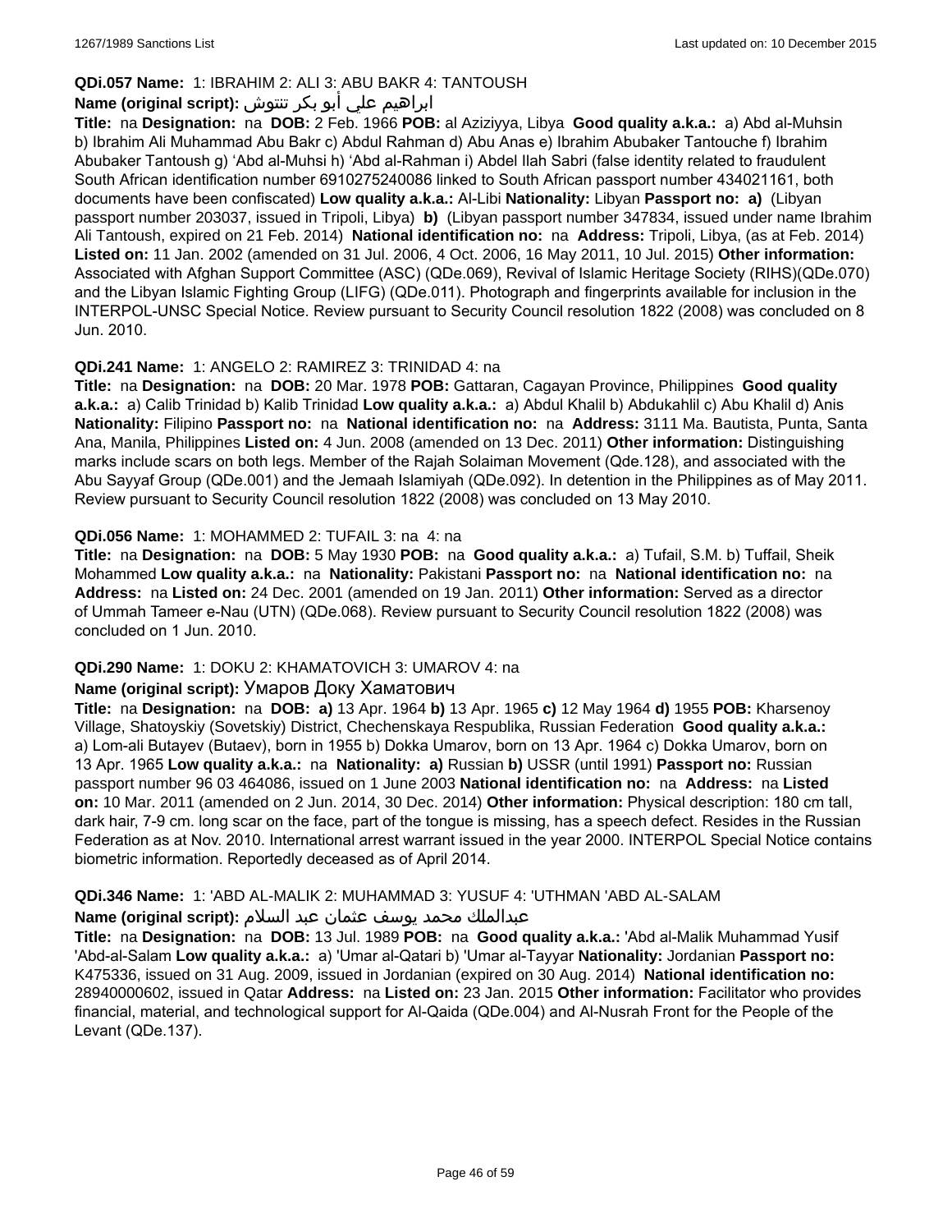**QDi.057 Name:** 1: IBRAHIM 2: ALI 3: ABU BAKR 4: TANTOUSH

**Name (original script):** ابراهيم علي أبو بكر تنتوش

**Title:** na **Designation:** na **DOB:** 2 Feb. 1966 **POB:** al Aziziyya, Libya **Good quality a.k.a.:** a) Abd al-Muhsin b) Ibrahim Ali Muhammad Abu Bakr c) Abdul Rahman d) Abu Anas e) Ibrahim Abubaker Tantouche f) Ibrahim Abubaker Tantoush g) 'Abd al-Muhsi h) 'Abd al-Rahman i) Abdel Ilah Sabri (false identity related to fraudulent South African identification number 6910275240086 linked to South African passport number 434021161, both documents have been confiscated) **Low quality a.k.a.:** Al-Libi **Nationality:** Libyan **Passport no:** **a)** (Libyan passport number 203037, issued in Tripoli, Libya) **b)** (Libyan passport number 347834, issued under name Ibrahim Ali Tantoush, expired on 21 Feb. 2014) **National identification no:** na **Address:** Tripoli, Libya, (as at Feb. 2014) **Listed on:** 11 Jan. 2002 (amended on 31 Jul. 2006, 4 Oct. 2006, 16 May 2011, 10 Jul. 2015) **Other information:** Associated with Afghan Support Committee (ASC) (QDe.069), Revival of Islamic Heritage Society (RIHS)(QDe.070) and the Libyan Islamic Fighting Group (LIFG) (QDe.011). Photograph and fingerprints available for inclusion in the INTERPOL-UNSC Special Notice. Review pursuant to Security Council resolution 1822 (2008) was concluded on 8 Jun. 2010.

**QDi.241 Name:** 1: ANGELO 2: RAMIREZ 3: TRINIDAD 4: na

**Title:** na **Designation:** na **DOB:** 20 Mar. 1978 **POB:** Gattaran, Cagayan Province, Philippines **Good quality a.k.a.:** a) Calib Trinidad b) Kalib Trinidad **Low quality a.k.a.:** a) Abdul Khalil b) Abdukahlil c) Abu Khalil d) Anis **Nationality:** Filipino **Passport no:** na **National identification no:** na **Address:** 3111 Ma. Bautista, Punta, Santa Ana, Manila, Philippines **Listed on:** 4 Jun. 2008 (amended on 13 Dec. 2011) **Other information:** Distinguishing marks include scars on both legs. Member of the Rajah Solaiman Movement (Qde.128), and associated with the Abu Sayyaf Group (QDe.001) and the Jemaah Islamiyah (QDe.092). In detention in the Philippines as of May 2011. Review pursuant to Security Council resolution 1822 (2008) was concluded on 13 May 2010.

**QDi.056 Name:** 1: MOHAMMED 2: TUFAIL 3: na 4: na

**Title:** na **Designation:** na **DOB:** 5 May 1930 **POB:** na **Good quality a.k.a.:** a) Tufail, S.M. b) Tuffail, Sheik Mohammed **Low quality a.k.a.:** na **Nationality:** Pakistani **Passport no:** na **National identification no:** na **Address:** na **Listed on:** 24 Dec. 2001 (amended on 19 Jan. 2011) **Other information:** Served as a director of Ummah Tameer e-Nau (UTN) (QDe.068). Review pursuant to Security Council resolution 1822 (2008) was concluded on 1 Jun. 2010.

**QDi.290 Name:** 1: DOKU 2: KHAMATOVICH 3: UMAROV 4: na

**Name (original script):** Умаров Доку Хаматович

**Title:** na **Designation:** na **DOB:** **a)** 13 Apr. 1964 **b)** 13 Apr. 1965 **c)** 12 May 1964 **d)** 1955 **POB:** Kharsenoy Village, Shatoyskiy (Sovetskiy) District, Chechenskaya Respublika, Russian Federation **Good quality a.k.a.:** a) Lom-ali Butayev (Butaev), born in 1955 b) Dokka Umarov, born on 13 Apr. 1964 c) Dokka Umarov, born on 13 Apr. 1965 **Low quality a.k.a.:** na **Nationality:** **a)** Russian **b)** USSR (until 1991) **Passport no:** Russian passport number 96 03 464086, issued on 1 June 2003 **National identification no:** na **Address:** na **Listed on:** 10 Mar. 2011 (amended on 2 Jun. 2014, 30 Dec. 2014) **Other information:** Physical description: 180 cm tall, dark hair, 7-9 cm. long scar on the face, part of the tongue is missing, has a speech defect. Resides in the Russian Federation as at Nov. 2010. International arrest warrant issued in the year 2000. INTERPOL Special Notice contains biometric information. Reportedly deceased as of April 2014.

**QDi.346 Name:** 1: 'ABD AL-MALIK 2: MUHAMMAD 3: YUSUF 4: 'UTHMAN 'ABD AL-SALAM

**Name (original script):** عبدالملك محمد يوسف عثمان عبد السلام

**Title:** na **Designation:** na **DOB:** 13 Jul. 1989 **POB:** na **Good quality a.k.a.:** 'Abd al-Malik Muhammad Yusif 'Abd-al-Salam **Low quality a.k.a.:** a) 'Umar al-Qatari b) 'Umar al-Tayyar **Nationality:** Jordanian **Passport no:** K475336, issued on 31 Aug. 2009, issued in Jordanian (expired on 30 Aug. 2014) **National identification no:** 28940000602, issued in Qatar **Address:** na **Listed on:** 23 Jan. 2015 **Other information:** Facilitator who provides financial, material, and technological support for Al-Qaida (QDe.004) and Al-Nusrah Front for the People of the Levant (QDe.137).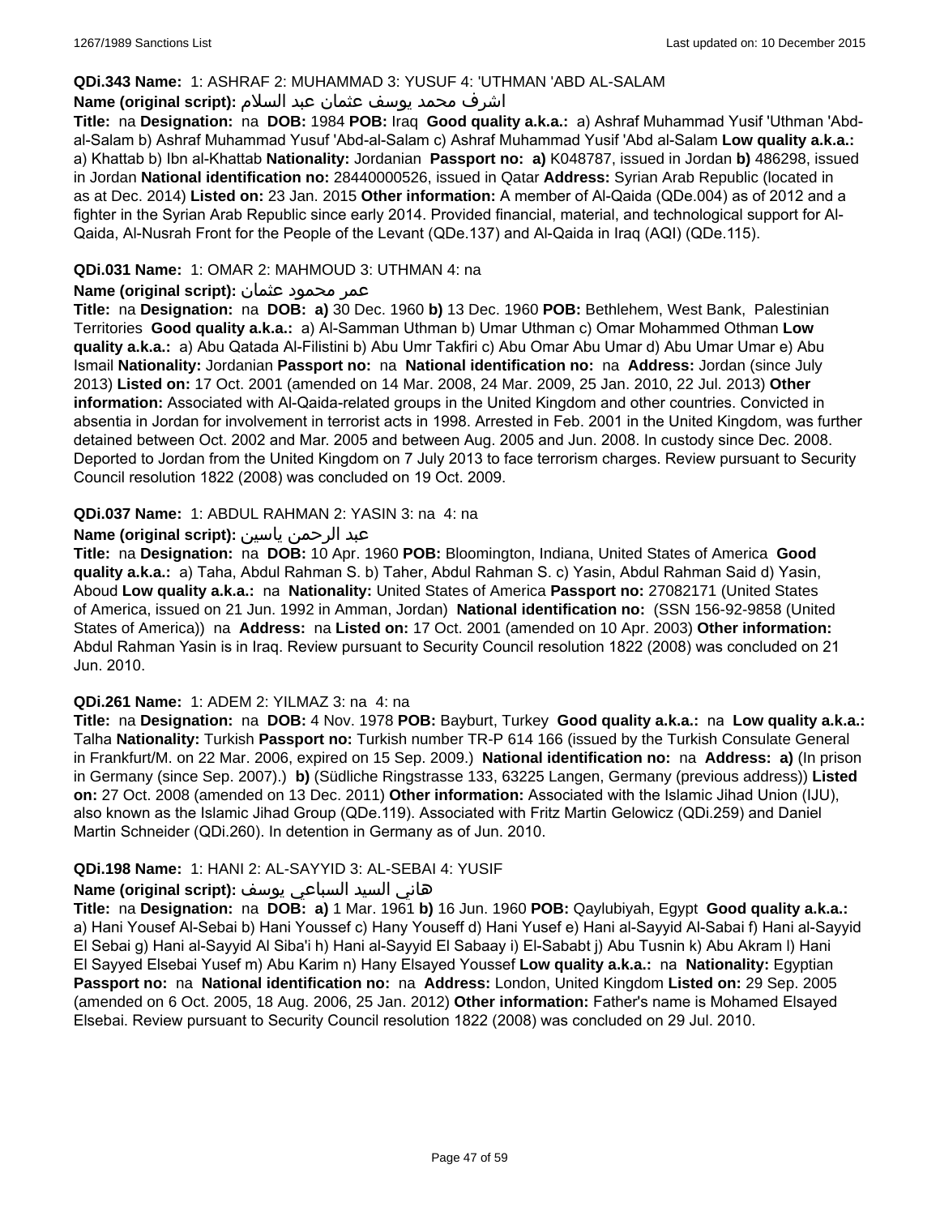**QDi.343 Name:** 1: ASHRAF 2: MUHAMMAD 3: YUSUF 4: 'UTHMAN 'ABD AL-SALAM

**Name (original script):** اشرف محمد يوسف عثمان عبد السلام

**Title:** na **Designation:** na **DOB:** 1984 **POB:** Iraq **Good quality a.k.a.:** a) Ashraf Muhammad Yusif 'Uthman 'Abd-al-Salam b) Ashraf Muhammad Yusuf 'Abd-al-Salam c) Ashraf Muhammad Yusif 'Abd al-Salam **Low quality a.k.a.:** a) Khattab b) Ibn al-Khattab **Nationality:** Jordanian **Passport no:** **a)** K048787, issued in Jordan **b)** 486298, issued in Jordan **National identification no:** 28440000526, issued in Qatar **Address:** Syrian Arab Republic (located in as at Dec. 2014) **Listed on:** 23 Jan. 2015 **Other information:** A member of Al-Qaida (QDe.004) as of 2012 and a fighter in the Syrian Arab Republic since early 2014. Provided financial, material, and technological support for Al-Qaida, Al-Nusrah Front for the People of the Levant (QDe.137) and Al-Qaida in Iraq (AQI) (QDe.115).

**QDi.031 Name:** 1: OMAR 2: MAHMOUD 3: UTHMAN 4: na

**Name (original script):** عمر محمود عثمان

**Title:** na **Designation:** na **DOB:** **a)** 30 Dec. 1960 **b)** 13 Dec. 1960 **POB:** Bethlehem, West Bank, Palestinian Territories **Good quality a.k.a.:** a) Al-Samman Uthman b) Umar Uthman c) Omar Mohammed Othman **Low quality a.k.a.:** a) Abu Qatada Al-Filistini b) Abu Umr Takfiri c) Abu Omar Abu Umar d) Abu Umar Umar e) Abu Ismail **Nationality:** Jordanian **Passport no:** na **National identification no:** na **Address:** Jordan (since July 2013) **Listed on:** 17 Oct. 2001 (amended on 14 Mar. 2008, 24 Mar. 2009, 25 Jan. 2010, 22 Jul. 2013) **Other information:** Associated with Al-Qaida-related groups in the United Kingdom and other countries. Convicted in absentia in Jordan for involvement in terrorist acts in 1998. Arrested in Feb. 2001 in the United Kingdom, was further detained between Oct. 2002 and Mar. 2005 and between Aug. 2005 and Jun. 2008. In custody since Dec. 2008. Deported to Jordan from the United Kingdom on 7 July 2013 to face terrorism charges. Review pursuant to Security Council resolution 1822 (2008) was concluded on 19 Oct. 2009.

**QDi.037 Name:** 1: ABDUL RAHMAN 2: YASIN 3: na 4: na

**Name (original script):** عبد الرحمن ياسين

**Title:** na **Designation:** na **DOB:** 10 Apr. 1960 **POB:** Bloomington, Indiana, United States of America **Good quality a.k.a.:** a) Taha, Abdul Rahman S. b) Taher, Abdul Rahman S. c) Yasin, Abdul Rahman Said d) Yasin, Aboud **Low quality a.k.a.:** na **Nationality:** United States of America **Passport no:** 27082171 (United States of America, issued on 21 Jun. 1992 in Amman, Jordan) **National identification no:** (SSN 156-92-9858 (United States of America)) na **Address:** na **Listed on:** 17 Oct. 2001 (amended on 10 Apr. 2003) **Other information:** Abdul Rahman Yasin is in Iraq. Review pursuant to Security Council resolution 1822 (2008) was concluded on 21 Jun. 2010.

**QDi.261 Name:** 1: ADEM 2: YILMAZ 3: na 4: na

**Title:** na **Designation:** na **DOB:** 4 Nov. 1978 **POB:** Bayburt, Turkey **Good quality a.k.a.:** na **Low quality a.k.a.:** Talha **Nationality:** Turkish **Passport no:** Turkish number TR-P 614 166 (issued by the Turkish Consulate General in Frankfurt/M. on 22 Mar. 2006, expired on 15 Sep. 2009.) **National identification no:** na **Address:** **a)** (In prison in Germany (since Sep. 2007).) **b)** (Südliche Ringstrasse 133, 63225 Langen, Germany (previous address)) **Listed on:** 27 Oct. 2008 (amended on 13 Dec. 2011) **Other information:** Associated with the Islamic Jihad Union (IJU), also known as the Islamic Jihad Group (QDe.119). Associated with Fritz Martin Gelowicz (QDi.259) and Daniel Martin Schneider (QDi.260). In detention in Germany as of Jun. 2010.

**QDi.198 Name:** 1: HANI 2: AL-SAYYID 3: AL-SEBAI 4: YUSIF

**Name (original script):** هاني السيد السباعي يوسف

**Title:** na **Designation:** na **DOB:** **a)** 1 Mar. 1961 **b)** 16 Jun. 1960 **POB:** Qaylubiyah, Egypt **Good quality a.k.a.:** a) Hani Yousef Al-Sebai b) Hani Youssef c) Hany Youseff d) Hani Yusef e) Hani al-Sayyid Al-Sabai f) Hani al-Sayyid El Sebai g) Hani al-Sayyid Al Siba'i h) Hani al-Sayyid El Sabaay i) El-Sababt j) Abu Tusnin k) Abu Akram l) Hani El Sayyed Elsebai Yusef m) Abu Karim n) Hany Elsayed Youssef **Low quality a.k.a.:** na **Nationality:** Egyptian **Passport no:** na **National identification no:** na **Address:** London, United Kingdom **Listed on:** 29 Sep. 2005 (amended on 6 Oct. 2005, 18 Aug. 2006, 25 Jan. 2012) **Other information:** Father's name is Mohamed Elsayed Elsebai. Review pursuant to Security Council resolution 1822 (2008) was concluded on 29 Jul. 2010.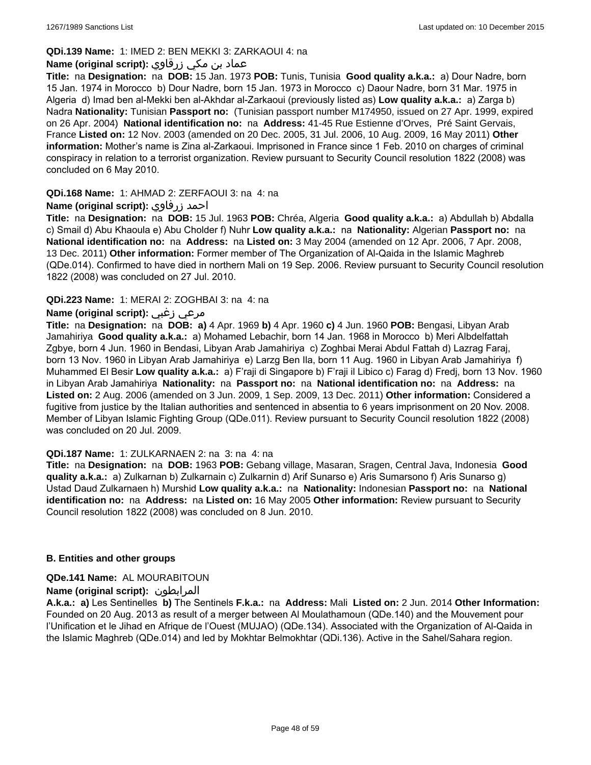**QDi.139 Name:** 1: IMED 2: BEN MEKKI 3: ZARKAOUI 4: na

**Name (original script):** عماد بن مكي زرقاوي

**Title:** na **Designation:** na **DOB:** 15 Jan. 1973 **POB:** Tunis, Tunisia **Good quality a.k.a.:** a) Dour Nadre, born 15 Jan. 1974 in Morocco b) Dour Nadre, born 15 Jan. 1973 in Morocco c) Daour Nadre, born 31 Mar. 1975 in Algeria d) Imad ben al-Mekki ben al-Akhdar al-Zarkaoui (previously listed as) **Low quality a.k.a.:** a) Zarga b) Nadra **Nationality:** Tunisian **Passport no:** (Tunisian passport number M174950, issued on 27 Apr. 1999, expired on 26 Apr. 2004) **National identification no:** na **Address:** 41-45 Rue Estienne d'Orves, Pré Saint Gervais, France **Listed on:** 12 Nov. 2003 (amended on 20 Dec. 2005, 31 Jul. 2006, 10 Aug. 2009, 16 May 2011) **Other information:** Mother's name is Zina al-Zarkaoui. Imprisoned in France since 1 Feb. 2010 on charges of criminal conspiracy in relation to a terrorist organization. Review pursuant to Security Council resolution 1822 (2008) was concluded on 6 May 2010.

**QDi.168 Name:** 1: AHMAD 2: ZERFAOUI 3: na 4: na

**Name (original script):** احمد زرفاوي

**Title:** na **Designation:** na **DOB:** 15 Jul. 1963 **POB:** Chréa, Algeria **Good quality a.k.a.:** a) Abdullah b) Abdalla c) Smail d) Abu Khaoula e) Abu Cholder f) Nuhr **Low quality a.k.a.:** na **Nationality:** Algerian **Passport no:** na **National identification no:** na **Address:** na **Listed on:** 3 May 2004 (amended on 12 Apr. 2006, 7 Apr. 2008, 13 Dec. 2011) **Other information:** Former member of The Organization of Al-Qaida in the Islamic Maghreb (QDe.014). Confirmed to have died in northern Mali on 19 Sep. 2006. Review pursuant to Security Council resolution 1822 (2008) was concluded on 27 Jul. 2010.

**QDi.223 Name:** 1: MERAI 2: ZOGHBAI 3: na 4: na

**Name (original script):** مرعي زغبي

**Title:** na **Designation:** na **DOB:** **a)** 4 Apr. 1969 **b)** 4 Apr. 1960 **c)** 4 Jun. 1960 **POB:** Bengasi, Libyan Arab Jamahiriya **Good quality a.k.a.:** a) Mohamed Lebachir, born 14 Jan. 1968 in Morocco b) Meri Albdelfattah Zgbye, born 4 Jun. 1960 in Bendasi, Libyan Arab Jamahiriya c) Zoghbai Merai Abdul Fattah d) Lazrag Faraj, born 13 Nov. 1960 in Libyan Arab Jamahiriya e) Larzg Ben Ila, born 11 Aug. 1960 in Libyan Arab Jamahiriya f) Muhammed El Besir **Low quality a.k.a.:** a) F'raji di Singapore b) F'raji il Libico c) Farag d) Fredj, born 13 Nov. 1960 in Libyan Arab Jamahiriya **Nationality:** na **Passport no:** na **National identification no:** na **Address:** na **Listed on:** 2 Aug. 2006 (amended on 3 Jun. 2009, 1 Sep. 2009, 13 Dec. 2011) **Other information:** Considered a fugitive from justice by the Italian authorities and sentenced in absentia to 6 years imprisonment on 20 Nov. 2008. Member of Libyan Islamic Fighting Group (QDe.011). Review pursuant to Security Council resolution 1822 (2008) was concluded on 20 Jul. 2009.

**QDi.187 Name:** 1: ZULKARNAEN 2: na 3: na 4: na

**Title:** na **Designation:** na **DOB:** 1963 **POB:** Gebang village, Masaran, Sragen, Central Java, Indonesia **Good quality a.k.a.:** a) Zulkarnan b) Zulkarnain c) Zulkarnin d) Arif Sunarso e) Aris Sumarsono f) Aris Sunarso g) Ustad Daud Zulkarnaen h) Murshid **Low quality a.k.a.:** na **Nationality:** Indonesian **Passport no:** na **National identification no:** na **Address:** na **Listed on:** 16 May 2005 **Other information:** Review pursuant to Security Council resolution 1822 (2008) was concluded on 8 Jun. 2010.

## B. Entities and other groups

**QDe.141 Name:** AL MOURABITOUN

**Name (original script):** المرابطون

**A.k.a.:** **a)** Les Sentinelles **b)** The Sentinels **F.k.a.:** na **Address:** Mali **Listed on:** 2 Jun. 2014 **Other Information:** Founded on 20 Aug. 2013 as result of a merger between Al Moulathamoun (QDe.140) and the Mouvement pour l'Unification et le Jihad en Afrique de l'Ouest (MUJAO) (QDe.134). Associated with the Organization of Al-Qaida in the Islamic Maghreb (QDe.014) and led by Mokhtar Belmokhtar (QDi.136). Active in the Sahel/Sahara region.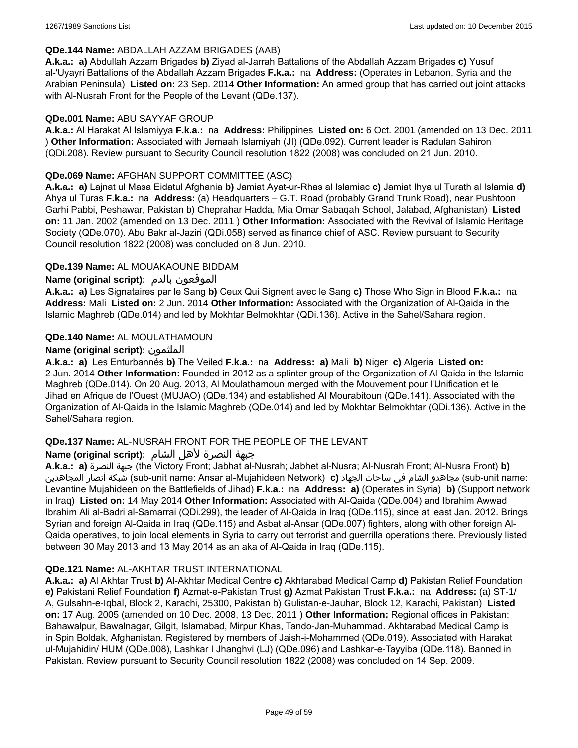**QDe.144 Name:** ABDALLAH AZZAM BRIGADES (AAB)

**A.k.a.: a)** Abdullah Azzam Brigades **b)** Ziyad al-Jarrah Battalions of the Abdallah Azzam Brigades **c)** Yusuf al-'Uyayri Battalions of the Abdallah Azzam Brigades **F.k.a.:** na **Address:** (Operates in Lebanon, Syria and the Arabian Peninsula) **Listed on:** 23 Sep. 2014 **Other Information:** An armed group that has carried out joint attacks with Al-Nusrah Front for the People of the Levant (QDe.137).

**QDe.001 Name:** ABU SAYYAF GROUP

**A.k.a.:** Al Harakat Al Islamiyya **F.k.a.:** na **Address:** Philippines **Listed on:** 6 Oct. 2001 (amended on 13 Dec. 2011 ) **Other Information:** Associated with Jemaah Islamiyah (JI) (QDe.092). Current leader is Radulan Sahiron (QDi.208). Review pursuant to Security Council resolution 1822 (2008) was concluded on 21 Jun. 2010.

**QDe.069 Name:** AFGHAN SUPPORT COMMITTEE (ASC)

**A.k.a.: a)** Lajnat ul Masa Eidatul Afghania **b)** Jamiat Ayat-ur-Rhas al Islamiac **c)** Jamiat Ihya ul Turath al Islamia **d)** Ahya ul Turas **F.k.a.:** na **Address:** (a) Headquarters – G.T. Road (probably Grand Trunk Road), near Pushtoon Garhi Pabbi, Peshawar, Pakistan b) Cheprahar Hadda, Mia Omar Sabaqah School, Jalabad, Afghanistan) **Listed on:** 11 Jan. 2002 (amended on 13 Dec. 2011 ) **Other Information:** Associated with the Revival of Islamic Heritage Society (QDe.070). Abu Bakr al-Jaziri (QDi.058) served as finance chief of ASC. Review pursuant to Security Council resolution 1822 (2008) was concluded on 8 Jun. 2010.

**QDe.139 Name:** AL MOUAKAOUNE BIDDAM

**Name (original script):** الموقعون بالدم

**A.k.a.: a)** Les Signataires par le Sang **b)** Ceux Qui Signent avec le Sang **c)** Those Who Sign in Blood **F.k.a.:** na **Address:** Mali **Listed on:** 2 Jun. 2014 **Other Information:** Associated with the Organization of Al-Qaida in the Islamic Maghreb (QDe.014) and led by Mokhtar Belmokhtar (QDi.136). Active in the Sahel/Sahara region.

**QDe.140 Name:** AL MOULATHAMOUN

**Name (original script):** الملثمون

**A.k.a.: a)** Les Enturbannés **b)** The Veiled **F.k.a.:** na **Address: a)** Mali **b)** Niger **c)** Algeria **Listed on:** 2 Jun. 2014 **Other Information:** Founded in 2012 as a splinter group of the Organization of Al-Qaida in the Islamic Maghreb (QDe.014). On 20 Aug. 2013, Al Moulathamoun merged with the Mouvement pour l'Unification et le Jihad en Afrique de l'Ouest (MUJAO) (QDe.134) and established Al Mourabitoun (QDe.141). Associated with the Organization of Al-Qaida in the Islamic Maghreb (QDe.014) and led by Mokhtar Belmokhtar (QDi.136). Active in the Sahel/Sahara region.

**QDe.137 Name:** AL-NUSRAH FRONT FOR THE PEOPLE OF THE LEVANT

**Name (original script):** جبهة النصرة لأهل الشام

**A.k.a.: a)** جبهة النصرة (the Victory Front; Jabhat al-Nusrah; Jabhet al-Nusra; Al-Nusrah Front; Al-Nusra Front) **b)** شبكة أنصار المجاهدين (sub-unit name: Ansar al-Mujahideen Network) **c)** مجاهدو الشام في ساحات الجهاد (sub-unit name: Levantine Mujahideen on the Battlefields of Jihad) **F.k.a.:** na **Address: a)** (Operates in Syria) **b)** (Support network in Iraq) **Listed on:** 14 May 2014 **Other Information:** Associated with Al-Qaida (QDe.004) and Ibrahim Awwad Ibrahim Ali al-Badri al-Samarrai (QDi.299), the leader of Al-Qaida in Iraq (QDe.115), since at least Jan. 2012. Brings Syrian and foreign Al-Qaida in Iraq (QDe.115) and Asbat al-Ansar (QDe.007) fighters, along with other foreign Al-Qaida operatives, to join local elements in Syria to carry out terrorist and guerrilla operations there. Previously listed between 30 May 2013 and 13 May 2014 as an aka of Al-Qaida in Iraq (QDe.115).

**QDe.121 Name:** AL-AKHTAR TRUST INTERNATIONAL

**A.k.a.: a)** Al Akhtar Trust **b)** Al-Akhtar Medical Centre **c)** Akhtarabad Medical Camp **d)** Pakistan Relief Foundation **e)** Pakistani Relief Foundation **f)** Azmat-e-Pakistan Trust **g)** Azmat Pakistan Trust **F.k.a.:** na **Address:** (a) ST-1/ A, Gulsahn-e-Iqbal, Block 2, Karachi, 25300, Pakistan b) Gulistan-e-Jauhar, Block 12, Karachi, Pakistan) **Listed on:** 17 Aug. 2005 (amended on 10 Dec. 2008, 13 Dec. 2011 ) **Other Information:** Regional offices in Pakistan: Bahawalpur, Bawalnagar, Gilgit, Islamabad, Mirpur Khas, Tando-Jan-Muhammad. Akhtarabad Medical Camp is in Spin Boldak, Afghanistan. Registered by members of Jaish-i-Mohammed (QDe.019). Associated with Harakat ul-Mujahidin/ HUM (QDe.008), Lashkar I Jhanghvi (LJ) (QDe.096) and Lashkar-e-Tayyiba (QDe.118). Banned in Pakistan. Review pursuant to Security Council resolution 1822 (2008) was concluded on 14 Sep. 2009.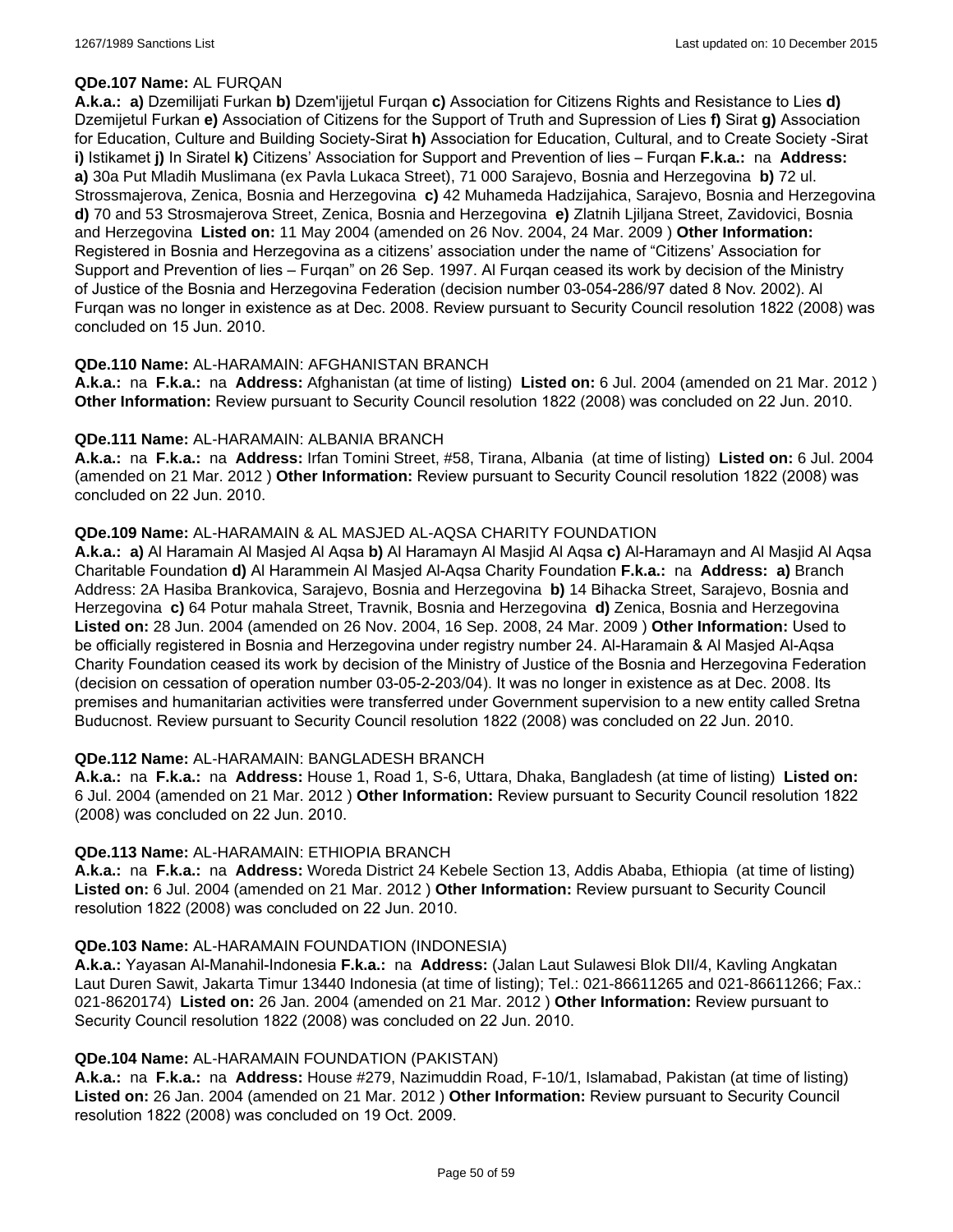**QDe.107 Name:** AL FURQAN

**A.k.a.: a)** Dzemilijati Furkan **b)** Dzem'ijjetul Furqan **c)** Association for Citizens Rights and Resistance to Lies **d)** Dzemijetul Furkan **e)** Association of Citizens for the Support of Truth and Supression of Lies **f)** Sirat **g)** Association for Education, Culture and Building Society-Sirat **h)** Association for Education, Cultural, and to Create Society -Sirat **i)** Istikamet **j)** In Siratel **k)** Citizens' Association for Support and Prevention of lies – Furqan **F.k.a.:** na **Address: a)** 30a Put Mladih Muslimana (ex Pavla Lukaca Street), 71 000 Sarajevo, Bosnia and Herzegovina **b)** 72 ul. Strossmajerova, Zenica, Bosnia and Herzegovina **c)** 42 Muhameda Hadzijahica, Sarajevo, Bosnia and Herzegovina **d)** 70 and 53 Strosmajerova Street, Zenica, Bosnia and Herzegovina **e)** Zlatnih Ljiljana Street, Zavidovici, Bosnia and Herzegovina **Listed on:** 11 May 2004 (amended on 26 Nov. 2004, 24 Mar. 2009 ) **Other Information:** Registered in Bosnia and Herzegovina as a citizens' association under the name of "Citizens' Association for Support and Prevention of lies – Furqan" on 26 Sep. 1997. Al Furqan ceased its work by decision of the Ministry of Justice of the Bosnia and Herzegovina Federation (decision number 03-054-286/97 dated 8 Nov. 2002). Al Furqan was no longer in existence as at Dec. 2008. Review pursuant to Security Council resolution 1822 (2008) was concluded on 15 Jun. 2010.

**QDe.110 Name:** AL-HARAMAIN: AFGHANISTAN BRANCH

**A.k.a.:** na **F.k.a.:** na **Address:** Afghanistan (at time of listing) **Listed on:** 6 Jul. 2004 (amended on 21 Mar. 2012 ) **Other Information:** Review pursuant to Security Council resolution 1822 (2008) was concluded on 22 Jun. 2010.

**QDe.111 Name:** AL-HARAMAIN: ALBANIA BRANCH

**A.k.a.:** na **F.k.a.:** na **Address:** Irfan Tomini Street, #58, Tirana, Albania (at time of listing) **Listed on:** 6 Jul. 2004 (amended on 21 Mar. 2012 ) **Other Information:** Review pursuant to Security Council resolution 1822 (2008) was concluded on 22 Jun. 2010.

**QDe.109 Name:** AL-HARAMAIN & AL MASJED AL-AQSA CHARITY FOUNDATION

**A.k.a.: a)** Al Haramain Al Masjed Al Aqsa **b)** Al Haramayn Al Masjid Al Aqsa **c)** Al-Haramayn and Al Masjid Al Aqsa Charitable Foundation **d)** Al Harammein Al Masjed Al-Aqsa Charity Foundation **F.k.a.:** na **Address: a)** Branch Address: 2A Hasiba Brankovica, Sarajevo, Bosnia and Herzegovina **b)** 14 Bihacka Street, Sarajevo, Bosnia and Herzegovina **c)** 64 Potur mahala Street, Travnik, Bosnia and Herzegovina **d)** Zenica, Bosnia and Herzegovina **Listed on:** 28 Jun. 2004 (amended on 26 Nov. 2004, 16 Sep. 2008, 24 Mar. 2009 ) **Other Information:** Used to be officially registered in Bosnia and Herzegovina under registry number 24. Al-Haramain & Al Masjed Al-Aqsa Charity Foundation ceased its work by decision of the Ministry of Justice of the Bosnia and Herzegovina Federation (decision on cessation of operation number 03-05-2-203/04). It was no longer in existence as at Dec. 2008. Its premises and humanitarian activities were transferred under Government supervision to a new entity called Sretna Buducnost. Review pursuant to Security Council resolution 1822 (2008) was concluded on 22 Jun. 2010.

**QDe.112 Name:** AL-HARAMAIN: BANGLADESH BRANCH

**A.k.a.:** na **F.k.a.:** na **Address:** House 1, Road 1, S-6, Uttara, Dhaka, Bangladesh (at time of listing) **Listed on:** 6 Jul. 2004 (amended on 21 Mar. 2012 ) **Other Information:** Review pursuant to Security Council resolution 1822 (2008) was concluded on 22 Jun. 2010.

**QDe.113 Name:** AL-HARAMAIN: ETHIOPIA BRANCH

**A.k.a.:** na **F.k.a.:** na **Address:** Woreda District 24 Kebele Section 13, Addis Ababa, Ethiopia (at time of listing) **Listed on:** 6 Jul. 2004 (amended on 21 Mar. 2012 ) **Other Information:** Review pursuant to Security Council resolution 1822 (2008) was concluded on 22 Jun. 2010.

**QDe.103 Name:** AL-HARAMAIN FOUNDATION (INDONESIA)

**A.k.a.:** Yayasan Al-Manahil-Indonesia **F.k.a.:** na **Address:** (Jalan Laut Sulawesi Blok DII/4, Kavling Angkatan Laut Duren Sawit, Jakarta Timur 13440 Indonesia (at time of listing); Tel.: 021-86611265 and 021-86611266; Fax.: 021-8620174) **Listed on:** 26 Jan. 2004 (amended on 21 Mar. 2012 ) **Other Information:** Review pursuant to Security Council resolution 1822 (2008) was concluded on 22 Jun. 2010.

**QDe.104 Name:** AL-HARAMAIN FOUNDATION (PAKISTAN)

**A.k.a.:** na **F.k.a.:** na **Address:** House #279, Nazimuddin Road, F-10/1, Islamabad, Pakistan (at time of listing) **Listed on:** 26 Jan. 2004 (amended on 21 Mar. 2012 ) **Other Information:** Review pursuant to Security Council resolution 1822 (2008) was concluded on 19 Oct. 2009.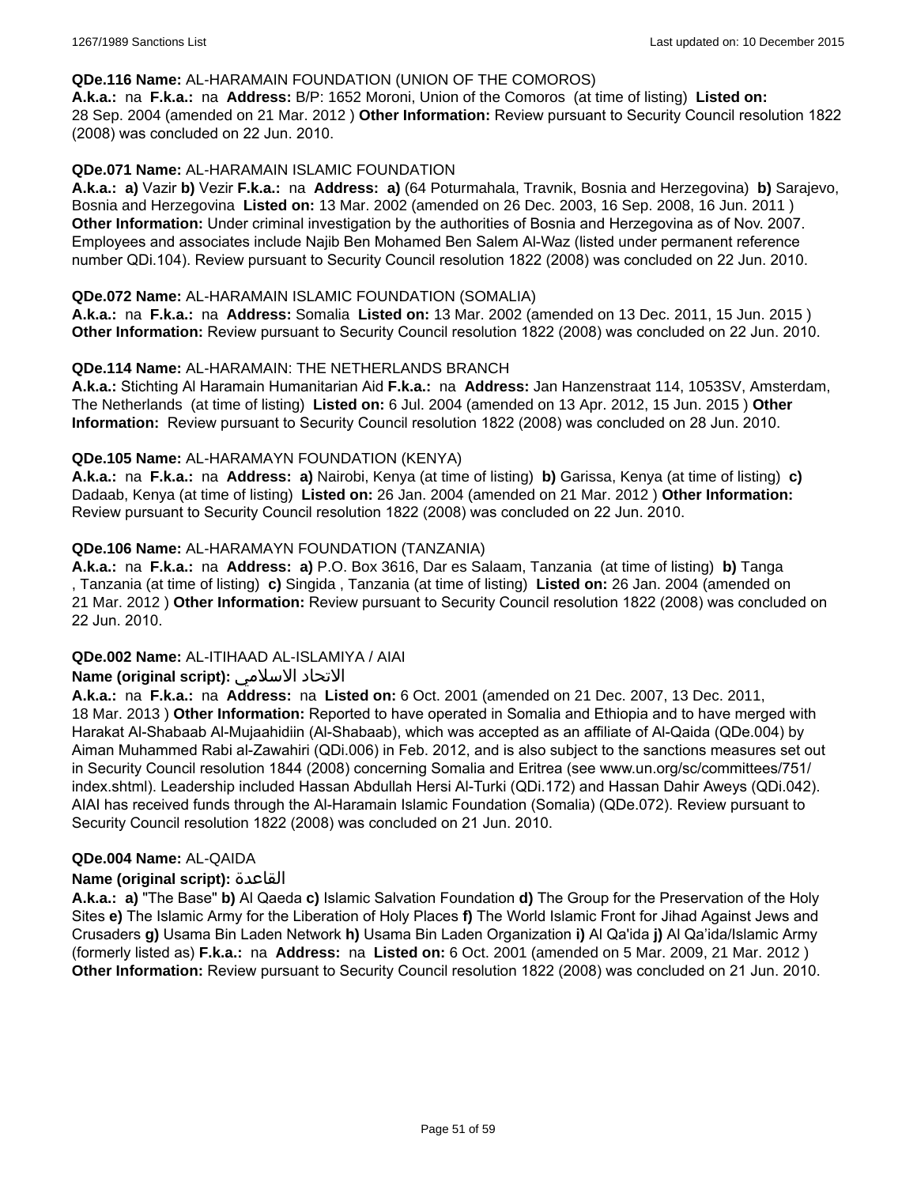**QDe.116 Name:** AL-HARAMAIN FOUNDATION (UNION OF THE COMOROS)
**A.k.a.:** na **F.k.a.:** na **Address:** B/P: 1652 Moroni, Union of the Comoros (at time of listing) **Listed on:** 28 Sep. 2004 (amended on 21 Mar. 2012 ) **Other Information:** Review pursuant to Security Council resolution 1822 (2008) was concluded on 22 Jun. 2010.

**QDe.071 Name:** AL-HARAMAIN ISLAMIC FOUNDATION
**A.k.a.:** **a)** Vazir **b)** Vezir **F.k.a.:** na **Address:** **a)** (64 Poturmahala, Travnik, Bosnia and Herzegovina) **b)** Sarajevo, Bosnia and Herzegovina **Listed on:** 13 Mar. 2002 (amended on 26 Dec. 2003, 16 Sep. 2008, 16 Jun. 2011 ) **Other Information:** Under criminal investigation by the authorities of Bosnia and Herzegovina as of Nov. 2007. Employees and associates include Najib Ben Mohamed Ben Salem Al-Waz (listed under permanent reference number QDi.104). Review pursuant to Security Council resolution 1822 (2008) was concluded on 22 Jun. 2010.

**QDe.072 Name:** AL-HARAMAIN ISLAMIC FOUNDATION (SOMALIA)
**A.k.a.:** na **F.k.a.:** na **Address:** Somalia **Listed on:** 13 Mar. 2002 (amended on 13 Dec. 2011, 15 Jun. 2015 ) **Other Information:** Review pursuant to Security Council resolution 1822 (2008) was concluded on 22 Jun. 2010.

**QDe.114 Name:** AL-HARAMAIN: THE NETHERLANDS BRANCH
**A.k.a.:** Stichting Al Haramain Humanitarian Aid **F.k.a.:** na **Address:** Jan Hanzenstraat 114, 1053SV, Amsterdam, The Netherlands (at time of listing) **Listed on:** 6 Jul. 2004 (amended on 13 Apr. 2012, 15 Jun. 2015 ) **Other Information:** Review pursuant to Security Council resolution 1822 (2008) was concluded on 28 Jun. 2010.

**QDe.105 Name:** AL-HARAMAYN FOUNDATION (KENYA)
**A.k.a.:** na **F.k.a.:** na **Address:** **a)** Nairobi, Kenya (at time of listing) **b)** Garissa, Kenya (at time of listing) **c)** Dadaab, Kenya (at time of listing) **Listed on:** 26 Jan. 2004 (amended on 21 Mar. 2012 ) **Other Information:** Review pursuant to Security Council resolution 1822 (2008) was concluded on 22 Jun. 2010.

**QDe.106 Name:** AL-HARAMAYN FOUNDATION (TANZANIA)
**A.k.a.:** na **F.k.a.:** na **Address:** **a)** P.O. Box 3616, Dar es Salaam, Tanzania (at time of listing) **b)** Tanga , Tanzania (at time of listing) **c)** Singida , Tanzania (at time of listing) **Listed on:** 26 Jan. 2004 (amended on 21 Mar. 2012 ) **Other Information:** Review pursuant to Security Council resolution 1822 (2008) was concluded on 22 Jun. 2010.

**QDe.002 Name:** AL-ITIHAAD AL-ISLAMIYA / AIAI
**Name (original script):** الاتحاد الاسلامي
**A.k.a.:** na **F.k.a.:** na **Address:** na **Listed on:** 6 Oct. 2001 (amended on 21 Dec. 2007, 13 Dec. 2011, 18 Mar. 2013 ) **Other Information:** Reported to have operated in Somalia and Ethiopia and to have merged with Harakat Al-Shabaab Al-Mujaahidiin (Al-Shabaab), which was accepted as an affiliate of Al-Qaida (QDe.004) by Aiman Muhammed Rabi al-Zawahiri (QDi.006) in Feb. 2012, and is also subject to the sanctions measures set out in Security Council resolution 1844 (2008) concerning Somalia and Eritrea (see www.un.org/sc/committees/751/index.shtml). Leadership included Hassan Abdullah Hersi Al-Turki (QDi.172) and Hassan Dahir Aweys (QDi.042). AIAI has received funds through the Al-Haramain Islamic Foundation (Somalia) (QDe.072). Review pursuant to Security Council resolution 1822 (2008) was concluded on 21 Jun. 2010.

**QDe.004 Name:** AL-QAIDA
**Name (original script):** القاعدة
**A.k.a.:** **a)** "The Base" **b)** Al Qaeda **c)** Islamic Salvation Foundation **d)** The Group for the Preservation of the Holy Sites **e)** The Islamic Army for the Liberation of Holy Places **f)** The World Islamic Front for Jihad Against Jews and Crusaders **g)** Usama Bin Laden Network **h)** Usama Bin Laden Organization **i)** Al Qa'ida **j)** Al Qa'ida/Islamic Army (formerly listed as) **F.k.a.:** na **Address:** na **Listed on:** 6 Oct. 2001 (amended on 5 Mar. 2009, 21 Mar. 2012 ) **Other Information:** Review pursuant to Security Council resolution 1822 (2008) was concluded on 21 Jun. 2010.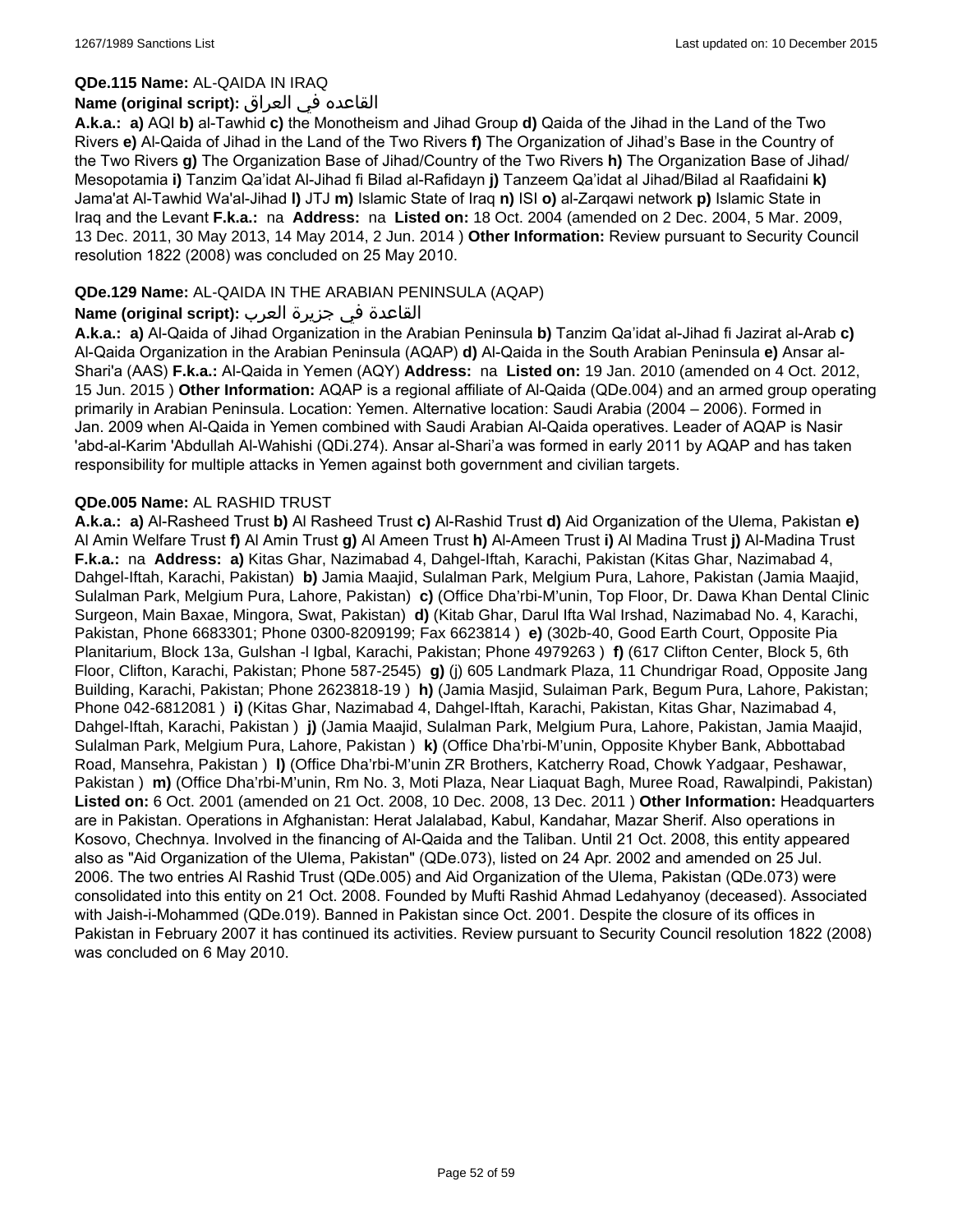**QDe.115 Name:** AL-QAIDA IN IRAQ

**Name (original script):** القاعده في العراق

**A.k.a.: a)** AQI **b)** al-Tawhid **c)** the Monotheism and Jihad Group **d)** Qaida of the Jihad in the Land of the Two Rivers **e)** Al-Qaida of Jihad in the Land of the Two Rivers **f)** The Organization of Jihad's Base in the Country of the Two Rivers **g)** The Organization Base of Jihad/Country of the Two Rivers **h)** The Organization Base of Jihad/Mesopotamia **i)** Tanzim Qa'idat Al-Jihad fi Bilad al-Rafidayn **j)** Tanzeem Qa'idat al Jihad/Bilad al Raafidaini **k)** Jama'at Al-Tawhid Wa'al-Jihad **l)** JTJ **m)** Islamic State of Iraq **n)** ISI **o)** al-Zarqawi network **p)** Islamic State in Iraq and the Levant **F.k.a.:** na **Address:** na **Listed on:** 18 Oct. 2004 (amended on 2 Dec. 2004, 5 Mar. 2009, 13 Dec. 2011, 30 May 2013, 14 May 2014, 2 Jun. 2014 ) **Other Information:** Review pursuant to Security Council resolution 1822 (2008) was concluded on 25 May 2010.

**QDe.129 Name:** AL-QAIDA IN THE ARABIAN PENINSULA (AQAP)

**Name (original script):** القاعدة في جزيرة العرب

**A.k.a.: a)** Al-Qaida of Jihad Organization in the Arabian Peninsula **b)** Tanzim Qa'idat al-Jihad fi Jazirat al-Arab **c)** Al-Qaida Organization in the Arabian Peninsula (AQAP) **d)** Al-Qaida in the South Arabian Peninsula **e)** Ansar al-Shari'a (AAS) **F.k.a.:** Al-Qaida in Yemen (AQY) **Address:** na **Listed on:** 19 Jan. 2010 (amended on 4 Oct. 2012, 15 Jun. 2015 ) **Other Information:** AQAP is a regional affiliate of Al-Qaida (QDe.004) and an armed group operating primarily in Arabian Peninsula. Location: Yemen. Alternative location: Saudi Arabia (2004 – 2006). Formed in Jan. 2009 when Al-Qaida in Yemen combined with Saudi Arabian Al-Qaida operatives. Leader of AQAP is Nasir 'abd-al-Karim 'Abdullah Al-Wahishi (QDi.274). Ansar al-Shari'a was formed in early 2011 by AQAP and has taken responsibility for multiple attacks in Yemen against both government and civilian targets.

**QDe.005 Name:** AL RASHID TRUST

**A.k.a.: a)** Al-Rasheed Trust **b)** Al Rasheed Trust **c)** Al-Rashid Trust **d)** Aid Organization of the Ulema, Pakistan **e)** Al Amin Welfare Trust **f)** Al Amin Trust **g)** Al Ameen Trust **h)** Al-Ameen Trust **i)** Al Madina Trust **j)** Al-Madina Trust **F.k.a.:** na **Address: a)** Kitas Ghar, Nazimabad 4, Dahgel-Iftah, Karachi, Pakistan (Kitas Ghar, Nazimabad 4, Dahgel-Iftah, Karachi, Pakistan) **b)** Jamia Maajid, Sulalman Park, Melgium Pura, Lahore, Pakistan (Jamia Maajid, Sulalman Park, Melgium Pura, Lahore, Pakistan) **c)** (Office Dha'rbi-M'unin, Top Floor, Dr. Dawa Khan Dental Clinic Surgeon, Main Baxae, Mingora, Swat, Pakistan) **d)** (Kitab Ghar, Darul Ifta Wal Irshad, Nazimabad No. 4, Karachi, Pakistan, Phone 6683301; Phone 0300-8209199; Fax 6623814 ) **e)** (302b-40, Good Earth Court, Opposite Pia Planitarium, Block 13a, Gulshan -l Igbal, Karachi, Pakistan; Phone 4979263 ) **f)** (617 Clifton Center, Block 5, 6th Floor, Clifton, Karachi, Pakistan; Phone 587-2545) **g)** (j) 605 Landmark Plaza, 11 Chundrigar Road, Opposite Jang Building, Karachi, Pakistan; Phone 2623818-19 ) **h)** (Jamia Masjid, Sulaiman Park, Begum Pura, Lahore, Pakistan; Phone 042-6812081 ) **i)** (Kitas Ghar, Nazimabad 4, Dahgel-Iftah, Karachi, Pakistan, Kitas Ghar, Nazimabad 4, Dahgel-Iftah, Karachi, Pakistan ) **j)** (Jamia Maajid, Sulalman Park, Melgium Pura, Lahore, Pakistan, Jamia Maajid, Sulalman Park, Melgium Pura, Lahore, Pakistan ) **k)** (Office Dha'rbi-M'unin, Opposite Khyber Bank, Abbottabad Road, Mansehra, Pakistan ) **l)** (Office Dha'rbi-M'unin ZR Brothers, Katcherry Road, Chowk Yadgaar, Peshawar, Pakistan ) **m)** (Office Dha'rbi-M'unin, Rm No. 3, Moti Plaza, Near Liaquat Bagh, Muree Road, Rawalpindi, Pakistan) **Listed on:** 6 Oct. 2001 (amended on 21 Oct. 2008, 10 Dec. 2008, 13 Dec. 2011 ) **Other Information:** Headquarters are in Pakistan. Operations in Afghanistan: Herat Jalalabad, Kabul, Kandahar, Mazar Sherif. Also operations in Kosovo, Chechnya. Involved in the financing of Al-Qaida and the Taliban. Until 21 Oct. 2008, this entity appeared also as "Aid Organization of the Ulema, Pakistan" (QDe.073), listed on 24 Apr. 2002 and amended on 25 Jul. 2006. The two entries Al Rashid Trust (QDe.005) and Aid Organization of the Ulema, Pakistan (QDe.073) were consolidated into this entity on 21 Oct. 2008. Founded by Mufti Rashid Ahmad Ledahyanoy (deceased). Associated with Jaish-i-Mohammed (QDe.019). Banned in Pakistan since Oct. 2001. Despite the closure of its offices in Pakistan in February 2007 it has continued its activities. Review pursuant to Security Council resolution 1822 (2008) was concluded on 6 May 2010.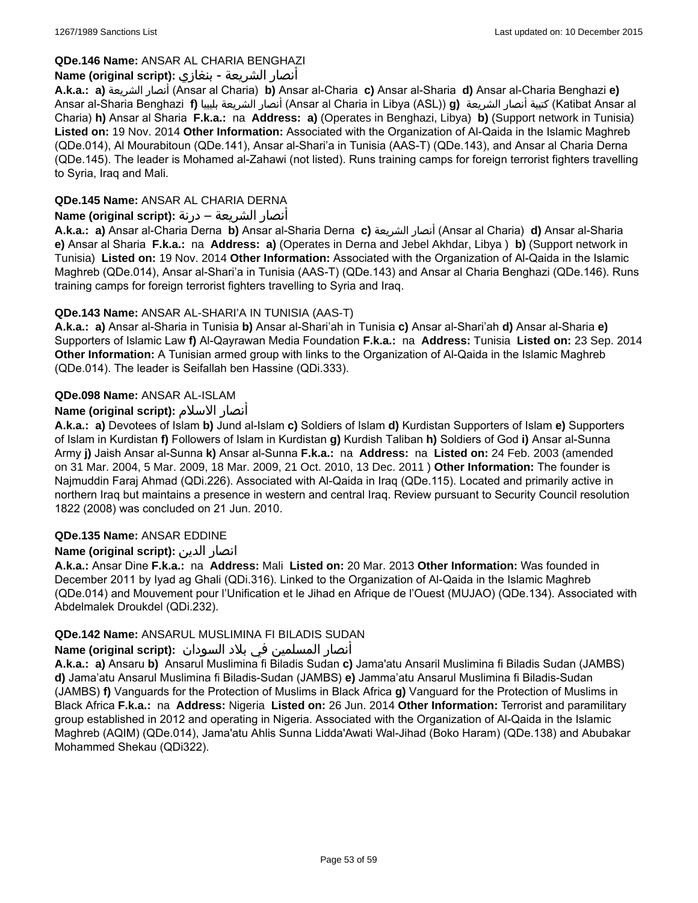**QDe.146 Name:** ANSAR AL CHARIA BENGHAZI

**Name (original script):** أنصار الشريعة - بنغازي

**A.k.a.:** **a)** أنصار الشريعة (Ansar al Charia) **b)** Ansar al-Charia **c)** Ansar al-Sharia **d)** Ansar al-Charia Benghazi **e)** Ansar al-Sharia Benghazi **f)** أنصار الشريعة بليبيا (Ansar al Charia in Libya (ASL)) **g)** كتيبة أنصار الشريعة (Katibat Ansar al Charia) **h)** Ansar al Sharia **F.k.a.:** na **Address:** **a)** (Operates in Benghazi, Libya) **b)** (Support network in Tunisia) **Listed on:** 19 Nov. 2014 **Other Information:** Associated with the Organization of Al-Qaida in the Islamic Maghreb (QDe.014), Al Mourabitoun (QDe.141), Ansar al-Shari'a in Tunisia (AAS-T) (QDe.143), and Ansar al Charia Derna (QDe.145). The leader is Mohamed al-Zahawi (not listed). Runs training camps for foreign terrorist fighters travelling to Syria, Iraq and Mali.

**QDe.145 Name:** ANSAR AL CHARIA DERNA

**Name (original script):** أنصار الشريعة – درنة

**A.k.a.:** **a)** Ansar al-Charia Derna **b)** Ansar al-Sharia Derna **c)** أنصار الشريعة (Ansar al Charia) **d)** Ansar al-Sharia **e)** Ansar al Sharia **F.k.a.:** na **Address:** **a)** (Operates in Derna and Jebel Akhdar, Libya ) **b)** (Support network in Tunisia) **Listed on:** 19 Nov. 2014 **Other Information:** Associated with the Organization of Al-Qaida in the Islamic Maghreb (QDe.014), Ansar al-Shari'a in Tunisia (AAS-T) (QDe.143) and Ansar al Charia Benghazi (QDe.146). Runs training camps for foreign terrorist fighters travelling to Syria and Iraq.

**QDe.143 Name:** ANSAR AL-SHARI'A IN TUNISIA (AAS-T)

**A.k.a.:** **a)** Ansar al-Sharia in Tunisia **b)** Ansar al-Shari'ah in Tunisia **c)** Ansar al-Shari'ah **d)** Ansar al-Sharia **e)** Supporters of Islamic Law **f)** Al-Qayrawan Media Foundation **F.k.a.:** na **Address:** Tunisia **Listed on:** 23 Sep. 2014 **Other Information:** A Tunisian armed group with links to the Organization of Al-Qaida in the Islamic Maghreb (QDe.014). The leader is Seifallah ben Hassine (QDi.333).

**QDe.098 Name:** ANSAR AL-ISLAM

**Name (original script):** أنصار الاسلام

**A.k.a.:** **a)** Devotees of Islam **b)** Jund al-Islam **c)** Soldiers of Islam **d)** Kurdistan Supporters of Islam **e)** Supporters of Islam in Kurdistan **f)** Followers of Islam in Kurdistan **g)** Kurdish Taliban **h)** Soldiers of God **i)** Ansar al-Sunna Army **j)** Jaish Ansar al-Sunna **k)** Ansar al-Sunna **F.k.a.:** na **Address:** na **Listed on:** 24 Feb. 2003 (amended on 31 Mar. 2004, 5 Mar. 2009, 18 Mar. 2009, 21 Oct. 2010, 13 Dec. 2011 ) **Other Information:** The founder is Najmuddin Faraj Ahmad (QDi.226). Associated with Al-Qaida in Iraq (QDe.115). Located and primarily active in northern Iraq but maintains a presence in western and central Iraq. Review pursuant to Security Council resolution 1822 (2008) was concluded on 21 Jun. 2010.

**QDe.135 Name:** ANSAR EDDINE

**Name (original script):** انصار الدين

**A.k.a.:** Ansar Dine **F.k.a.:** na **Address:** Mali **Listed on:** 20 Mar. 2013 **Other Information:** Was founded in December 2011 by Iyad ag Ghali (QDi.316). Linked to the Organization of Al-Qaida in the Islamic Maghreb (QDe.014) and Mouvement pour l'Unification et le Jihad en Afrique de l'Ouest (MUJAO) (QDe.134). Associated with Abdelmalek Droukdel (QDi.232).

**QDe.142 Name:** ANSARUL MUSLIMINA FI BILADIS SUDAN

**Name (original script):** أنصار المسلمين في بلاد السودان

**A.k.a.:** **a)** Ansaru **b)** Ansarul Muslimina fi Biladis Sudan **c)** Jama'atu Ansaril Muslimina fi Biladis Sudan (JAMBS) **d)** Jama'atu Ansarul Muslimina fi Biladis-Sudan (JAMBS) **e)** Jamma'atu Ansarul Muslimina fi Biladis-Sudan (JAMBS) **f)** Vanguards for the Protection of Muslims in Black Africa **g)** Vanguard for the Protection of Muslims in Black Africa **F.k.a.:** na **Address:** Nigeria **Listed on:** 26 Jun. 2014 **Other Information:** Terrorist and paramilitary group established in 2012 and operating in Nigeria. Associated with the Organization of Al-Qaida in the Islamic Maghreb (AQIM) (QDe.014), Jama'atu Ahlis Sunna Lidda'Awati Wal-Jihad (Boko Haram) (QDe.138) and Abubakar Mohammed Shekau (QDi322).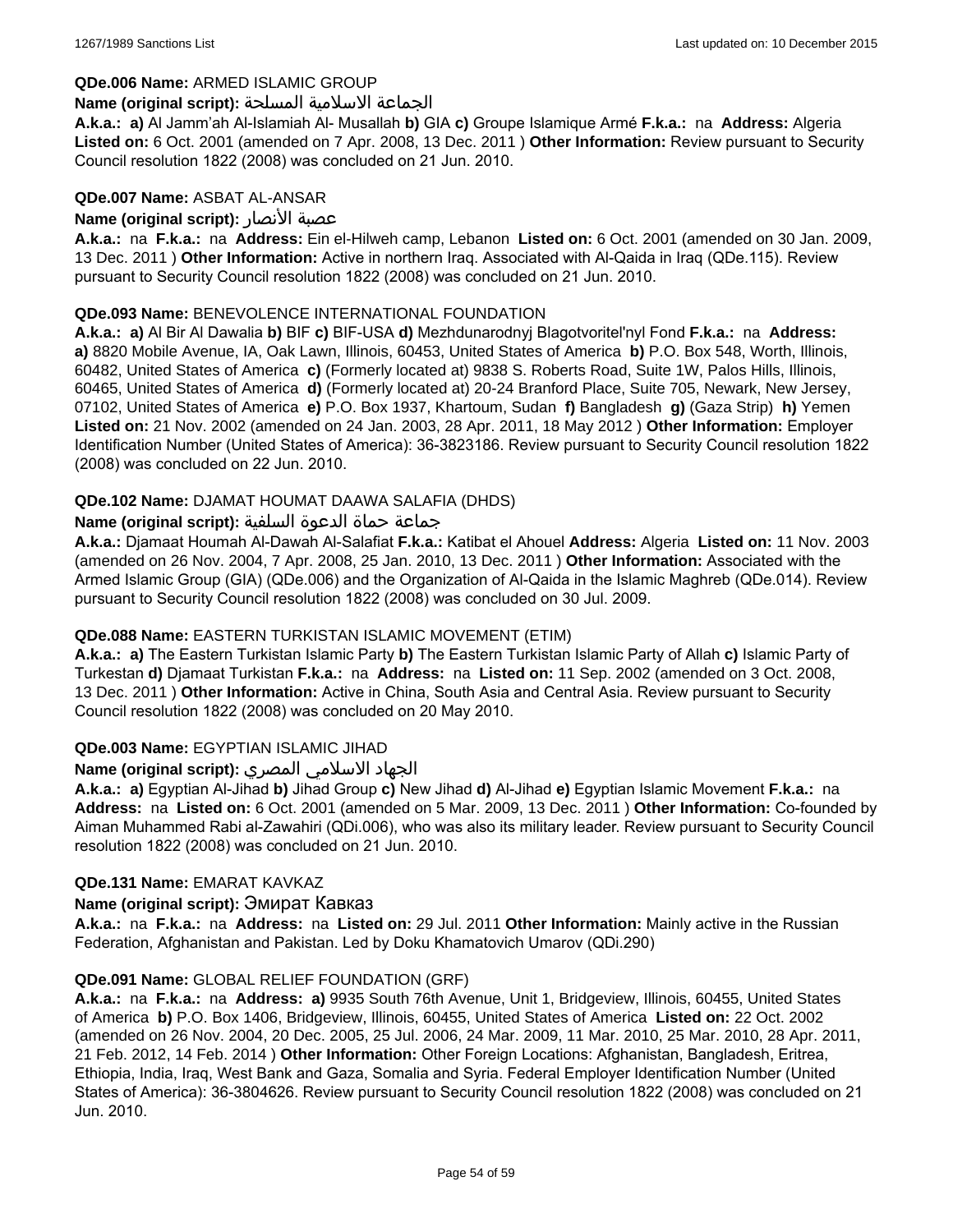**QDe.006 Name:** ARMED ISLAMIC GROUP

**Name (original script):** الجماعة الاسلامية المسلحة

**A.k.a.:** **a)** Al Jamm'ah Al-Islamiah Al- Musallah **b)** GIA **c)** Groupe Islamique Armé **F.k.a.:** na **Address:** Algeria **Listed on:** 6 Oct. 2001 (amended on 7 Apr. 2008, 13 Dec. 2011 ) **Other Information:** Review pursuant to Security Council resolution 1822 (2008) was concluded on 21 Jun. 2010.

**QDe.007 Name:** ASBAT AL-ANSAR

**Name (original script):** عصبة الأنصار

**A.k.a.:** na **F.k.a.:** na **Address:** Ein el-Hilweh camp, Lebanon **Listed on:** 6 Oct. 2001 (amended on 30 Jan. 2009, 13 Dec. 2011 ) **Other Information:** Active in northern Iraq. Associated with Al-Qaida in Iraq (QDe.115). Review pursuant to Security Council resolution 1822 (2008) was concluded on 21 Jun. 2010.

**QDe.093 Name:** BENEVOLENCE INTERNATIONAL FOUNDATION

**A.k.a.:** **a)** Al Bir Al Dawalia **b)** BIF **c)** BIF-USA **d)** Mezhdunarodnyj Blagotvoritel'nyl Fond **F.k.a.:** na **Address:** **a)** 8820 Mobile Avenue, IA, Oak Lawn, Illinois, 60453, United States of America **b)** P.O. Box 548, Worth, Illinois, 60482, United States of America **c)** (Formerly located at) 9838 S. Roberts Road, Suite 1W, Palos Hills, Illinois, 60465, United States of America **d)** (Formerly located at) 20-24 Branford Place, Suite 705, Newark, New Jersey, 07102, United States of America **e)** P.O. Box 1937, Khartoum, Sudan **f)** Bangladesh **g)** (Gaza Strip) **h)** Yemen **Listed on:** 21 Nov. 2002 (amended on 24 Jan. 2003, 28 Apr. 2011, 18 May 2012 ) **Other Information:** Employer Identification Number (United States of America): 36-3823186. Review pursuant to Security Council resolution 1822 (2008) was concluded on 22 Jun. 2010.

**QDe.102 Name:** DJAMAT HOUMAT DAAWA SALAFIA (DHDS)

**Name (original script):** جماعة حماة الدعوة السلفية

**A.k.a.:** Djamaat Houmah Al-Dawah Al-Salafiat **F.k.a.:** Katibat el Ahouel **Address:** Algeria **Listed on:** 11 Nov. 2003 (amended on 26 Nov. 2004, 7 Apr. 2008, 25 Jan. 2010, 13 Dec. 2011 ) **Other Information:** Associated with the Armed Islamic Group (GIA) (QDe.006) and the Organization of Al-Qaida in the Islamic Maghreb (QDe.014). Review pursuant to Security Council resolution 1822 (2008) was concluded on 30 Jul. 2009.

**QDe.088 Name:** EASTERN TURKISTAN ISLAMIC MOVEMENT (ETIM)

**A.k.a.:** **a)** The Eastern Turkistan Islamic Party **b)** The Eastern Turkistan Islamic Party of Allah **c)** Islamic Party of Turkestan **d)** Djamaat Turkistan **F.k.a.:** na **Address:** na **Listed on:** 11 Sep. 2002 (amended on 3 Oct. 2008, 13 Dec. 2011 ) **Other Information:** Active in China, South Asia and Central Asia. Review pursuant to Security Council resolution 1822 (2008) was concluded on 20 May 2010.

**QDe.003 Name:** EGYPTIAN ISLAMIC JIHAD

**Name (original script):** الجهاد الاسلامي المصري

**A.k.a.:** **a)** Egyptian Al-Jihad **b)** Jihad Group **c)** New Jihad **d)** Al-Jihad **e)** Egyptian Islamic Movement **F.k.a.:** na **Address:** na **Listed on:** 6 Oct. 2001 (amended on 5 Mar. 2009, 13 Dec. 2011 ) **Other Information:** Co-founded by Aiman Muhammed Rabi al-Zawahiri (QDi.006), who was also its military leader. Review pursuant to Security Council resolution 1822 (2008) was concluded on 21 Jun. 2010.

**QDe.131 Name:** EMARAT KAVKAZ

**Name (original script):** Эмират Кавказ

**A.k.a.:** na **F.k.a.:** na **Address:** na **Listed on:** 29 Jul. 2011 **Other Information:** Mainly active in the Russian Federation, Afghanistan and Pakistan. Led by Doku Khamatovich Umarov (QDi.290)

**QDe.091 Name:** GLOBAL RELIEF FOUNDATION (GRF)

**A.k.a.:** na **F.k.a.:** na **Address:** **a)** 9935 South 76th Avenue, Unit 1, Bridgeview, Illinois, 60455, United States of America **b)** P.O. Box 1406, Bridgeview, Illinois, 60455, United States of America **Listed on:** 22 Oct. 2002 (amended on 26 Nov. 2004, 20 Dec. 2005, 25 Jul. 2006, 24 Mar. 2009, 11 Mar. 2010, 25 Mar. 2010, 28 Apr. 2011, 21 Feb. 2012, 14 Feb. 2014 ) **Other Information:** Other Foreign Locations: Afghanistan, Bangladesh, Eritrea, Ethiopia, India, Iraq, West Bank and Gaza, Somalia and Syria. Federal Employer Identification Number (United States of America): 36-3804626. Review pursuant to Security Council resolution 1822 (2008) was concluded on 21 Jun. 2010.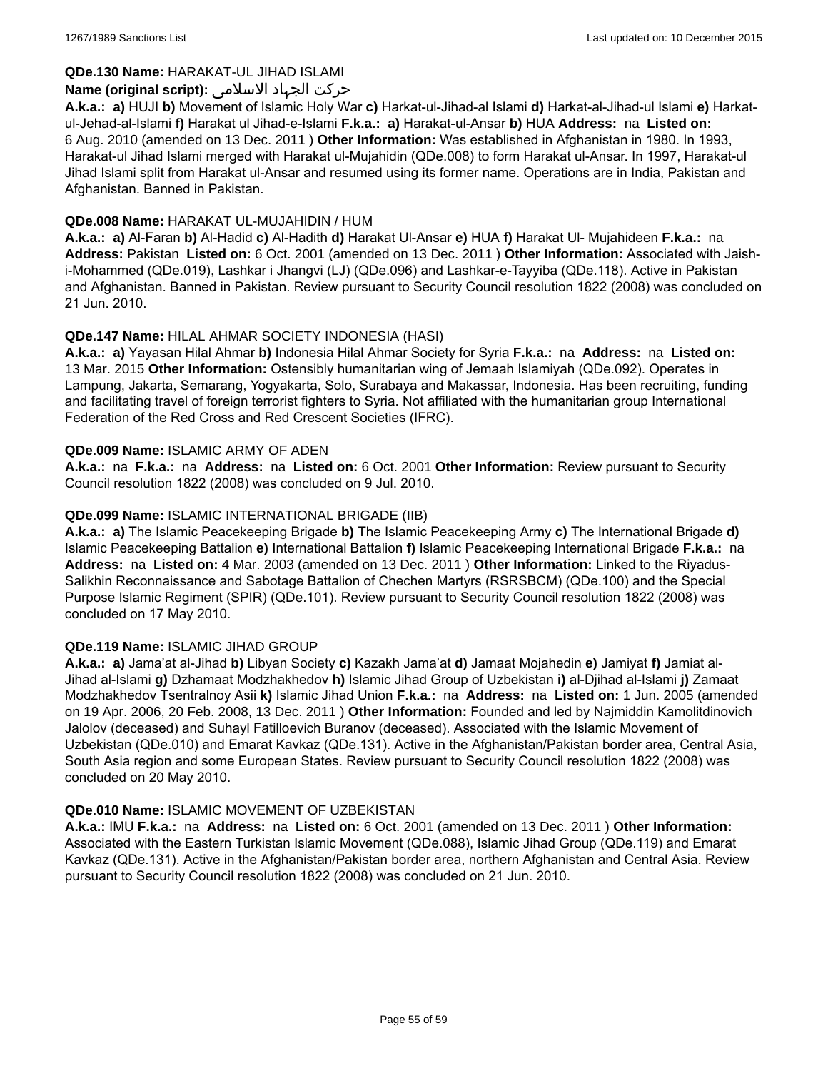**QDe.130 Name:** HARAKAT-UL JIHAD ISLAMI

**Name (original script):** حرکت الجهاد الاسلامی

**A.k.a.: a)** HUJI **b)** Movement of Islamic Holy War **c)** Harkat-ul-Jihad-al Islami **d)** Harkat-al-Jihad-ul Islami **e)** Harkat-ul-Jehad-al-Islami **f)** Harakat ul Jihad-e-Islami **F.k.a.: a)** Harakat-ul-Ansar **b)** HUA **Address:** na **Listed on:** 6 Aug. 2010 (amended on 13 Dec. 2011 ) **Other Information:** Was established in Afghanistan in 1980. In 1993, Harakat-ul Jihad Islami merged with Harakat ul-Mujahidin (QDe.008) to form Harakat ul-Ansar. In 1997, Harakat-ul Jihad Islami split from Harakat ul-Ansar and resumed using its former name. Operations are in India, Pakistan and Afghanistan. Banned in Pakistan.

**QDe.008 Name:** HARAKAT UL-MUJAHIDIN / HUM

**A.k.a.: a)** Al-Faran **b)** Al-Hadid **c)** Al-Hadith **d)** Harakat Ul-Ansar **e)** HUA **f)** Harakat Ul- Mujahideen **F.k.a.:** na **Address:** Pakistan **Listed on:** 6 Oct. 2001 (amended on 13 Dec. 2011 ) **Other Information:** Associated with Jaish-i-Mohammed (QDe.019), Lashkar i Jhangvi (LJ) (QDe.096) and Lashkar-e-Tayyiba (QDe.118). Active in Pakistan and Afghanistan. Banned in Pakistan. Review pursuant to Security Council resolution 1822 (2008) was concluded on 21 Jun. 2010.

**QDe.147 Name:** HILAL AHMAR SOCIETY INDONESIA (HASI)

**A.k.a.: a)** Yayasan Hilal Ahmar **b)** Indonesia Hilal Ahmar Society for Syria **F.k.a.:** na **Address:** na **Listed on:** 13 Mar. 2015 **Other Information:** Ostensibly humanitarian wing of Jemaah Islamiyah (QDe.092). Operates in Lampung, Jakarta, Semarang, Yogyakarta, Solo, Surabaya and Makassar, Indonesia. Has been recruiting, funding and facilitating travel of foreign terrorist fighters to Syria. Not affiliated with the humanitarian group International Federation of the Red Cross and Red Crescent Societies (IFRC).

**QDe.009 Name:** ISLAMIC ARMY OF ADEN

**A.k.a.:** na **F.k.a.:** na **Address:** na **Listed on:** 6 Oct. 2001 **Other Information:** Review pursuant to Security Council resolution 1822 (2008) was concluded on 9 Jul. 2010.

**QDe.099 Name:** ISLAMIC INTERNATIONAL BRIGADE (IIB)

**A.k.a.: a)** The Islamic Peacekeeping Brigade **b)** The Islamic Peacekeeping Army **c)** The International Brigade **d)** Islamic Peacekeeping Battalion **e)** International Battalion **f)** Islamic Peacekeeping International Brigade **F.k.a.:** na **Address:** na **Listed on:** 4 Mar. 2003 (amended on 13 Dec. 2011 ) **Other Information:** Linked to the Riyadus-Salikhin Reconnaissance and Sabotage Battalion of Chechen Martyrs (RSRSBCM) (QDe.100) and the Special Purpose Islamic Regiment (SPIR) (QDe.101). Review pursuant to Security Council resolution 1822 (2008) was concluded on 17 May 2010.

**QDe.119 Name:** ISLAMIC JIHAD GROUP

**A.k.a.: a)** Jama'at al-Jihad **b)** Libyan Society **c)** Kazakh Jama'at **d)** Jamaat Mojahedin **e)** Jamiyat **f)** Jamiat al-Jihad al-Islami **g)** Dzhamaat Modzhakhedov **h)** Islamic Jihad Group of Uzbekistan **i)** al-Djihad al-Islami **j)** Zamaat Modzhakhedov Tsentralnoy Asii **k)** Islamic Jihad Union **F.k.a.:** na **Address:** na **Listed on:** 1 Jun. 2005 (amended on 19 Apr. 2006, 20 Feb. 2008, 13 Dec. 2011 ) **Other Information:** Founded and led by Najmiddin Kamolitdinovich Jalolov (deceased) and Suhayl Fatilloevich Buranov (deceased). Associated with the Islamic Movement of Uzbekistan (QDe.010) and Emarat Kavkaz (QDe.131). Active in the Afghanistan/Pakistan border area, Central Asia, South Asia region and some European States. Review pursuant to Security Council resolution 1822 (2008) was concluded on 20 May 2010.

**QDe.010 Name:** ISLAMIC MOVEMENT OF UZBEKISTAN

**A.k.a.:** IMU **F.k.a.:** na **Address:** na **Listed on:** 6 Oct. 2001 (amended on 13 Dec. 2011 ) **Other Information:** Associated with the Eastern Turkistan Islamic Movement (QDe.088), Islamic Jihad Group (QDe.119) and Emarat Kavkaz (QDe.131). Active in the Afghanistan/Pakistan border area, northern Afghanistan and Central Asia. Review pursuant to Security Council resolution 1822 (2008) was concluded on 21 Jun. 2010.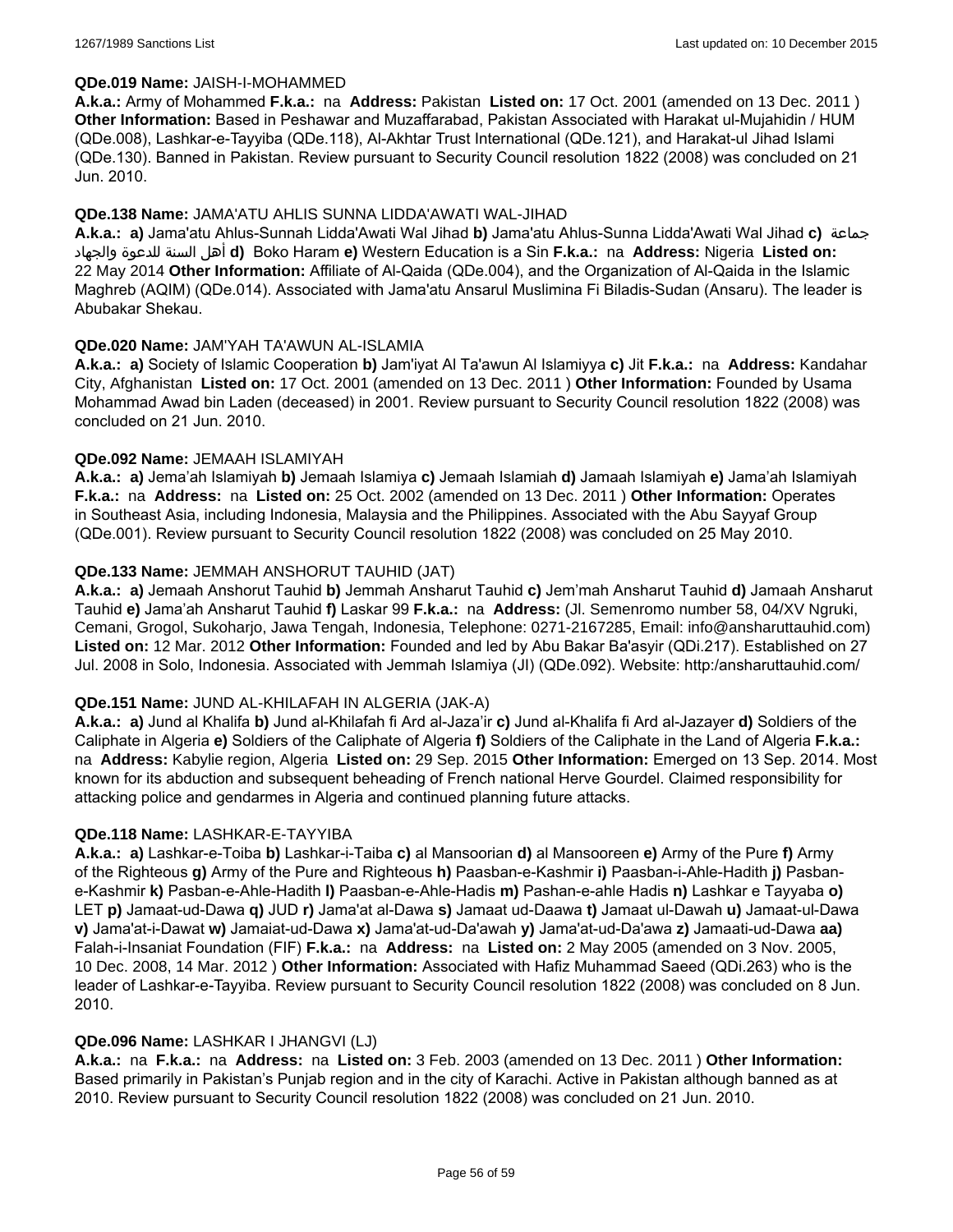**QDe.019 Name:** JAISH-I-MOHAMMED

**A.k.a.:** Army of Mohammed **F.k.a.:** na **Address:** Pakistan **Listed on:** 17 Oct. 2001 (amended on 13 Dec. 2011 ) **Other Information:** Based in Peshawar and Muzaffarabad, Pakistan Associated with Harakat ul-Mujahidin / HUM (QDe.008), Lashkar-e-Tayyiba (QDe.118), Al-Akhtar Trust International (QDe.121), and Harakat-ul Jihad Islami (QDe.130). Banned in Pakistan. Review pursuant to Security Council resolution 1822 (2008) was concluded on 21 Jun. 2010.

**QDe.138 Name:** JAMA'ATU AHLIS SUNNA LIDDA'AWATI WAL-JIHAD

**A.k.a.: a)** Jama'atu Ahlus-Sunnah Lidda'Awati Wal Jihad **b)** Jama'atu Ahlus-Sunna Lidda'Awati Wal Jihad **c)** جماعة أهل السنة للدعوة والجهاد **d)** Boko Haram **e)** Western Education is a Sin **F.k.a.:** na **Address:** Nigeria **Listed on:** 22 May 2014 **Other Information:** Affiliate of Al-Qaida (QDe.004), and the Organization of Al-Qaida in the Islamic Maghreb (AQIM) (QDe.014). Associated with Jama'atu Ansarul Muslimina Fi Biladis-Sudan (Ansaru). The leader is Abubakar Shekau.

**QDe.020 Name:** JAM'YAH TA'AWUN AL-ISLAMIA

**A.k.a.: a)** Society of Islamic Cooperation **b)** Jam'iyat Al Ta'awun Al Islamiyya **c)** Jit **F.k.a.:** na **Address:** Kandahar City, Afghanistan **Listed on:** 17 Oct. 2001 (amended on 13 Dec. 2011 ) **Other Information:** Founded by Usama Mohammad Awad bin Laden (deceased) in 2001. Review pursuant to Security Council resolution 1822 (2008) was concluded on 21 Jun. 2010.

**QDe.092 Name:** JEMAAH ISLAMIYAH

**A.k.a.: a)** Jema'ah Islamiyah **b)** Jemaah Islamiya **c)** Jemaah Islamiah **d)** Jamaah Islamiyah **e)** Jama'ah Islamiyah **F.k.a.:** na **Address:** na **Listed on:** 25 Oct. 2002 (amended on 13 Dec. 2011 ) **Other Information:** Operates in Southeast Asia, including Indonesia, Malaysia and the Philippines. Associated with the Abu Sayyaf Group (QDe.001). Review pursuant to Security Council resolution 1822 (2008) was concluded on 25 May 2010.

**QDe.133 Name:** JEMMAH ANSHORUT TAUHID (JAT)

**A.k.a.: a)** Jemaah Anshorut Tauhid **b)** Jemmah Ansharut Tauhid **c)** Jem'mah Ansharut Tauhid **d)** Jamaah Ansharut Tauhid **e)** Jama'ah Ansharut Tauhid **f)** Laskar 99 **F.k.a.:** na **Address:** (Jl. Semenromo number 58, 04/XV Ngruki, Cemani, Grogol, Sukoharjo, Jawa Tengah, Indonesia, Telephone: 0271-2167285, Email: info@ansharuttauhid.com) **Listed on:** 12 Mar. 2012 **Other Information:** Founded and led by Abu Bakar Ba'asyir (QDi.217). Established on 27 Jul. 2008 in Solo, Indonesia. Associated with Jemmah Islamiya (JI) (QDe.092). Website: http:/ansharuttauhid.com/

**QDe.151 Name:** JUND AL-KHILAFAH IN ALGERIA (JAK-A)

**A.k.a.: a)** Jund al Khalifa **b)** Jund al-Khilafah fi Ard al-Jaza'ir **c)** Jund al-Khalifa fi Ard al-Jazayer **d)** Soldiers of the Caliphate in Algeria **e)** Soldiers of the Caliphate of Algeria **f)** Soldiers of the Caliphate in the Land of Algeria **F.k.a.:** na **Address:** Kabylie region, Algeria **Listed on:** 29 Sep. 2015 **Other Information:** Emerged on 13 Sep. 2014. Most known for its abduction and subsequent beheading of French national Herve Gourdel. Claimed responsibility for attacking police and gendarmes in Algeria and continued planning future attacks.

**QDe.118 Name:** LASHKAR-E-TAYYIBA

**A.k.a.: a)** Lashkar-e-Toiba **b)** Lashkar-i-Taiba **c)** al Mansoorian **d)** al Mansooreen **e)** Army of the Pure **f)** Army of the Righteous **g)** Army of the Pure and Righteous **h)** Paasban-e-Kashmir **i)** Paasban-i-Ahle-Hadith **j)** Pasban-e-Kashmir **k)** Pasban-e-Ahle-Hadith **l)** Paasban-e-Ahle-Hadis **m)** Pashan-e-ahle Hadis **n)** Lashkar e Tayyaba **o)** LET **p)** Jamaat-ud-Dawa **q)** JUD **r)** Jama'at al-Dawa **s)** Jamaat ud-Daawa **t)** Jamaat ul-Dawah **u)** Jamaat-ul-Dawa **v)** Jama'at-i-Dawat **w)** Jamaiat-ud-Dawa **x)** Jama'at-ud-Da'awah **y)** Jama'at-ud-Da'awa **z)** Jamaati-ud-Dawa **aa)** Falah-i-Insaniat Foundation (FIF) **F.k.a.:** na **Address:** na **Listed on:** 2 May 2005 (amended on 3 Nov. 2005, 10 Dec. 2008, 14 Mar. 2012 ) **Other Information:** Associated with Hafiz Muhammad Saeed (QDi.263) who is the leader of Lashkar-e-Tayyiba. Review pursuant to Security Council resolution 1822 (2008) was concluded on 8 Jun. 2010.

**QDe.096 Name:** LASHKAR I JHANGVI (LJ)

**A.k.a.:** na **F.k.a.:** na **Address:** na **Listed on:** 3 Feb. 2003 (amended on 13 Dec. 2011 ) **Other Information:** Based primarily in Pakistan's Punjab region and in the city of Karachi. Active in Pakistan although banned as at 2010. Review pursuant to Security Council resolution 1822 (2008) was concluded on 21 Jun. 2010.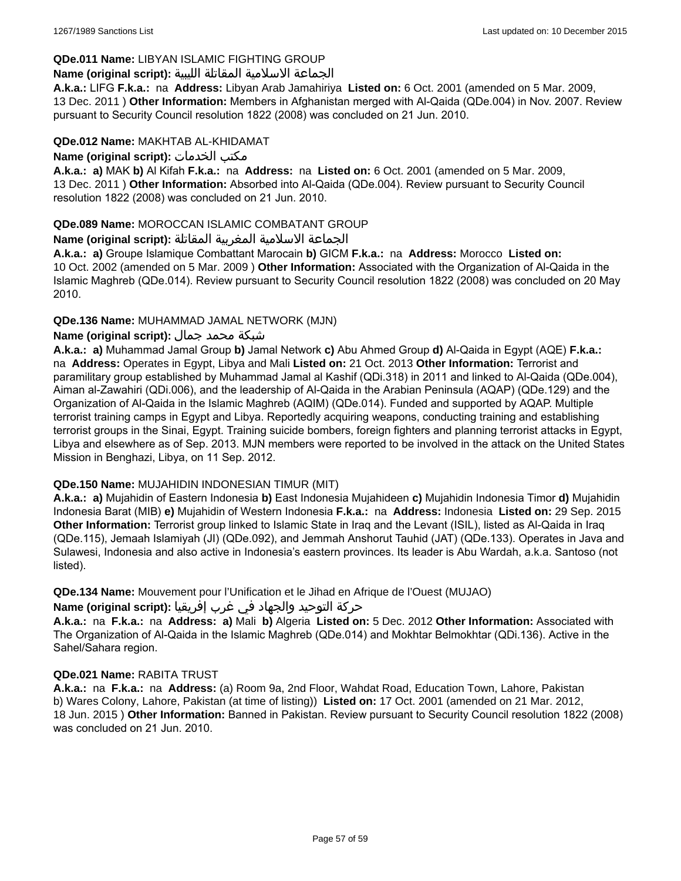**QDe.011 Name:** LIBYAN ISLAMIC FIGHTING GROUP

**Name (original script):** الجماعة الاسلامية المقاتلة الليبية

**A.k.a.:** LIFG **F.k.a.:** na **Address:** Libyan Arab Jamahiriya **Listed on:** 6 Oct. 2001 (amended on 5 Mar. 2009, 13 Dec. 2011 ) **Other Information:** Members in Afghanistan merged with Al-Qaida (QDe.004) in Nov. 2007. Review pursuant to Security Council resolution 1822 (2008) was concluded on 21 Jun. 2010.

**QDe.012 Name:** MAKHTAB AL-KHIDAMAT

**Name (original script):** مكتب الخدمات

**A.k.a.:** **a)** MAK **b)** Al Kifah **F.k.a.:** na **Address:** na **Listed on:** 6 Oct. 2001 (amended on 5 Mar. 2009, 13 Dec. 2011 ) **Other Information:** Absorbed into Al-Qaida (QDe.004). Review pursuant to Security Council resolution 1822 (2008) was concluded on 21 Jun. 2010.

**QDe.089 Name:** MOROCCAN ISLAMIC COMBATANT GROUP

**Name (original script):** الجماعة الاسلامية المغربية المقاتلة

**A.k.a.:** **a)** Groupe Islamique Combattant Marocain **b)** GICM **F.k.a.:** na **Address:** Morocco **Listed on:** 10 Oct. 2002 (amended on 5 Mar. 2009 ) **Other Information:** Associated with the Organization of Al-Qaida in the Islamic Maghreb (QDe.014). Review pursuant to Security Council resolution 1822 (2008) was concluded on 20 May 2010.

**QDe.136 Name:** MUHAMMAD JAMAL NETWORK (MJN)

**Name (original script):** شبكة محمد جمال

**A.k.a.:** **a)** Muhammad Jamal Group **b)** Jamal Network **c)** Abu Ahmed Group **d)** Al-Qaida in Egypt (AQE) **F.k.a.:** na **Address:** Operates in Egypt, Libya and Mali **Listed on:** 21 Oct. 2013 **Other Information:** Terrorist and paramilitary group established by Muhammad Jamal al Kashif (QDi.318) in 2011 and linked to Al-Qaida (QDe.004), Aiman al-Zawahiri (QDi.006), and the leadership of Al-Qaida in the Arabian Peninsula (AQAP) (QDe.129) and the Organization of Al-Qaida in the Islamic Maghreb (AQIM) (QDe.014). Funded and supported by AQAP. Multiple terrorist training camps in Egypt and Libya. Reportedly acquiring weapons, conducting training and establishing terrorist groups in the Sinai, Egypt. Training suicide bombers, foreign fighters and planning terrorist attacks in Egypt, Libya and elsewhere as of Sep. 2013. MJN members were reported to be involved in the attack on the United States Mission in Benghazi, Libya, on 11 Sep. 2012.

**QDe.150 Name:** MUJAHIDIN INDONESIAN TIMUR (MIT)

**A.k.a.:** **a)** Mujahidin of Eastern Indonesia **b)** East Indonesia Mujahideen **c)** Mujahidin Indonesia Timor **d)** Mujahidin Indonesia Barat (MIB) **e)** Mujahidin of Western Indonesia **F.k.a.:** na **Address:** Indonesia **Listed on:** 29 Sep. 2015 **Other Information:** Terrorist group linked to Islamic State in Iraq and the Levant (ISIL), listed as Al-Qaida in Iraq (QDe.115), Jemaah Islamiyah (JI) (QDe.092), and Jemmah Anshorut Tauhid (JAT) (QDe.133). Operates in Java and Sulawesi, Indonesia and also active in Indonesia's eastern provinces. Its leader is Abu Wardah, a.k.a. Santoso (not listed).

**QDe.134 Name:** Mouvement pour l'Unification et le Jihad en Afrique de l'Ouest (MUJAO)

**Name (original script):** حركة التوحيد والجهاد في غرب إفريقيا

**A.k.a.:** na **F.k.a.:** na **Address:** **a)** Mali **b)** Algeria **Listed on:** 5 Dec. 2012 **Other Information:** Associated with The Organization of Al-Qaida in the Islamic Maghreb (QDe.014) and Mokhtar Belmokhtar (QDi.136). Active in the Sahel/Sahara region.

**QDe.021 Name:** RABITA TRUST

**A.k.a.:** na **F.k.a.:** na **Address:** (a) Room 9a, 2nd Floor, Wahdat Road, Education Town, Lahore, Pakistan b) Wares Colony, Lahore, Pakistan (at time of listing)) **Listed on:** 17 Oct. 2001 (amended on 21 Mar. 2012, 18 Jun. 2015 ) **Other Information:** Banned in Pakistan. Review pursuant to Security Council resolution 1822 (2008) was concluded on 21 Jun. 2010.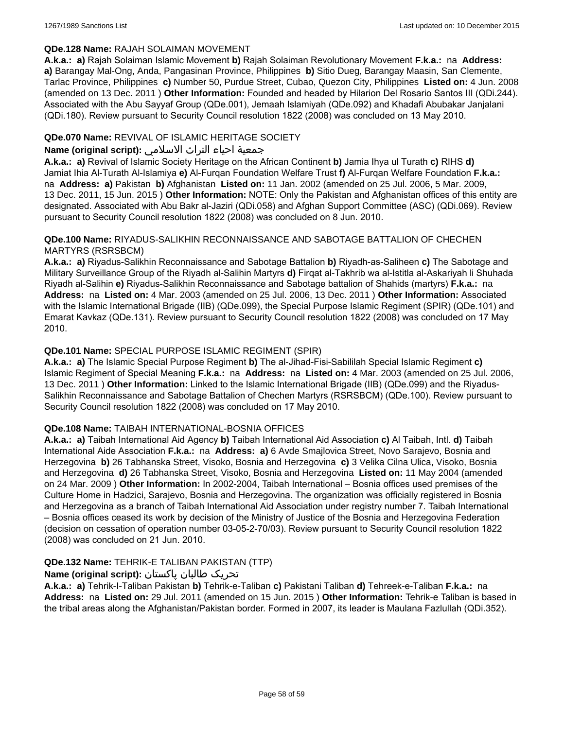**QDe.128 Name:** RAJAH SOLAIMAN MOVEMENT

**A.k.a.: a)** Rajah Solaiman Islamic Movement **b)** Rajah Solaiman Revolutionary Movement **F.k.a.:** na **Address: a)** Barangay Mal-Ong, Anda, Pangasinan Province, Philippines **b)** Sitio Dueg, Barangay Maasin, San Clemente, Tarlac Province, Philippines **c)** Number 50, Purdue Street, Cubao, Quezon City, Philippines **Listed on:** 4 Jun. 2008 (amended on 13 Dec. 2011 ) **Other Information:** Founded and headed by Hilarion Del Rosario Santos III (QDi.244). Associated with the Abu Sayyaf Group (QDe.001), Jemaah Islamiyah (QDe.092) and Khadafi Abubakar Janjalani (QDi.180). Review pursuant to Security Council resolution 1822 (2008) was concluded on 13 May 2010.

**QDe.070 Name:** REVIVAL OF ISLAMIC HERITAGE SOCIETY

**Name (original script):** جمعية احياء التراث الاسلامي

**A.k.a.: a)** Revival of Islamic Society Heritage on the African Continent **b)** Jamia Ihya ul Turath **c)** RIHS **d)** Jamiat Ihia Al-Turath Al-Islamiya **e)** Al-Furqan Foundation Welfare Trust **f)** Al-Furqan Welfare Foundation **F.k.a.:** na **Address: a)** Pakistan **b)** Afghanistan **Listed on:** 11 Jan. 2002 (amended on 25 Jul. 2006, 5 Mar. 2009, 13 Dec. 2011, 15 Jun. 2015 ) **Other Information:** NOTE: Only the Pakistan and Afghanistan offices of this entity are designated. Associated with Abu Bakr al-Jaziri (QDi.058) and Afghan Support Committee (ASC) (QDi.069). Review pursuant to Security Council resolution 1822 (2008) was concluded on 8 Jun. 2010.

**QDe.100 Name:** RIYADUS-SALIKHIN RECONNAISSANCE AND SABOTAGE BATTALION OF CHECHEN MARTYRS (RSRSBCM)

**A.k.a.: a)** Riyadus-Salikhin Reconnaissance and Sabotage Battalion **b)** Riyadh-as-Saliheen **c)** The Sabotage and Military Surveillance Group of the Riyadh al-Salihin Martyrs **d)** Firqat al-Takhrib wa al-Istitla al-Askariyah li Shuhada Riyadh al-Salihin **e)** Riyadus-Salikhin Reconnaissance and Sabotage battalion of Shahids (martyrs) **F.k.a.:** na **Address:** na **Listed on:** 4 Mar. 2003 (amended on 25 Jul. 2006, 13 Dec. 2011 ) **Other Information:** Associated with the Islamic International Brigade (IIB) (QDe.099), the Special Purpose Islamic Regiment (SPIR) (QDe.101) and Emarat Kavkaz (QDe.131). Review pursuant to Security Council resolution 1822 (2008) was concluded on 17 May 2010.

**QDe.101 Name:** SPECIAL PURPOSE ISLAMIC REGIMENT (SPIR)

**A.k.a.: a)** The Islamic Special Purpose Regiment **b)** The al-Jihad-Fisi-Sabililah Special Islamic Regiment **c)** Islamic Regiment of Special Meaning **F.k.a.:** na **Address:** na **Listed on:** 4 Mar. 2003 (amended on 25 Jul. 2006, 13 Dec. 2011 ) **Other Information:** Linked to the Islamic International Brigade (IIB) (QDe.099) and the Riyadus-Salikhin Reconnaissance and Sabotage Battalion of Chechen Martyrs (RSRSBCM) (QDe.100). Review pursuant to Security Council resolution 1822 (2008) was concluded on 17 May 2010.

**QDe.108 Name:** TAIBAH INTERNATIONAL-BOSNIA OFFICES

**A.k.a.: a)** Taibah International Aid Agency **b)** Taibah International Aid Association **c)** Al Taibah, Intl. **d)** Taibah International Aide Association **F.k.a.:** na **Address: a)** 6 Avde Smajlovica Street, Novo Sarajevo, Bosnia and Herzegovina **b)** 26 Tabhanska Street, Visoko, Bosnia and Herzegovina **c)** 3 Velika Cilna Ulica, Visoko, Bosnia and Herzegovina **d)** 26 Tabhanska Street, Visoko, Bosnia and Herzegovina **Listed on:** 11 May 2004 (amended on 24 Mar. 2009 ) **Other Information:** In 2002-2004, Taibah International – Bosnia offices used premises of the Culture Home in Hadzici, Sarajevo, Bosnia and Herzegovina. The organization was officially registered in Bosnia and Herzegovina as a branch of Taibah International Aid Association under registry number 7. Taibah International – Bosnia offices ceased its work by decision of the Ministry of Justice of the Bosnia and Herzegovina Federation (decision on cessation of operation number 03-05-2-70/03). Review pursuant to Security Council resolution 1822 (2008) was concluded on 21 Jun. 2010.

**QDe.132 Name:** TEHRIK-E TALIBAN PAKISTAN (TTP)

**Name (original script):** تحریک طالبان پاکستان

**A.k.a.: a)** Tehrik-I-Taliban Pakistan **b)** Tehrik-e-Taliban **c)** Pakistani Taliban **d)** Tehreek-e-Taliban **F.k.a.:** na **Address:** na **Listed on:** 29 Jul. 2011 (amended on 15 Jun. 2015 ) **Other Information:** Tehrik-e Taliban is based in the tribal areas along the Afghanistan/Pakistan border. Formed in 2007, its leader is Maulana Fazlullah (QDi.352).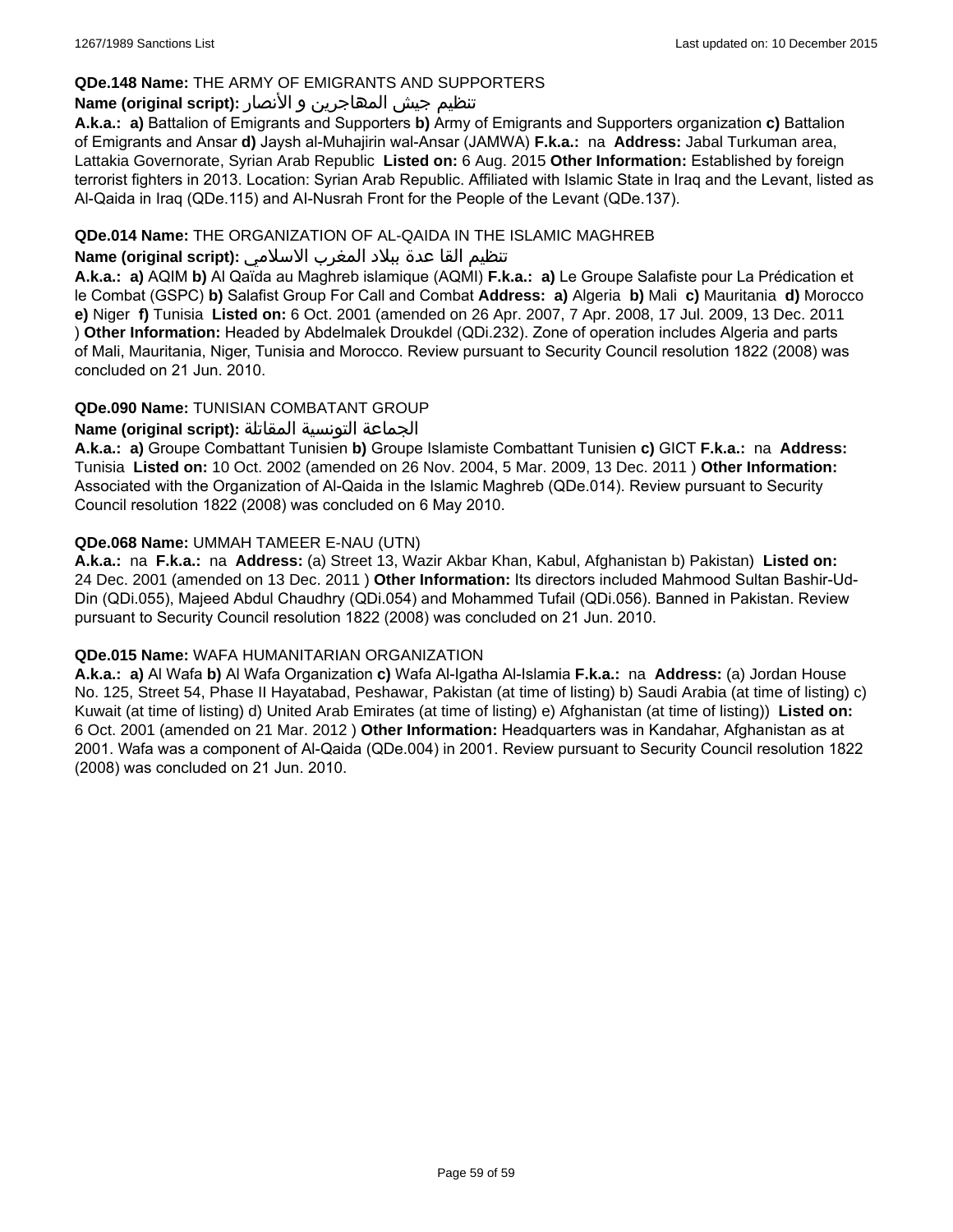**QDe.148 Name:** THE ARMY OF EMIGRANTS AND SUPPORTERS

**Name (original script):** تنظيم جيش المهاجرين و الأنصار

**A.k.a.:** **a)** Battalion of Emigrants and Supporters **b)** Army of Emigrants and Supporters organization **c)** Battalion of Emigrants and Ansar **d)** Jaysh al-Muhajirin wal-Ansar (JAMWA) **F.k.a.:** na **Address:** Jabal Turkuman area, Lattakia Governorate, Syrian Arab Republic **Listed on:** 6 Aug. 2015 **Other Information:** Established by foreign terrorist fighters in 2013. Location: Syrian Arab Republic. Affiliated with Islamic State in Iraq and the Levant, listed as Al-Qaida in Iraq (QDe.115) and Al-Nusrah Front for the People of the Levant (QDe.137).

**QDe.014 Name:** THE ORGANIZATION OF AL-QAIDA IN THE ISLAMIC MAGHREB

**Name (original script):** تنظيم القا عدة ببلاد المغرب الاسلامي

**A.k.a.:** **a)** AQIM **b)** Al Qaïda au Maghreb islamique (AQMI) **F.k.a.:** **a)** Le Groupe Salafiste pour La Prédication et le Combat (GSPC) **b)** Salafist Group For Call and Combat **Address:** **a)** Algeria **b)** Mali **c)** Mauritania **d)** Morocco **e)** Niger **f)** Tunisia **Listed on:** 6 Oct. 2001 (amended on 26 Apr. 2007, 7 Apr. 2008, 17 Jul. 2009, 13 Dec. 2011 ) **Other Information:** Headed by Abdelmalek Droukdel (QDi.232). Zone of operation includes Algeria and parts of Mali, Mauritania, Niger, Tunisia and Morocco. Review pursuant to Security Council resolution 1822 (2008) was concluded on 21 Jun. 2010.

**QDe.090 Name:** TUNISIAN COMBATANT GROUP

**Name (original script):** الجماعة التونسية المقاتلة

**A.k.a.:** **a)** Groupe Combattant Tunisien **b)** Groupe Islamiste Combattant Tunisien **c)** GICT **F.k.a.:** na **Address:** Tunisia **Listed on:** 10 Oct. 2002 (amended on 26 Nov. 2004, 5 Mar. 2009, 13 Dec. 2011 ) **Other Information:** Associated with the Organization of Al-Qaida in the Islamic Maghreb (QDe.014). Review pursuant to Security Council resolution 1822 (2008) was concluded on 6 May 2010.

**QDe.068 Name:** UMMAH TAMEER E-NAU (UTN)

**A.k.a.:** na **F.k.a.:** na **Address:** (a) Street 13, Wazir Akbar Khan, Kabul, Afghanistan b) Pakistan) **Listed on:** 24 Dec. 2001 (amended on 13 Dec. 2011 ) **Other Information:** Its directors included Mahmood Sultan Bashir-Ud-Din (QDi.055), Majeed Abdul Chaudhry (QDi.054) and Mohammed Tufail (QDi.056). Banned in Pakistan. Review pursuant to Security Council resolution 1822 (2008) was concluded on 21 Jun. 2010.

**QDe.015 Name:** WAFA HUMANITARIAN ORGANIZATION

**A.k.a.:** **a)** Al Wafa **b)** Al Wafa Organization **c)** Wafa Al-Igatha Al-Islamia **F.k.a.:** na **Address:** (a) Jordan House No. 125, Street 54, Phase II Hayatabad, Peshawar, Pakistan (at time of listing) b) Saudi Arabia (at time of listing) c) Kuwait (at time of listing) d) United Arab Emirates (at time of listing) e) Afghanistan (at time of listing)) **Listed on:** 6 Oct. 2001 (amended on 21 Mar. 2012 ) **Other Information:** Headquarters was in Kandahar, Afghanistan as at 2001. Wafa was a component of Al-Qaida (QDe.004) in 2001. Review pursuant to Security Council resolution 1822 (2008) was concluded on 21 Jun. 2010.